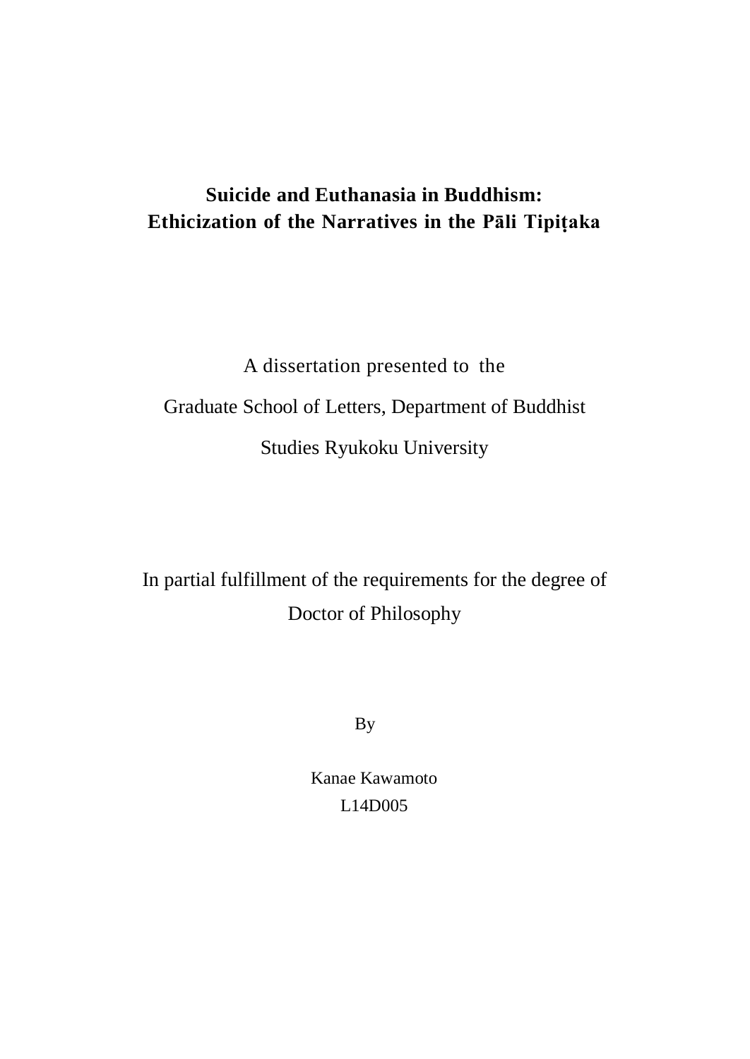# Suicide and Euthanasia in Buddhism:
# Ethicization of the Narratives in the Pāli Tipiṭaka

A dissertation presented to the

Graduate School of Letters, Department of Buddhist

Studies Ryukoku University

In partial fulfillment of the requirements for the degree of

Doctor of Philosophy

By

Kanae Kawamoto

L14D005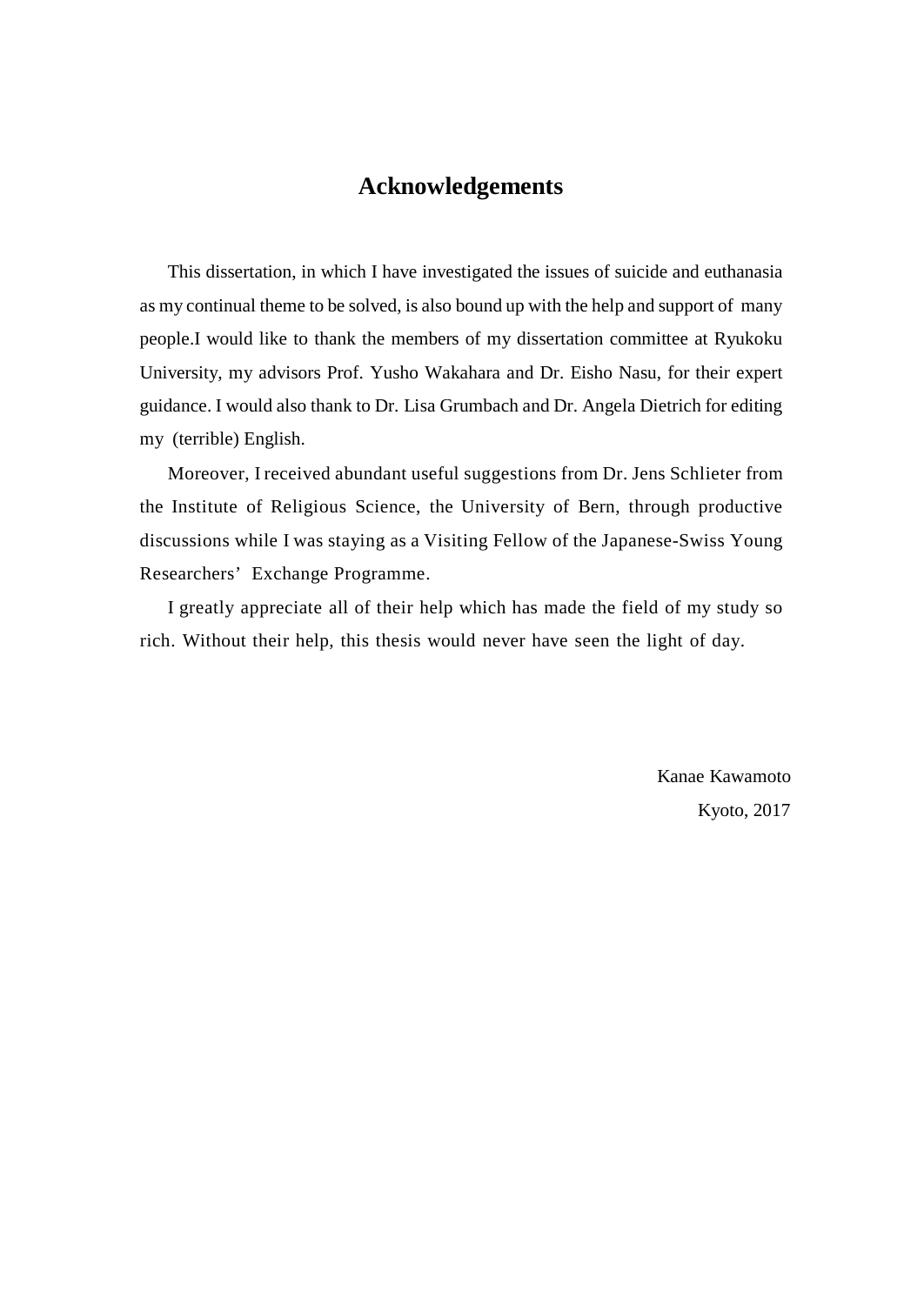# Acknowledgements

This dissertation, in which I have investigated the issues of suicide and euthanasia as my continual theme to be solved, is also bound up with the help and support of many people.I would like to thank the members of my dissertation committee at Ryukoku University, my advisors Prof. Yusho Wakahara and Dr. Eisho Nasu, for their expert guidance. I would also thank to Dr. Lisa Grumbach and Dr. Angela Dietrich for editing my (terrible) English.

Moreover, I received abundant useful suggestions from Dr. Jens Schlieter from the Institute of Religious Science, the University of Bern, through productive discussions while I was staying as a Visiting Fellow of the Japanese-Swiss Young Researchers' Exchange Programme.

I greatly appreciate all of their help which has made the field of my study so rich. Without their help, this thesis would never have seen the light of day.

Kanae Kawamoto

Kyoto, 2017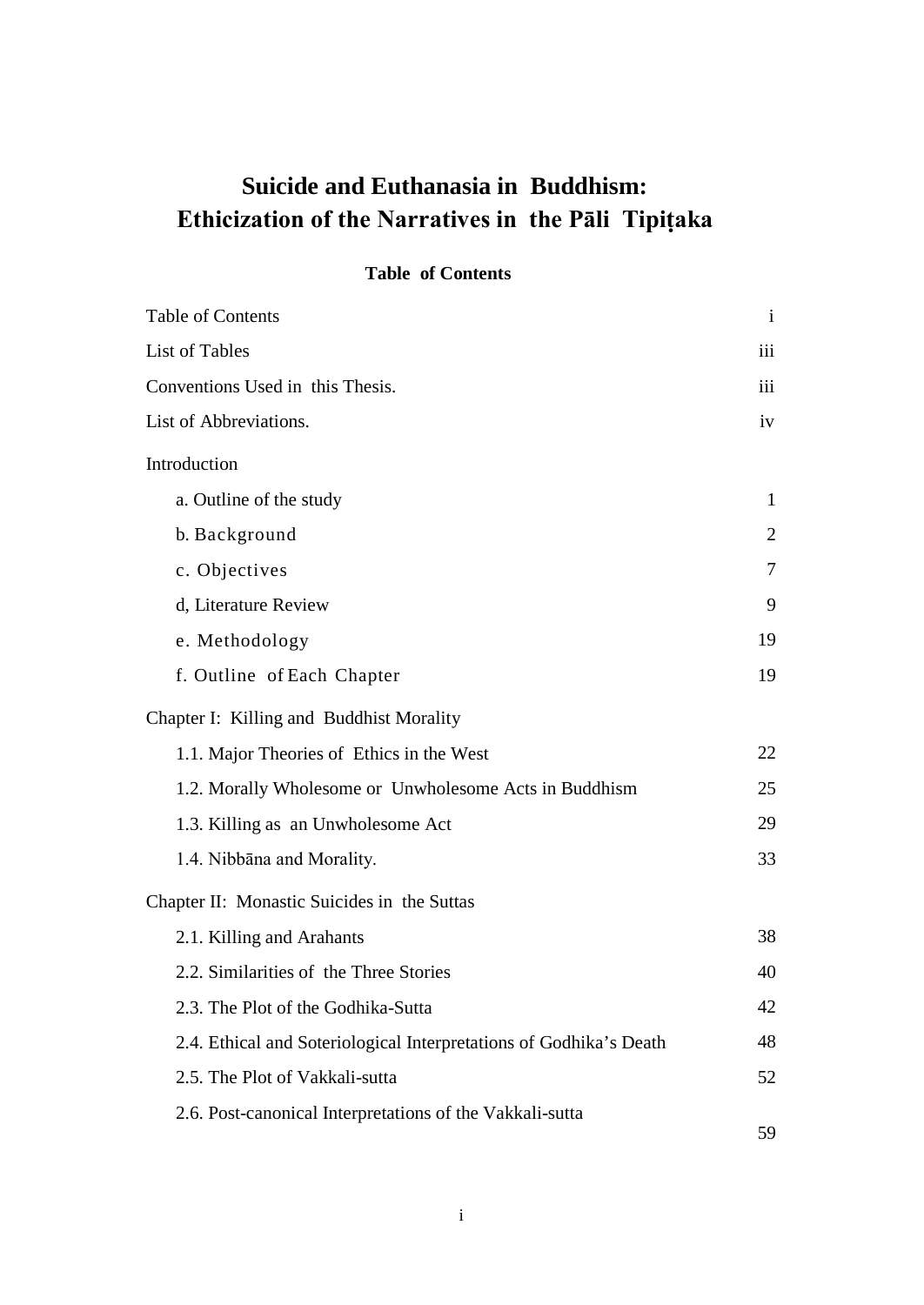# Suicide and Euthanasia in Buddhism: Ethicization of the Narratives in the Pāli Tipiṭaka

## Table of Contents

| | |
|---|---|
| Table of Contents | i |
| List of Tables | iii |
| Conventions Used in this Thesis. | iii |
| List of Abbreviations. | iv |
| **Introduction** | |
| a. Outline of the study | 1 |
| b. Background | 2 |
| c. Objectives | 7 |
| d, Literature Review | 9 |
| e. Methodology | 19 |
| f. Outline of Each Chapter | 19 |
| **Chapter I: Killing and Buddhist Morality** | |
| 1.1. Major Theories of Ethics in the West | 22 |
| 1.2. Morally Wholesome or Unwholesome Acts in Buddhism | 25 |
| 1.3. Killing as an Unwholesome Act | 29 |
| 1.4. Nibbāna and Morality. | 33 |
| **Chapter II: Monastic Suicides in the Suttas** | |
| 2.1. Killing and Arahants | 38 |
| 2.2. Similarities of the Three Stories | 40 |
| 2.3. The Plot of the Godhika-Sutta | 42 |
| 2.4. Ethical and Soteriological Interpretations of Godhika's Death | 48 |
| 2.5. The Plot of Vakkali-sutta | 52 |
| 2.6. Post-canonical Interpretations of the Vakkali-sutta | 59 |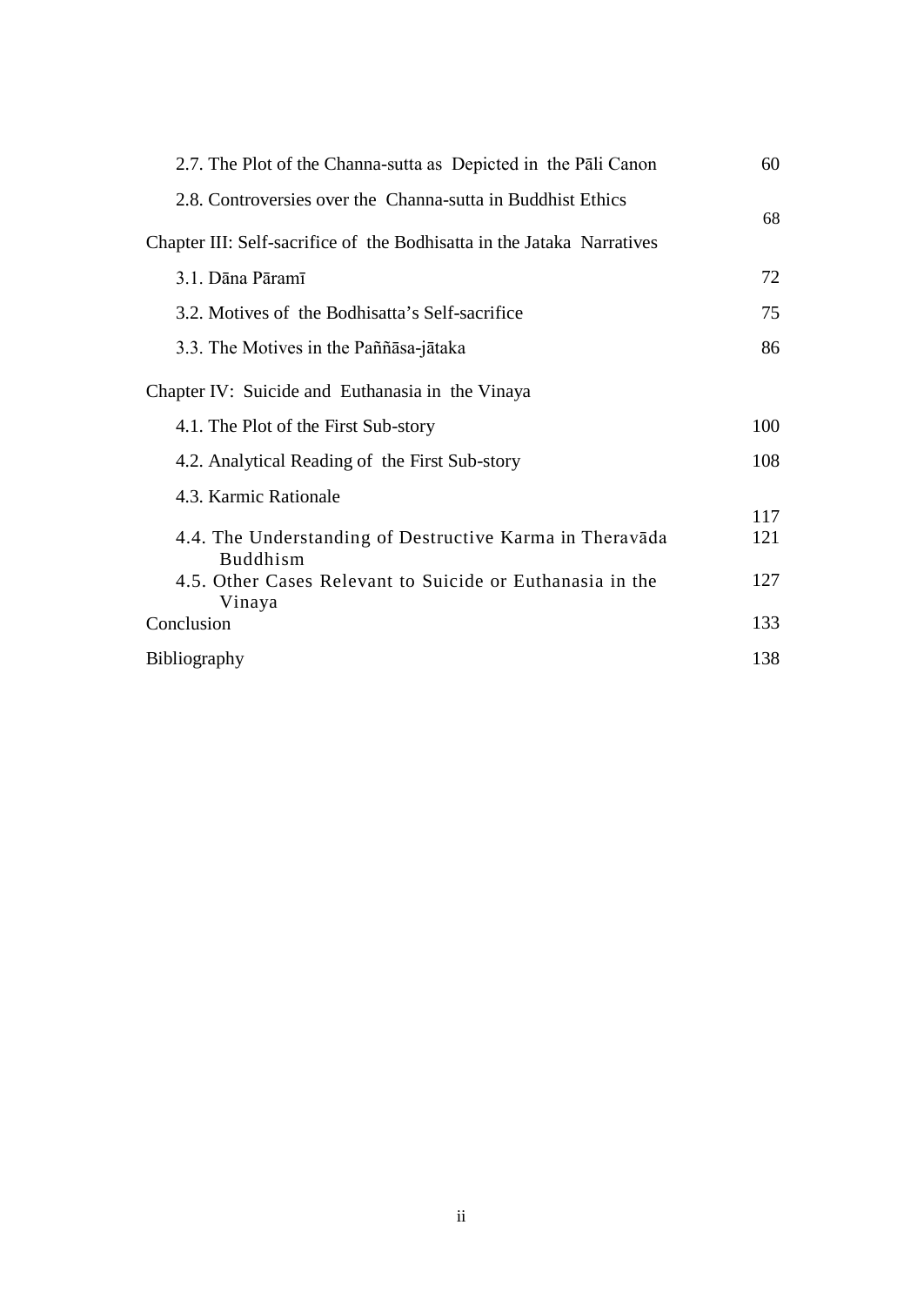| | |
|---|---|
| 2.7. The Plot of the Channa-sutta as Depicted in the Pāli Canon | 60 |
| 2.8. Controversies over the Channa-sutta in Buddhist Ethics | 68 |
| Chapter III: Self-sacrifice of the Bodhisatta in the Jataka Narratives | |
| 3.1. Dāna Pāramī | 72 |
| 3.2. Motives of the Bodhisatta's Self-sacrifice | 75 |
| 3.3. The Motives in the Paññāsa-jātaka | 86 |
| Chapter IV: Suicide and Euthanasia in the Vinaya | |
| 4.1. The Plot of the First Sub-story | 100 |
| 4.2. Analytical Reading of the First Sub-story | 108 |
| 4.3. Karmic Rationale | 117 |
| 4.4. The Understanding of Destructive Karma in Theravāda Buddhism | 121 |
| 4.5. Other Cases Relevant to Suicide or Euthanasia in the Vinaya | 127 |
| Conclusion | 133 |
| Bibliography | 138 |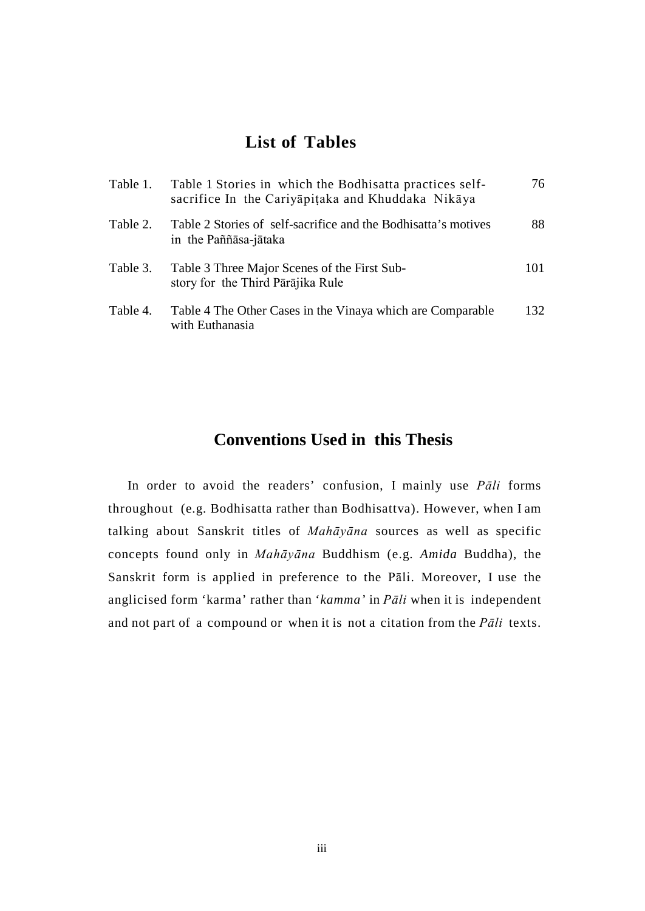## List of Tables

| | | |
|---|---|---|
| Table 1. | Table 1 Stories in which the Bodhisatta practices self-sacrifice In the Cariyāpiṭaka and Khuddaka Nikāya | 76 |
| Table 2. | Table 2 Stories of self-sacrifice and the Bodhisatta's motives in the Paññāsa-jātaka | 88 |
| Table 3. | Table 3 Three Major Scenes of the First Sub-story for the Third Pārājika Rule | 101 |
| Table 4. | Table 4 The Other Cases in the Vinaya which are Comparable with Euthanasia | 132 |

## Conventions Used in this Thesis

In order to avoid the readers' confusion, I mainly use *Pāli* forms throughout (e.g. Bodhisatta rather than Bodhisattva). However, when I am talking about Sanskrit titles of *Mahāyāna* sources as well as specific concepts found only in *Mahāyāna* Buddhism (e.g. *Amida* Buddha), the Sanskrit form is applied in preference to the Pāli. Moreover, I use the anglicised form 'karma' rather than '*kamma'* in *Pāli* when it is independent and not part of a compound or when it is not a citation from the *Pāli* texts.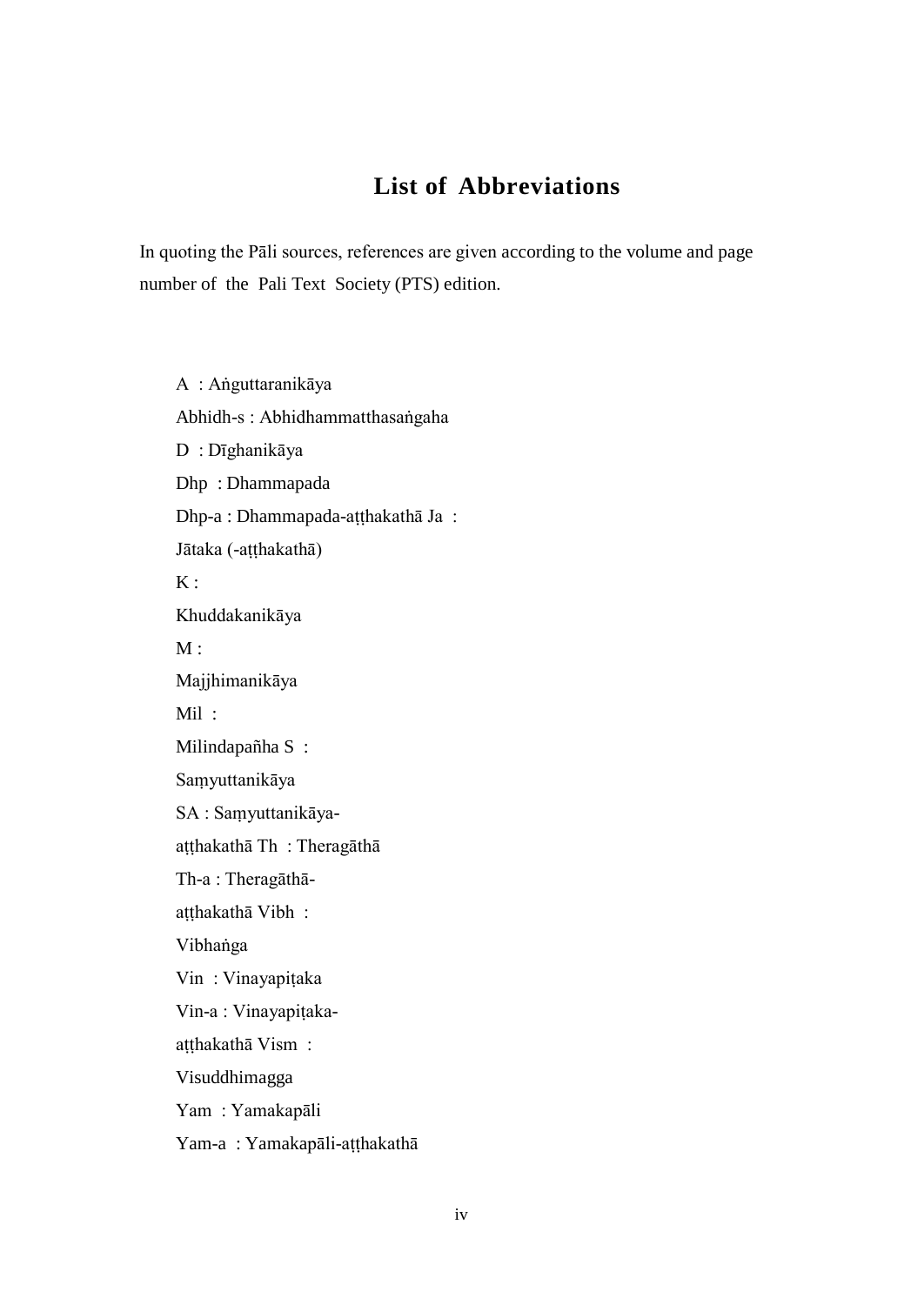# List of Abbreviations

In quoting the Pāli sources, references are given according to the volume and page number of the Pali Text Society (PTS) edition.

A : Aṅguttaranikāya

Abhidh-s : Abhidhammatthasaṅgaha

D : Dīghanikāya

Dhp : Dhammapada

Dhp-a : Dhammapada-aṭṭhakathā

Ja : Jātaka (-aṭṭhakathā)

K : Khuddakanikāya

M : Majjhimanikāya

Mil : Milindapañha

S : Saṃyuttanikāya

SA : Saṃyuttanikāya-aṭṭhakathā

Th : Theragāthā

Th-a : Theragāthā-aṭṭhakathā

Vibh : Vibhaṅga

Vin : Vinayapiṭaka

Vin-a : Vinayapiṭaka-aṭṭhakathā

Vism : Visuddhimagga

Yam : Yamakapāli

Yam-a : Yamakapāli-aṭṭhakathā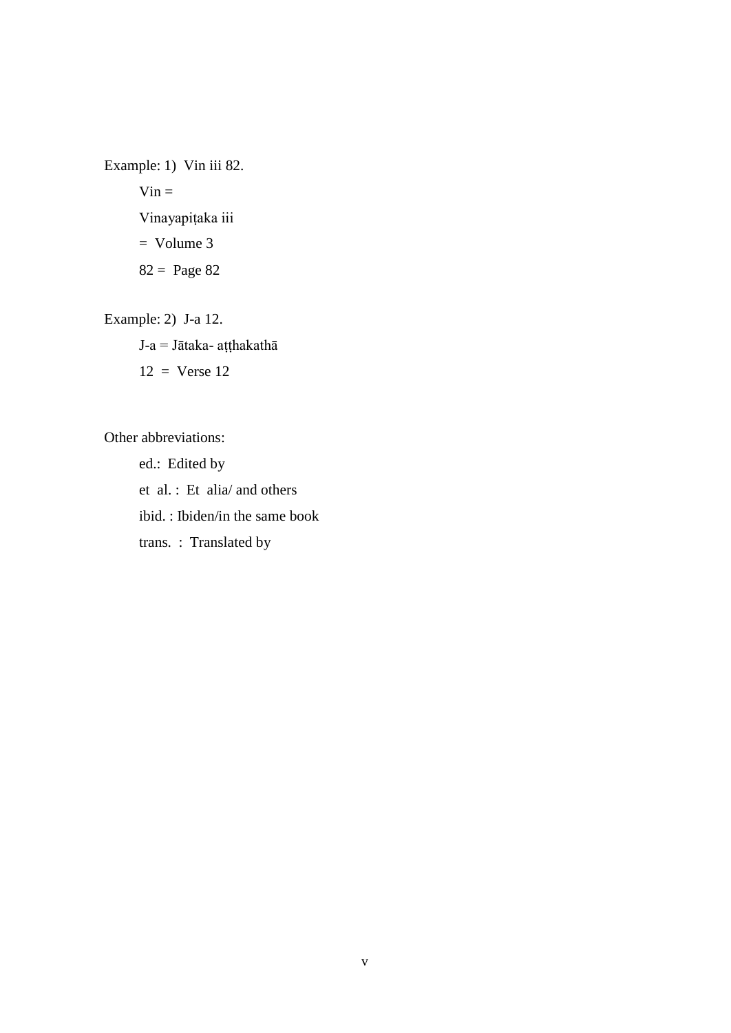Example: 1) Vin iii 82.

Vin =

Vinayapiṭaka iii

= Volume 3

82 = Page 82

Example: 2) J-a 12.

J-a = Jātaka- aṭṭhakathā

12 = Verse 12

Other abbreviations:

ed.: Edited by

et al. : Et alia/ and others

ibid. : Ibiden/in the same book

trans. : Translated by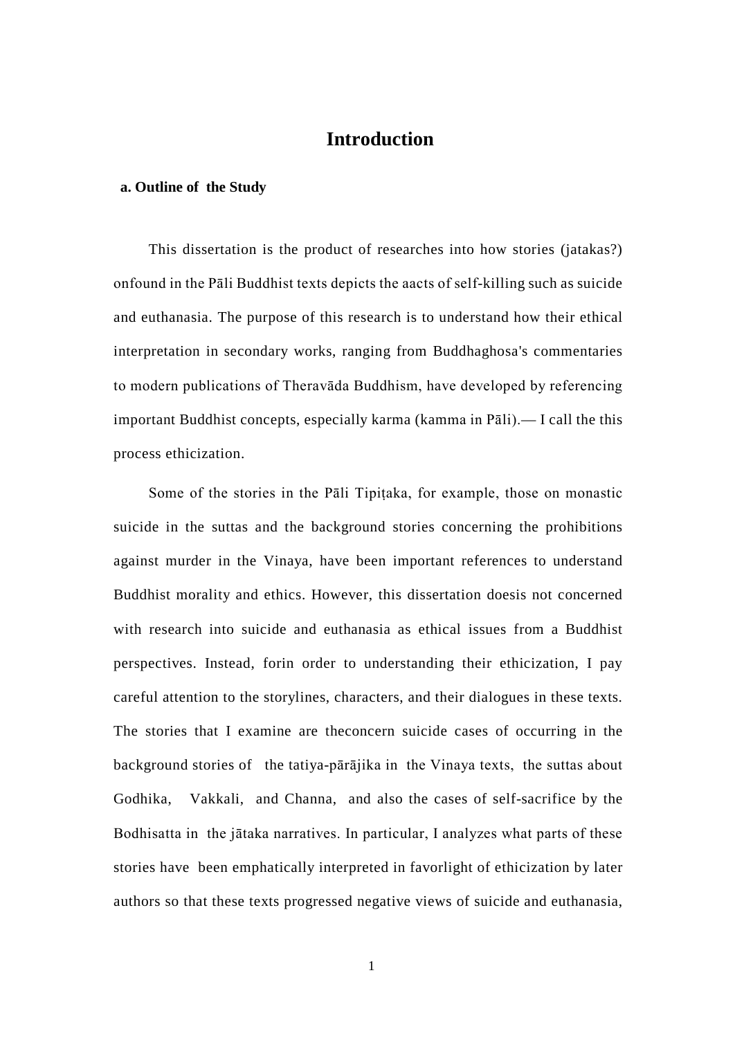# Introduction

## a. Outline of the Study

This dissertation is the product of researches into how stories (jatakas?) onfound in the Pāli Buddhist texts depicts the aacts of self-killing such as suicide and euthanasia. The purpose of this research is to understand how their ethical interpretation in secondary works, ranging from Buddhaghosa's commentaries to modern publications of Theravāda Buddhism, have developed by referencing important Buddhist concepts, especially karma (kamma in Pāli).— I call the this process ethicization.

Some of the stories in the Pāli Tipiṭaka, for example, those on monastic suicide in the suttas and the background stories concerning the prohibitions against murder in the Vinaya, have been important references to understand Buddhist morality and ethics. However, this dissertation doesis not concerned with research into suicide and euthanasia as ethical issues from a Buddhist perspectives. Instead, forin order to understanding their ethicization, I pay careful attention to the storylines, characters, and their dialogues in these texts. The stories that I examine are theconcern suicide cases of occurring in the background stories of the tatiya-pārājika in the Vinaya texts, the suttas about Godhika, Vakkali, and Channa, and also the cases of self-sacrifice by the Bodhisatta in the jātaka narratives. In particular, I analyzes what parts of these stories have been emphatically interpreted in favorlight of ethicization by later authors so that these texts progressed negative views of suicide and euthanasia,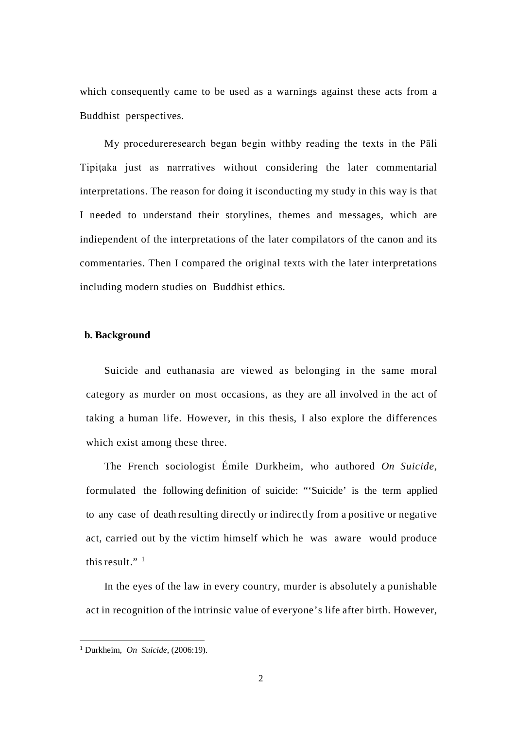which consequently came to be used as a warnings against these acts from a Buddhist perspectives.

My procedureresearch began begin withby reading the texts in the Pāli Tipiṭaka just as narrratives without considering the later commentarial interpretations. The reason for doing it isconducting my study in this way is that I needed to understand their storylines, themes and messages, which are indiependent of the interpretations of the later compilators of the canon and its commentaries. Then I compared the original texts with the later interpretations including modern studies on Buddhist ethics.

**b. Background**

Suicide and euthanasia are viewed as belonging in the same moral category as murder on most occasions, as they are all involved in the act of taking a human life. However, in this thesis, I also explore the differences which exist among these three.

The French sociologist Émile Durkheim, who authored *On Suicide*, formulated the following definition of suicide: "'Suicide' is the term applied to any case of death resulting directly or indirectly from a positive or negative act, carried out by the victim himself which he was aware would produce this result." [1]

In the eyes of the law in every country, murder is absolutely a punishable act in recognition of the intrinsic value of everyone's life after birth. However,

[1] Durkheim, *On Suicide*, (2006:19).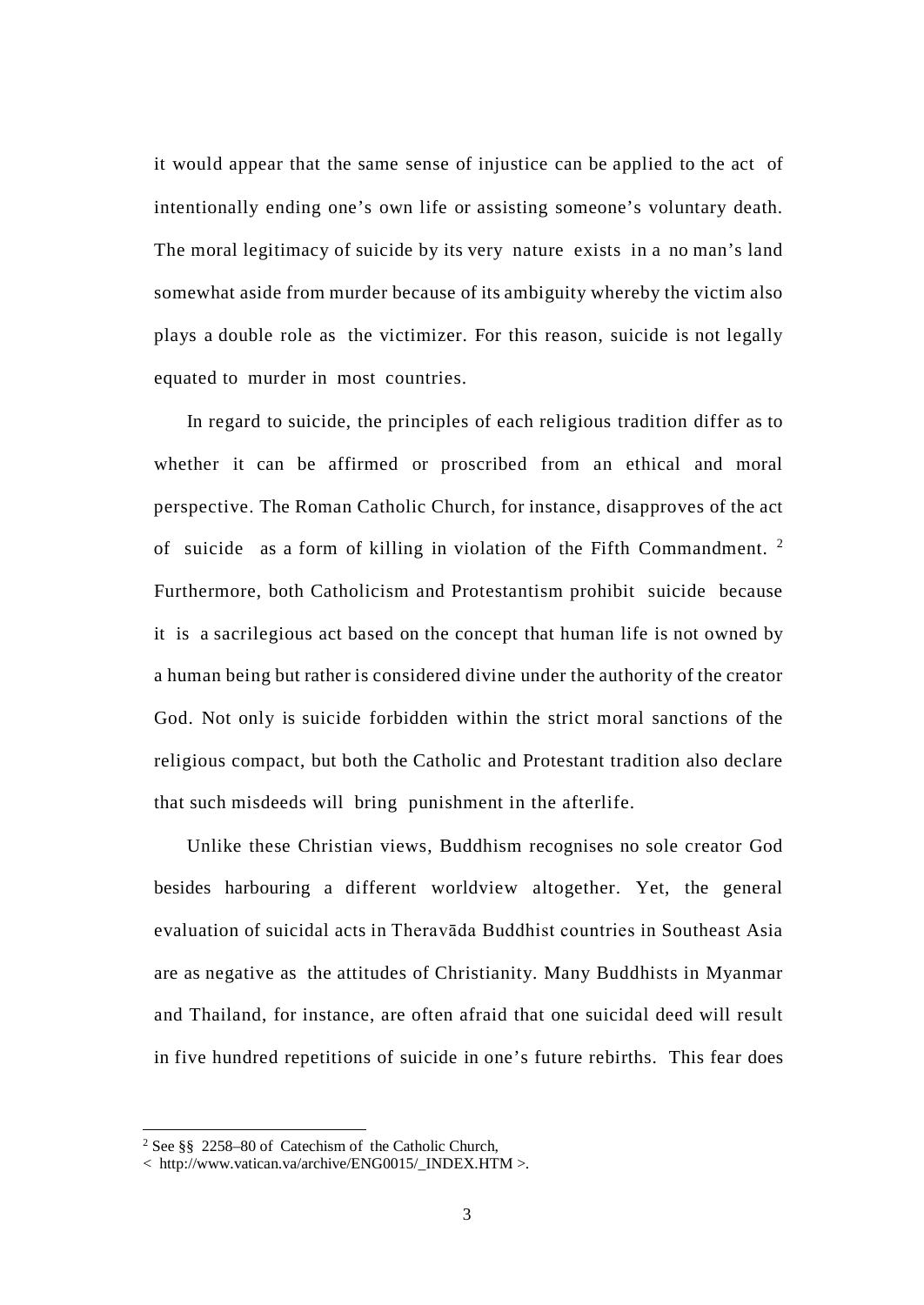it would appear that the same sense of injustice can be applied to the act of intentionally ending one's own life or assisting someone's voluntary death. The moral legitimacy of suicide by its very nature exists in a no man's land somewhat aside from murder because of its ambiguity whereby the victim also plays a double role as the victimizer. For this reason, suicide is not legally equated to murder in most countries.

In regard to suicide, the principles of each religious tradition differ as to whether it can be affirmed or proscribed from an ethical and moral perspective. The Roman Catholic Church, for instance, disapproves of the act of suicide as a form of killing in violation of the Fifth Commandment. [2] Furthermore, both Catholicism and Protestantism prohibit suicide because it is a sacrilegious act based on the concept that human life is not owned by a human being but rather is considered divine under the authority of the creator God. Not only is suicide forbidden within the strict moral sanctions of the religious compact, but both the Catholic and Protestant tradition also declare that such misdeeds will bring punishment in the afterlife.

Unlike these Christian views, Buddhism recognises no sole creator God besides harbouring a different worldview altogether. Yet, the general evaluation of suicidal acts in Theravāda Buddhist countries in Southeast Asia are as negative as the attitudes of Christianity. Many Buddhists in Myanmar and Thailand, for instance, are often afraid that one suicidal deed will result in five hundred repetitions of suicide in one's future rebirths. This fear does

---

[2] See §§ 2258–80 of Catechism of the Catholic Church, < http://www.vatican.va/archive/ENG0015/_INDEX.HTM >.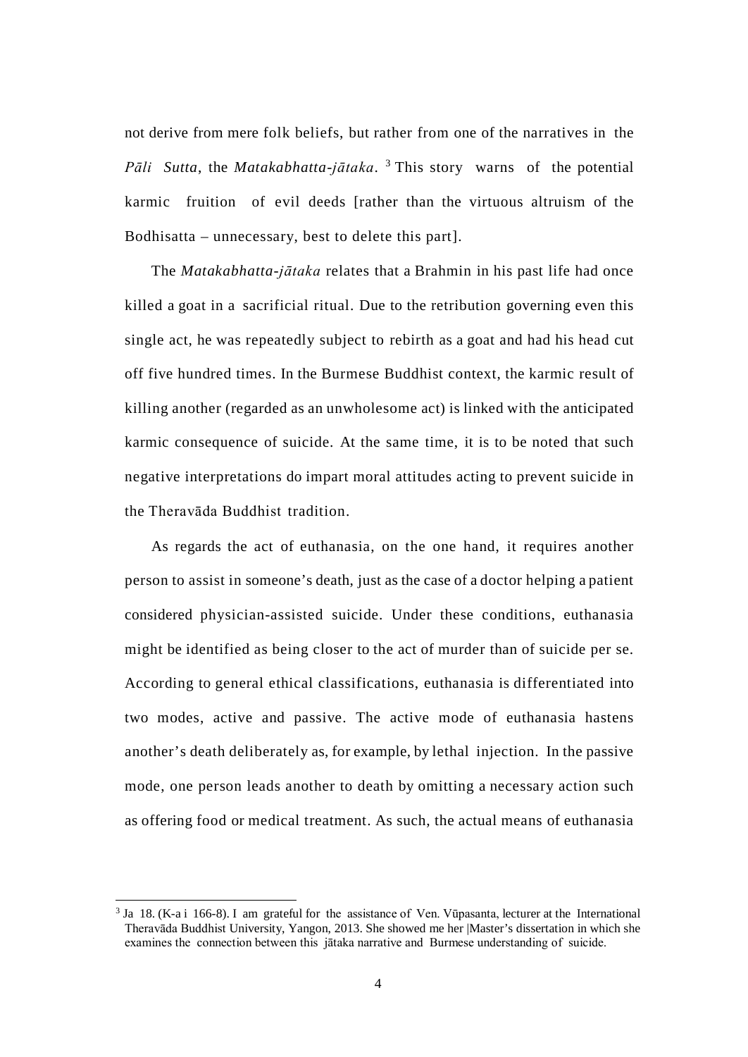not derive from mere folk beliefs, but rather from one of the narratives in the *Pāli Sutta*, the *Matakabhatta-jātaka*. [3] This story warns of the potential karmic fruition of evil deeds [rather than the virtuous altruism of the Bodhisatta – unnecessary, best to delete this part].

The *Matakabhatta-jātaka* relates that a Brahmin in his past life had once killed a goat in a sacrificial ritual. Due to the retribution governing even this single act, he was repeatedly subject to rebirth as a goat and had his head cut off five hundred times. In the Burmese Buddhist context, the karmic result of killing another (regarded as an unwholesome act) is linked with the anticipated karmic consequence of suicide. At the same time, it is to be noted that such negative interpretations do impart moral attitudes acting to prevent suicide in the Theravāda Buddhist tradition.

As regards the act of euthanasia, on the one hand, it requires another person to assist in someone's death, just as the case of a doctor helping a patient considered physician-assisted suicide. Under these conditions, euthanasia might be identified as being closer to the act of murder than of suicide per se. According to general ethical classifications, euthanasia is differentiated into two modes, active and passive. The active mode of euthanasia hastens another's death deliberately as, for example, by lethal injection. In the passive mode, one person leads another to death by omitting a necessary action such as offering food or medical treatment. As such, the actual means of euthanasia

---

[3] Ja 18. (K-a i 166-8). I am grateful for the assistance of Ven. Vūpasanta, lecturer at the International Theravāda Buddhist University, Yangon, 2013. She showed me her |Master's dissertation in which she examines the connection between this jātaka narrative and Burmese understanding of suicide.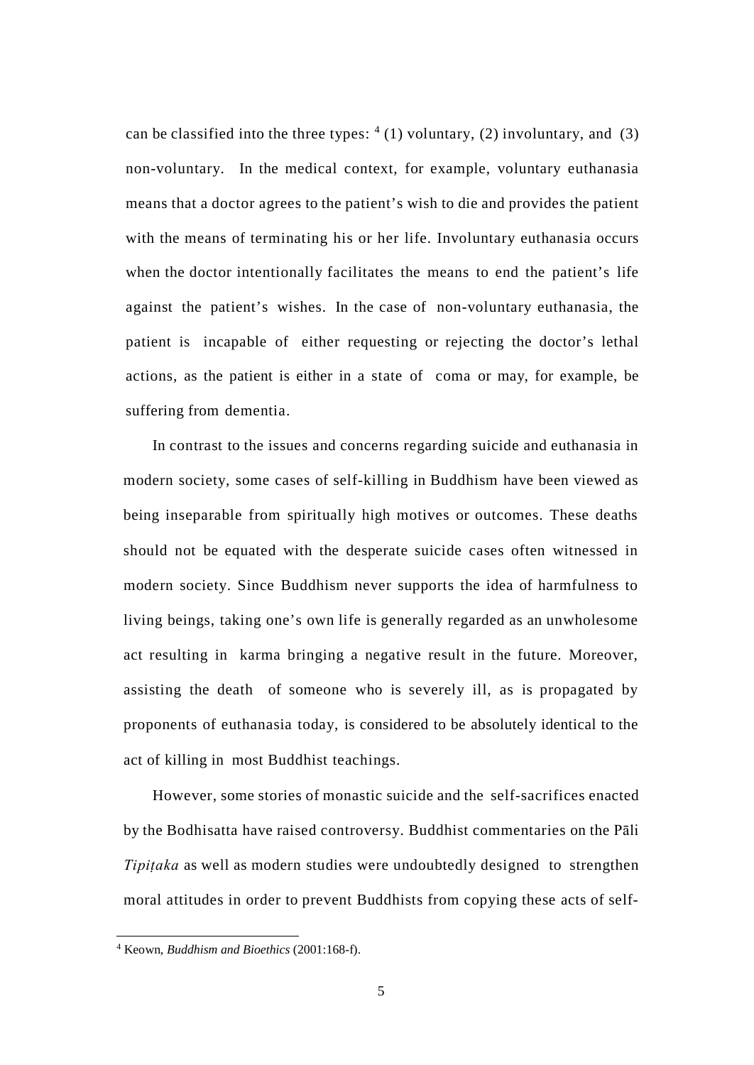can be classified into the three types: [4] (1) voluntary, (2) involuntary, and (3) non-voluntary. In the medical context, for example, voluntary euthanasia means that a doctor agrees to the patient's wish to die and provides the patient with the means of terminating his or her life. Involuntary euthanasia occurs when the doctor intentionally facilitates the means to end the patient's life against the patient's wishes. In the case of non-voluntary euthanasia, the patient is incapable of either requesting or rejecting the doctor's lethal actions, as the patient is either in a state of coma or may, for example, be suffering from dementia.

In contrast to the issues and concerns regarding suicide and euthanasia in modern society, some cases of self-killing in Buddhism have been viewed as being inseparable from spiritually high motives or outcomes. These deaths should not be equated with the desperate suicide cases often witnessed in modern society. Since Buddhism never supports the idea of harmfulness to living beings, taking one's own life is generally regarded as an unwholesome act resulting in karma bringing a negative result in the future. Moreover, assisting the death of someone who is severely ill, as is propagated by proponents of euthanasia today, is considered to be absolutely identical to the act of killing in most Buddhist teachings.

However, some stories of monastic suicide and the self-sacrifices enacted by the Bodhisatta have raised controversy. Buddhist commentaries on the Pāli *Tipiṭaka* as well as modern studies were undoubtedly designed to strengthen moral attitudes in order to prevent Buddhists from copying these acts of self-

---

[4] Keown, *Buddhism and Bioethics* (2001:168-f).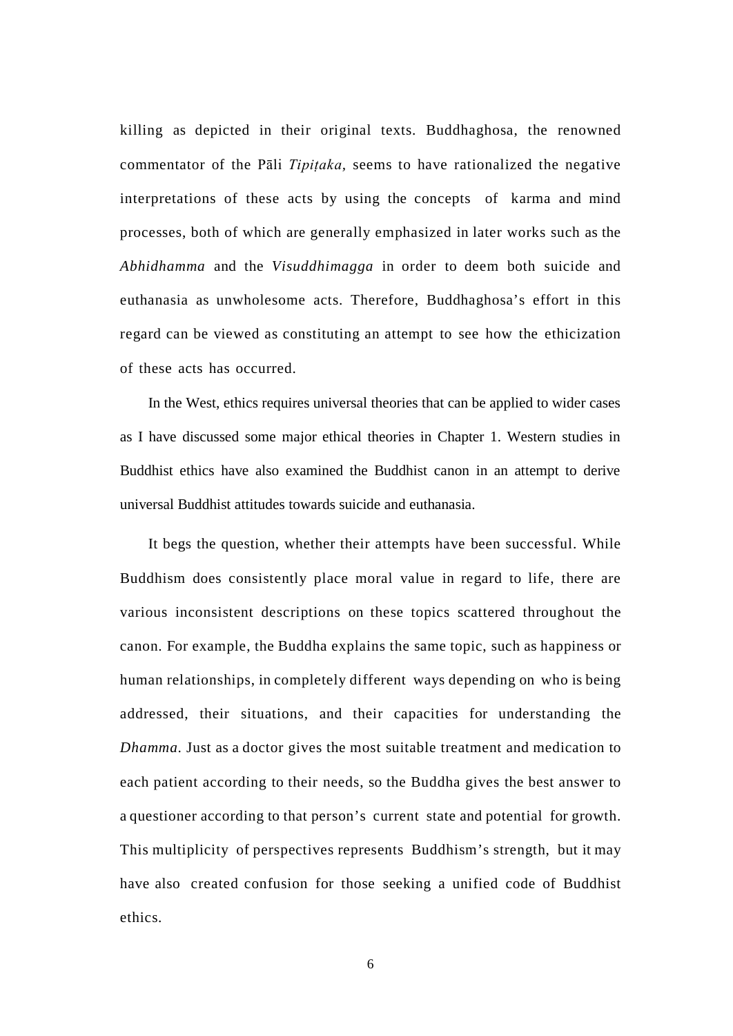killing as depicted in their original texts. Buddhaghosa, the renowned commentator of the Pāli *Tipiṭaka,* seems to have rationalized the negative interpretations of these acts by using the concepts of karma and mind processes, both of which are generally emphasized in later works such as the *Abhidhamma* and the *Visuddhimagga* in order to deem both suicide and euthanasia as unwholesome acts. Therefore, Buddhaghosa's effort in this regard can be viewed as constituting an attempt to see how the ethicization of these acts has occurred.

In the West, ethics requires universal theories that can be applied to wider cases as I have discussed some major ethical theories in Chapter 1. Western studies in Buddhist ethics have also examined the Buddhist canon in an attempt to derive universal Buddhist attitudes towards suicide and euthanasia.

It begs the question, whether their attempts have been successful. While Buddhism does consistently place moral value in regard to life, there are various inconsistent descriptions on these topics scattered throughout the canon. For example, the Buddha explains the same topic, such as happiness or human relationships, in completely different ways depending on who is being addressed, their situations, and their capacities for understanding the *Dhamma.* Just as a doctor gives the most suitable treatment and medication to each patient according to their needs, so the Buddha gives the best answer to a questioner according to that person's current state and potential for growth. This multiplicity of perspectives represents Buddhism's strength, but it may have also created confusion for those seeking a unified code of Buddhist ethics.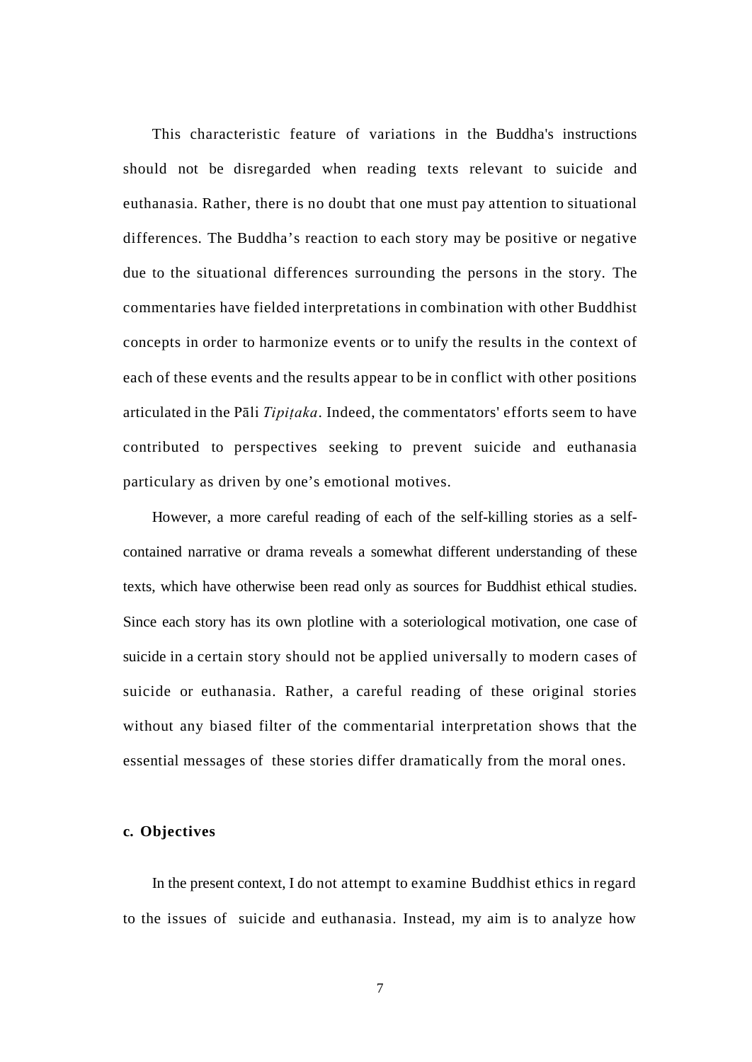This characteristic feature of variations in the Buddha's instructions should not be disregarded when reading texts relevant to suicide and euthanasia. Rather, there is no doubt that one must pay attention to situational differences. The Buddha's reaction to each story may be positive or negative due to the situational differences surrounding the persons in the story. The commentaries have fielded interpretations in combination with other Buddhist concepts in order to harmonize events or to unify the results in the context of each of these events and the results appear to be in conflict with other positions articulated in the Pāli *Tipiṭaka*. Indeed, the commentators' efforts seem to have contributed to perspectives seeking to prevent suicide and euthanasia particulary as driven by one's emotional motives.

However, a more careful reading of each of the self-killing stories as a self-contained narrative or drama reveals a somewhat different understanding of these texts, which have otherwise been read only as sources for Buddhist ethical studies. Since each story has its own plotline with a soteriological motivation, one case of suicide in a certain story should not be applied universally to modern cases of suicide or euthanasia. Rather, a careful reading of these original stories without any biased filter of the commentarial interpretation shows that the essential messages of these stories differ dramatically from the moral ones.

### c. Objectives

In the present context, I do not attempt to examine Buddhist ethics in regard to the issues of suicide and euthanasia. Instead, my aim is to analyze how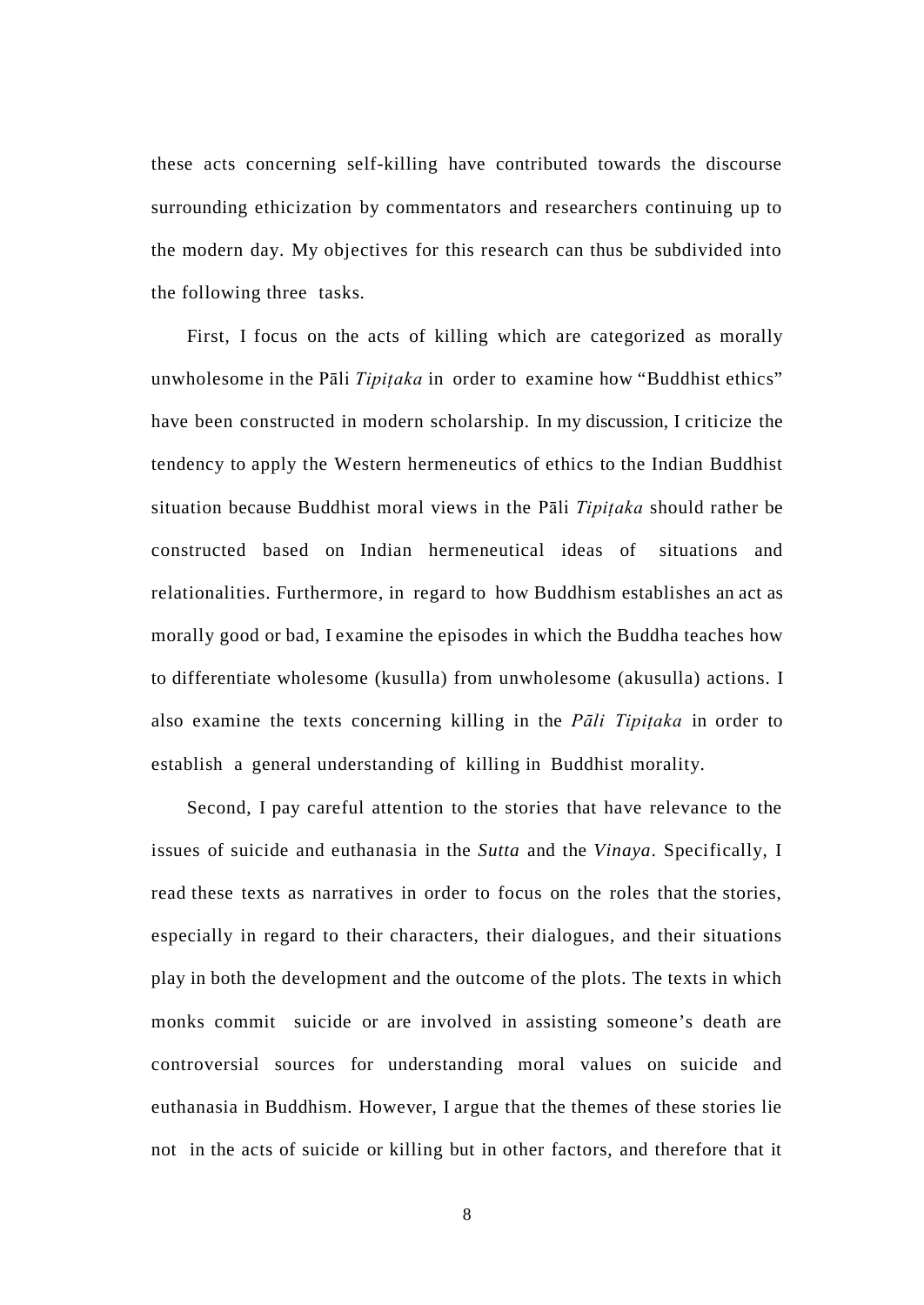these acts concerning self-killing have contributed towards the discourse surrounding ethicization by commentators and researchers continuing up to the modern day. My objectives for this research can thus be subdivided into the following three tasks.

First, I focus on the acts of killing which are categorized as morally unwholesome in the Pāli *Tipiṭaka* in order to examine how "Buddhist ethics" have been constructed in modern scholarship. In my discussion, I criticize the tendency to apply the Western hermeneutics of ethics to the Indian Buddhist situation because Buddhist moral views in the Pāli *Tipiṭaka* should rather be constructed based on Indian hermeneutical ideas of situations and relationalities. Furthermore, in regard to how Buddhism establishes an act as morally good or bad, I examine the episodes in which the Buddha teaches how to differentiate wholesome (kusulla) from unwholesome (akusulla) actions. I also examine the texts concerning killing in the *Pāli Tipiṭaka* in order to establish a general understanding of killing in Buddhist morality.

Second, I pay careful attention to the stories that have relevance to the issues of suicide and euthanasia in the *Sutta* and the *Vinaya*. Specifically, I read these texts as narratives in order to focus on the roles that the stories, especially in regard to their characters, their dialogues, and their situations play in both the development and the outcome of the plots. The texts in which monks commit suicide or are involved in assisting someone's death are controversial sources for understanding moral values on suicide and euthanasia in Buddhism. However, I argue that the themes of these stories lie not in the acts of suicide or killing but in other factors, and therefore that it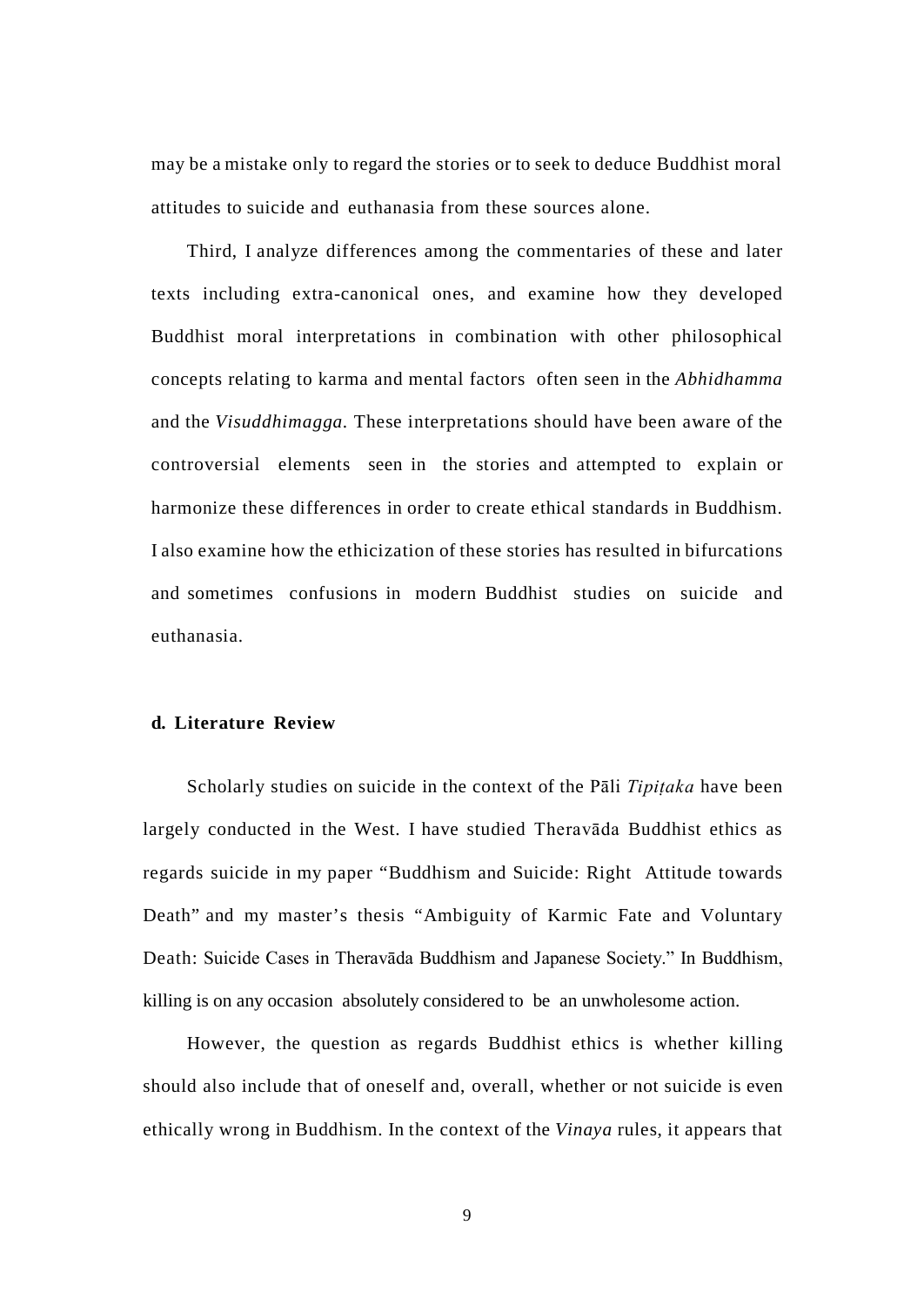may be a mistake only to regard the stories or to seek to deduce Buddhist moral attitudes to suicide and euthanasia from these sources alone.

Third, I analyze differences among the commentaries of these and later texts including extra-canonical ones, and examine how they developed Buddhist moral interpretations in combination with other philosophical concepts relating to karma and mental factors often seen in the *Abhidhamma* and the *Visuddhimagga*. These interpretations should have been aware of the controversial elements seen in the stories and attempted to explain or harmonize these differences in order to create ethical standards in Buddhism. I also examine how the ethicization of these stories has resulted in bifurcations and sometimes confusions in modern Buddhist studies on suicide and euthanasia.

### d. Literature Review

Scholarly studies on suicide in the context of the Pāli *Tipiṭaka* have been largely conducted in the West. I have studied Theravāda Buddhist ethics as regards suicide in my paper "Buddhism and Suicide: Right Attitude towards Death" and my master's thesis "Ambiguity of Karmic Fate and Voluntary Death: Suicide Cases in Theravāda Buddhism and Japanese Society." In Buddhism, killing is on any occasion absolutely considered to be an unwholesome action.

However, the question as regards Buddhist ethics is whether killing should also include that of oneself and, overall, whether or not suicide is even ethically wrong in Buddhism. In the context of the *Vinaya* rules, it appears that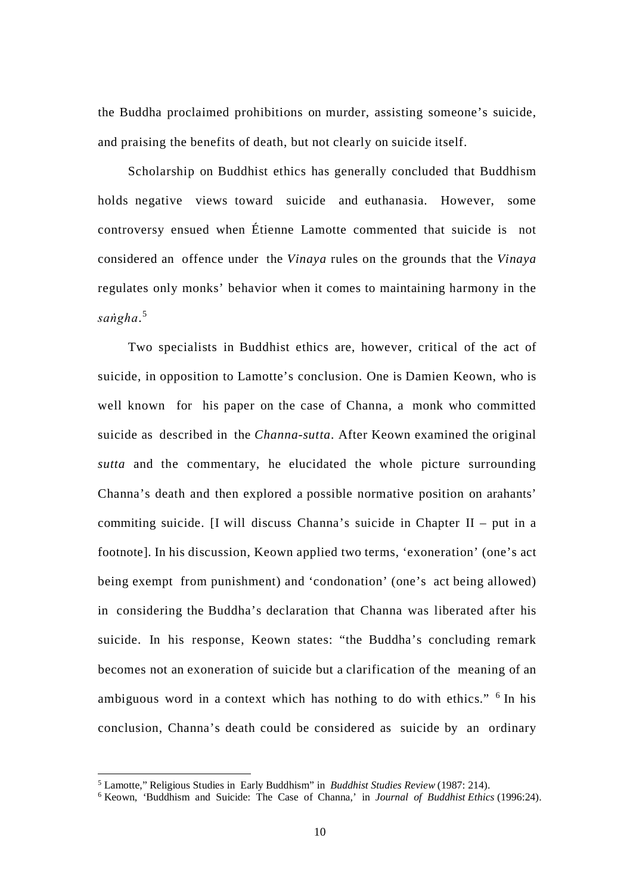the Buddha proclaimed prohibitions on murder, assisting someone's suicide, and praising the benefits of death, but not clearly on suicide itself.

Scholarship on Buddhist ethics has generally concluded that Buddhism holds negative views toward suicide and euthanasia. However, some controversy ensued when Étienne Lamotte commented that suicide is not considered an offence under the *Vinaya* rules on the grounds that the *Vinaya* regulates only monks' behavior when it comes to maintaining harmony in the *saṅgha*.[5]

Two specialists in Buddhist ethics are, however, critical of the act of suicide, in opposition to Lamotte's conclusion. One is Damien Keown, who is well known for his paper on the case of Channa, a monk who committed suicide as described in the *Channa-sutta*. After Keown examined the original *sutta* and the commentary, he elucidated the whole picture surrounding Channa's death and then explored a possible normative position on arahants' commiting suicide. [I will discuss Channa's suicide in Chapter II – put in a footnote]. In his discussion, Keown applied two terms, 'exoneration' (one's act being exempt from punishment) and 'condonation' (one's act being allowed) in considering the Buddha's declaration that Channa was liberated after his suicide. In his response, Keown states: "the Buddha's concluding remark becomes not an exoneration of suicide but a clarification of the meaning of an ambiguous word in a context which has nothing to do with ethics." [6] In his conclusion, Channa's death could be considered as suicide by an ordinary

---

[5] Lamotte," Religious Studies in Early Buddhism" in *Buddhist Studies Review* (1987: 214).

[6] Keown, 'Buddhism and Suicide: The Case of Channa,' in *Journal of Buddhist Ethics* (1996:24).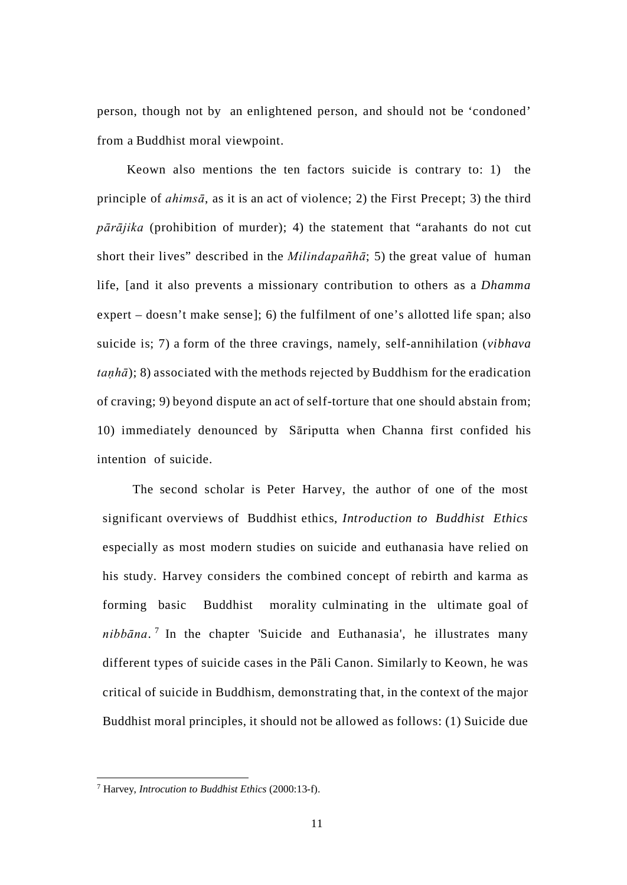person, though not by an enlightened person, and should not be ‘condoned’ from a Buddhist moral viewpoint.

Keown also mentions the ten factors suicide is contrary to: 1) the principle of *ahimsā*, as it is an act of violence; 2) the First Precept; 3) the third *pārājika* (prohibition of murder); 4) the statement that “arahants do not cut short their lives” described in the *Milindapañhā*; 5) the great value of human life, [and it also prevents a missionary contribution to others as a *Dhamma* expert – doesn’t make sense]; 6) the fulfilment of one’s allotted life span; also suicide is; 7) a form of the three cravings, namely, self-annihilation (*vibhava taṇhā*); 8) associated with the methods rejected by Buddhism for the eradication of craving; 9) beyond dispute an act of self-torture that one should abstain from; 10) immediately denounced by Sāriputta when Channa first confided his intention of suicide.

The second scholar is Peter Harvey, the author of one of the most significant overviews of Buddhist ethics, *Introduction to Buddhist Ethics* especially as most modern studies on suicide and euthanasia have relied on his study. Harvey considers the combined concept of rebirth and karma as forming basic Buddhist morality culminating in the ultimate goal of *nibbāna*.[7] In the chapter 'Suicide and Euthanasia', he illustrates many different types of suicide cases in the Pāli Canon. Similarly to Keown, he was critical of suicide in Buddhism, demonstrating that, in the context of the major Buddhist moral principles, it should not be allowed as follows: (1) Suicide due

---

[7] Harvey, *Introcution to Buddhist Ethics* (2000:13-f).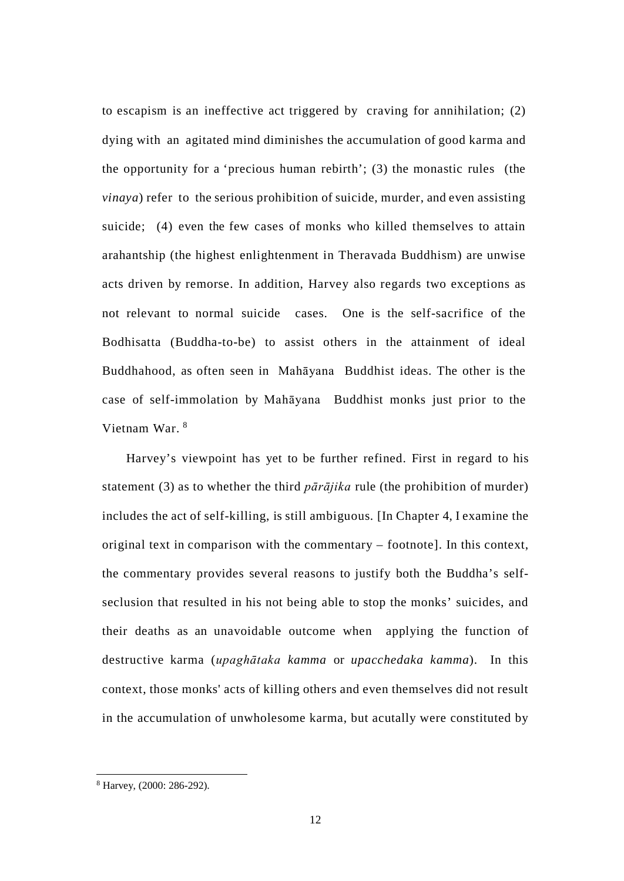to escapism is an ineffective act triggered by craving for annihilation; (2) dying with an agitated mind diminishes the accumulation of good karma and the opportunity for a 'precious human rebirth'; (3) the monastic rules (the *vinaya*) refer to the serious prohibition of suicide, murder, and even assisting suicide; (4) even the few cases of monks who killed themselves to attain arahantship (the highest enlightenment in Theravada Buddhism) are unwise acts driven by remorse. In addition, Harvey also regards two exceptions as not relevant to normal suicide cases. One is the self-sacrifice of the Bodhisatta (Buddha-to-be) to assist others in the attainment of ideal Buddhahood, as often seen in Mahāyana Buddhist ideas. The other is the case of self-immolation by Mahāyana Buddhist monks just prior to the Vietnam War. [8]

Harvey's viewpoint has yet to be further refined. First in regard to his statement (3) as to whether the third *pārājika* rule (the prohibition of murder) includes the act of self-killing, is still ambiguous. [In Chapter 4, I examine the original text in comparison with the commentary – footnote]. In this context, the commentary provides several reasons to justify both the Buddha's self-seclusion that resulted in his not being able to stop the monks' suicides, and their deaths as an unavoidable outcome when applying the function of destructive karma (*upaghātaka kamma* or *upacchedaka kamma*). In this context, those monks' acts of killing others and even themselves did not result in the accumulation of unwholesome karma, but acutally were constituted by

[8] Harvey, (2000: 286-292).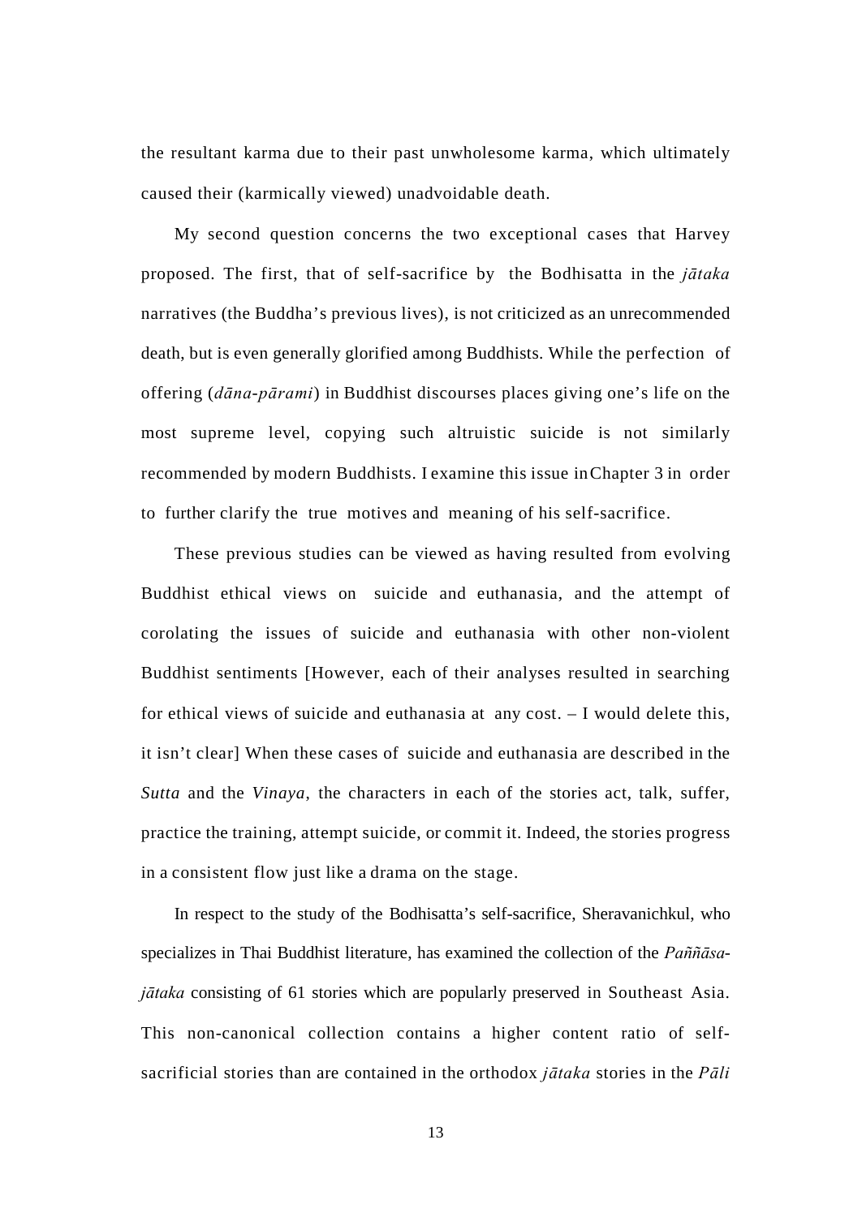the resultant karma due to their past unwholesome karma, which ultimately caused their (karmically viewed) unadvoidable death.

My second question concerns the two exceptional cases that Harvey proposed. The first, that of self-sacrifice by the Bodhisatta in the *jātaka* narratives (the Buddha's previous lives), is not criticized as an unrecommended death, but is even generally glorified among Buddhists. While the perfection of offering (*dāna-pārami*) in Buddhist discourses places giving one's life on the most supreme level, copying such altruistic suicide is not similarly recommended by modern Buddhists. I examine this issue in Chapter 3 in order to further clarify the true motives and meaning of his self-sacrifice.

These previous studies can be viewed as having resulted from evolving Buddhist ethical views on suicide and euthanasia, and the attempt of corolating the issues of suicide and euthanasia with other non-violent Buddhist sentiments [However, each of their analyses resulted in searching for ethical views of suicide and euthanasia at any cost. – I would delete this, it isn't clear] When these cases of suicide and euthanasia are described in the *Sutta* and the *Vinaya*, the characters in each of the stories act, talk, suffer, practice the training, attempt suicide, or commit it. Indeed, the stories progress in a consistent flow just like a drama on the stage.

In respect to the study of the Bodhisatta's self-sacrifice, Sheravanichkul, who specializes in Thai Buddhist literature, has examined the collection of the *Paññāsa-jātaka* consisting of 61 stories which are popularly preserved in Southeast Asia. This non-canonical collection contains a higher content ratio of self-sacrificial stories than are contained in the orthodox *jātaka* stories in the *Pāli*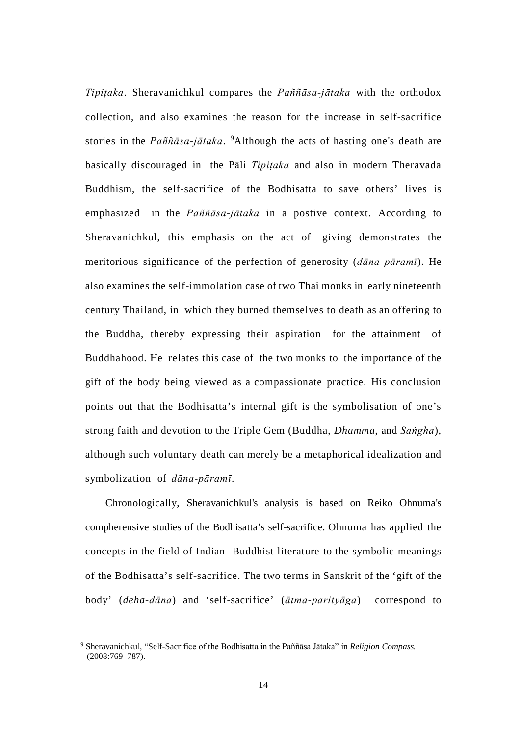*Tipiṭaka*. Sheravanichkul compares the *Paññāsa-jātaka* with the orthodox collection, and also examines the reason for the increase in self-sacrifice stories in the *Paññāsa-jātaka*. [9]Although the acts of hasting one's death are basically discouraged in the Pāli *Tipiṭaka* and also in modern Theravada Buddhism, the self-sacrifice of the Bodhisatta to save others' lives is emphasized in the *Paññāsa-jātaka* in a postive context. According to Sheravanichkul, this emphasis on the act of giving demonstrates the meritorious significance of the perfection of generosity (*dāna pāramī*). He also examines the self-immolation case of two Thai monks in early nineteenth century Thailand, in which they burned themselves to death as an offering to the Buddha, thereby expressing their aspiration for the attainment of Buddhahood. He relates this case of the two monks to the importance of the gift of the body being viewed as a compassionate practice. His conclusion points out that the Bodhisatta's internal gift is the symbolisation of one's strong faith and devotion to the Triple Gem (Buddha, *Dhamma*, and *Saṅgha*), although such voluntary death can merely be a metaphorical idealization and symbolization of *dāna-pāramī*.

Chronologically, Sheravanichkul's analysis is based on Reiko Ohnuma's compherensive studies of the Bodhisatta's self-sacrifice. Ohnuma has applied the concepts in the field of Indian Buddhist literature to the symbolic meanings of the Bodhisatta's self-sacrifice. The two terms in Sanskrit of the 'gift of the body' (*deha-dāna*) and 'self-sacrifice' (*ātma-parityāga*) correspond to

---

[9] Sheravanichkul, "Self-Sacrifice of the Bodhisatta in the Paññāsa Jātaka" in *Religion Compass.* (2008:769–787).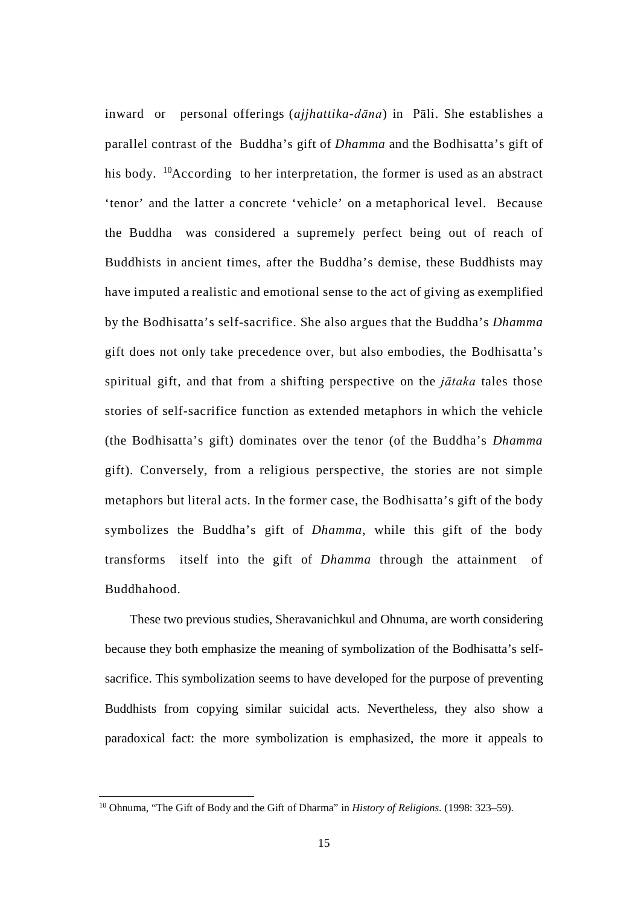inward or personal offerings (*ajjhattika-dāna*) in Pāli. She establishes a parallel contrast of the Buddha's gift of *Dhamma* and the Bodhisatta's gift of his body. [10]According to her interpretation, the former is used as an abstract 'tenor' and the latter a concrete 'vehicle' on a metaphorical level. Because the Buddha was considered a supremely perfect being out of reach of Buddhists in ancient times, after the Buddha's demise, these Buddhists may have imputed a realistic and emotional sense to the act of giving as exemplified by the Bodhisatta's self-sacrifice. She also argues that the Buddha's *Dhamma* gift does not only take precedence over, but also embodies, the Bodhisatta's spiritual gift, and that from a shifting perspective on the *jātaka* tales those stories of self-sacrifice function as extended metaphors in which the vehicle (the Bodhisatta's gift) dominates over the tenor (of the Buddha's *Dhamma* gift). Conversely, from a religious perspective, the stories are not simple metaphors but literal acts. In the former case, the Bodhisatta's gift of the body symbolizes the Buddha's gift of *Dhamma*, while this gift of the body transforms itself into the gift of *Dhamma* through the attainment of Buddhahood.

These two previous studies, Sheravanichkul and Ohnuma, are worth considering because they both emphasize the meaning of symbolization of the Bodhisatta's self-sacrifice. This symbolization seems to have developed for the purpose of preventing Buddhists from copying similar suicidal acts. Nevertheless, they also show a paradoxical fact: the more symbolization is emphasized, the more it appeals to

[10] Ohnuma, "The Gift of Body and the Gift of Dharma" in *History of Religions*. (1998: 323–59).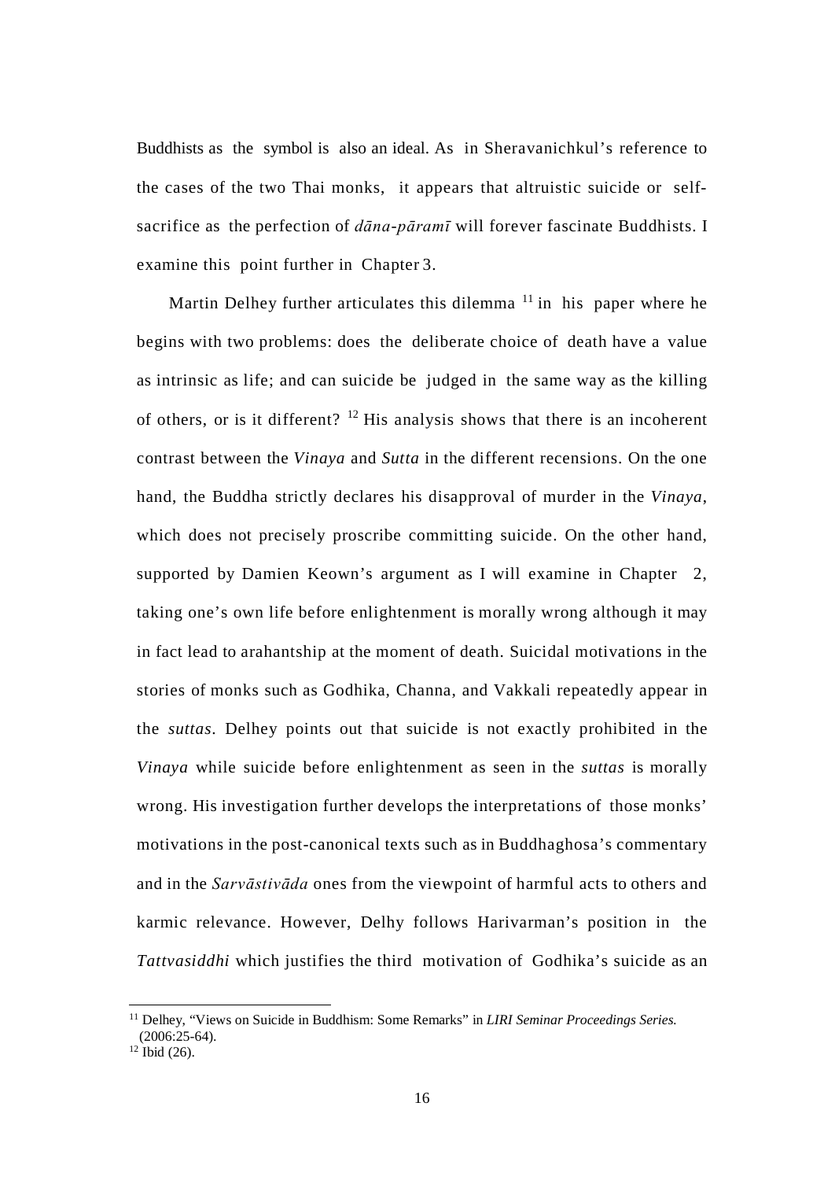Buddhists as the symbol is also an ideal. As in Sheravanichkul's reference to the cases of the two Thai monks, it appears that altruistic suicide or self-sacrifice as the perfection of *dāna-pāramī* will forever fascinate Buddhists. I examine this point further in Chapter 3.

Martin Delhey further articulates this dilemma [11] in his paper where he begins with two problems: does the deliberate choice of death have a value as intrinsic as life; and can suicide be judged in the same way as the killing of others, or is it different? [12] His analysis shows that there is an incoherent contrast between the *Vinaya* and *Sutta* in the different recensions. On the one hand, the Buddha strictly declares his disapproval of murder in the *Vinaya*, which does not precisely proscribe committing suicide. On the other hand, supported by Damien Keown's argument as I will examine in Chapter 2, taking one's own life before enlightenment is morally wrong although it may in fact lead to arahantship at the moment of death. Suicidal motivations in the stories of monks such as Godhika, Channa, and Vakkali repeatedly appear in the *suttas*. Delhey points out that suicide is not exactly prohibited in the *Vinaya* while suicide before enlightenment as seen in the *suttas* is morally wrong. His investigation further develops the interpretations of those monks' motivations in the post-canonical texts such as in Buddhaghosa's commentary and in the *Sarvāstivāda* ones from the viewpoint of harmful acts to others and karmic relevance. However, Delhy follows Harivarman's position in the *Tattvasiddhi* which justifies the third motivation of Godhika's suicide as an

---

[11] Delhey, "Views on Suicide in Buddhism: Some Remarks" in *LIRI Seminar Proceedings Series.* (2006:25-64).

[12] Ibid (26).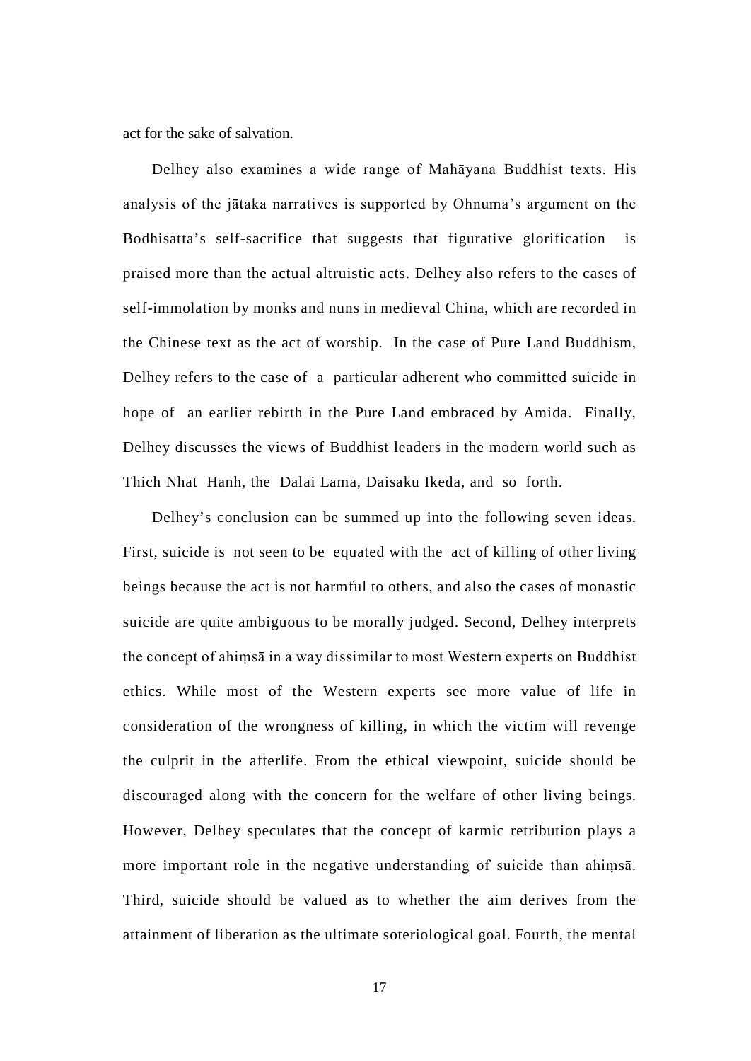act for the sake of salvation.

Delhey also examines a wide range of Mahāyana Buddhist texts. His analysis of the jātaka narratives is supported by Ohnuma's argument on the Bodhisatta's self-sacrifice that suggests that figurative glorification is praised more than the actual altruistic acts. Delhey also refers to the cases of self-immolation by monks and nuns in medieval China, which are recorded in the Chinese text as the act of worship. In the case of Pure Land Buddhism, Delhey refers to the case of a particular adherent who committed suicide in hope of an earlier rebirth in the Pure Land embraced by Amida. Finally, Delhey discusses the views of Buddhist leaders in the modern world such as Thich Nhat Hanh, the Dalai Lama, Daisaku Ikeda, and so forth.

Delhey's conclusion can be summed up into the following seven ideas. First, suicide is not seen to be equated with the act of killing of other living beings because the act is not harmful to others, and also the cases of monastic suicide are quite ambiguous to be morally judged. Second, Delhey interprets the concept of ahiṃsā in a way dissimilar to most Western experts on Buddhist ethics. While most of the Western experts see more value of life in consideration of the wrongness of killing, in which the victim will revenge the culprit in the afterlife. From the ethical viewpoint, suicide should be discouraged along with the concern for the welfare of other living beings. However, Delhey speculates that the concept of karmic retribution plays a more important role in the negative understanding of suicide than ahiṃsā. Third, suicide should be valued as to whether the aim derives from the attainment of liberation as the ultimate soteriological goal. Fourth, the mental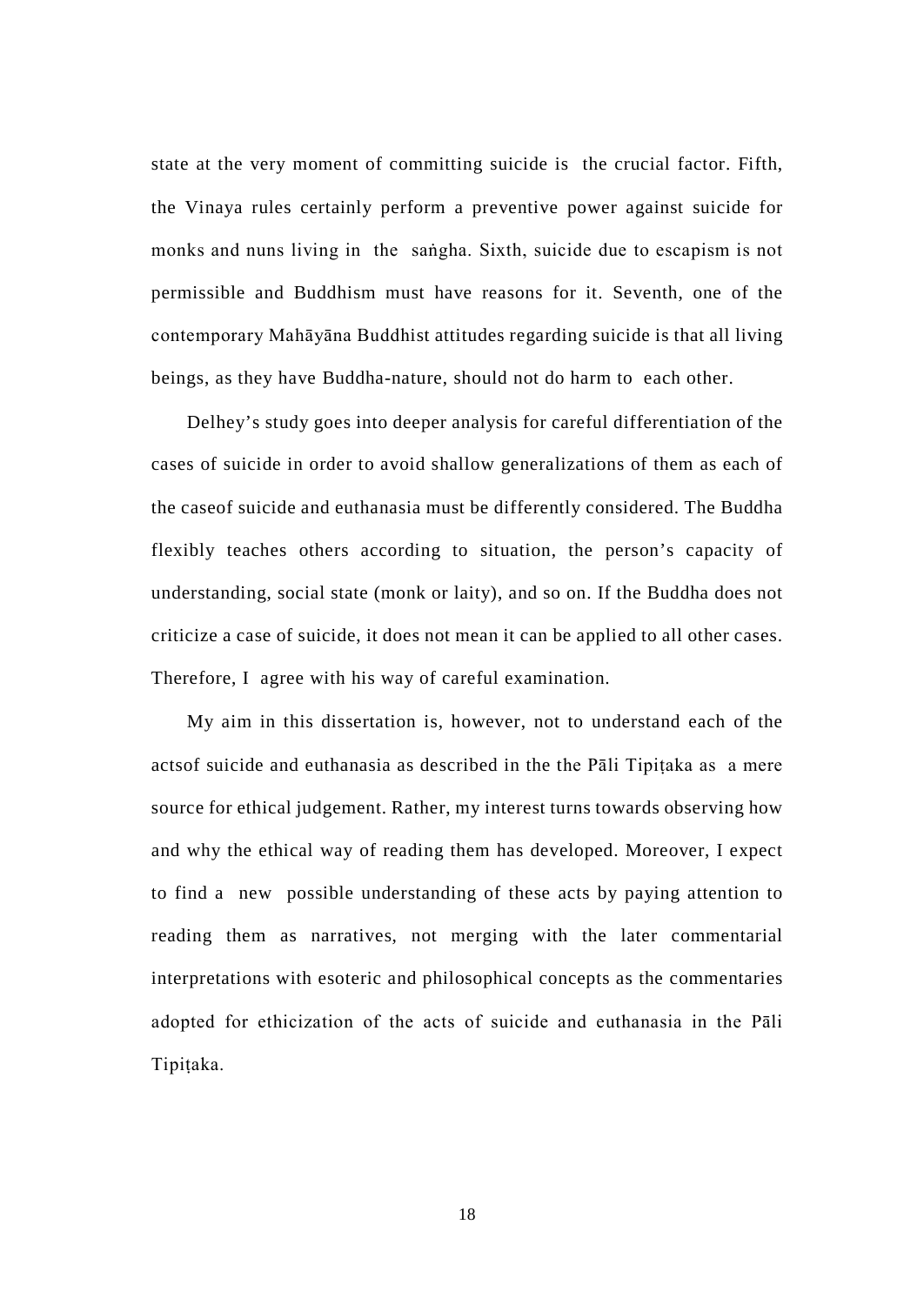state at the very moment of committing suicide is the crucial factor. Fifth, the Vinaya rules certainly perform a preventive power against suicide for monks and nuns living in the saṅgha. Sixth, suicide due to escapism is not permissible and Buddhism must have reasons for it. Seventh, one of the contemporary Mahāyāna Buddhist attitudes regarding suicide is that all living beings, as they have Buddha-nature, should not do harm to each other.

Delhey's study goes into deeper analysis for careful differentiation of the cases of suicide in order to avoid shallow generalizations of them as each of the caseof suicide and euthanasia must be differently considered. The Buddha flexibly teaches others according to situation, the person's capacity of understanding, social state (monk or laity), and so on. If the Buddha does not criticize a case of suicide, it does not mean it can be applied to all other cases. Therefore, I agree with his way of careful examination.

My aim in this dissertation is, however, not to understand each of the actsof suicide and euthanasia as described in the the Pāli Tipiṭaka as a mere source for ethical judgement. Rather, my interest turns towards observing how and why the ethical way of reading them has developed. Moreover, I expect to find a new possible understanding of these acts by paying attention to reading them as narratives, not merging with the later commentarial interpretations with esoteric and philosophical concepts as the commentaries adopted for ethicization of the acts of suicide and euthanasia in the Pāli Tipiṭaka.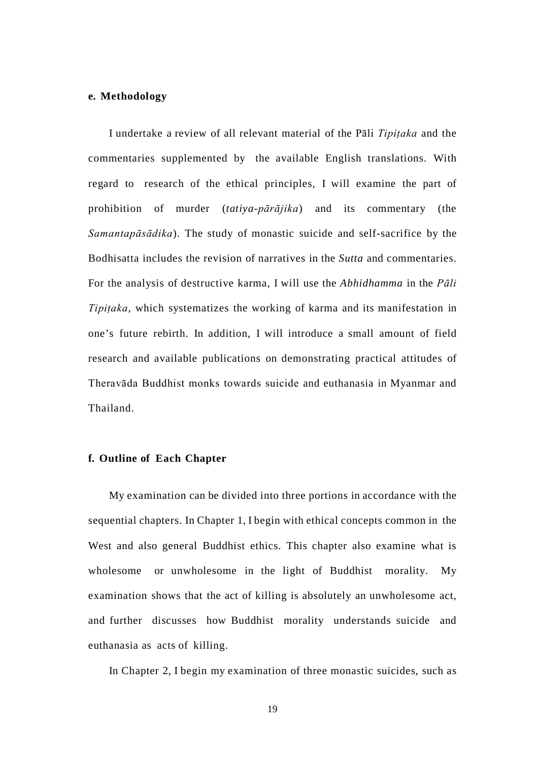### e. Methodology

I undertake a review of all relevant material of the Pāli *Tipiṭaka* and the commentaries supplemented by the available English translations. With regard to research of the ethical principles, I will examine the part of prohibition of murder (*tatiya-pārājika*) and its commentary (the *Samantapāsādika*). The study of monastic suicide and self-sacrifice by the Bodhisatta includes the revision of narratives in the *Sutta* and commentaries. For the analysis of destructive karma, I will use the *Abhidhamma* in the *Pāli Tipiṭaka*, which systematizes the working of karma and its manifestation in one's future rebirth. In addition, I will introduce a small amount of field research and available publications on demonstrating practical attitudes of Theravāda Buddhist monks towards suicide and euthanasia in Myanmar and Thailand.

### f. Outline of Each Chapter

My examination can be divided into three portions in accordance with the sequential chapters. In Chapter 1, I begin with ethical concepts common in the West and also general Buddhist ethics. This chapter also examine what is wholesome or unwholesome in the light of Buddhist morality. My examination shows that the act of killing is absolutely an unwholesome act, and further discusses how Buddhist morality understands suicide and euthanasia as acts of killing.

In Chapter 2, I begin my examination of three monastic suicides, such as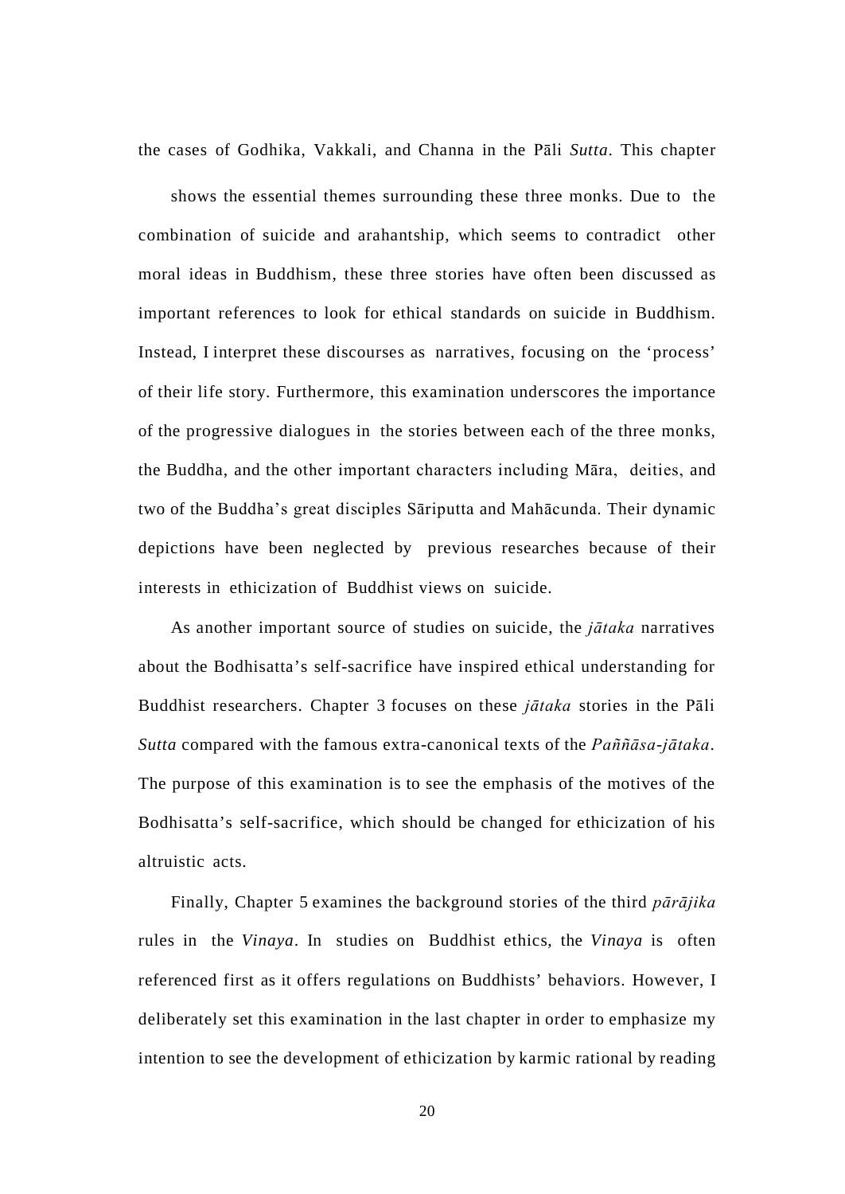the cases of Godhika, Vakkali, and Channa in the Pāli *Sutta*. This chapter shows the essential themes surrounding these three monks. Due to the combination of suicide and arahantship, which seems to contradict other moral ideas in Buddhism, these three stories have often been discussed as important references to look for ethical standards on suicide in Buddhism. Instead, I interpret these discourses as narratives, focusing on the 'process' of their life story. Furthermore, this examination underscores the importance of the progressive dialogues in the stories between each of the three monks, the Buddha, and the other important characters including Māra, deities, and two of the Buddha's great disciples Sāriputta and Mahācunda. Their dynamic depictions have been neglected by previous researches because of their interests in ethicization of Buddhist views on suicide.

As another important source of studies on suicide, the *jātaka* narratives about the Bodhisatta's self-sacrifice have inspired ethical understanding for Buddhist researchers. Chapter 3 focuses on these *jātaka* stories in the Pāli *Sutta* compared with the famous extra-canonical texts of the *Paññāsa-jātaka*. The purpose of this examination is to see the emphasis of the motives of the Bodhisatta's self-sacrifice, which should be changed for ethicization of his altruistic acts.

Finally, Chapter 5 examines the background stories of the third *pārājika* rules in the *Vinaya*. In studies on Buddhist ethics, the *Vinaya* is often referenced first as it offers regulations on Buddhists' behaviors. However, I deliberately set this examination in the last chapter in order to emphasize my intention to see the development of ethicization by karmic rational by reading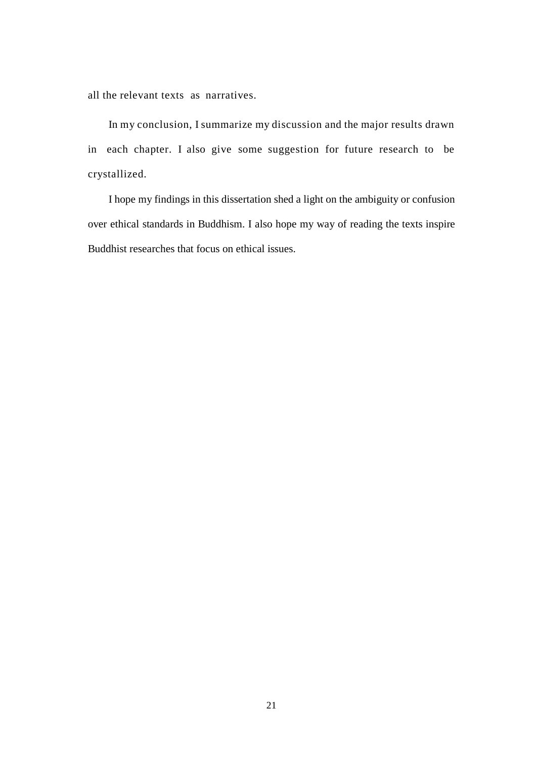all the relevant texts as narratives.

In my conclusion, I summarize my discussion and the major results drawn in each chapter. I also give some suggestion for future research to be crystallized.

I hope my findings in this dissertation shed a light on the ambiguity or confusion over ethical standards in Buddhism. I also hope my way of reading the texts inspire Buddhist researches that focus on ethical issues.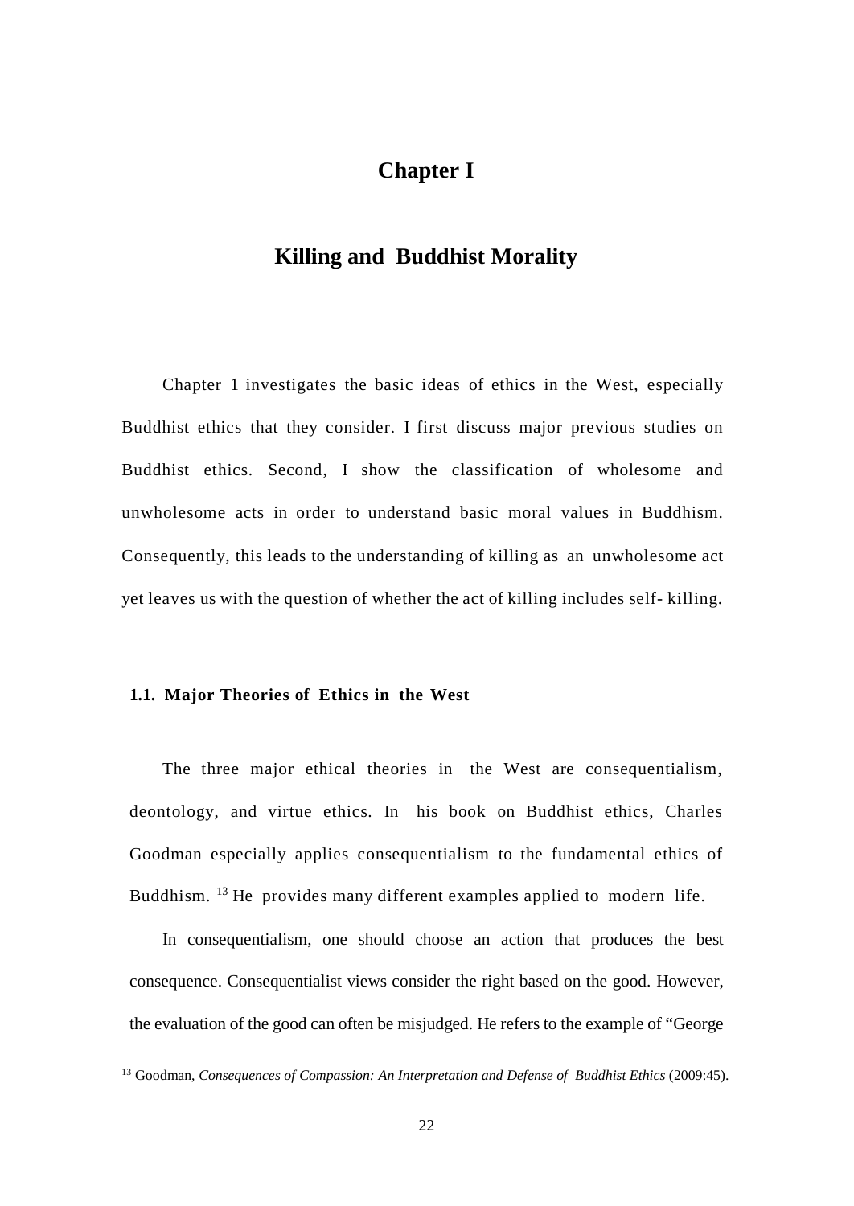# Chapter I

# Killing and Buddhist Morality

Chapter 1 investigates the basic ideas of ethics in the West, especially Buddhist ethics that they consider. I first discuss major previous studies on Buddhist ethics. Second, I show the classification of wholesome and unwholesome acts in order to understand basic moral values in Buddhism. Consequently, this leads to the understanding of killing as an unwholesome act yet leaves us with the question of whether the act of killing includes self- killing.

## 1.1. Major Theories of Ethics in the West

The three major ethical theories in the West are consequentialism, deontology, and virtue ethics. In his book on Buddhist ethics, Charles Goodman especially applies consequentialism to the fundamental ethics of Buddhism. [13] He provides many different examples applied to modern life.

In consequentialism, one should choose an action that produces the best consequence. Consequentialist views consider the right based on the good. However, the evaluation of the good can often be misjudged. He refers to the example of "George

[13] Goodman, *Consequences of Compassion: An Interpretation and Defense of Buddhist Ethics* (2009:45).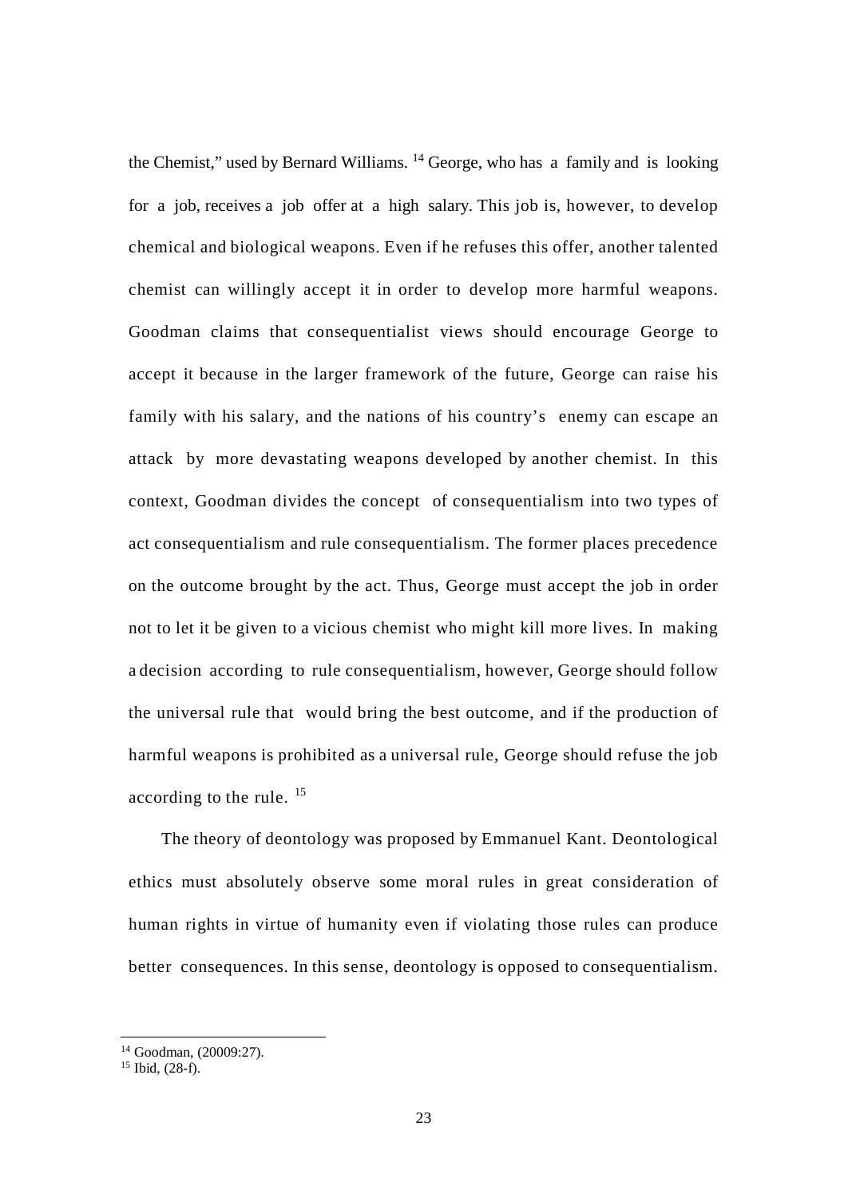the Chemist," used by Bernard Williams.[14] George, who has a family and is looking for a job, receives a job offer at a high salary. This job is, however, to develop chemical and biological weapons. Even if he refuses this offer, another talented chemist can willingly accept it in order to develop more harmful weapons. Goodman claims that consequentialist views should encourage George to accept it because in the larger framework of the future, George can raise his family with his salary, and the nations of his country's enemy can escape an attack by more devastating weapons developed by another chemist. In this context, Goodman divides the concept of consequentialism into two types of act consequentialism and rule consequentialism. The former places precedence on the outcome brought by the act. Thus, George must accept the job in order not to let it be given to a vicious chemist who might kill more lives. In making a decision according to rule consequentialism, however, George should follow the universal rule that would bring the best outcome, and if the production of harmful weapons is prohibited as a universal rule, George should refuse the job according to the rule.[15]

The theory of deontology was proposed by Emmanuel Kant. Deontological ethics must absolutely observe some moral rules in great consideration of human rights in virtue of humanity even if violating those rules can produce better consequences. In this sense, deontology is opposed to consequentialism.

---

[14] Goodman, (20009:27).

[15] Ibid, (28-f).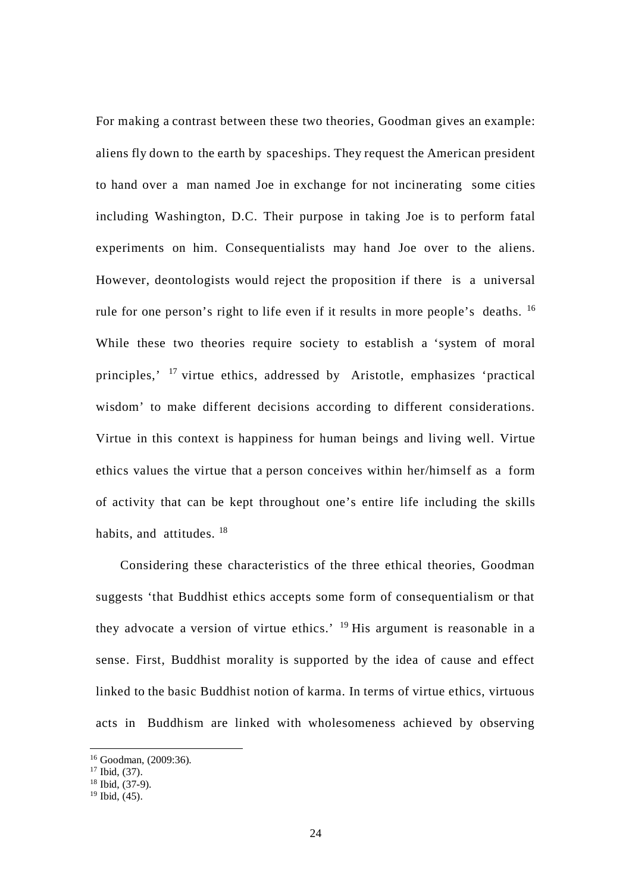For making a contrast between these two theories, Goodman gives an example: aliens fly down to the earth by spaceships. They request the American president to hand over a man named Joe in exchange for not incinerating some cities including Washington, D.C. Their purpose in taking Joe is to perform fatal experiments on him. Consequentialists may hand Joe over to the aliens. However, deontologists would reject the proposition if there is a universal rule for one person's right to life even if it results in more people's deaths. [16] While these two theories require society to establish a 'system of moral principles,' [17] virtue ethics, addressed by Aristotle, emphasizes 'practical wisdom' to make different decisions according to different considerations. Virtue in this context is happiness for human beings and living well. Virtue ethics values the virtue that a person conceives within her/himself as a form of activity that can be kept throughout one's entire life including the skills habits, and attitudes. [18]

Considering these characteristics of the three ethical theories, Goodman suggests 'that Buddhist ethics accepts some form of consequentialism or that they advocate a version of virtue ethics.' [19] His argument is reasonable in a sense. First, Buddhist morality is supported by the idea of cause and effect linked to the basic Buddhist notion of karma. In terms of virtue ethics, virtuous acts in Buddhism are linked with wholesomeness achieved by observing

[16] Goodman, (2009:36).

[17] Ibid, (37).

[18] Ibid, (37-9).

[19] Ibid, (45).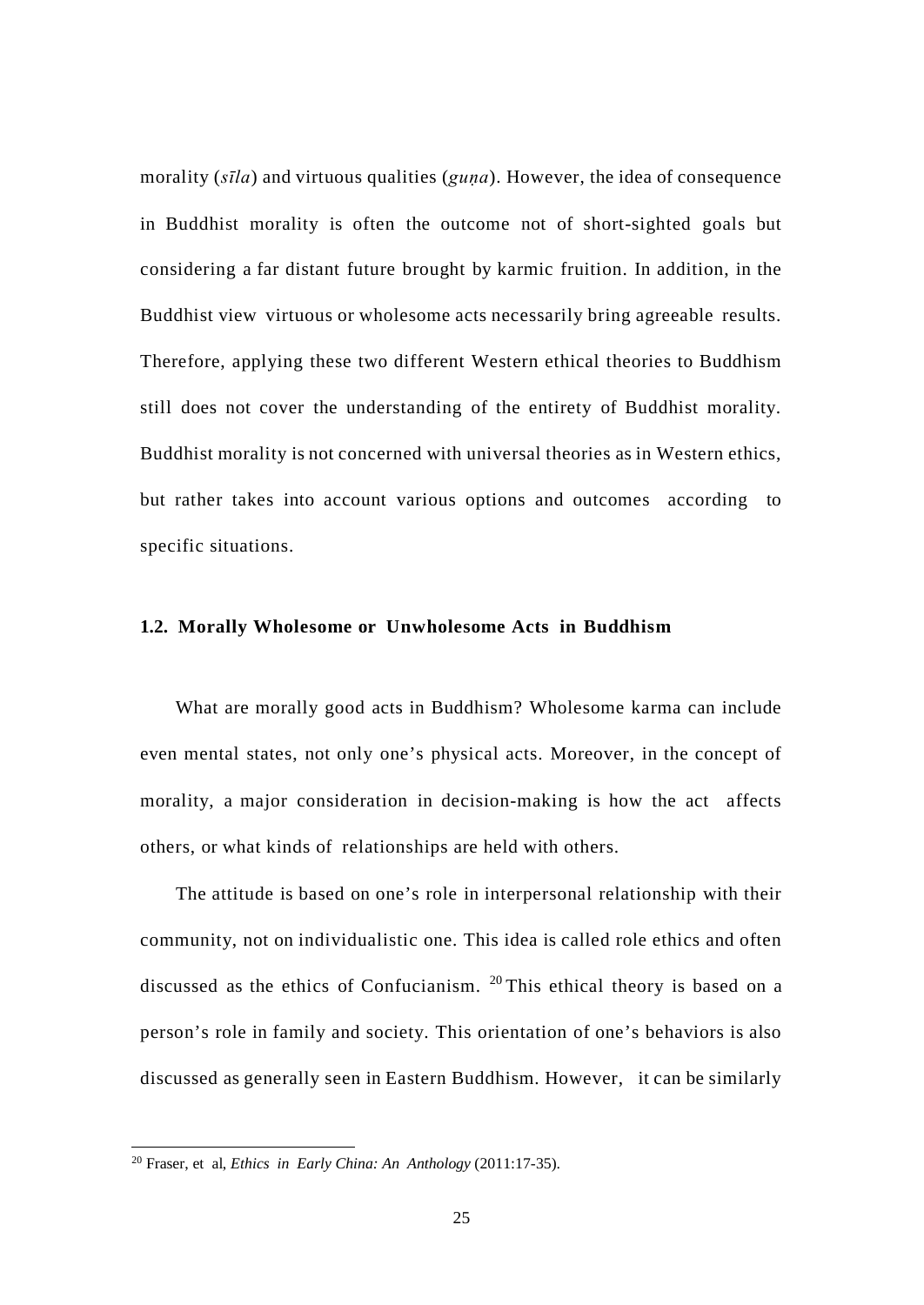morality (*sīla*) and virtuous qualities (*guṇa*). However, the idea of consequence in Buddhist morality is often the outcome not of short-sighted goals but considering a far distant future brought by karmic fruition. In addition, in the Buddhist view virtuous or wholesome acts necessarily bring agreeable results. Therefore, applying these two different Western ethical theories to Buddhism still does not cover the understanding of the entirety of Buddhist morality. Buddhist morality is not concerned with universal theories as in Western ethics, but rather takes into account various options and outcomes according to specific situations.

### 1.2. Morally Wholesome or Unwholesome Acts in Buddhism

What are morally good acts in Buddhism? Wholesome karma can include even mental states, not only one's physical acts. Moreover, in the concept of morality, a major consideration in decision-making is how the act affects others, or what kinds of relationships are held with others.

The attitude is based on one's role in interpersonal relationship with their community, not on individualistic one. This idea is called role ethics and often discussed as the ethics of Confucianism. [20] This ethical theory is based on a person's role in family and society. This orientation of one's behaviors is also discussed as generally seen in Eastern Buddhism. However, it can be similarly

---

[20] Fraser, et al, *Ethics in Early China: An Anthology* (2011:17-35).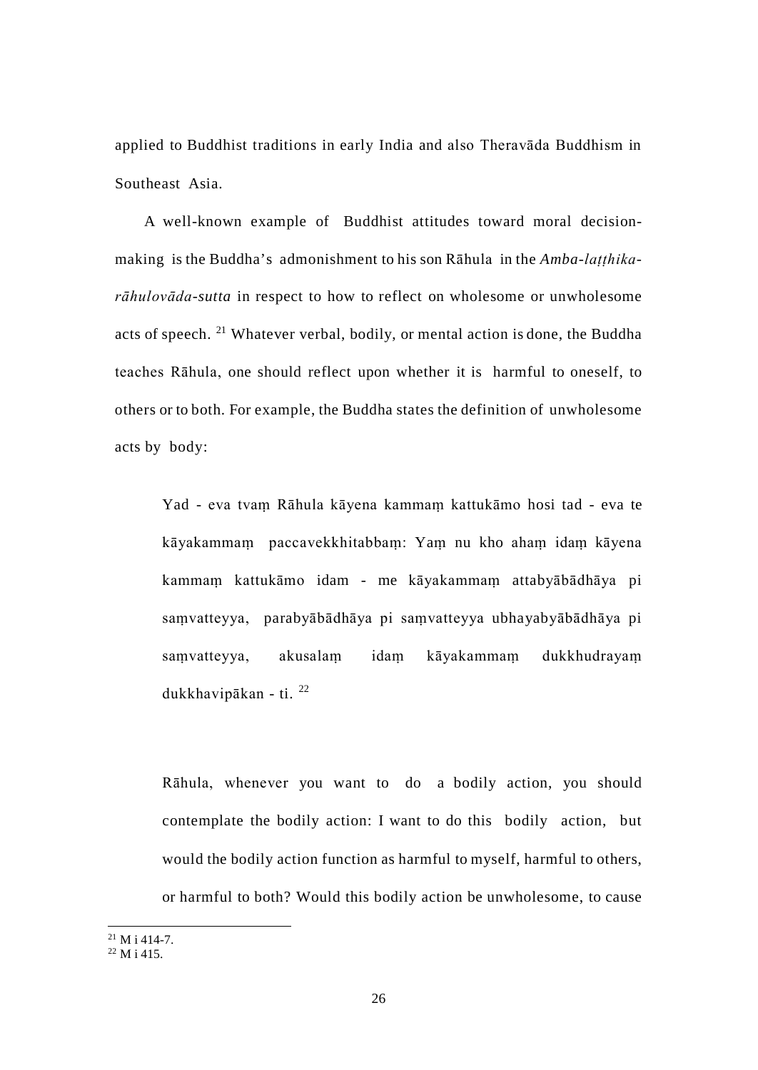applied to Buddhist traditions in early India and also Theravāda Buddhism in Southeast Asia.

A well-known example of Buddhist attitudes toward moral decision-making is the Buddha's admonishment to his son Rāhula in the *Amba-laṭṭhika-rāhulovāda-sutta* in respect to how to reflect on wholesome or unwholesome acts of speech.[21] Whatever verbal, bodily, or mental action is done, the Buddha teaches Rāhula, one should reflect upon whether it is harmful to oneself, to others or to both. For example, the Buddha states the definition of unwholesome acts by body:

> Yad - eva tvaṃ Rāhula kāyena kammaṃ kattukāmo hosi tad - eva te kāyakammaṃ paccavekkhitabbaṃ: Yaṃ nu kho ahaṃ idaṃ kāyena kammaṃ kattukāmo idam - me kāyakammaṃ attabyābādhāya pi saṃvatteyya, parabyābādhāya pi saṃvatteyya ubhayabyābādhāya pi saṃvatteyya, akusalaṃ idaṃ kāyakammaṃ dukkhudrayaṃ dukkhavipākan - ti.[22]

> Rāhula, whenever you want to do a bodily action, you should contemplate the bodily action: I want to do this bodily action, but would the bodily action function as harmful to myself, harmful to others, or harmful to both? Would this bodily action be unwholesome, to cause

---

[21] M i 414-7.

[22] M i 415.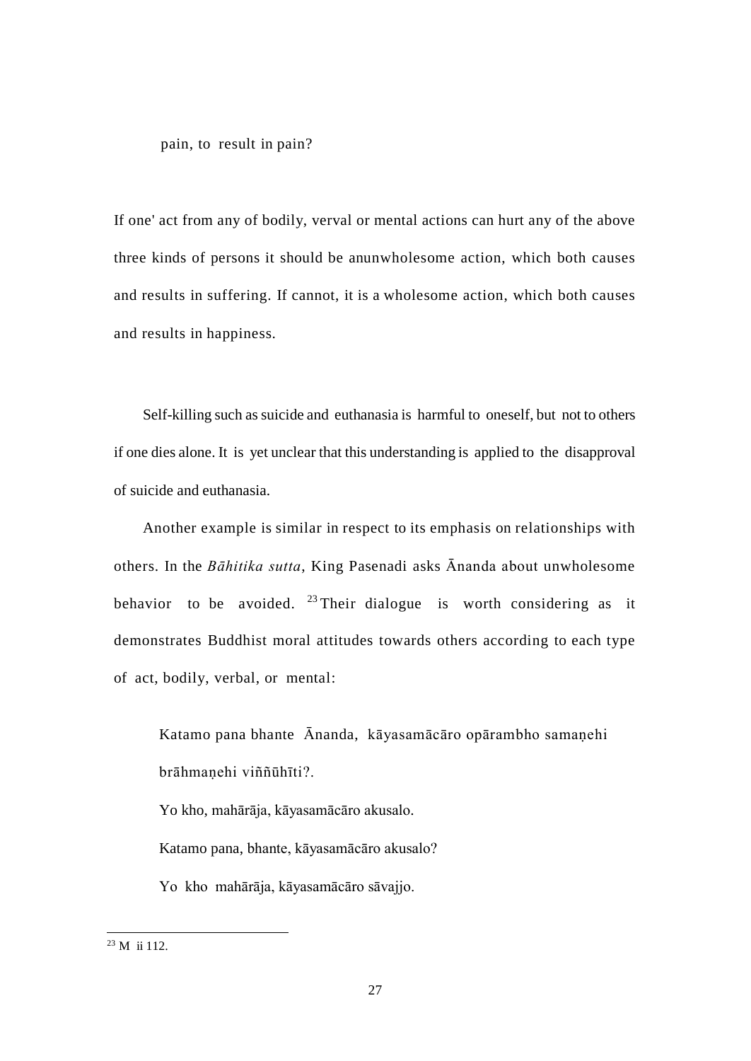pain, to result in pain?

If one' act from any of bodily, verval or mental actions can hurt any of the above three kinds of persons it should be anunwholesome action, which both causes and results in suffering. If cannot, it is a wholesome action, which both causes and results in happiness.

Self-killing such as suicide and euthanasia is harmful to oneself, but not to others if one dies alone. It is yet unclear that this understanding is applied to the disapproval of suicide and euthanasia.

Another example is similar in respect to its emphasis on relationships with others. In the *Bāhitika sutta*, King Pasenadi asks Ānanda about unwholesome behavior to be avoided. [23] Their dialogue is worth considering as it demonstrates Buddhist moral attitudes towards others according to each type of act, bodily, verbal, or mental:

> Katamo pana bhante Ānanda, kāyasamācāro opārambho samaṇehi brāhmaṇehi viññūhīti?.
>
> Yo kho, mahārāja, kāyasamācāro akusalo.
>
> Katamo pana, bhante, kāyasamācāro akusalo?
>
> Yo kho mahārāja, kāyasamācāro sāvajjo.

---

[23] M ii 112.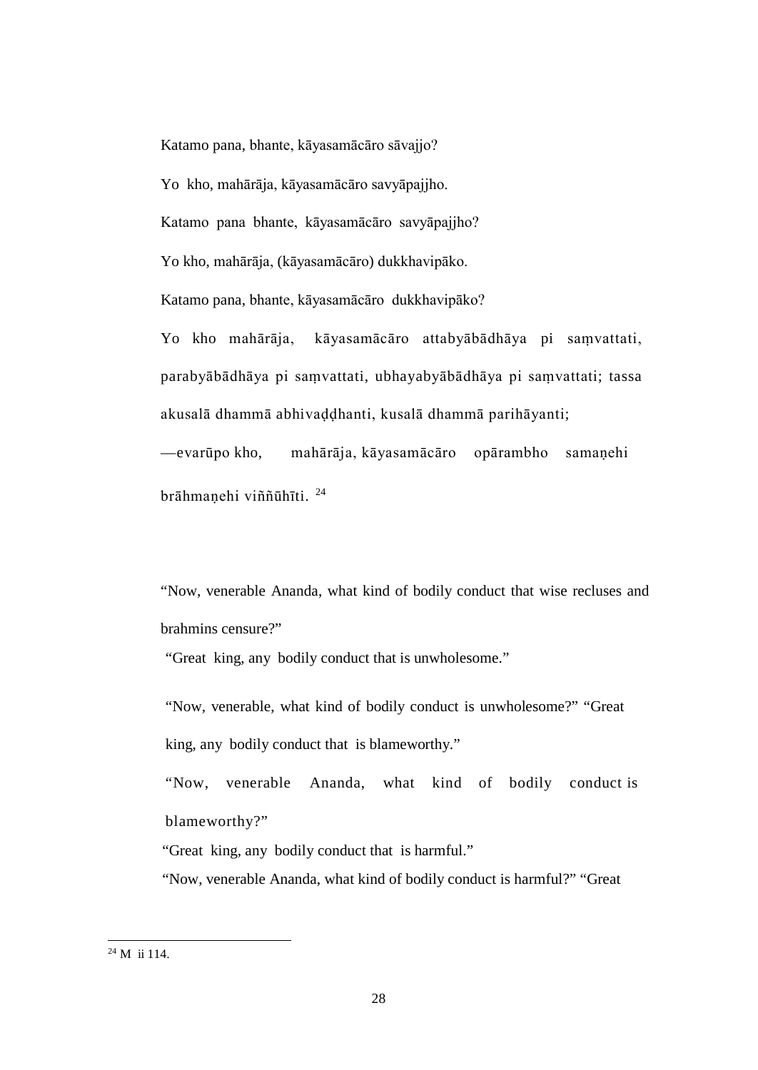Katamo pana, bhante, kāyasamācāro sāvajjo?

Yo kho, mahārāja, kāyasamācāro savyāpajjho.

Katamo pana bhante, kāyasamācāro savyāpajjho?

Yo kho, mahārāja, (kāyasamācāro) dukkhavipāko.

Katamo pana, bhante, kāyasamācāro dukkhavipāko?

Yo kho mahārāja, kāyasamācāro attabyābādhāya pi saṃvattati, parabyābādhāya pi saṃvattati, ubhayabyābādhāya pi saṃvattati; tassa akusalā dhammā abhivaḍḍhanti, kusalā dhammā parihāyanti; —evarūpo kho, mahārāja, kāyasamācāro opārambho samaṇehi brāhmaṇehi viññūhīti. [24]

"Now, venerable Ananda, what kind of bodily conduct that wise recluses and brahmins censure?"

"Great king, any bodily conduct that is unwholesome."

"Now, venerable, what kind of bodily conduct is unwholesome?" "Great king, any bodily conduct that is blameworthy."

"Now, venerable Ananda, what kind of bodily conduct is blameworthy?"

"Great king, any bodily conduct that is harmful."

"Now, venerable Ananda, what kind of bodily conduct is harmful?" "Great

---

[24] M ii 114.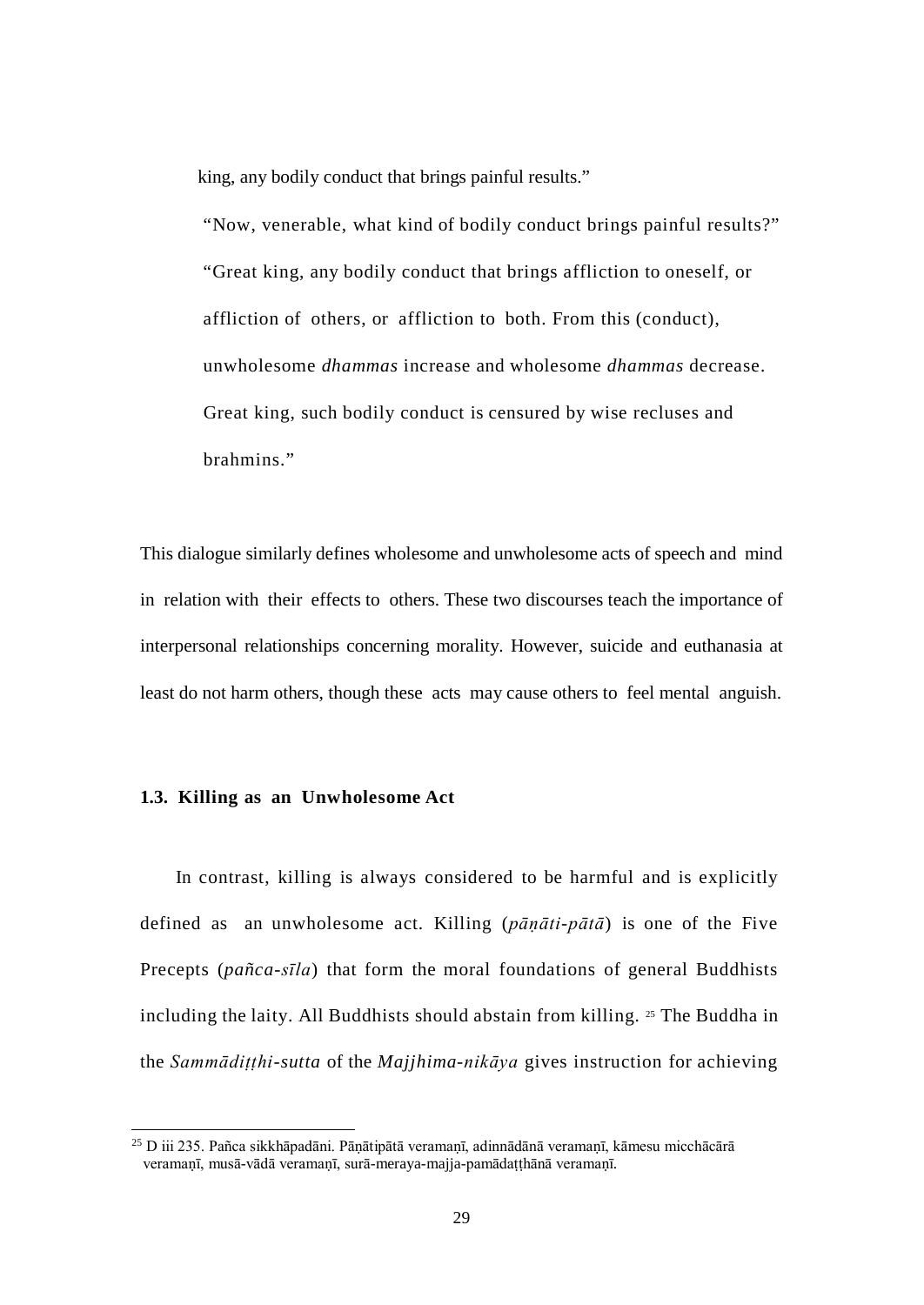king, any bodily conduct that brings painful results."

"Now, venerable, what kind of bodily conduct brings painful results?" "Great king, any bodily conduct that brings affliction to oneself, or affliction of others, or affliction to both. From this (conduct), unwholesome *dhammas* increase and wholesome *dhammas* decrease. Great king, such bodily conduct is censured by wise recluses and brahmins."

This dialogue similarly defines wholesome and unwholesome acts of speech and mind in relation with their effects to others. These two discourses teach the importance of interpersonal relationships concerning morality. However, suicide and euthanasia at least do not harm others, though these acts may cause others to feel mental anguish.

### 1.3. Killing as an Unwholesome Act

In contrast, killing is always considered to be harmful and is explicitly defined as an unwholesome act. Killing (*pāṇāti-pātā*) is one of the Five Precepts (*pañca-sīla*) that form the moral foundations of general Buddhists including the laity. All Buddhists should abstain from killing. [25] The Buddha in the *Sammādiṭṭhi-sutta* of the *Majjhima-nikāya* gives instruction for achieving

[25] D iii 235. Pañca sikkhāpadāni. Pāṇātipātā veramaṇī, adinnādānā veramaṇī, kāmesu micchācārā veramaṇī, musā-vādā veramaṇī, surā-meraya-majja-pamādaṭṭhānā veramaṇī.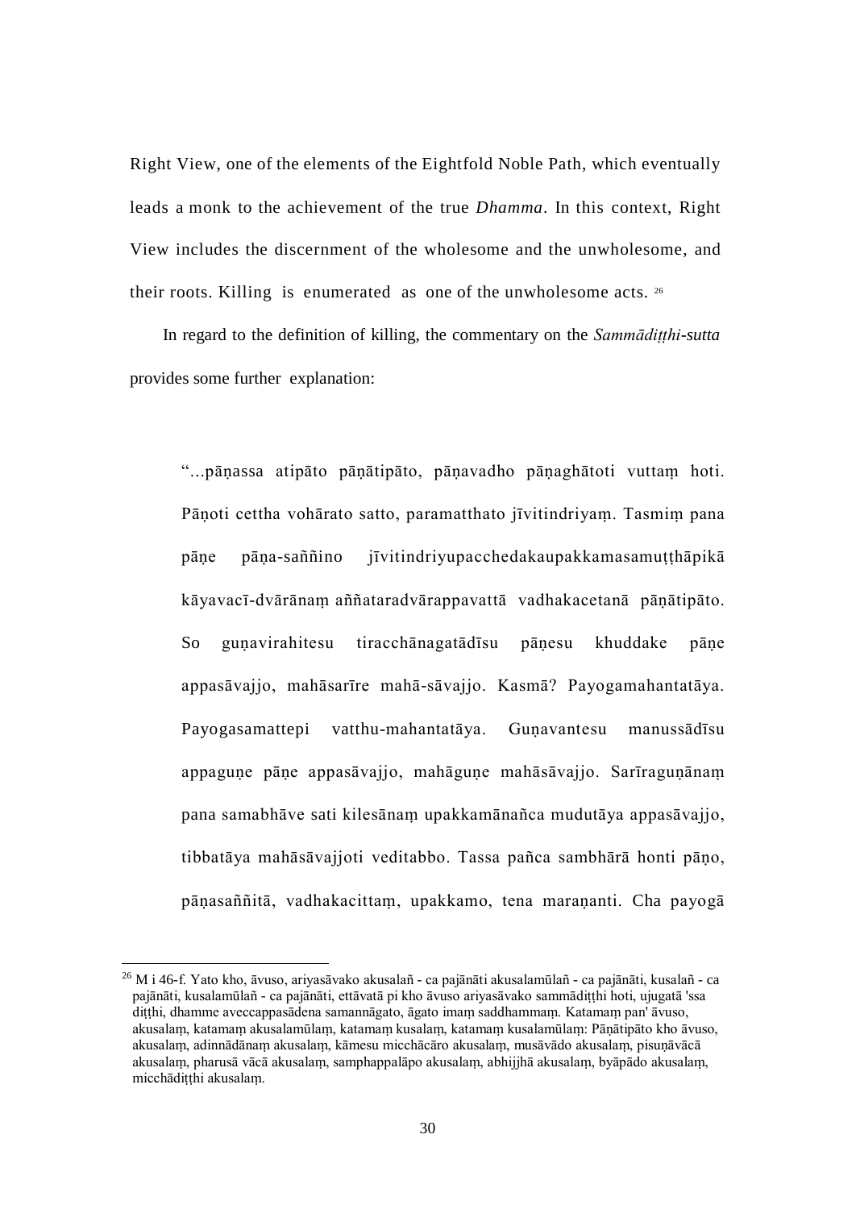Right View, one of the elements of the Eightfold Noble Path, which eventually leads a monk to the achievement of the true *Dhamma*. In this context, Right View includes the discernment of the wholesome and the unwholesome, and their roots. Killing is enumerated as one of the unwholesome acts. [26]

In regard to the definition of killing, the commentary on the *Sammādiṭṭhi-sutta* provides some further explanation:

> "...pāṇassa atipāto pāṇātipāto, pāṇavadho pāṇaghātoti vuttaṃ hoti. Pāṇoti cettha vohārato satto, paramatthato jīvitindriyaṃ. Tasmiṃ pana pāṇe pāṇa-saññino jīvitindriyupacchedakaupakkamasamuṭṭhāpikā kāyavacī-dvārānaṃ aññataradvārappavattā vadhakacetanā pāṇātipāto. So guṇavirahitesu tiracchānagatādīsu pāṇesu khuddake pāṇe appasāvajjo, mahāsarīre mahā-sāvajjo. Kasmā? Payogamahantatāya. Payogasamattepi vatthu-mahantatāya. Guṇavantesu manussādīsu appaguṇe pāṇe appasāvajjo, mahāguṇe mahāsāvajjo. Sarīraguṇānaṃ pana samabhāve sati kilesānaṃ upakkamānañca mudutāya appasāvajjo, tibbatāya mahāsāvajjoti veditabbo. Tassa pañca sambhārā honti pāṇo, pāṇasaññitā, vadhakacittaṃ, upakkamo, tena maraṇanti. Cha payogā

---

[26] M i 46-f. Yato kho, āvuso, ariyasāvako akusalañ - ca pajānāti akusalamūlañ - ca pajānāti, kusalañ - ca pajānāti, kusalamūlañ - ca pajānāti, ettāvatā pi kho āvuso ariyasāvako sammādiṭṭhi hoti, ujugatā 'ssa diṭṭhi, dhamme aveccappasādena samannāgato, āgato imaṃ saddhammaṃ. Katamaṃ pan' āvuso, akusalaṃ, katamaṃ akusalamūlaṃ, katamaṃ kusalaṃ, katamaṃ kusalamūlaṃ: Pāṇātipāto kho āvuso, akusalaṃ, adinnādānaṃ akusalaṃ, kāmesu micchācāro akusalaṃ, musāvādo akusalaṃ, pisuṇāvācā akusalaṃ, pharusā vācā akusalaṃ, samphappalāpo akusalaṃ, abhijjhā akusalaṃ, byāpādo akusalaṃ, micchādiṭṭhi akusalaṃ.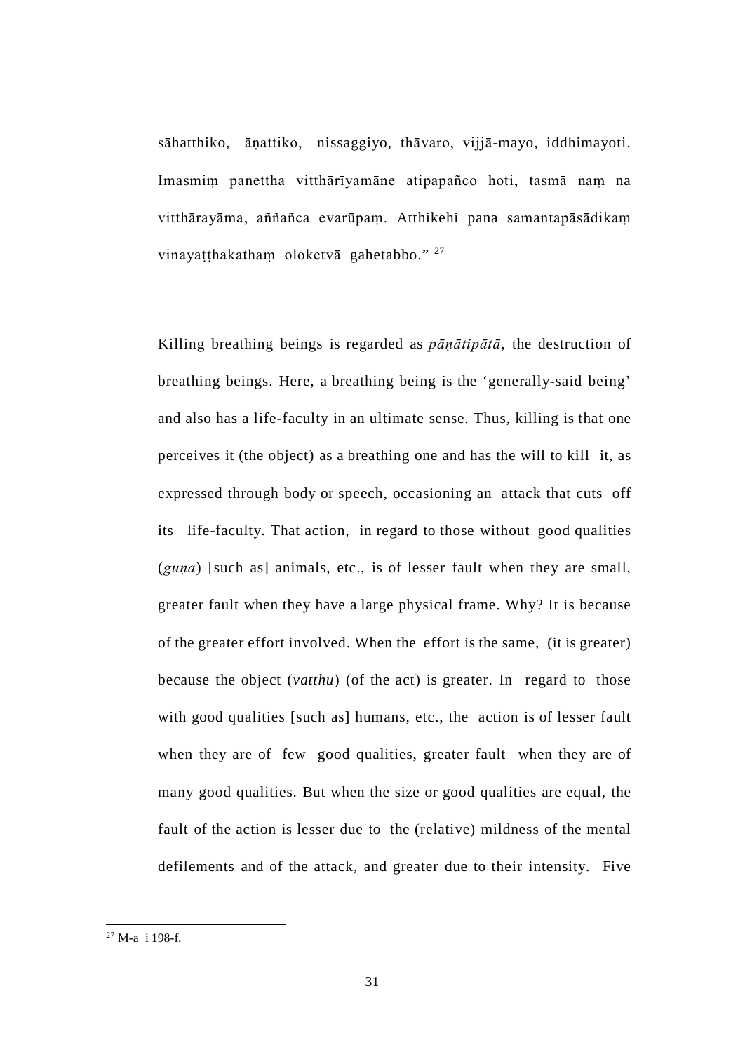sāhatthiko, āṇattiko, nissaggiyo, thāvaro, vijjā-mayo, iddhimayoti. Imasmiṃ panettha vitthārīyamāne atipapañco hoti, tasmā naṃ na vitthārayāma, aññañca evarūpaṃ. Atthikehi pana samantapāsādikaṃ vinayaṭṭhakathaṃ oloketvā gahetabbo." [27]

Killing breathing beings is regarded as *pāṇātipātā*, the destruction of breathing beings. Here, a breathing being is the 'generally-said being' and also has a life-faculty in an ultimate sense. Thus, killing is that one perceives it (the object) as a breathing one and has the will to kill it, as expressed through body or speech, occasioning an attack that cuts off its life-faculty. That action, in regard to those without good qualities (*guṇa*) [such as] animals, etc., is of lesser fault when they are small, greater fault when they have a large physical frame. Why? It is because of the greater effort involved. When the effort is the same, (it is greater) because the object (*vatthu*) (of the act) is greater. In regard to those with good qualities [such as] humans, etc., the action is of lesser fault when they are of few good qualities, greater fault when they are of many good qualities. But when the size or good qualities are equal, the fault of the action is lesser due to the (relative) mildness of the mental defilements and of the attack, and greater due to their intensity. Five

---

[27] M-a i 198-f.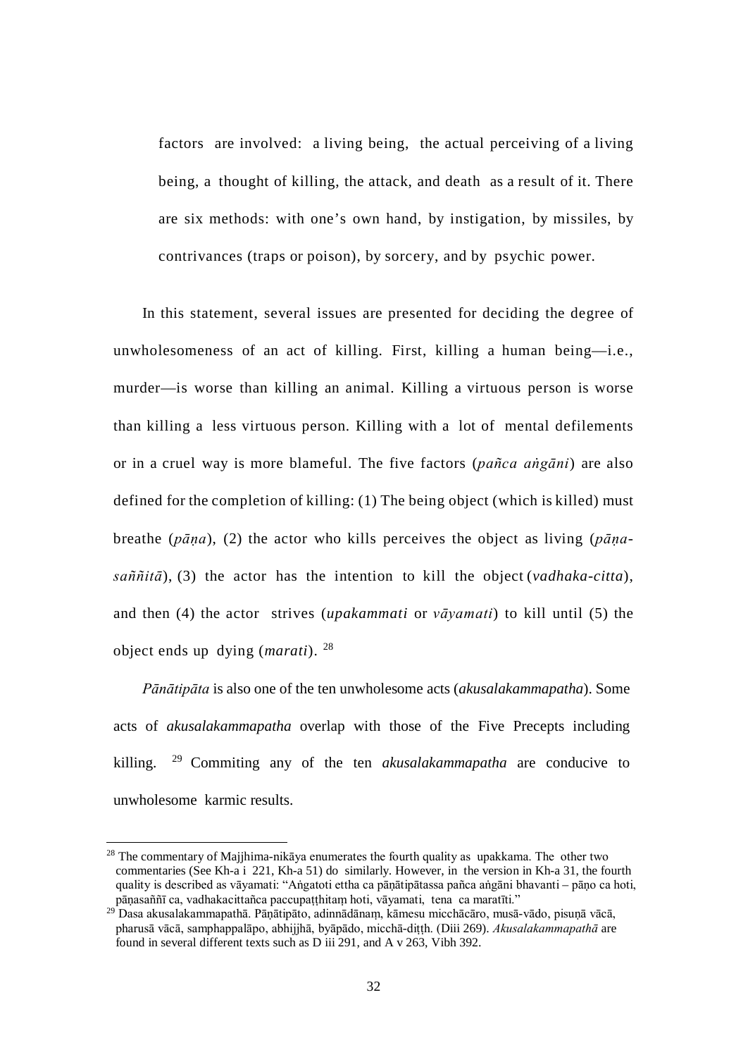> factors are involved: a living being, the actual perceiving of a living being, a thought of killing, the attack, and death as a result of it. There are six methods: with one's own hand, by instigation, by missiles, by contrivances (traps or poison), by sorcery, and by psychic power.

In this statement, several issues are presented for deciding the degree of unwholesomeness of an act of killing. First, killing a human being—i.e., murder—is worse than killing an animal. Killing a virtuous person is worse than killing a less virtuous person. Killing with a lot of mental defilements or in a cruel way is more blameful. The five factors (*pañca aṅgāni*) are also defined for the completion of killing: (1) The being object (which is killed) must breathe (*pāṇa*), (2) the actor who kills perceives the object as living (*pāṇa-saññitā*), (3) the actor has the intention to kill the object (*vadhaka-citta*), and then (4) the actor strives (*upakammati* or *vāyamati*) to kill until (5) the object ends up dying (*marati*). [28]

*Pānātipāta* is also one of the ten unwholesome acts (*akusalakammapatha*). Some acts of *akusalakammapatha* overlap with those of the Five Precepts including killing. [29] Commiting any of the ten *akusalakammapatha* are conducive to unwholesome karmic results.

---

[28] The commentary of Majjhima-nikāya enumerates the fourth quality as upakkama. The other two commentaries (See Kh-a i 221, Kh-a 51) do similarly. However, in the version in Kh-a 31, the fourth quality is described as vāyamati: "Aṅgatoti ettha ca pāṇātipātassa pañca aṅgāni bhavanti – pāṇo ca hoti, pāṇasaññī ca, vadhakacittañca paccupaṭṭhitaṃ hoti, vāyamati, tena ca maratīti."

[29] Dasa akusalakammapathā. Pāṇātipāto, adinnādānaṃ, kāmesu micchācāro, musā-vādo, pisuṇā vācā, pharusā vācā, samphappalāpo, abhijjhā, byāpādo, micchā-diṭṭh. (Diii 269). *Akusalakammapathā* are found in several different texts such as D iii 291, and A v 263, Vibh 392.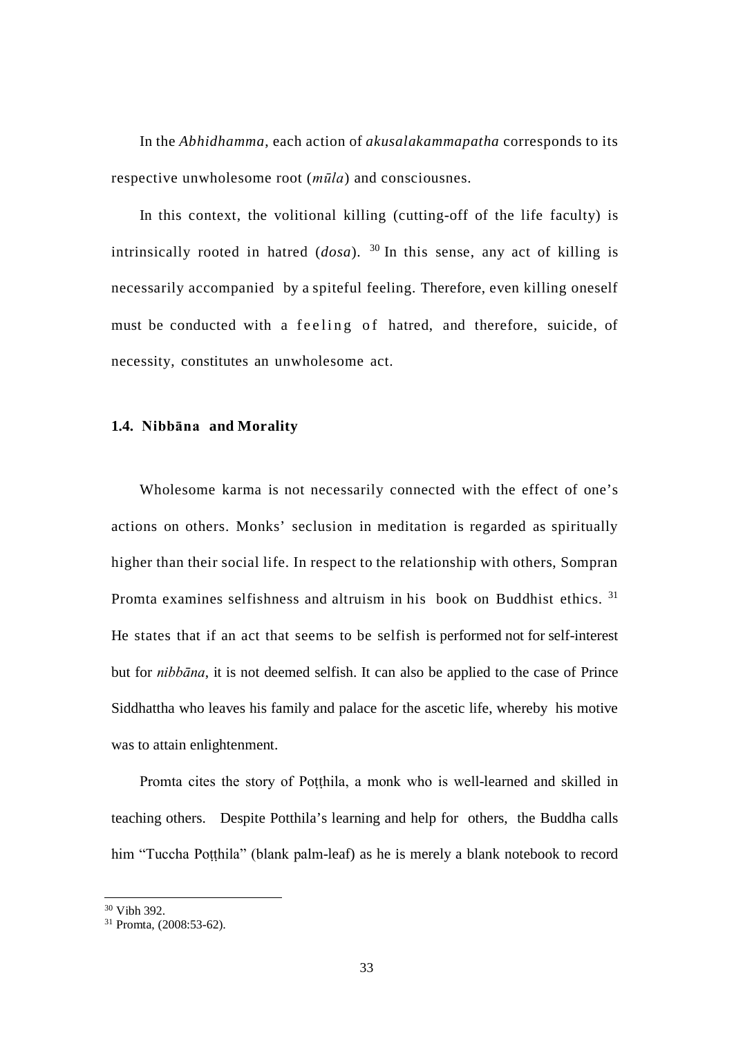In the *Abhidhamma*, each action of *akusalakammapatha* corresponds to its respective unwholesome root (*mūla*) and consciousnes.

In this context, the volitional killing (cutting-off of the life faculty) is intrinsically rooted in hatred (*dosa*). [30] In this sense, any act of killing is necessarily accompanied by a spiteful feeling. Therefore, even killing oneself must be conducted with a feeling of hatred, and therefore, suicide, of necessity, constitutes an unwholesome act.

### 1.4. Nibbāna and Morality

Wholesome karma is not necessarily connected with the effect of one's actions on others. Monks' seclusion in meditation is regarded as spiritually higher than their social life. In respect to the relationship with others, Sompran Promta examines selfishness and altruism in his book on Buddhist ethics. [31] He states that if an act that seems to be selfish is performed not for self-interest but for *nibbāna*, it is not deemed selfish. It can also be applied to the case of Prince Siddhattha who leaves his family and palace for the ascetic life, whereby his motive was to attain enlightenment.

Promta cites the story of Poṭṭhila, a monk who is well-learned and skilled in teaching others. Despite Potthila's learning and help for others, the Buddha calls him "Tuccha Poṭṭhila" (blank palm-leaf) as he is merely a blank notebook to record

[30] Vibh 392.

[31] Promta, (2008:53-62).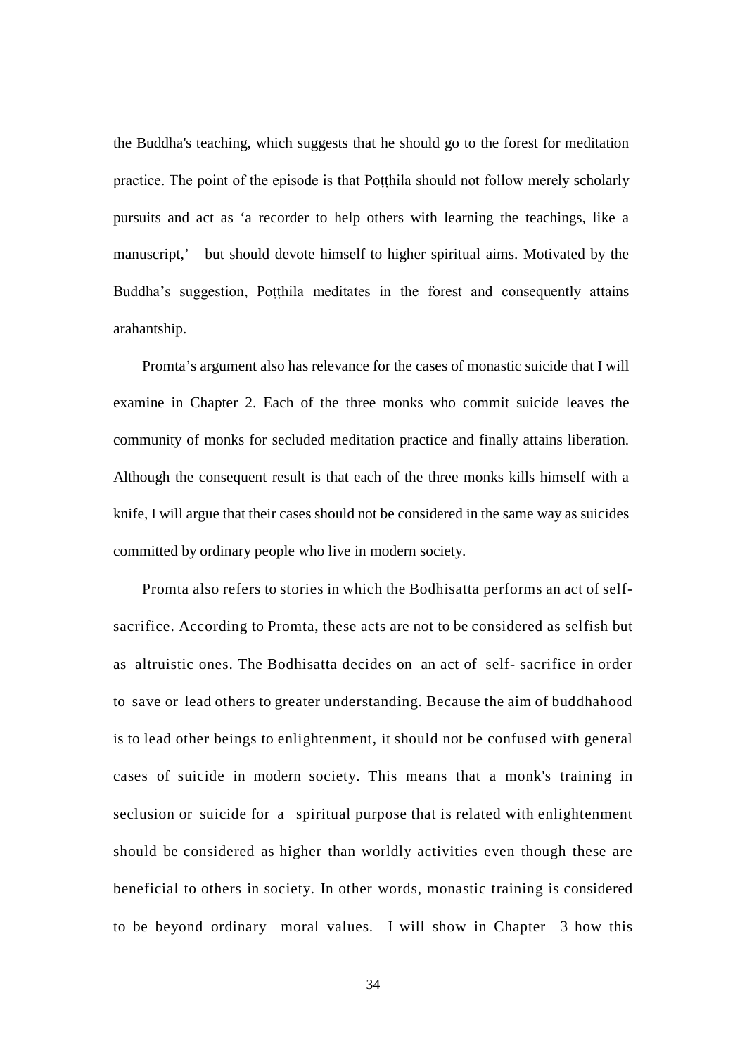the Buddha's teaching, which suggests that he should go to the forest for meditation practice. The point of the episode is that Poṭṭhila should not follow merely scholarly pursuits and act as 'a recorder to help others with learning the teachings, like a manuscript,' but should devote himself to higher spiritual aims. Motivated by the Buddha's suggestion, Poṭṭhila meditates in the forest and consequently attains arahantship.

Promta's argument also has relevance for the cases of monastic suicide that I will examine in Chapter 2. Each of the three monks who commit suicide leaves the community of monks for secluded meditation practice and finally attains liberation. Although the consequent result is that each of the three monks kills himself with a knife, I will argue that their cases should not be considered in the same way as suicides committed by ordinary people who live in modern society.

Promta also refers to stories in which the Bodhisatta performs an act of self-sacrifice. According to Promta, these acts are not to be considered as selfish but as altruistic ones. The Bodhisatta decides on an act of self- sacrifice in order to save or lead others to greater understanding. Because the aim of buddhahood is to lead other beings to enlightenment, it should not be confused with general cases of suicide in modern society. This means that a monk's training in seclusion or suicide for a spiritual purpose that is related with enlightenment should be considered as higher than worldly activities even though these are beneficial to others in society. In other words, monastic training is considered to be beyond ordinary moral values. I will show in Chapter 3 how this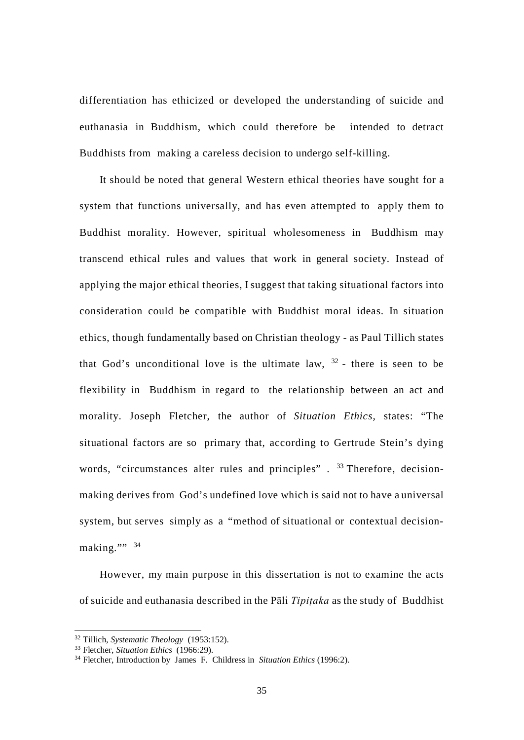differentiation has ethicized or developed the understanding of suicide and euthanasia in Buddhism, which could therefore be intended to detract Buddhists from making a careless decision to undergo self-killing.

It should be noted that general Western ethical theories have sought for a system that functions universally, and has even attempted to apply them to Buddhist morality. However, spiritual wholesomeness in Buddhism may transcend ethical rules and values that work in general society. Instead of applying the major ethical theories, I suggest that taking situational factors into consideration could be compatible with Buddhist moral ideas. In situation ethics, though fundamentally based on Christian theology - as Paul Tillich states that God's unconditional love is the ultimate law, [32] - there is seen to be flexibility in Buddhism in regard to the relationship between an act and morality. Joseph Fletcher, the author of *Situation Ethics*, states: "The situational factors are so primary that, according to Gertrude Stein's dying words, "circumstances alter rules and principles" . [33] Therefore, decision-making derives from God's undefined love which is said not to have a universal system, but serves simply as a "method of situational or contextual decision-making."" [34]

However, my main purpose in this dissertation is not to examine the acts of suicide and euthanasia described in the Pāli *Tipiṭaka* as the study of Buddhist

---

[32] Tillich, *Systematic Theology* (1953:152).

[33] Fletcher, *Situation Ethics* (1966:29).

[34] Fletcher, Introduction by James F. Childress in *Situation Ethics* (1996:2).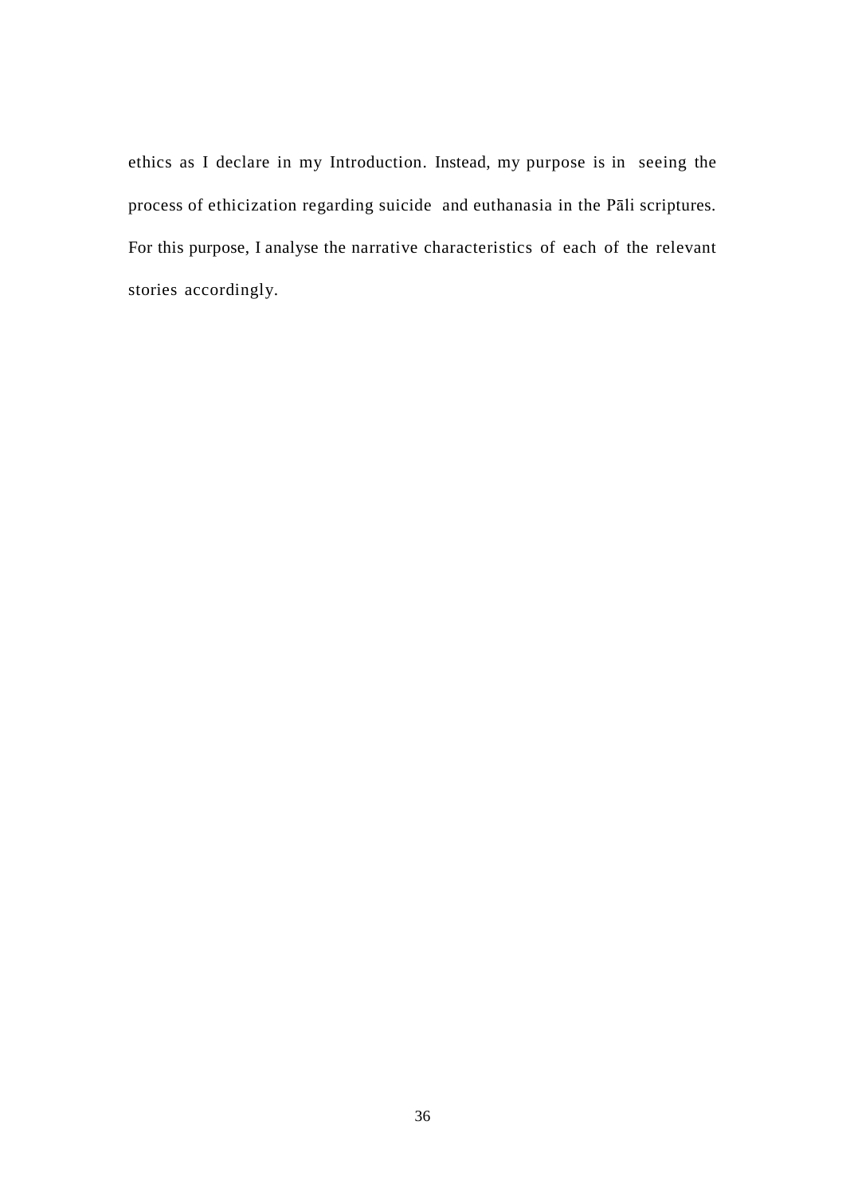ethics as I declare in my Introduction. Instead, my purpose is in seeing the process of ethicization regarding suicide and euthanasia in the Pāli scriptures. For this purpose, I analyse the narrative characteristics of each of the relevant stories accordingly.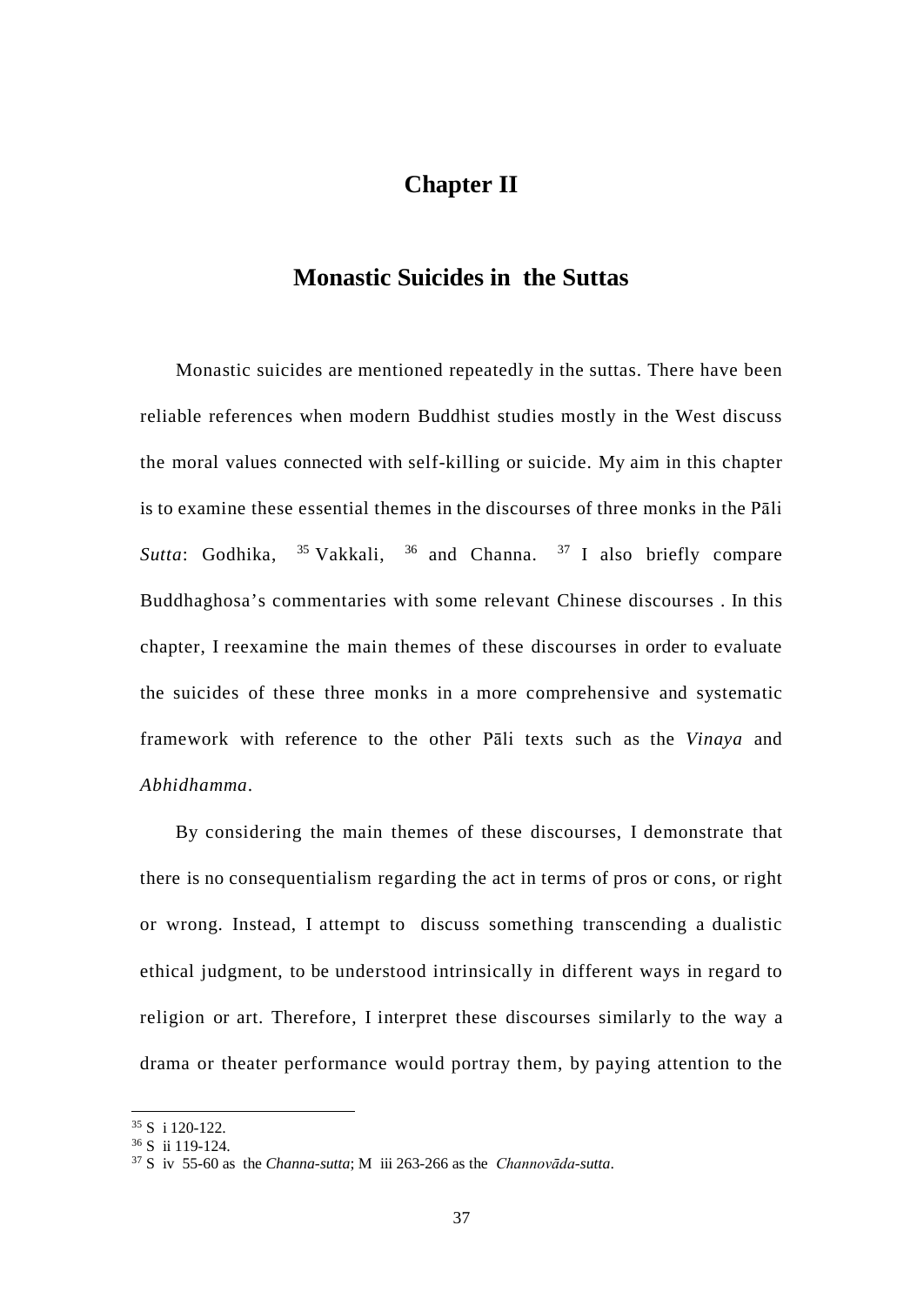# Chapter II

## Monastic Suicides in the Suttas

Monastic suicides are mentioned repeatedly in the suttas. There have been reliable references when modern Buddhist studies mostly in the West discuss the moral values connected with self-killing or suicide. My aim in this chapter is to examine these essential themes in the discourses of three monks in the Pāli *Sutta*: Godhika, [35] Vakkali, [36] and Channa. [37] I also briefly compare Buddhaghosa's commentaries with some relevant Chinese discourses . In this chapter, I reexamine the main themes of these discourses in order to evaluate the suicides of these three monks in a more comprehensive and systematic framework with reference to the other Pāli texts such as the *Vinaya* and *Abhidhamma*.

By considering the main themes of these discourses, I demonstrate that there is no consequentialism regarding the act in terms of pros or cons, or right or wrong. Instead, I attempt to discuss something transcending a dualistic ethical judgment, to be understood intrinsically in different ways in regard to religion or art. Therefore, I interpret these discourses similarly to the way a drama or theater performance would portray them, by paying attention to the

---

[35] S i 120-122.

[36] S ii 119-124.

[37] S iv 55-60 as the *Channa-sutta*; M iii 263-266 as the *Channovāda-sutta*.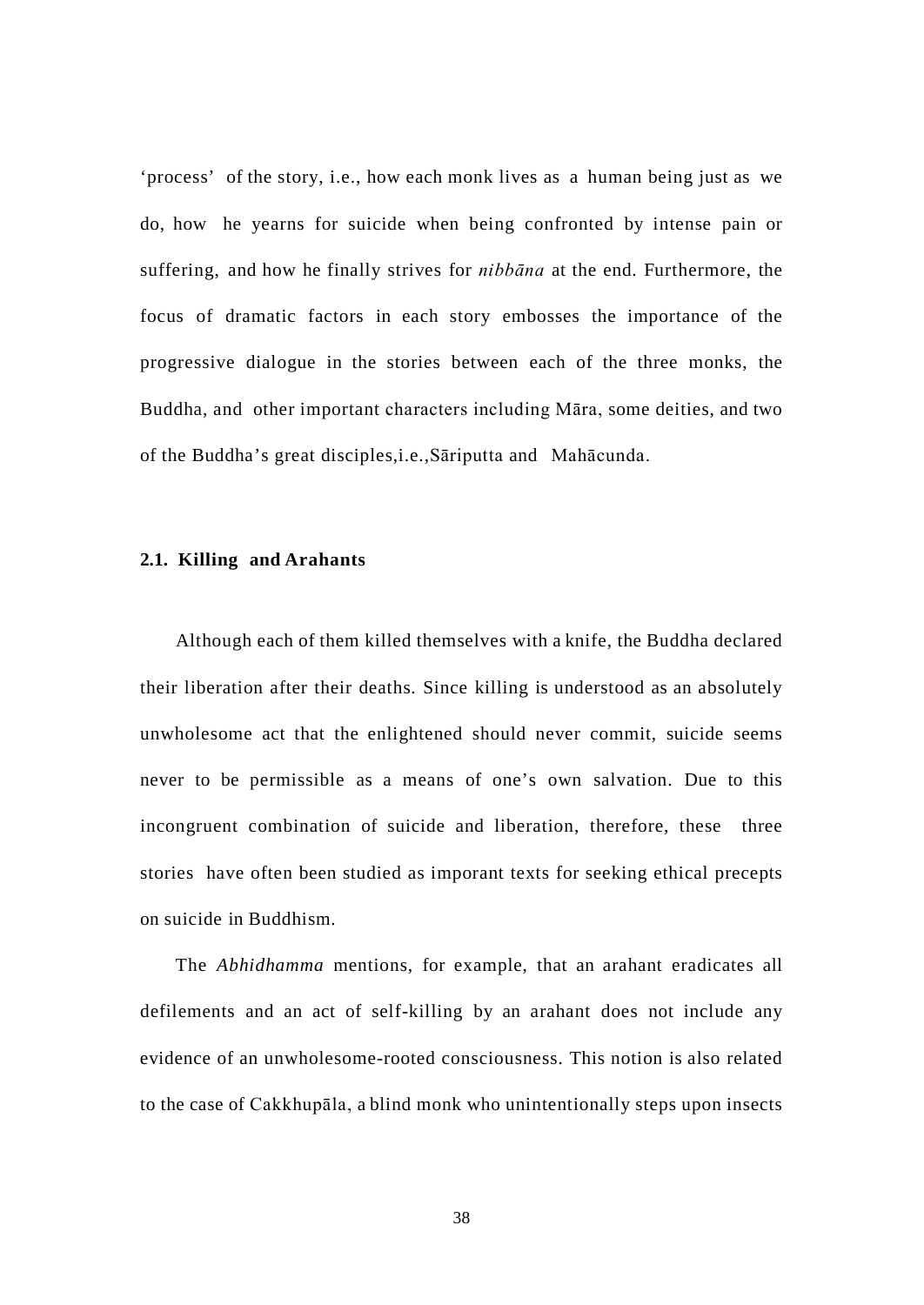‘process’ of the story, i.e., how each monk lives as a human being just as we do, how he yearns for suicide when being confronted by intense pain or suffering, and how he finally strives for *nibbāna* at the end. Furthermore, the focus of dramatic factors in each story embosses the importance of the progressive dialogue in the stories between each of the three monks, the Buddha, and other important characters including Māra, some deities, and two of the Buddha’s great disciples,i.e.,Sāriputta and Mahācunda.

## 2.1. Killing and Arahants

Although each of them killed themselves with a knife, the Buddha declared their liberation after their deaths. Since killing is understood as an absolutely unwholesome act that the enlightened should never commit, suicide seems never to be permissible as a means of one’s own salvation. Due to this incongruent combination of suicide and liberation, therefore, these three stories have often been studied as imporant texts for seeking ethical precepts on suicide in Buddhism.

The *Abhidhamma* mentions, for example, that an arahant eradicates all defilements and an act of self-killing by an arahant does not include any evidence of an unwholesome-rooted consciousness. This notion is also related to the case of Cakkhupāla, a blind monk who unintentionally steps upon insects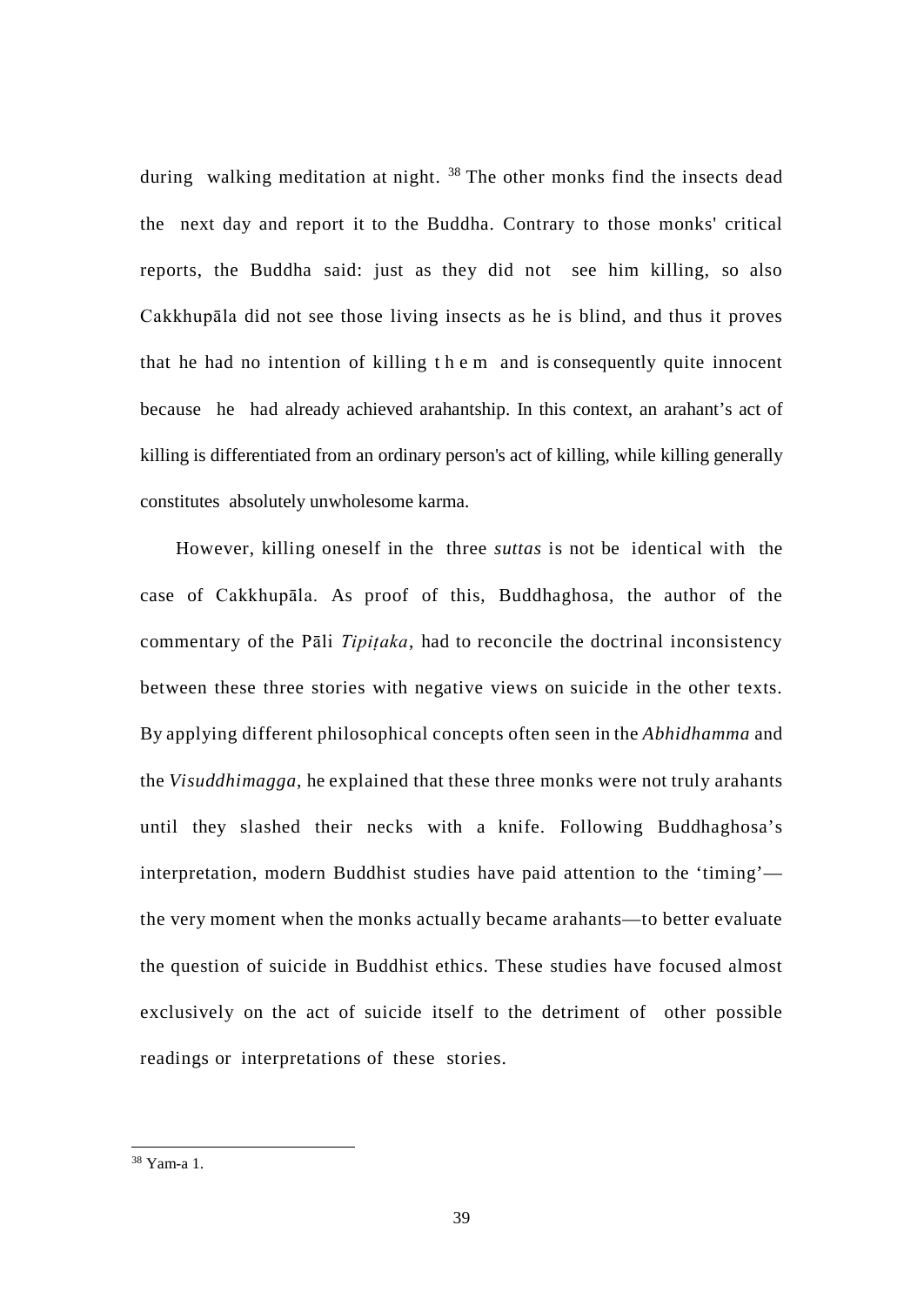during walking meditation at night. [38] The other monks find the insects dead the next day and report it to the Buddha. Contrary to those monks' critical reports, the Buddha said: just as they did not see him killing, so also Cakkhupāla did not see those living insects as he is blind, and thus it proves that he had no intention of killing them and is consequently quite innocent because he had already achieved arahantship. In this context, an arahant's act of killing is differentiated from an ordinary person's act of killing, while killing generally constitutes absolutely unwholesome karma.

However, killing oneself in the three *suttas* is not be identical with the case of Cakkhupāla. As proof of this, Buddhaghosa, the author of the commentary of the Pāli *Tipiṭaka*, had to reconcile the doctrinal inconsistency between these three stories with negative views on suicide in the other texts. By applying different philosophical concepts often seen in the *Abhidhamma* and the *Visuddhimagga*, he explained that these three monks were not truly arahants until they slashed their necks with a knife. Following Buddhaghosa's interpretation, modern Buddhist studies have paid attention to the 'timing'—the very moment when the monks actually became arahants—to better evaluate the question of suicide in Buddhist ethics. These studies have focused almost exclusively on the act of suicide itself to the detriment of other possible readings or interpretations of these stories.

---

[38] Yam-a 1.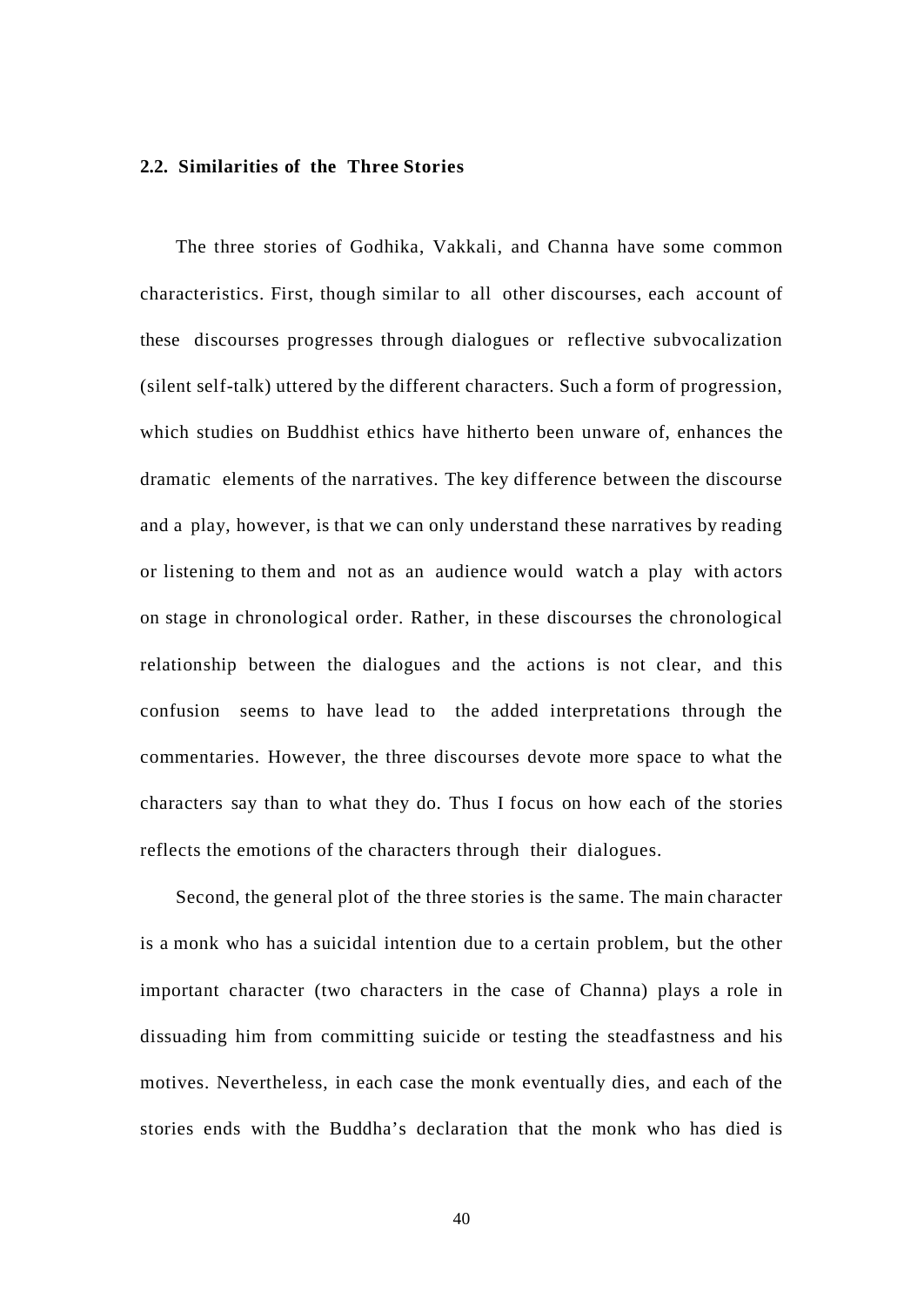### 2.2. Similarities of the Three Stories

The three stories of Godhika, Vakkali, and Channa have some common characteristics. First, though similar to all other discourses, each account of these discourses progresses through dialogues or reflective subvocalization (silent self-talk) uttered by the different characters. Such a form of progression, which studies on Buddhist ethics have hitherto been unware of, enhances the dramatic elements of the narratives. The key difference between the discourse and a play, however, is that we can only understand these narratives by reading or listening to them and not as an audience would watch a play with actors on stage in chronological order. Rather, in these discourses the chronological relationship between the dialogues and the actions is not clear, and this confusion seems to have lead to the added interpretations through the commentaries. However, the three discourses devote more space to what the characters say than to what they do. Thus I focus on how each of the stories reflects the emotions of the characters through their dialogues.

Second, the general plot of the three stories is the same. The main character is a monk who has a suicidal intention due to a certain problem, but the other important character (two characters in the case of Channa) plays a role in dissuading him from committing suicide or testing the steadfastness and his motives. Nevertheless, in each case the monk eventually dies, and each of the stories ends with the Buddha's declaration that the monk who has died is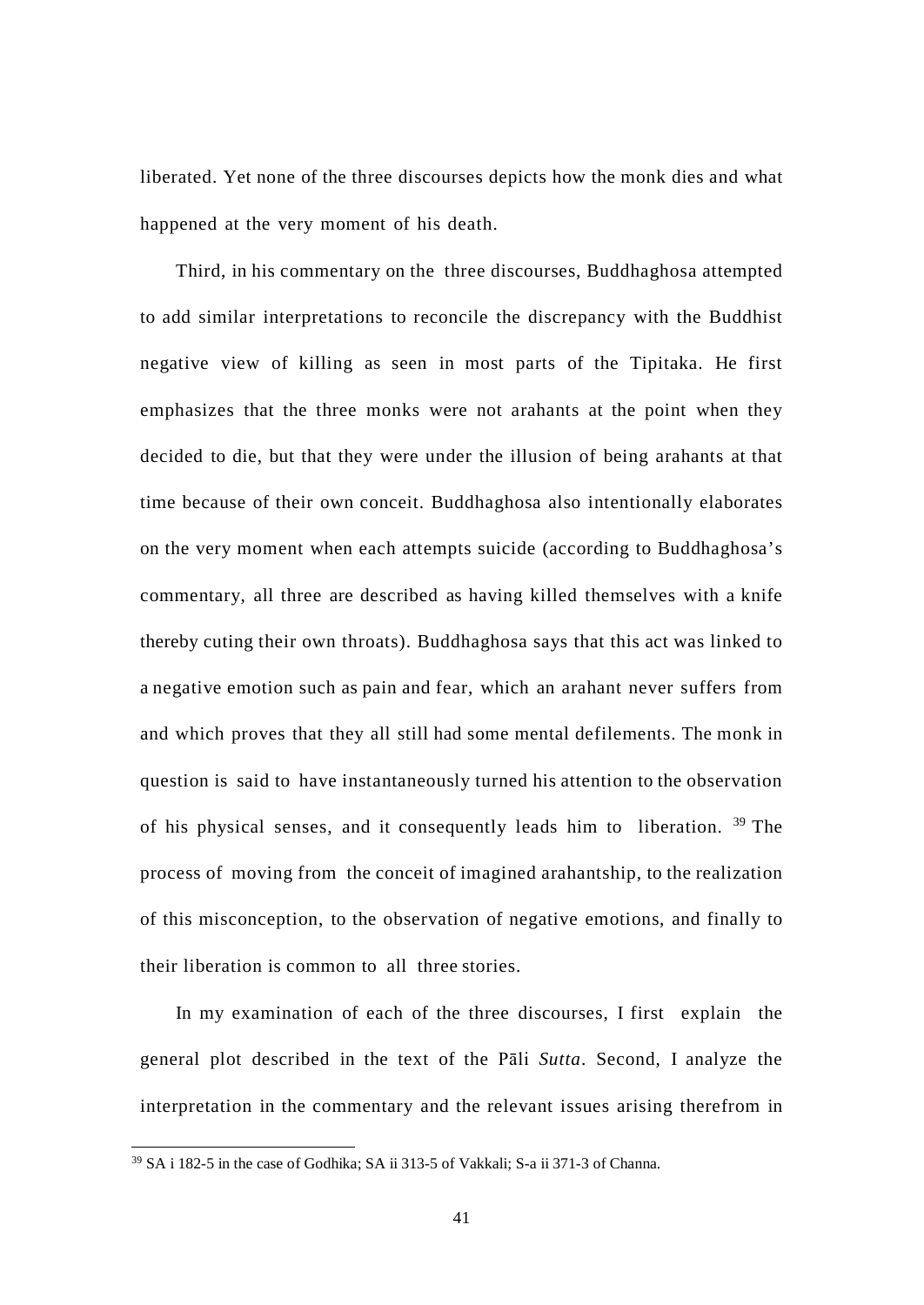liberated. Yet none of the three discourses depicts how the monk dies and what happened at the very moment of his death.

Third, in his commentary on the three discourses, Buddhaghosa attempted to add similar interpretations to reconcile the discrepancy with the Buddhist negative view of killing as seen in most parts of the Tipitaka. He first emphasizes that the three monks were not arahants at the point when they decided to die, but that they were under the illusion of being arahants at that time because of their own conceit. Buddhaghosa also intentionally elaborates on the very moment when each attempts suicide (according to Buddhaghosa's commentary, all three are described as having killed themselves with a knife thereby cuting their own throats). Buddhaghosa says that this act was linked to a negative emotion such as pain and fear, which an arahant never suffers from and which proves that they all still had some mental defilements. The monk in question is said to have instantaneously turned his attention to the observation of his physical senses, and it consequently leads him to liberation. [39] The process of moving from the conceit of imagined arahantship, to the realization of this misconception, to the observation of negative emotions, and finally to their liberation is common to all three stories.

In my examination of each of the three discourses, I first explain the general plot described in the text of the Pāli *Sutta*. Second, I analyze the interpretation in the commentary and the relevant issues arising therefrom in

---

[39] SA i 182-5 in the case of Godhika; SA ii 313-5 of Vakkali; S-a ii 371-3 of Channa.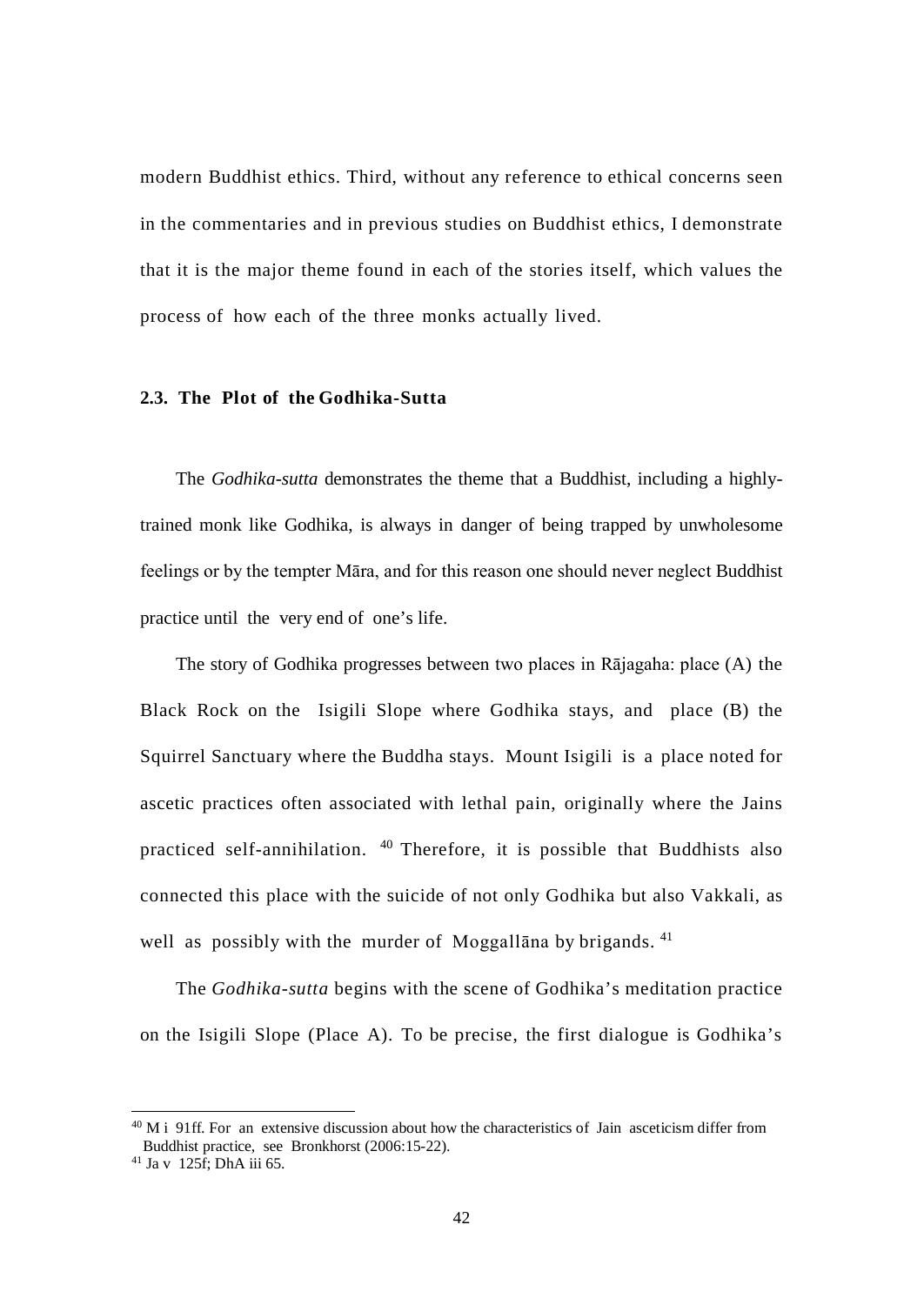modern Buddhist ethics. Third, without any reference to ethical concerns seen in the commentaries and in previous studies on Buddhist ethics, I demonstrate that it is the major theme found in each of the stories itself, which values the process of how each of the three monks actually lived.

### 2.3. The Plot of the Godhika-Sutta

The *Godhika-sutta* demonstrates the theme that a Buddhist, including a highly-trained monk like Godhika, is always in danger of being trapped by unwholesome feelings or by the tempter Māra, and for this reason one should never neglect Buddhist practice until the very end of one's life.

The story of Godhika progresses between two places in Rājagaha: place (A) the Black Rock on the Isigili Slope where Godhika stays, and place (B) the Squirrel Sanctuary where the Buddha stays. Mount Isigili is a place noted for ascetic practices often associated with lethal pain, originally where the Jains practiced self-annihilation. [40] Therefore, it is possible that Buddhists also connected this place with the suicide of not only Godhika but also Vakkali, as well as possibly with the murder of Moggallāna by brigands. [41]

The *Godhika-sutta* begins with the scene of Godhika's meditation practice on the Isigili Slope (Place A). To be precise, the first dialogue is Godhika's

---

[40] M i 91ff. For an extensive discussion about how the characteristics of Jain asceticism differ from Buddhist practice, see Bronkhorst (2006:15-22).

[41] Ja v 125f; DhA iii 65.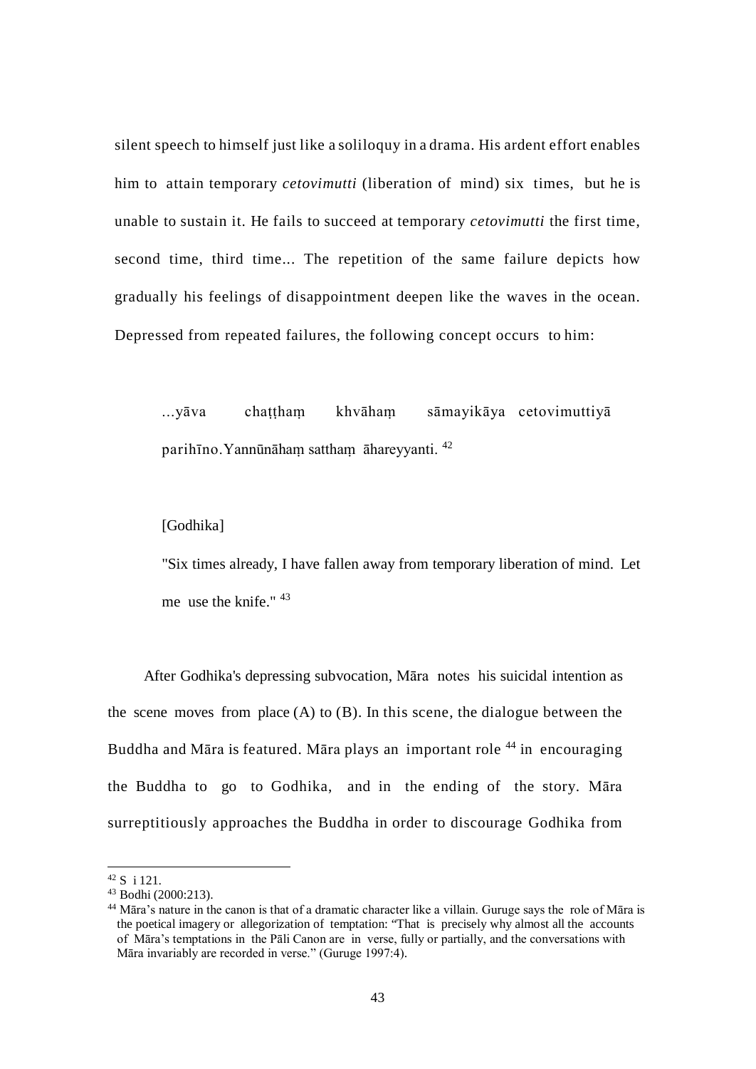silent speech to himself just like a soliloquy in a drama. His ardent effort enables him to attain temporary *cetovimutti* (liberation of mind) six times, but he is unable to sustain it. He fails to succeed at temporary *cetovimutti* the first time, second time, third time... The repetition of the same failure depicts how gradually his feelings of disappointment deepen like the waves in the ocean. Depressed from repeated failures, the following concept occurs to him:

> ...yāva chaṭṭhaṃ khvāhaṃ sāmayikāya cetovimuttiyā parihīno.Yannūnāhaṃ satthaṃ āhareyyanti. [42]
>
> [Godhika]
>
> "Six times already, I have fallen away from temporary liberation of mind. Let me use the knife." [43]

After Godhika's depressing subvocation, Māra notes his suicidal intention as the scene moves from place (A) to (B). In this scene, the dialogue between the Buddha and Māra is featured. Māra plays an important role [44] in encouraging the Buddha to go to Godhika, and in the ending of the story. Māra surreptitiously approaches the Buddha in order to discourage Godhika from

---

[42] S i 121.

[43] Bodhi (2000:213).

[44] Māra's nature in the canon is that of a dramatic character like a villain. Guruge says the role of Māra is the poetical imagery or allegorization of temptation: "That is precisely why almost all the accounts of Māra's temptations in the Pāli Canon are in verse, fully or partially, and the conversations with Māra invariably are recorded in verse." (Guruge 1997:4).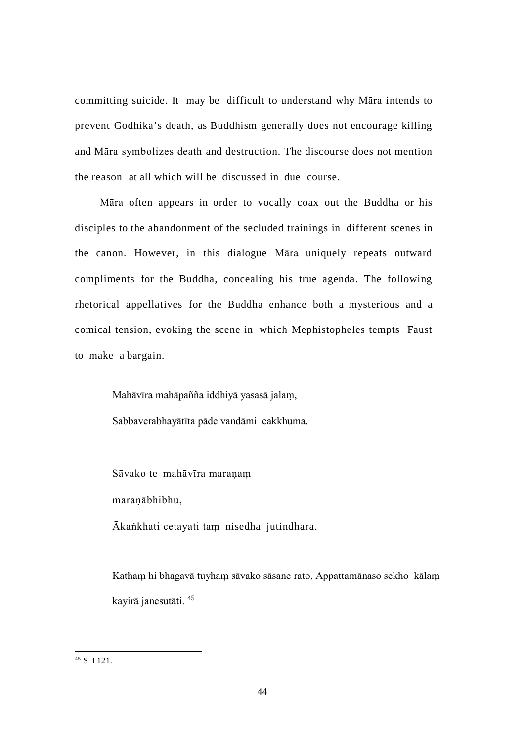committing suicide. It may be difficult to understand why Māra intends to prevent Godhika's death, as Buddhism generally does not encourage killing and Māra symbolizes death and destruction. The discourse does not mention the reason at all which will be discussed in due course.

Māra often appears in order to vocally coax out the Buddha or his disciples to the abandonment of the secluded trainings in different scenes in the canon. However, in this dialogue Māra uniquely repeats outward compliments for the Buddha, concealing his true agenda. The following rhetorical appellatives for the Buddha enhance both a mysterious and a comical tension, evoking the scene in which Mephistopheles tempts Faust to make a bargain.

> Mahāvīra mahāpañña iddhiyā yasasā jalaṃ,
>
> Sabbaverabhayātīta pāde vandāmi cakkhuma.
>
> Sāvako te mahāvīra maraṇaṃ
>
> maraṇābhibhu,
>
> Ākaṅkhati cetayati taṃ nisedha jutindhara.
>
> Kathaṃ hi bhagavā tuyhaṃ sāvako sāsane rato, Appattamānaso sekho kālaṃ kayirā janesutāti. [45]

---

[45] S i 121.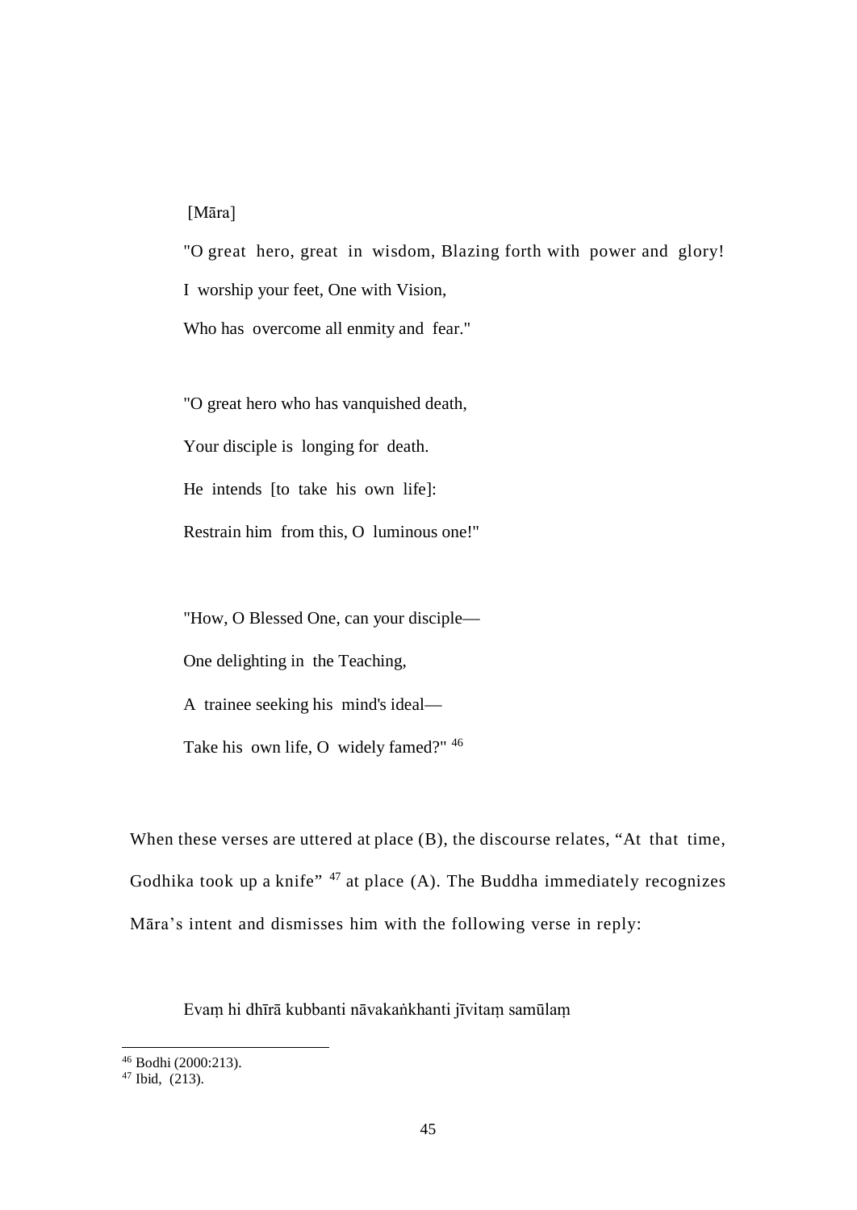[Māra]

"O great hero, great in wisdom, Blazing forth with power and glory!

I worship your feet, One with Vision,

Who has overcome all enmity and fear."

"O great hero who has vanquished death,

Your disciple is longing for death.

He intends [to take his own life]:

Restrain him from this, O luminous one!"

"How, O Blessed One, can your disciple—

One delighting in the Teaching,

A trainee seeking his mind's ideal—

Take his own life, O widely famed?" [46]

When these verses are uttered at place (B), the discourse relates, "At that time, Godhika took up a knife" [47] at place (A). The Buddha immediately recognizes Māra's intent and dismisses him with the following verse in reply:

Evaṃ hi dhīrā kubbanti nāvakaṅkhanti jīvitaṃ samūlaṃ

---

[46] Bodhi (2000:213).

[47] Ibid, (213).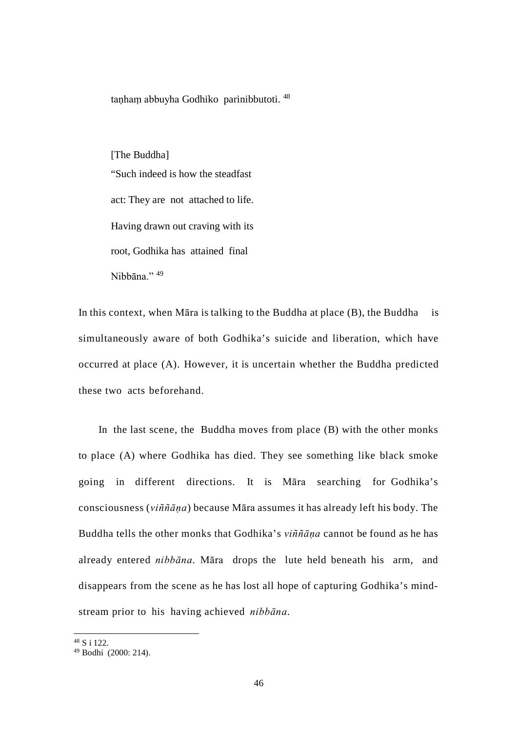taṇhaṃ abbuyha Godhiko parinibbutoti. [48]

[The Buddha]
"Such indeed is how the steadfast
act: They are not attached to life.
Having drawn out craving with its
root, Godhika has attained final
Nibbāna." [49]

In this context, when Māra is talking to the Buddha at place (B), the Buddha is simultaneously aware of both Godhika's suicide and liberation, which have occurred at place (A). However, it is uncertain whether the Buddha predicted these two acts beforehand.

In the last scene, the Buddha moves from place (B) with the other monks to place (A) where Godhika has died. They see something like black smoke going in different directions. It is Māra searching for Godhika's consciousness (*viññāṇa*) because Māra assumes it has already left his body. The Buddha tells the other monks that Godhika's *viññāṇa* cannot be found as he has already entered *nibbāna*. Māra drops the lute held beneath his arm, and disappears from the scene as he has lost all hope of capturing Godhika's mind-stream prior to his having achieved *nibbāna*.

---

[48] S i 122.

[49] Bodhi (2000: 214).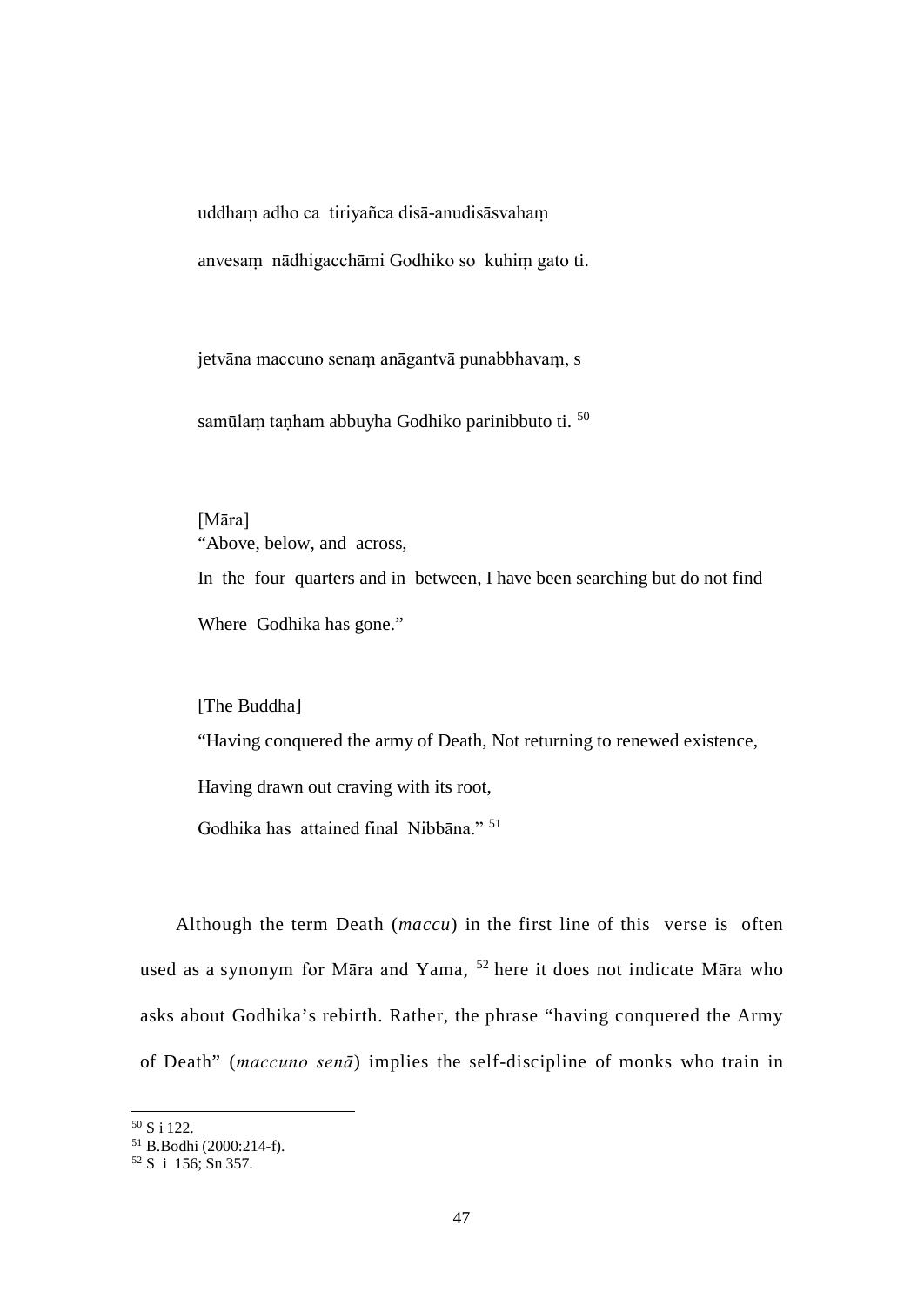uddhaṃ adho ca tiriyañca disā-anudisāsvahaṃ

anvesaṃ nādhigacchāmi Godhiko so kuhiṃ gato ti.

jetvāna maccuno senaṃ anāgantvā punabbhavaṃ, s

samūlaṃ taṇham abbuyha Godhiko parinibbuto ti. [50]

[Māra]
“Above, below, and across,

In the four quarters and in between, I have been searching but do not find

Where Godhika has gone.”

[The Buddha]

“Having conquered the army of Death, Not returning to renewed existence,

Having drawn out craving with its root,

Godhika has attained final Nibbāna.” [51]

Although the term Death (*maccu*) in the first line of this verse is often used as a synonym for Māra and Yama, [52] here it does not indicate Māra who asks about Godhika’s rebirth. Rather, the phrase “having conquered the Army of Death” (*maccuno senā*) implies the self-discipline of monks who train in

---

[50] S i 122.

[51] B.Bodhi (2000:214-f).

[52] S i 156; Sn 357.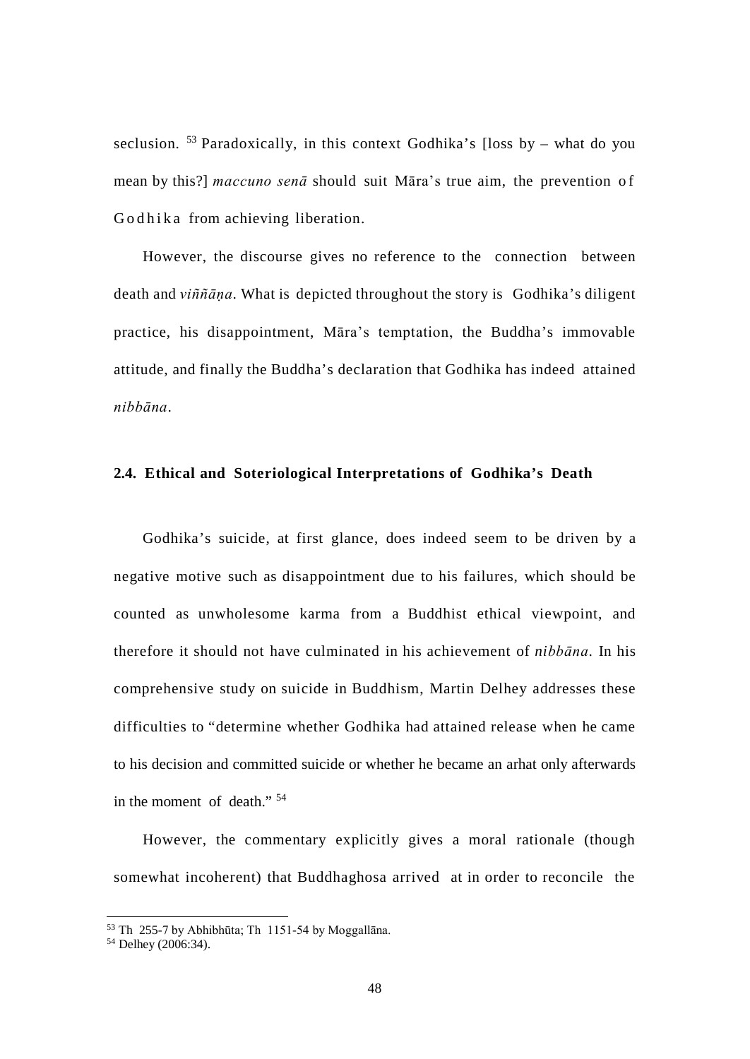seclusion.[53] Paradoxically, in this context Godhika's [loss by – what do you mean by this?] *maccuno senā* should suit Māra's true aim, the prevention of Godhika from achieving liberation.

However, the discourse gives no reference to the connection between death and *viññāṇa*. What is depicted throughout the story is Godhika's diligent practice, his disappointment, Māra's temptation, the Buddha's immovable attitude, and finally the Buddha's declaration that Godhika has indeed attained *nibbāna*.

### 2.4. Ethical and Soteriological Interpretations of Godhika's Death

Godhika's suicide, at first glance, does indeed seem to be driven by a negative motive such as disappointment due to his failures, which should be counted as unwholesome karma from a Buddhist ethical viewpoint, and therefore it should not have culminated in his achievement of *nibbāna*. In his comprehensive study on suicide in Buddhism, Martin Delhey addresses these difficulties to "determine whether Godhika had attained release when he came to his decision and committed suicide or whether he became an arhat only afterwards in the moment of death."[54]

However, the commentary explicitly gives a moral rationale (though somewhat incoherent) that Buddhaghosa arrived at in order to reconcile the

---

[53] Th 255-7 by Abhibhūta; Th 1151-54 by Moggallāna.

[54] Delhey (2006:34).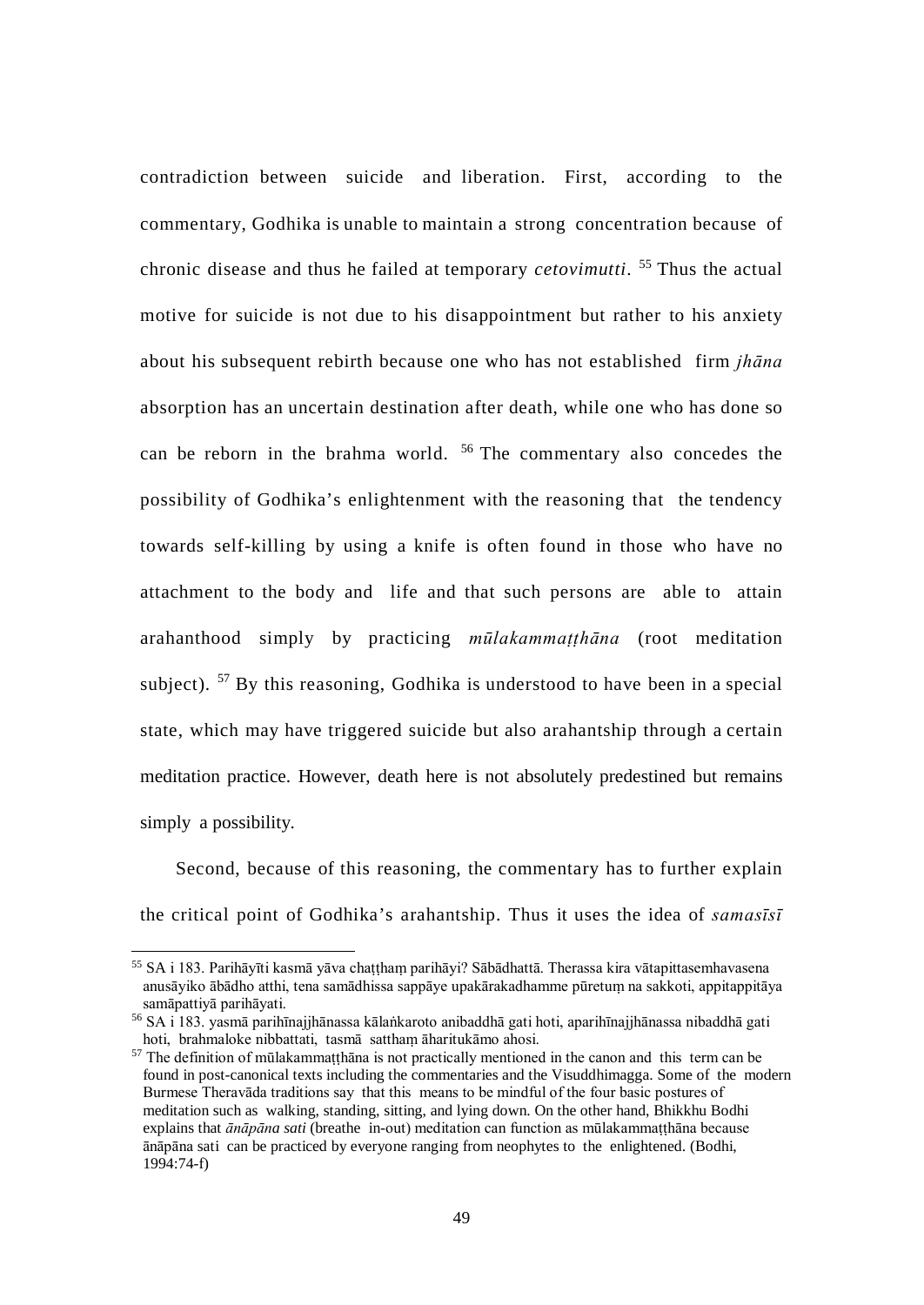contradiction between suicide and liberation. First, according to the commentary, Godhika is unable to maintain a strong concentration because of chronic disease and thus he failed at temporary *cetovimutti*. [55] Thus the actual motive for suicide is not due to his disappointment but rather to his anxiety about his subsequent rebirth because one who has not established firm *jhāna* absorption has an uncertain destination after death, while one who has done so can be reborn in the brahma world. [56] The commentary also concedes the possibility of Godhika's enlightenment with the reasoning that the tendency towards self-killing by using a knife is often found in those who have no attachment to the body and life and that such persons are able to attain arahanthood simply by practicing *mūlakammaṭṭhāna* (root meditation subject). [57] By this reasoning, Godhika is understood to have been in a special state, which may have triggered suicide but also arahantship through a certain meditation practice. However, death here is not absolutely predestined but remains simply a possibility.

Second, because of this reasoning, the commentary has to further explain the critical point of Godhika's arahantship. Thus it uses the idea of *samasīsī*

---

[55] SA i 183. Parihāyīti kasmā yāva chaṭṭhaṃ parihāyi? Sābādhattā. Therassa kira vātapittasemhavasena anusāyiko ābādho atthi, tena samādhissa sappāye upakārakadhamme pūretuṃ na sakkoti, appitappitāya samāpattiyā parihāyati.

[56] SA i 183. yasmā parihīnajjhānassa kālaṅkaroto anibaddhā gati hoti, aparihīnajjhānassa nibaddhā gati hoti, brahmaloke nibbattati, tasmā satthaṃ āharitukāmo ahosi.

[57] The definition of mūlakammaṭṭhāna is not practically mentioned in the canon and this term can be found in post-canonical texts including the commentaries and the Visuddhimagga. Some of the modern Burmese Theravāda traditions say that this means to be mindful of the four basic postures of meditation such as walking, standing, sitting, and lying down. On the other hand, Bhikkhu Bodhi explains that *ānāpāna sati* (breathe in-out) meditation can function as mūlakammaṭṭhāna because ānāpāna sati can be practiced by everyone ranging from neophytes to the enlightened. (Bodhi, 1994:74-f)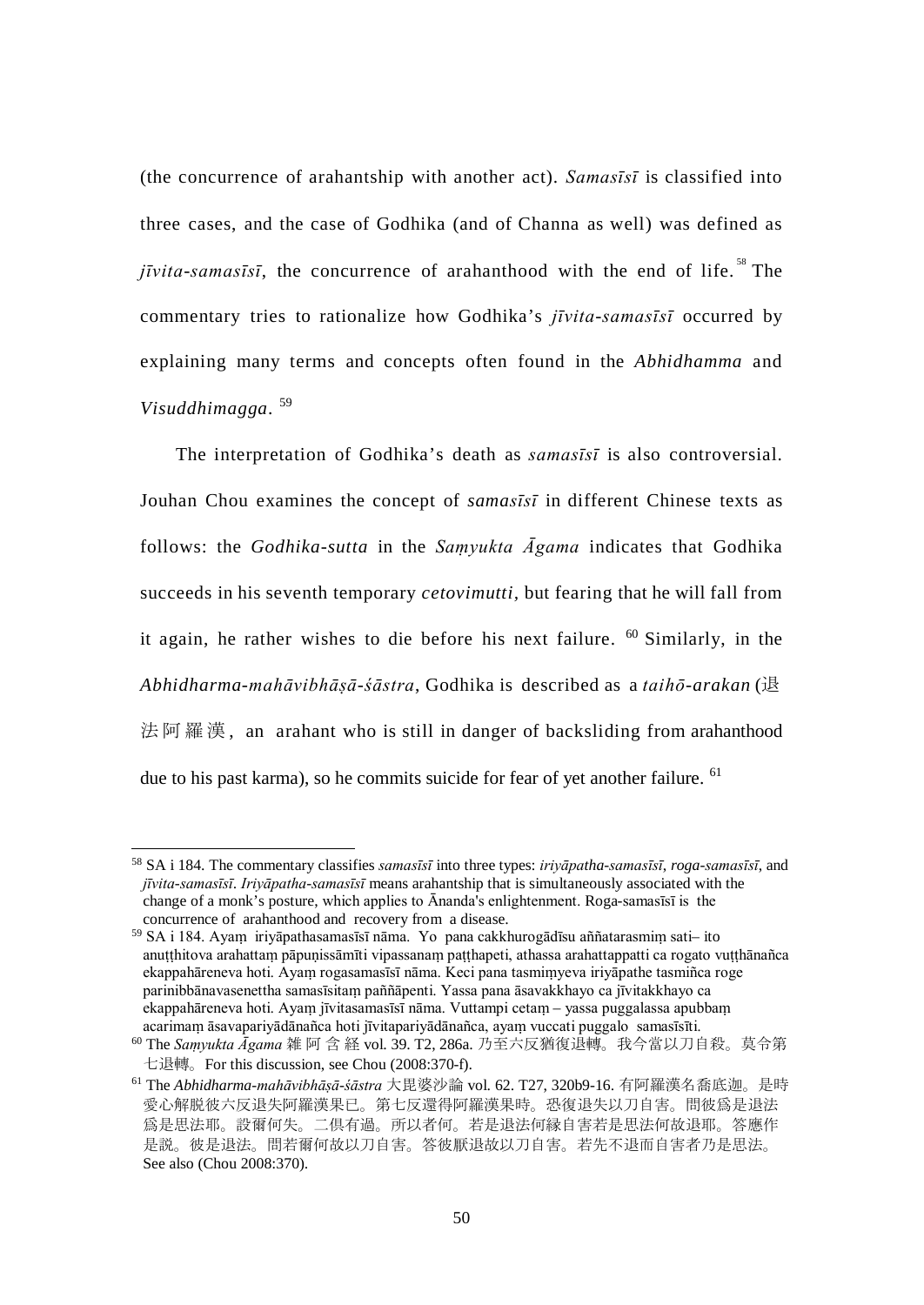(the concurrence of arahantship with another act). *Samasīsī* is classified into three cases, and the case of Godhika (and of Channa as well) was defined as *jīvita-samasīsī*, the concurrence of arahanthood with the end of life.[58] The commentary tries to rationalize how Godhika's *jīvita-samasīsī* occurred by explaining many terms and concepts often found in the *Abhidhamma* and *Visuddhimagga*.[59]

The interpretation of Godhika's death as *samasīsī* is also controversial. Jouhan Chou examines the concept of *samasīsī* in different Chinese texts as follows: the *Godhika-sutta* in the *Saṃyukta Āgama* indicates that Godhika succeeds in his seventh temporary *cetovimutti*, but fearing that he will fall from it again, he rather wishes to die before his next failure.[60] Similarly, in the *Abhidharma-mahāvibhāṣā-śāstra*, Godhika is described as a *taihō-arakan* (退法阿羅漢, an arahant who is still in danger of backsliding from arahanthood due to his past karma), so he commits suicide for fear of yet another failure.[61]

---

[58] SA i 184. The commentary classifies *samasīsī* into three types: *iriyāpatha-samasīsī*, *roga-samasīsī*, and *jīvita-samasīsī*. *Iriyāpatha-samasīsī* means arahantship that is simultaneously associated with the change of a monk's posture, which applies to Ānanda's enlightenment. Roga-samasīsī is the concurrence of arahanthood and recovery from a disease.

[59] SA i 184. Ayaṃ iriyāpathasamasīsī nāma. Yo pana cakkhurogādīsu aññatarasmiṃ sati– ito anuṭṭhitova arahattaṃ pāpuṇissāmīti vipassanaṃ paṭṭhapeti, athassa arahattappatti ca rogato vuṭṭhānañca ekappahāreneva hoti. Ayaṃ rogasamasīsī nāma. Keci pana tasmiṃyeva iriyāpathe tasmiñca roge parinibbānavasenettha samasīsitaṃ paññāpenti. Yassa pana āsavakkhayo ca jīvitakkhayo ca ekappahāreneva hoti. Ayaṃ jīvitasamasīsī nāma. Vuttampi cetaṃ – yassa puggalassa apubbaṃ acarimaṃ āsavapariyādānañca hoti jīvitapariyādānañca, ayaṃ vuccati puggalo samasīsīti.

[60] The *Saṃyukta Āgama* 雜阿含経 vol. 39. T2, 286a. 乃至六反猶復退轉。我今當以刀自殺。莫令第七退轉。For this discussion, see Chou (2008:370-f).

[61] The *Abhidharma-mahāvibhāṣā-śāstra* 大毘婆沙論 vol. 62. T27, 320b9-16. 有阿羅漢名喬底迦。是時愛心解脱彼六反退失阿羅漢果已。第七反還得阿羅漢果時。恐復退失以刀自害。問彼爲是退法爲是思法耶。設爾何失。二俱有過。所以者何。若是退法何緣自害若是思法何故退耶。答應作是説。彼是退法。問若爾何故以刀自害。答彼厭退故以刀自害。若先不退而自害者乃是思法。See also (Chou 2008:370).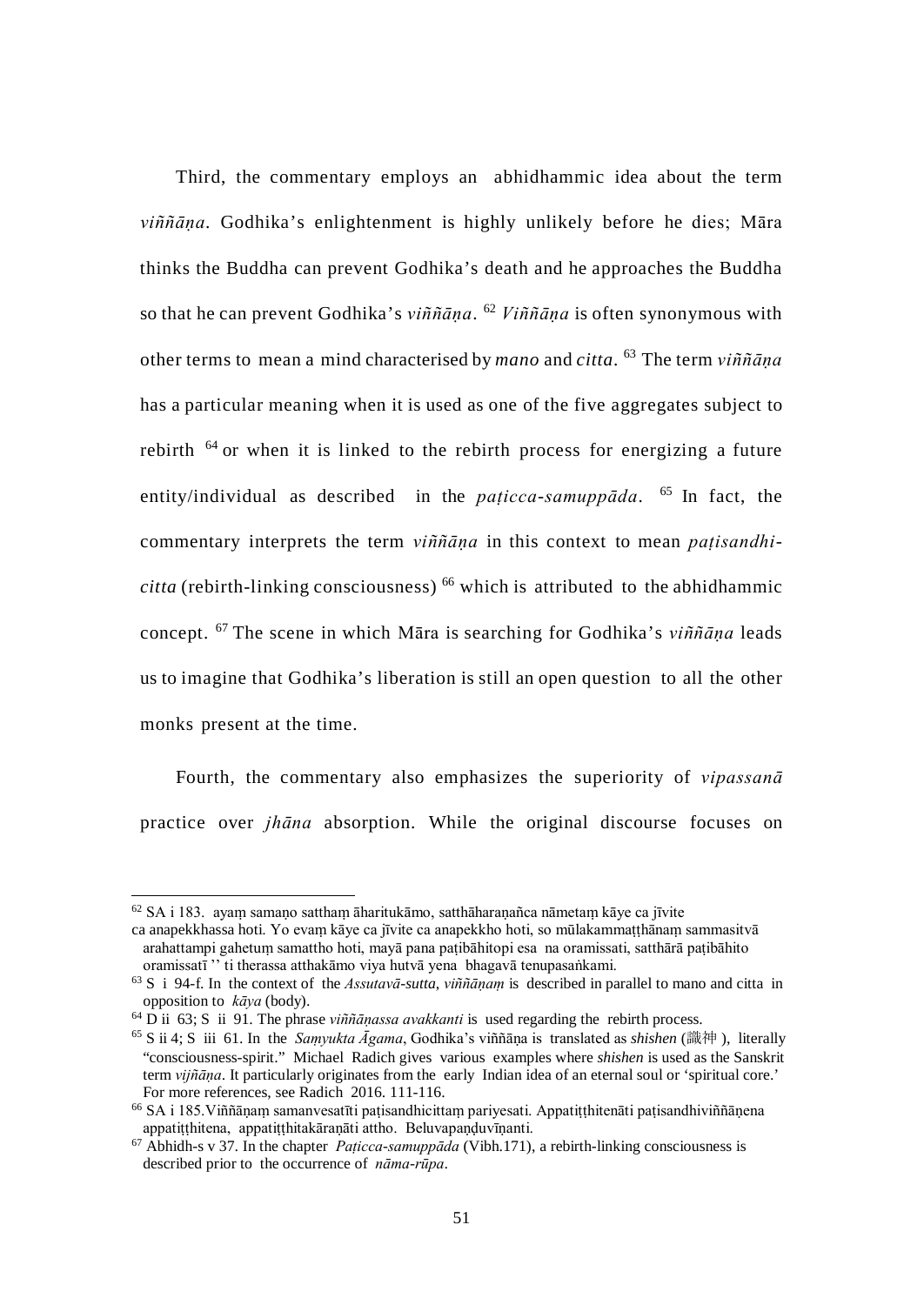Third, the commentary employs an abhidhammic idea about the term *viññāṇa*. Godhika's enlightenment is highly unlikely before he dies; Māra thinks the Buddha can prevent Godhika's death and he approaches the Buddha so that he can prevent Godhika's *viññāṇa*. [62] *Viññāṇa* is often synonymous with other terms to mean a mind characterised by *mano* and *citta*. [63] The term *viññāṇa* has a particular meaning when it is used as one of the five aggregates subject to rebirth [64] or when it is linked to the rebirth process for energizing a future entity/individual as described in the *paṭicca-samuppāda*. [65] In fact, the commentary interprets the term *viññāṇa* in this context to mean *paṭisandhi-citta* (rebirth-linking consciousness) [66] which is attributed to the abhidhammic concept. [67] The scene in which Māra is searching for Godhika's *viññāṇa* leads us to imagine that Godhika's liberation is still an open question to all the other monks present at the time.

Fourth, the commentary also emphasizes the superiority of *vipassanā* practice over *jhāna* absorption. While the original discourse focuses on

---

[62] SA i 183. ayaṃ samaṇo satthaṃ āharitukāmo, satthāharaṇañca nāmetaṃ kāye ca jīvite ca anapekkhassa hoti. Yo evaṃ kāye ca jīvite ca anapekkho hoti, so mūlakammaṭṭhānaṃ sammasitvā arahattampi gahetuṃ samattho hoti, mayā pana paṭibāhitopi esa na oramissati, satthārā paṭibāhito oramissatī '' ti therassa atthakāmo viya hutvā yena bhagavā tenupasaṅkami.

[63] S i 94-f. In the context of the *Assutavā-sutta*, *viññāṇaṃ* is described in parallel to mano and citta in opposition to *kāya* (body).

[64] D ii 63; S ii 91. The phrase *viññāṇassa avakkanti* is used regarding the rebirth process.

[65] S ii 4; S iii 61. In the *Saṃyukta Āgama*, Godhika's viññāṇa is translated as *shishen* (識神), literally "consciousness-spirit." Michael Radich gives various examples where *shishen* is used as the Sanskrit term *vijñāṇa*. It particularly originates from the early Indian idea of an eternal soul or 'spiritual core.' For more references, see Radich 2016. 111-116.

[66] SA i 185.Viññāṇaṃ samanvesatīti paṭisandhicittaṃ pariyesati. Appatiṭṭhitenāti paṭisandhiviññāṇena appatiṭṭhitena, appatiṭṭhitakāraṇāti attho. Beluvapaṇḍuvīṇanti.

[67] Abhidh-s v 37. In the chapter *Paṭicca-samuppāda* (Vibh.171), a rebirth-linking consciousness is described prior to the occurrence of *nāma-rūpa*.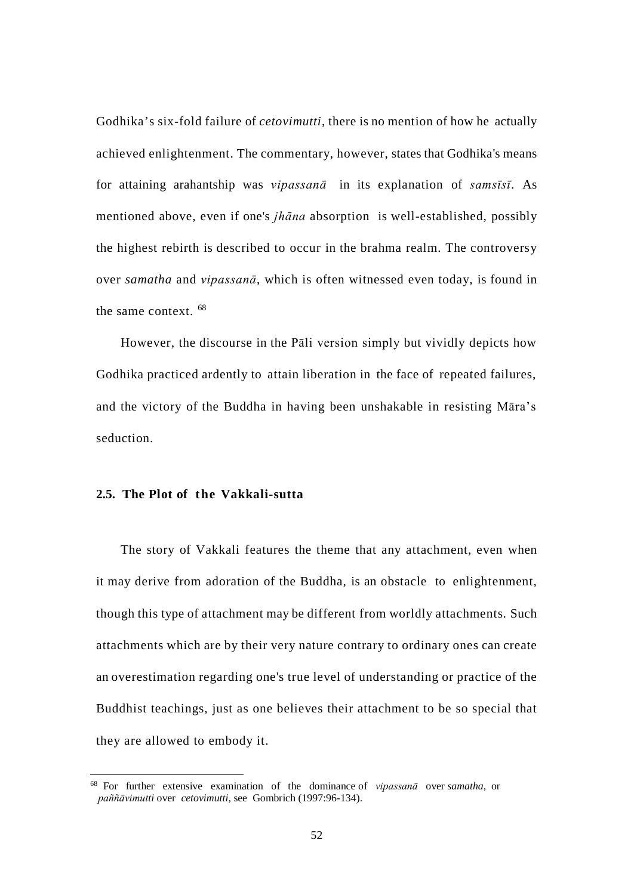Godhika's six-fold failure of *cetovimutti*, there is no mention of how he actually achieved enlightenment. The commentary, however, states that Godhika's means for attaining arahantship was *vipassanā* in its explanation of *samsīsī*. As mentioned above, even if one's *jhāna* absorption is well-established, possibly the highest rebirth is described to occur in the brahma realm. The controversy over *samatha* and *vipassanā*, which is often witnessed even today, is found in the same context. [68]

However, the discourse in the Pāli version simply but vividly depicts how Godhika practiced ardently to attain liberation in the face of repeated failures, and the victory of the Buddha in having been unshakable in resisting Māra's seduction.

### 2.5. The Plot of the Vakkali-sutta

The story of Vakkali features the theme that any attachment, even when it may derive from adoration of the Buddha, is an obstacle to enlightenment, though this type of attachment may be different from worldly attachments. Such attachments which are by their very nature contrary to ordinary ones can create an overestimation regarding one's true level of understanding or practice of the Buddhist teachings, just as one believes their attachment to be so special that they are allowed to embody it.

---

[68] For further extensive examination of the dominance of *vipassanā* over *samatha*, or *paññāvimutti* over *cetovimutti*, see Gombrich (1997:96-134).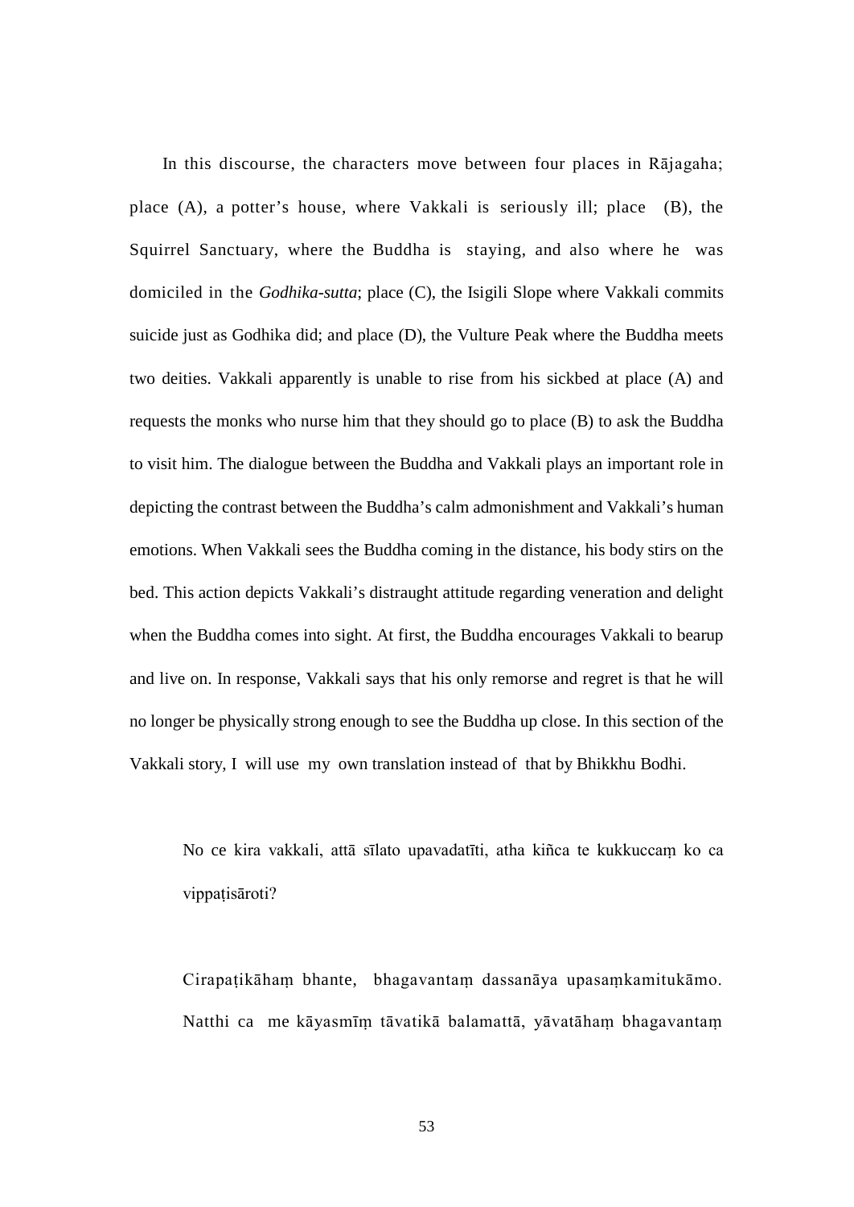In this discourse, the characters move between four places in Rājagaha; place (A), a potter’s house, where Vakkali is seriously ill; place (B), the Squirrel Sanctuary, where the Buddha is staying, and also where he was domiciled in the *Godhika-sutta*; place (C), the Isigili Slope where Vakkali commits suicide just as Godhika did; and place (D), the Vulture Peak where the Buddha meets two deities. Vakkali apparently is unable to rise from his sickbed at place (A) and requests the monks who nurse him that they should go to place (B) to ask the Buddha to visit him. The dialogue between the Buddha and Vakkali plays an important role in depicting the contrast between the Buddha’s calm admonishment and Vakkali’s human emotions. When Vakkali sees the Buddha coming in the distance, his body stirs on the bed. This action depicts Vakkali’s distraught attitude regarding veneration and delight when the Buddha comes into sight. At first, the Buddha encourages Vakkali to bearup and live on. In response, Vakkali says that his only remorse and regret is that he will no longer be physically strong enough to see the Buddha up close. In this section of the Vakkali story, I will use my own translation instead of that by Bhikkhu Bodhi.

> No ce kira vakkali, attā sīlato upavadatīti, atha kiñca te kukkuccaṃ ko ca vippaṭisāroti?
>
> Cirapaṭikāhaṃ bhante, bhagavantaṃ dassanāya upasaṃkamitukāmo. Natthi ca me kāyasmīṃ tāvatikā balamattā, yāvatāhaṃ bhagavantaṃ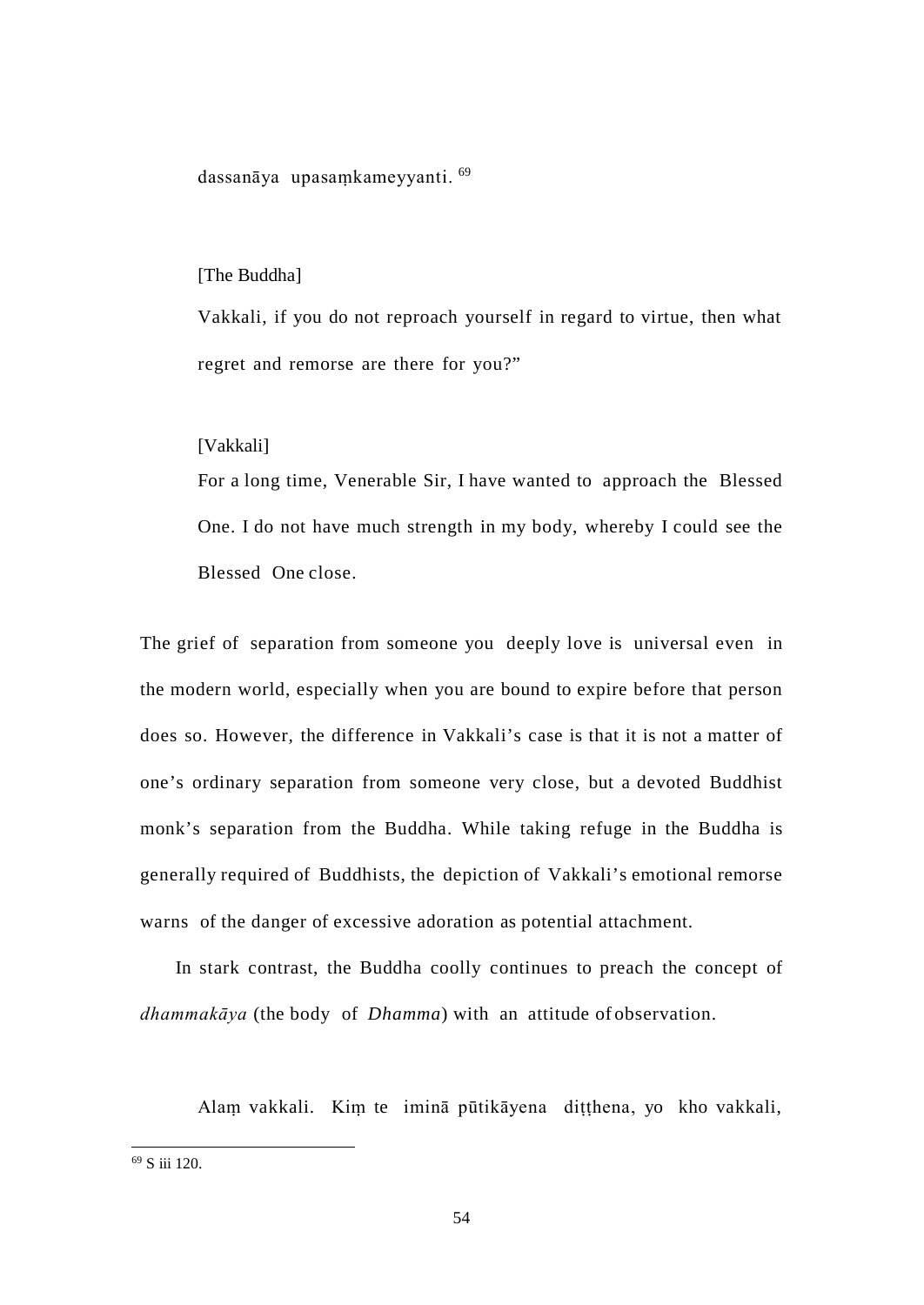dassanāya upasaṃkameyyanti. [69]

[The Buddha]

Vakkali, if you do not reproach yourself in regard to virtue, then what regret and remorse are there for you?"

[Vakkali]

For a long time, Venerable Sir, I have wanted to approach the Blessed One. I do not have much strength in my body, whereby I could see the Blessed One close.

The grief of separation from someone you deeply love is universal even in the modern world, especially when you are bound to expire before that person does so. However, the difference in Vakkali's case is that it is not a matter of one's ordinary separation from someone very close, but a devoted Buddhist monk's separation from the Buddha. While taking refuge in the Buddha is generally required of Buddhists, the depiction of Vakkali's emotional remorse warns of the danger of excessive adoration as potential attachment.

In stark contrast, the Buddha coolly continues to preach the concept of *dhammakāya* (the body of *Dhamma*) with an attitude of observation.

Alaṃ vakkali. Kiṃ te iminā pūtikāyena diṭṭhena, yo kho vakkali,

[69] S iii 120.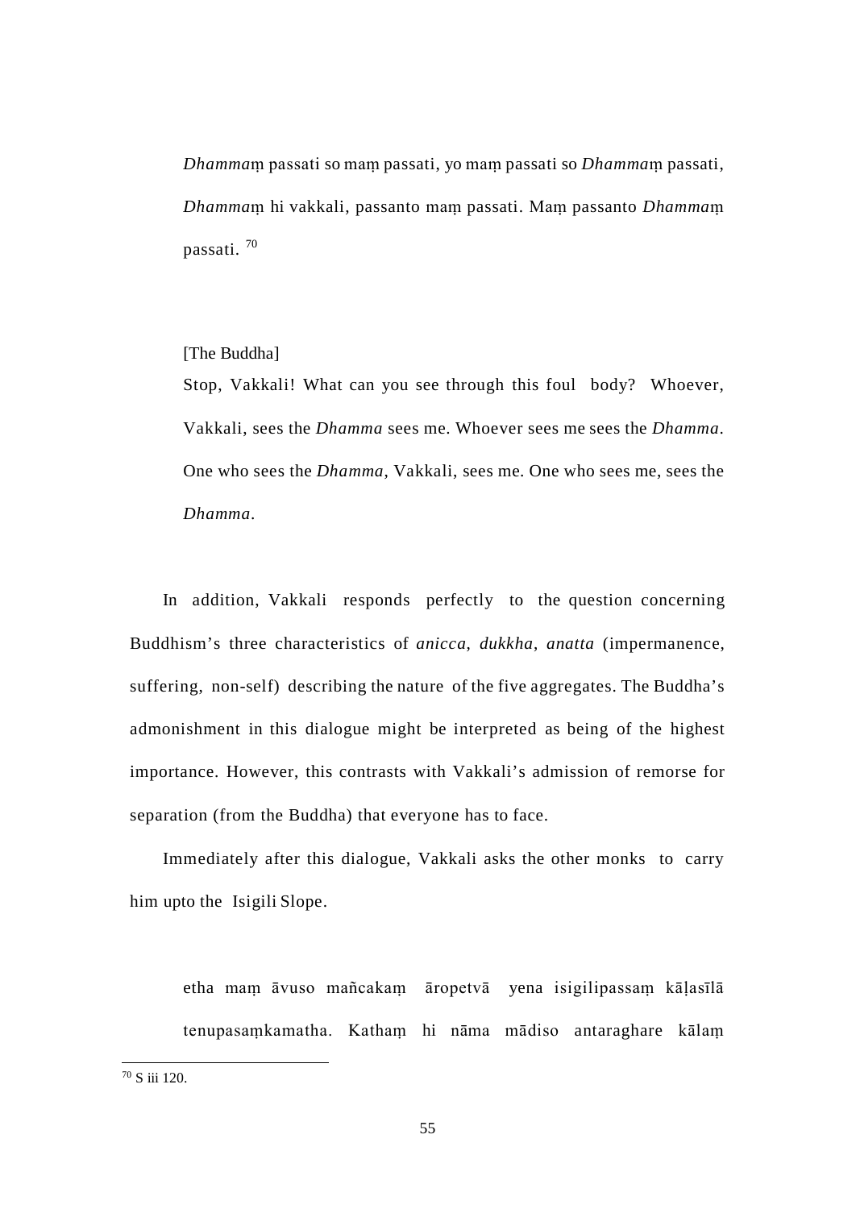*Dhamma*ṃ passati so maṃ passati, yo maṃ passati so *Dhamma*ṃ passati, *Dhamma*ṃ hi vakkali, passanto maṃ passati. Maṃ passanto *Dhamma*ṃ passati. [70]

[The Buddha]
Stop, Vakkali! What can you see through this foul body? Whoever, Vakkali, sees the *Dhamma* sees me. Whoever sees me sees the *Dhamma*. One who sees the *Dhamma*, Vakkali, sees me. One who sees me, sees the *Dhamma*.

In addition, Vakkali responds perfectly to the question concerning Buddhism's three characteristics of *anicca*, *dukkha*, *anatta* (impermanence, suffering, non-self) describing the nature of the five aggregates. The Buddha's admonishment in this dialogue might be interpreted as being of the highest importance. However, this contrasts with Vakkali's admission of remorse for separation (from the Buddha) that everyone has to face.

Immediately after this dialogue, Vakkali asks the other monks to carry him upto the Isigili Slope.

etha maṃ āvuso mañcakaṃ āropetvā yena isigilipassaṃ kāḷasīlā tenupasaṃkamatha. Kathaṃ hi nāma mādiso antaraghare kālaṃ

[70] S iii 120.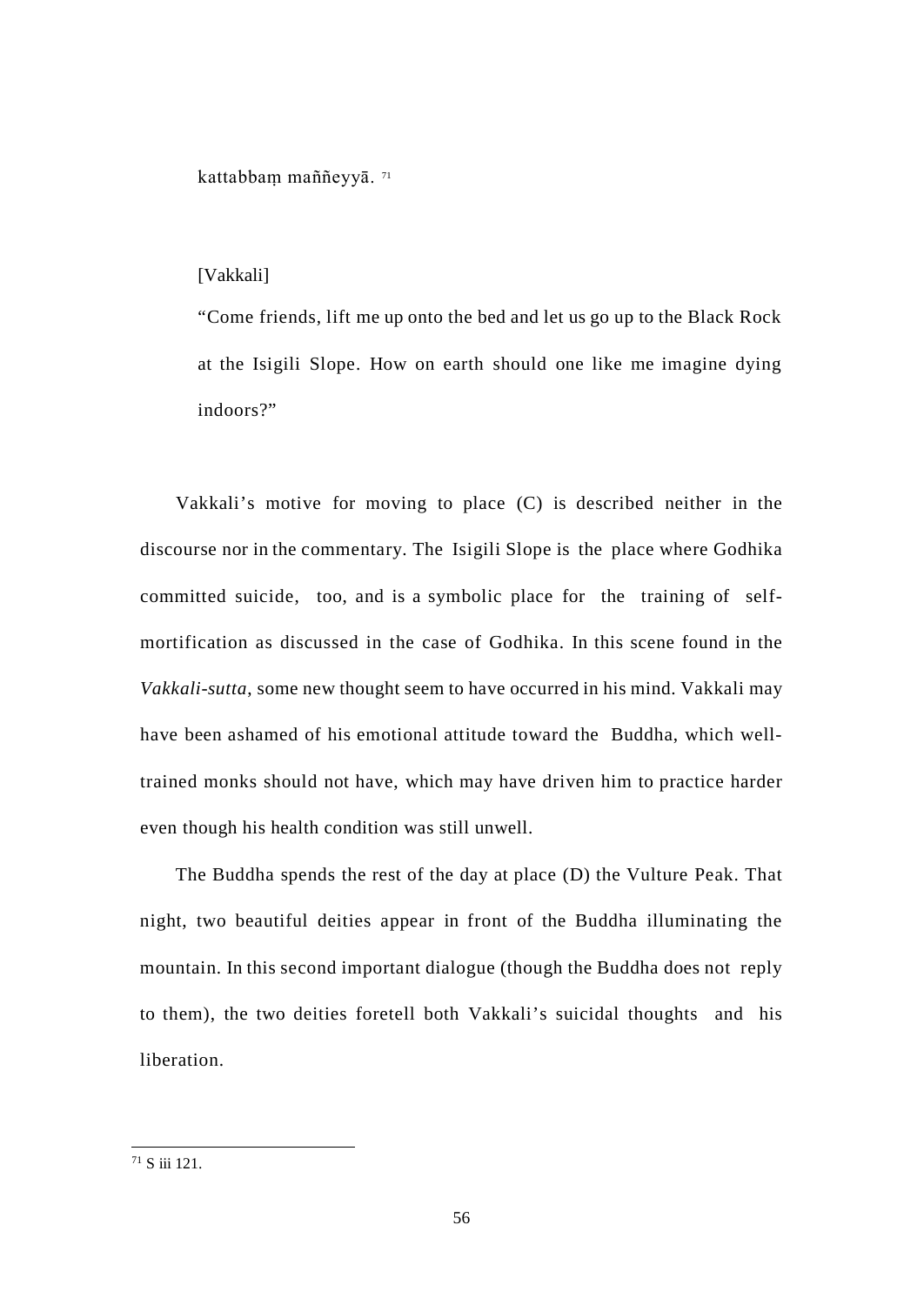kattabbaṃ maññeyyā. [71]

[Vakkali]

"Come friends, lift me up onto the bed and let us go up to the Black Rock at the Isigili Slope. How on earth should one like me imagine dying indoors?"

Vakkali's motive for moving to place (C) is described neither in the discourse nor in the commentary. The Isigili Slope is the place where Godhika committed suicide, too, and is a symbolic place for the training of self-mortification as discussed in the case of Godhika. In this scene found in the *Vakkali-sutta*, some new thought seem to have occurred in his mind. Vakkali may have been ashamed of his emotional attitude toward the Buddha, which well-trained monks should not have, which may have driven him to practice harder even though his health condition was still unwell.

The Buddha spends the rest of the day at place (D) the Vulture Peak. That night, two beautiful deities appear in front of the Buddha illuminating the mountain. In this second important dialogue (though the Buddha does not reply to them), the two deities foretell both Vakkali's suicidal thoughts and his liberation.

---

[71] S iii 121.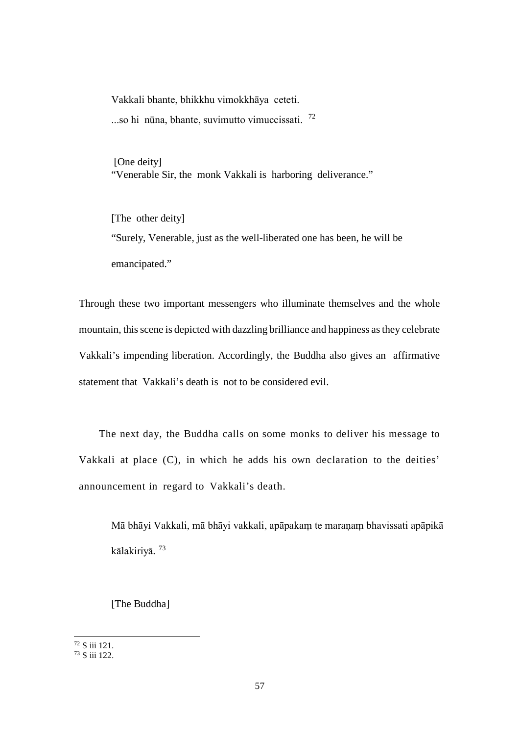> Vakkali bhante, bhikkhu vimokkhāya ceteti.
>
> ...so hi nūna, bhante, suvimutto vimuccissati. [72]
>
> [One deity]
>
> "Venerable Sir, the monk Vakkali is harboring deliverance."
>
> [The other deity]
>
> "Surely, Venerable, just as the well-liberated one has been, he will be emancipated."

Through these two important messengers who illuminate themselves and the whole mountain, this scene is depicted with dazzling brilliance and happiness as they celebrate Vakkali's impending liberation. Accordingly, the Buddha also gives an affirmative statement that Vakkali's death is not to be considered evil.

The next day, the Buddha calls on some monks to deliver his message to Vakkali at place (C), in which he adds his own declaration to the deities' announcement in regard to Vakkali's death.

> Mā bhāyi Vakkali, mā bhāyi vakkali, apāpakaṃ te maraṇaṃ bhavissati apāpikā kālakiriyā. [73]
>
> [The Buddha]

---

[72] S iii 121.

[73] S iii 122.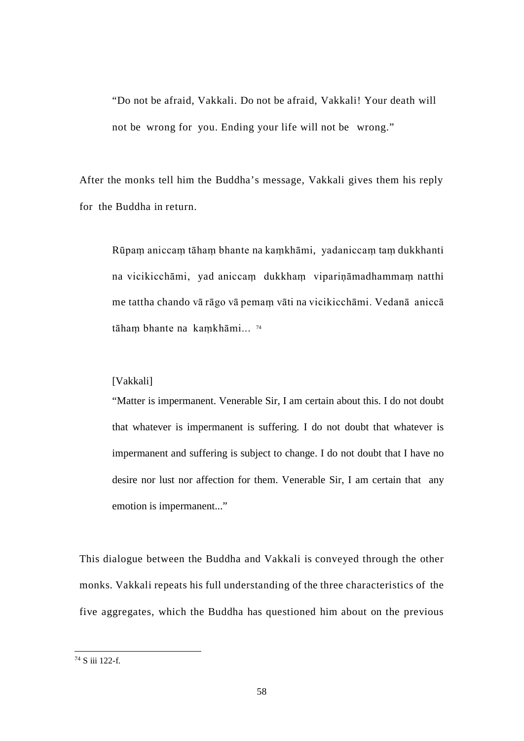> "Do not be afraid, Vakkali. Do not be afraid, Vakkali! Your death will not be wrong for you. Ending your life will not be wrong."

After the monks tell him the Buddha's message, Vakkali gives them his reply for the Buddha in return.

> Rūpaṃ aniccaṃ tāhaṃ bhante na kaṃkhāmi, yadaniccaṃ taṃ dukkhanti na vicikicchāmi, yad aniccaṃ dukkhaṃ vipariṇāmadhammaṃ natthi me tattha chando vā rāgo vā pemaṃ vāti na vicikicchāmi. Vedanā aniccā tāhaṃ bhante na kaṃkhāmi... [74]

> [Vakkali]
> "Matter is impermanent. Venerable Sir, I am certain about this. I do not doubt that whatever is impermanent is suffering. I do not doubt that whatever is impermanent and suffering is subject to change. I do not doubt that I have no desire nor lust nor affection for them. Venerable Sir, I am certain that any emotion is impermanent..."

This dialogue between the Buddha and Vakkali is conveyed through the other monks. Vakkali repeats his full understanding of the three characteristics of the five aggregates, which the Buddha has questioned him about on the previous

---

[74] S iii 122-f.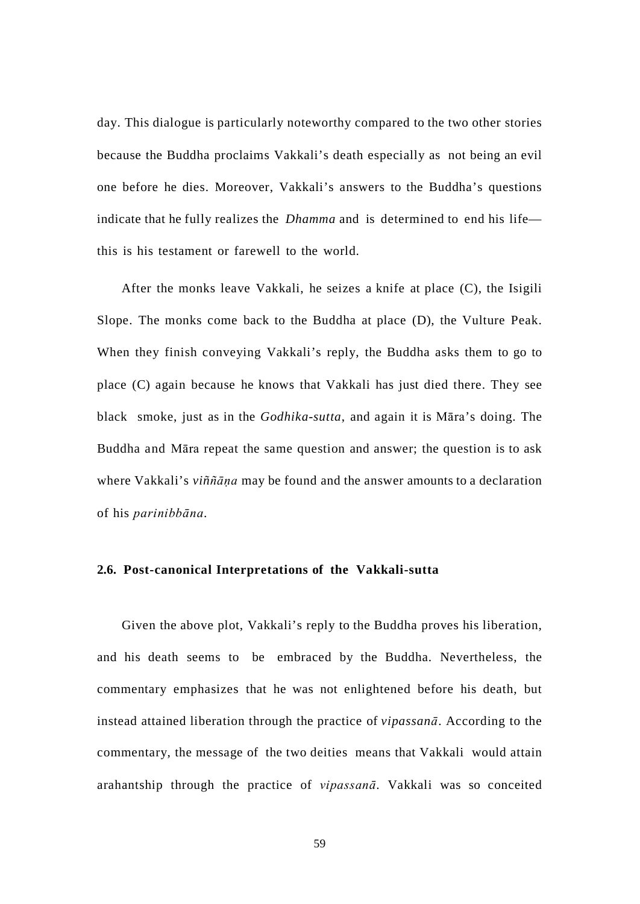day. This dialogue is particularly noteworthy compared to the two other stories because the Buddha proclaims Vakkali's death especially as not being an evil one before he dies. Moreover, Vakkali's answers to the Buddha's questions indicate that he fully realizes the *Dhamma* and is determined to end his life—this is his testament or farewell to the world.

After the monks leave Vakkali, he seizes a knife at place (C), the Isigili Slope. The monks come back to the Buddha at place (D), the Vulture Peak. When they finish conveying Vakkali's reply, the Buddha asks them to go to place (C) again because he knows that Vakkali has just died there. They see black smoke, just as in the *Godhika-sutta*, and again it is Māra's doing. The Buddha and Māra repeat the same question and answer; the question is to ask where Vakkali's *viññāṇa* may be found and the answer amounts to a declaration of his *parinibbāna*.

### 2.6. Post-canonical Interpretations of the Vakkali-sutta

Given the above plot, Vakkali's reply to the Buddha proves his liberation, and his death seems to be embraced by the Buddha. Nevertheless, the commentary emphasizes that he was not enlightened before his death, but instead attained liberation through the practice of *vipassanā*. According to the commentary, the message of the two deities means that Vakkali would attain arahantship through the practice of *vipassanā*. Vakkali was so conceited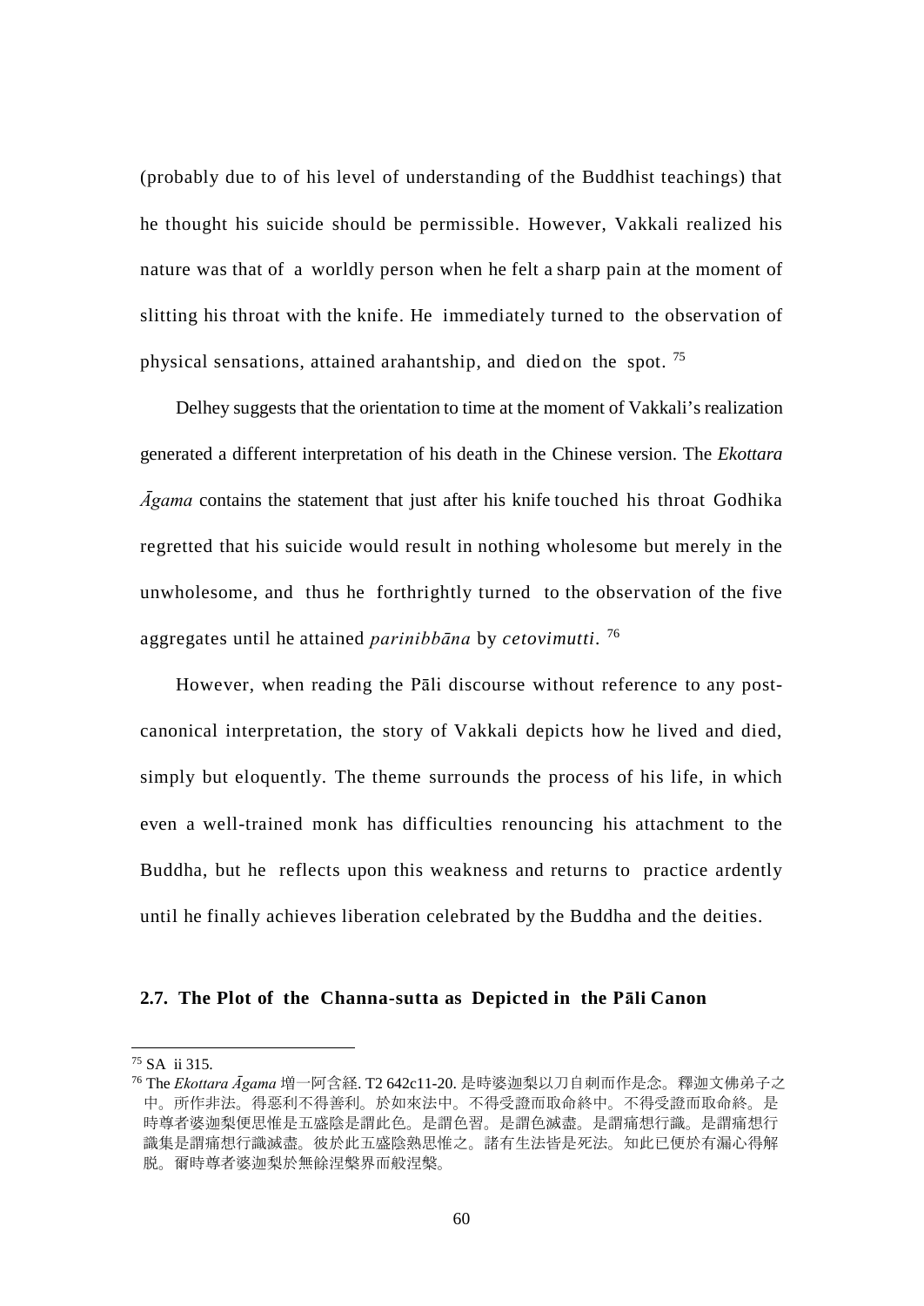(probably due to of his level of understanding of the Buddhist teachings) that he thought his suicide should be permissible. However, Vakkali realized his nature was that of a worldly person when he felt a sharp pain at the moment of slitting his throat with the knife. He immediately turned to the observation of physical sensations, attained arahantship, and died on the spot. [75]

Delhey suggests that the orientation to time at the moment of Vakkali's realization generated a different interpretation of his death in the Chinese version. The *Ekottara Āgama* contains the statement that just after his knife touched his throat Godhika regretted that his suicide would result in nothing wholesome but merely in the unwholesome, and thus he forthrightly turned to the observation of the five aggregates until he attained *parinibbāna* by *cetovimutti*. [76]

However, when reading the Pāli discourse without reference to any post-canonical interpretation, the story of Vakkali depicts how he lived and died, simply but eloquently. The theme surrounds the process of his life, in which even a well-trained monk has difficulties renouncing his attachment to the Buddha, but he reflects upon this weakness and returns to practice ardently until he finally achieves liberation celebrated by the Buddha and the deities.

## 2.7. The Plot of the Channa-sutta as Depicted in the Pāli Canon

---

[75] SA ii 315.

[76] The *Ekottara Āgama* 增一阿含経. T2 642c11-20. 是時婆迦梨以刀自刺而作是念。釋迦文佛弟子之中。所作非法。得惡利不得善利。於如來法中。不得受證而取命終中。不得受證而取命終。是時尊者婆迦梨便思惟是五盛陰是謂此色。是謂色習。是謂色滅盡。是謂痛想行識。是謂痛想行識集是謂痛想行識滅盡。彼於此五盛陰熟思惟之。諸有生法皆是死法。知此已便於有漏心得解脫。爾時尊者婆迦梨於無餘涅槃界而般涅槃。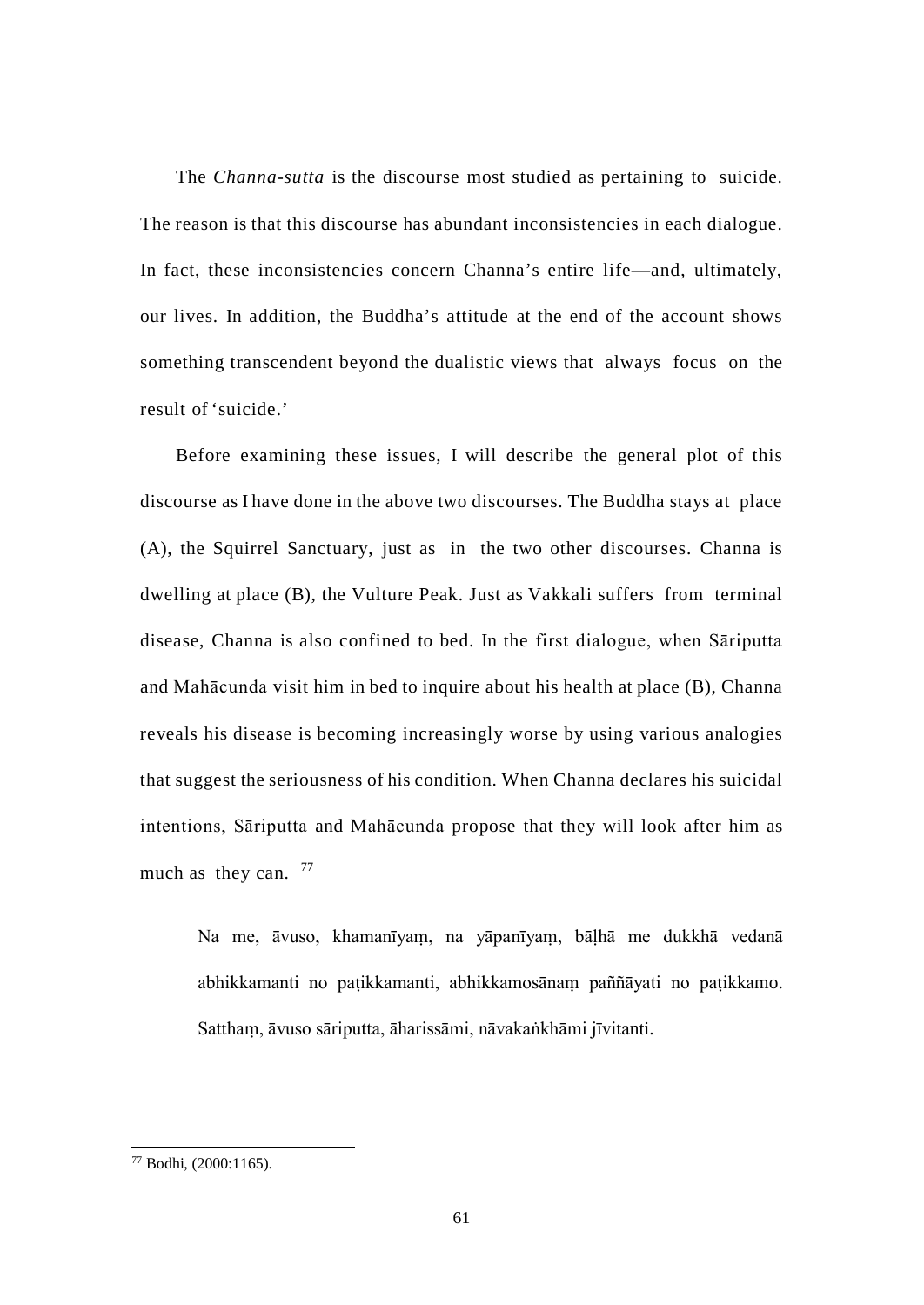The *Channa-sutta* is the discourse most studied as pertaining to suicide. The reason is that this discourse has abundant inconsistencies in each dialogue. In fact, these inconsistencies concern Channa's entire life—and, ultimately, our lives. In addition, the Buddha's attitude at the end of the account shows something transcendent beyond the dualistic views that always focus on the result of 'suicide.'

Before examining these issues, I will describe the general plot of this discourse as I have done in the above two discourses. The Buddha stays at place (A), the Squirrel Sanctuary, just as in the two other discourses. Channa is dwelling at place (B), the Vulture Peak. Just as Vakkali suffers from terminal disease, Channa is also confined to bed. In the first dialogue, when Sāriputta and Mahācunda visit him in bed to inquire about his health at place (B), Channa reveals his disease is becoming increasingly worse by using various analogies that suggest the seriousness of his condition. When Channa declares his suicidal intentions, Sāriputta and Mahācunda propose that they will look after him as much as they can. [77]

> Na me, āvuso, khamanīyaṃ, na yāpanīyaṃ, bāḷhā me dukkhā vedanā abhikkamanti no paṭikkamanti, abhikkamosānaṃ paññāyati no paṭikkamo. Satthaṃ, āvuso sāriputta, āharissāmi, nāvakaṅkhāmi jīvitanti.

---

[77] Bodhi, (2000:1165).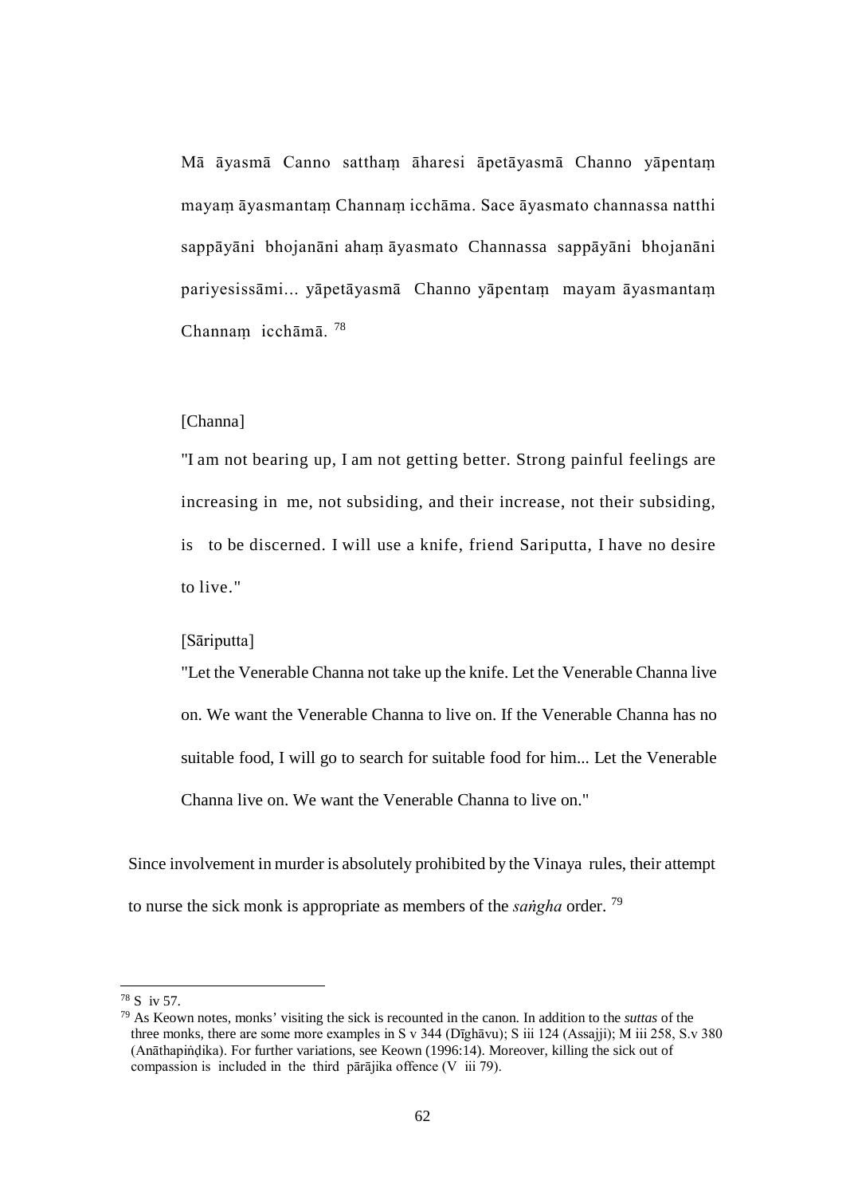Mā āyasmā Canno satthaṃ āharesi āpetāyasmā Channo yāpentaṃ mayaṃ āyasmantaṃ Channaṃ icchāma. Sace āyasmato channassa natthi sappāyāni bhojanāni ahaṃ āyasmato Channassa sappāyāni bhojanāni pariyesissāmi... yāpetāyasmā Channo yāpentaṃ mayam āyasmantaṃ Channaṃ icchāmā. [78]

[Channa]

"I am not bearing up, I am not getting better. Strong painful feelings are increasing in me, not subsiding, and their increase, not their subsiding, is to be discerned. I will use a knife, friend Sariputta, I have no desire to live."

[Sāriputta]

"Let the Venerable Channa not take up the knife. Let the Venerable Channa live on. We want the Venerable Channa to live on. If the Venerable Channa has no suitable food, I will go to search for suitable food for him... Let the Venerable Channa live on. We want the Venerable Channa to live on."

Since involvement in murder is absolutely prohibited by the Vinaya rules, their attempt to nurse the sick monk is appropriate as members of the *saṅgha* order. [79]

---

[78] S iv 57.

[79] As Keown notes, monks' visiting the sick is recounted in the canon. In addition to the *suttas* of the three monks, there are some more examples in S v 344 (Dīghāvu); S iii 124 (Assajji); M iii 258, S.v 380 (Anāthapiṇḍika). For further variations, see Keown (1996:14). Moreover, killing the sick out of compassion is included in the third pārājika offence (V iii 79).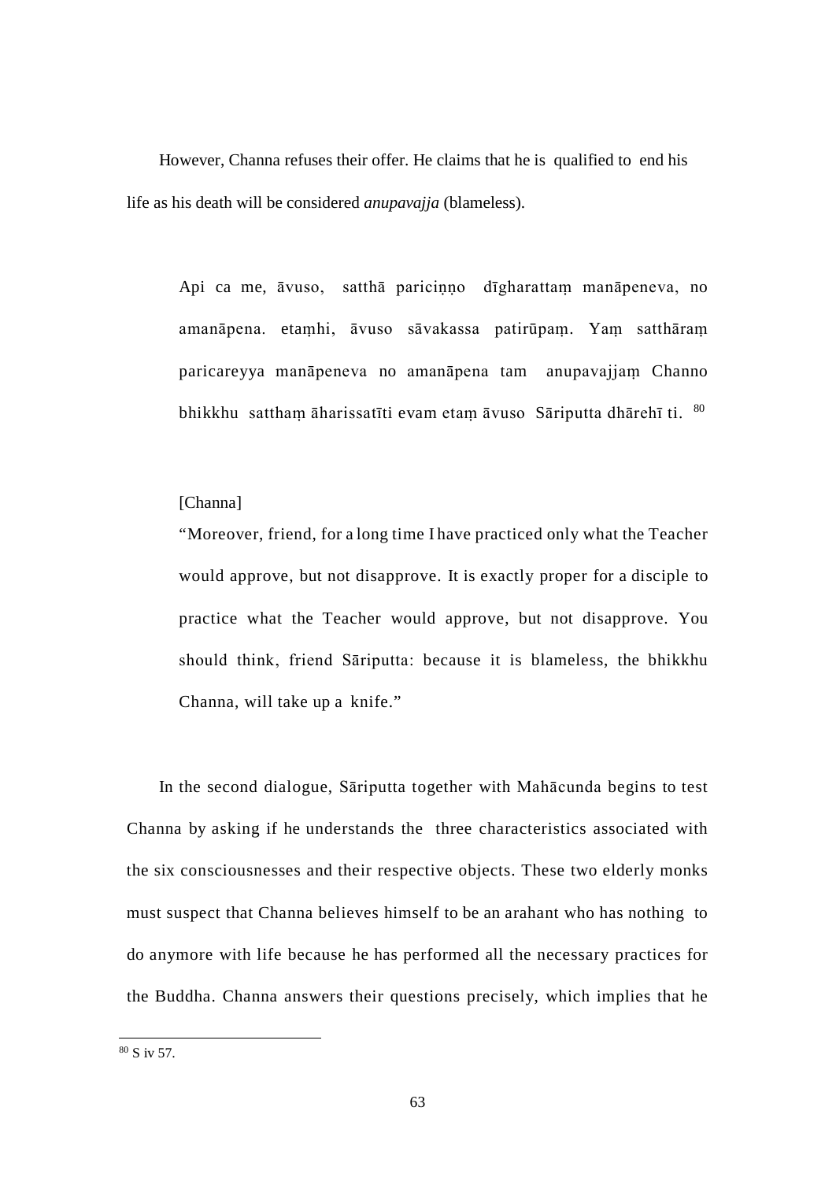However, Channa refuses their offer. He claims that he is qualified to end his life as his death will be considered *anupavajja* (blameless).

> Api ca me, āvuso, satthā pariciṇṇo dīgharattaṃ manāpeneva, no amanāpena. etaṃhi, āvuso sāvakassa patirūpaṃ. Yaṃ satthāraṃ paricareyya manāpeneva no amanāpena tam anupavajjaṃ Channo bhikkhu satthaṃ āharissatīti evam etaṃ āvuso Sāriputta dhārehī ti. [80]
>
> [Channa]
> "Moreover, friend, for a long time I have practiced only what the Teacher would approve, but not disapprove. It is exactly proper for a disciple to practice what the Teacher would approve, but not disapprove. You should think, friend Sāriputta: because it is blameless, the bhikkhu Channa, will take up a knife."

In the second dialogue, Sāriputta together with Mahācunda begins to test Channa by asking if he understands the three characteristics associated with the six consciousnesses and their respective objects. These two elderly monks must suspect that Channa believes himself to be an arahant who has nothing to do anymore with life because he has performed all the necessary practices for the Buddha. Channa answers their questions precisely, which implies that he

---

[80] S iv 57.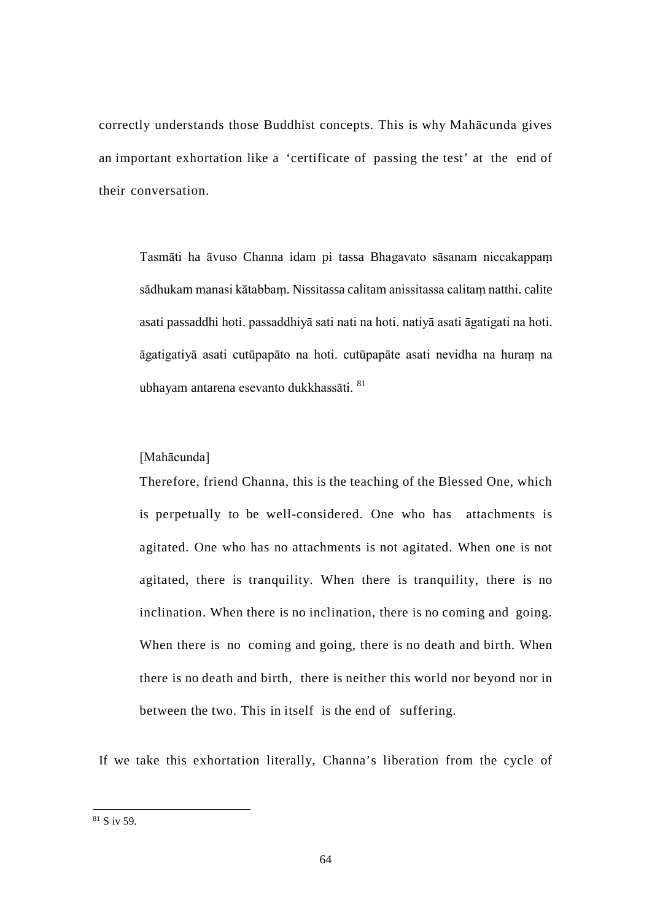correctly understands those Buddhist concepts. This is why Mahācunda gives an important exhortation like a 'certificate of passing the test' at the end of their conversation.

> Tasmāti ha āvuso Channa idam pi tassa Bhagavato sāsanam niccakappaṃ sādhukam manasi kātabbaṃ. Nissitassa calitam anissitassa calitaṃ natthi. calite asati passaddhi hoti. passaddhiyā sati nati na hoti. natiyā asati āgatigati na hoti. āgatigatiyā asati cutūpapāto na hoti. cutūpapāte asati nevidha na huraṃ na ubhayam antarena esevanto dukkhassāti. [81]

> [Mahācunda]
> Therefore, friend Channa, this is the teaching of the Blessed One, which is perpetually to be well-considered. One who has attachments is agitated. One who has no attachments is not agitated. When one is not agitated, there is tranquility. When there is tranquility, there is no inclination. When there is no inclination, there is no coming and going. When there is no coming and going, there is no death and birth. When there is no death and birth, there is neither this world nor beyond nor in between the two. This in itself is the end of suffering.

If we take this exhortation literally, Channa's liberation from the cycle of

---

[81] S iv 59.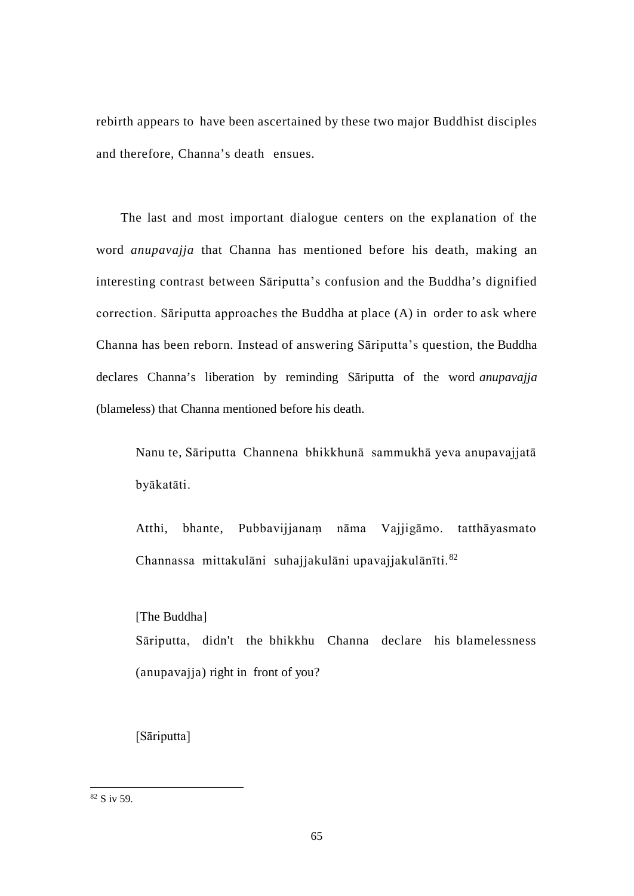rebirth appears to have been ascertained by these two major Buddhist disciples and therefore, Channa's death ensues.

The last and most important dialogue centers on the explanation of the word *anupavajja* that Channa has mentioned before his death, making an interesting contrast between Sāriputta's confusion and the Buddha's dignified correction. Sāriputta approaches the Buddha at place (A) in order to ask where Channa has been reborn. Instead of answering Sāriputta's question, the Buddha declares Channa's liberation by reminding Sāriputta of the word *anupavajja* (blameless) that Channa mentioned before his death.

> Nanu te, Sāriputta Channena bhikkhunā sammukhā yeva anupavajjatā byākatāti.
>
> Atthi, bhante, Pubbavijjanaṃ nāma Vajjigāmo. tatthāyasmato Channassa mittakulāni suhajjakulāni upavajjakulānīti.[82]
>
> [The Buddha]
> Sāriputta, didn't the bhikkhu Channa declare his blamelessness (anupavajja) right in front of you?
>
> [Sāriputta]

---

[82] S iv 59.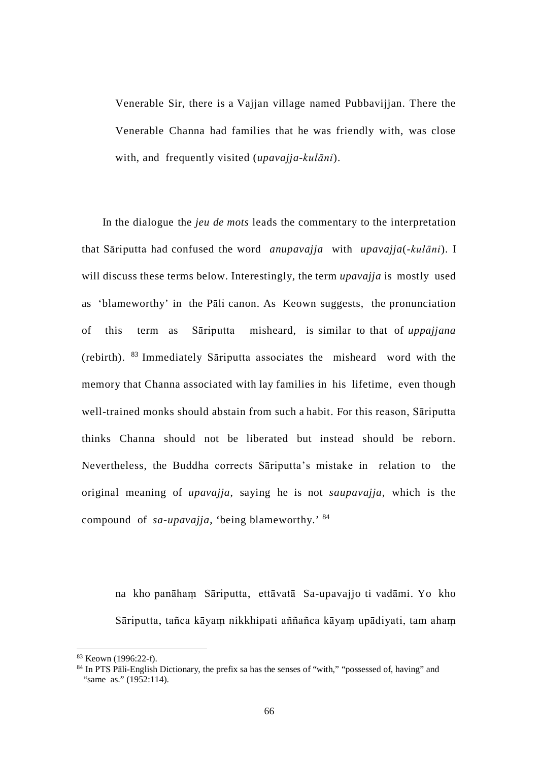> Venerable Sir, there is a Vajjan village named Pubbavijjan. There the Venerable Channa had families that he was friendly with, was close with, and frequently visited (*upavajja-kulāni*).

In the dialogue the *jeu de mots* leads the commentary to the interpretation that Sāriputta had confused the word *anupavajja* with *upavajja*(*-kulāni*). I will discuss these terms below. Interestingly, the term *upavajja* is mostly used as 'blameworthy' in the Pāli canon. As Keown suggests, the pronunciation of this term as Sāriputta misheard, is similar to that of *uppajjana* (rebirth). [83] Immediately Sāriputta associates the misheard word with the memory that Channa associated with lay families in his lifetime, even though well-trained monks should abstain from such a habit. For this reason, Sāriputta thinks Channa should not be liberated but instead should be reborn. Nevertheless, the Buddha corrects Sāriputta's mistake in relation to the original meaning of *upavajja*, saying he is not *saupavajja*, which is the compound of *sa-upavajja*, 'being blameworthy.' [84]

> na kho panāhaṃ Sāriputta, ettāvatā Sa-upavajjo ti vadāmi. Yo kho Sāriputta, tañca kāyaṃ nikkhipati aññañca kāyaṃ upādiyati, tam ahaṃ

---

[83] Keown (1996:22-f).

[84] In PTS Pāli-English Dictionary, the prefix sa has the senses of "with," "possessed of, having" and "same as." (1952:114).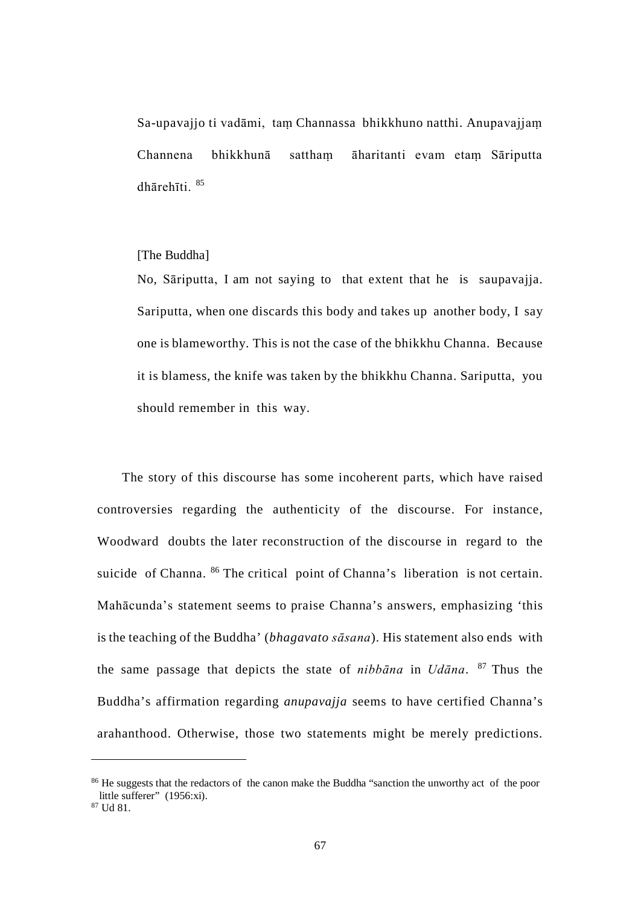Sa-upavajjo ti vadāmi, taṃ Channassa bhikkhuno natthi. Anupavajjaṃ Channena bhikkhunā satthaṃ āharitanti evam etaṃ Sāriputta dhārehīti. [85]

[The Buddha]

No, Sāriputta, I am not saying to that extent that he is saupavajja. Sariputta, when one discards this body and takes up another body, I say one is blameworthy. This is not the case of the bhikkhu Channa. Because it is blamess, the knife was taken by the bhikkhu Channa. Sariputta, you should remember in this way.

The story of this discourse has some incoherent parts, which have raised controversies regarding the authenticity of the discourse. For instance, Woodward doubts the later reconstruction of the discourse in regard to the suicide of Channa. [86] The critical point of Channa's liberation is not certain. Mahācunda's statement seems to praise Channa's answers, emphasizing 'this is the teaching of the Buddha' (*bhagavato sāsana*). His statement also ends with the same passage that depicts the state of *nibbāna* in *Udāna*. [87] Thus the Buddha's affirmation regarding *anupavajja* seems to have certified Channa's arahanthood. Otherwise, those two statements might be merely predictions.

---

[86] He suggests that the redactors of the canon make the Buddha "sanction the unworthy act of the poor little sufferer" (1956:xi).

[87] Ud 81.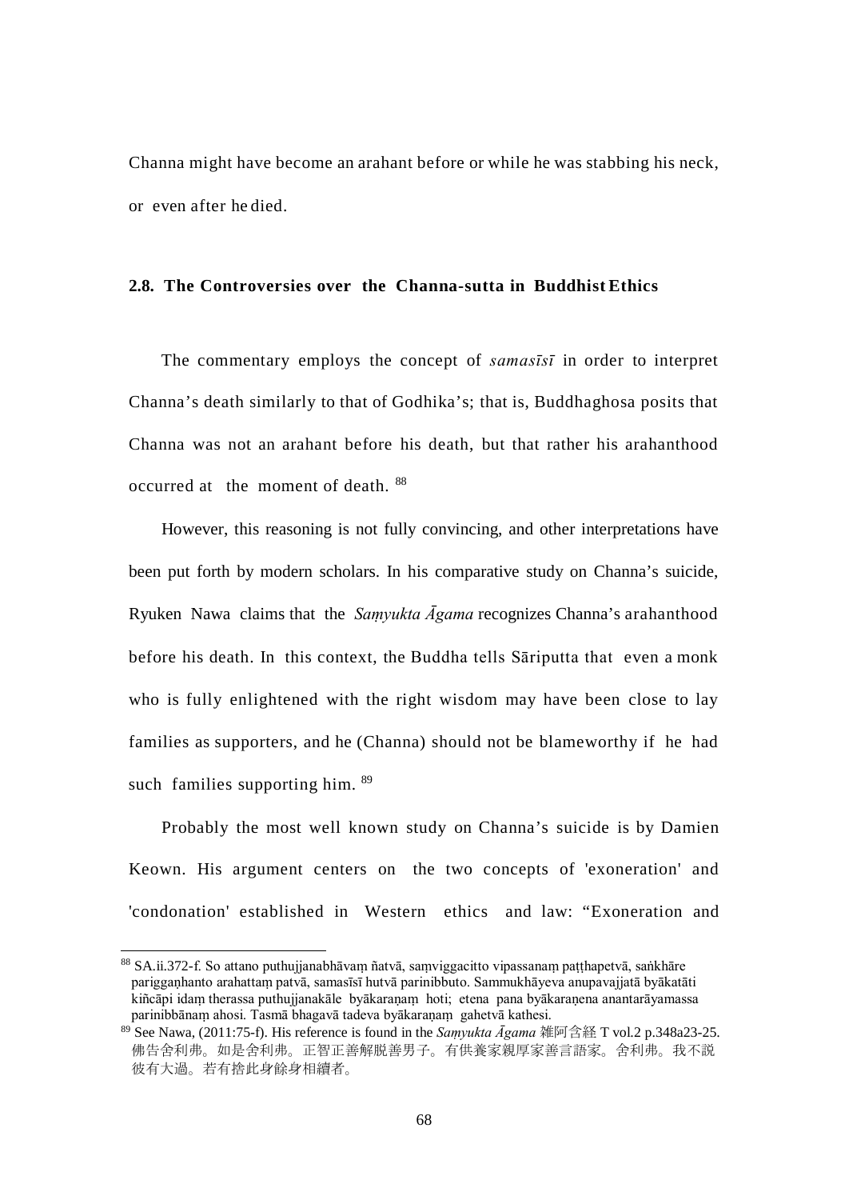Channa might have become an arahant before or while he was stabbing his neck, or even after he died.

## 2.8. The Controversies over the Channa-sutta in Buddhist Ethics

The commentary employs the concept of *samasīsī* in order to interpret Channa's death similarly to that of Godhika's; that is, Buddhaghosa posits that Channa was not an arahant before his death, but that rather his arahanthood occurred at the moment of death. [88]

However, this reasoning is not fully convincing, and other interpretations have been put forth by modern scholars. In his comparative study on Channa's suicide, Ryuken Nawa claims that the *Saṃyukta Āgama* recognizes Channa's arahanthood before his death. In this context, the Buddha tells Sāriputta that even a monk who is fully enlightened with the right wisdom may have been close to lay families as supporters, and he (Channa) should not be blameworthy if he had such families supporting him. [89]

Probably the most well known study on Channa's suicide is by Damien Keown. His argument centers on the two concepts of 'exoneration' and 'condonation' established in Western ethics and law: "Exoneration and

---

[88] SA.ii.372-f. So attano puthujjanabhāvaṃ ñatvā, saṃviggacitto vipassanaṃ paṭṭhapetvā, saṅkhāre pariggaṇhanto arahattaṃ patvā, samasīsī hutvā parinibbuto. Sammukhāyeva anupavajjatā byākatāti kiñcāpi idaṃ therassa puthujjanakāle byākaraṇaṃ hoti; etena pana byākaraṇena anantarāyamassa parinibbānaṃ ahosi. Tasmā bhagavā tadeva byākaraṇaṃ gahetvā kathesi.

[89] See Nawa, (2011:75-f). His reference is found in the *Saṃyukta Āgama* 雑阿含経 T vol.2 p.348a23-25. 佛告舍利弗。如是舍利弗。正智正善解脱善男子。有供養家親厚家善言語家。舍利弗。我不説彼有大過。若有捨此身餘身相續者。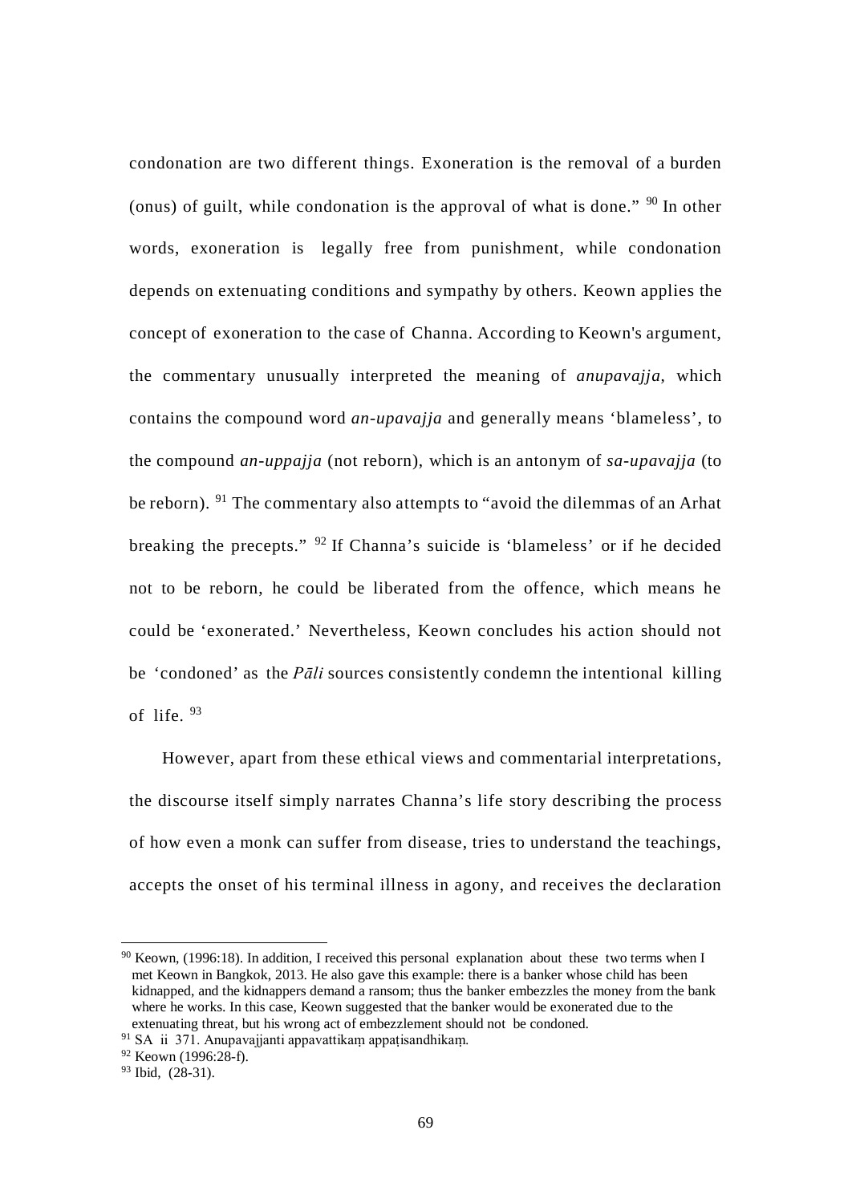condonation are two different things. Exoneration is the removal of a burden (onus) of guilt, while condonation is the approval of what is done." [90] In other words, exoneration is legally free from punishment, while condonation depends on extenuating conditions and sympathy by others. Keown applies the concept of exoneration to the case of Channa. According to Keown's argument, the commentary unusually interpreted the meaning of *anupavajja*, which contains the compound word *an-upavajja* and generally means 'blameless', to the compound *an-uppajja* (not reborn), which is an antonym of *sa-upavajja* (to be reborn). [91] The commentary also attempts to "avoid the dilemmas of an Arhat breaking the precepts." [92] If Channa's suicide is 'blameless' or if he decided not to be reborn, he could be liberated from the offence, which means he could be 'exonerated.' Nevertheless, Keown concludes his action should not be 'condoned' as the *Pāli* sources consistently condemn the intentional killing of life. [93]

However, apart from these ethical views and commentarial interpretations, the discourse itself simply narrates Channa's life story describing the process of how even a monk can suffer from disease, tries to understand the teachings, accepts the onset of his terminal illness in agony, and receives the declaration

---

[90] Keown, (1996:18). In addition, I received this personal explanation about these two terms when I met Keown in Bangkok, 2013. He also gave this example: there is a banker whose child has been kidnapped, and the kidnappers demand a ransom; thus the banker embezzles the money from the bank where he works. In this case, Keown suggested that the banker would be exonerated due to the extenuating threat, but his wrong act of embezzlement should not be condoned.

[91] SA ii 371. Anupavajjanti appavattikaṃ appaṭisandhikaṃ.

[92] Keown (1996:28-f).

[93] Ibid, (28-31).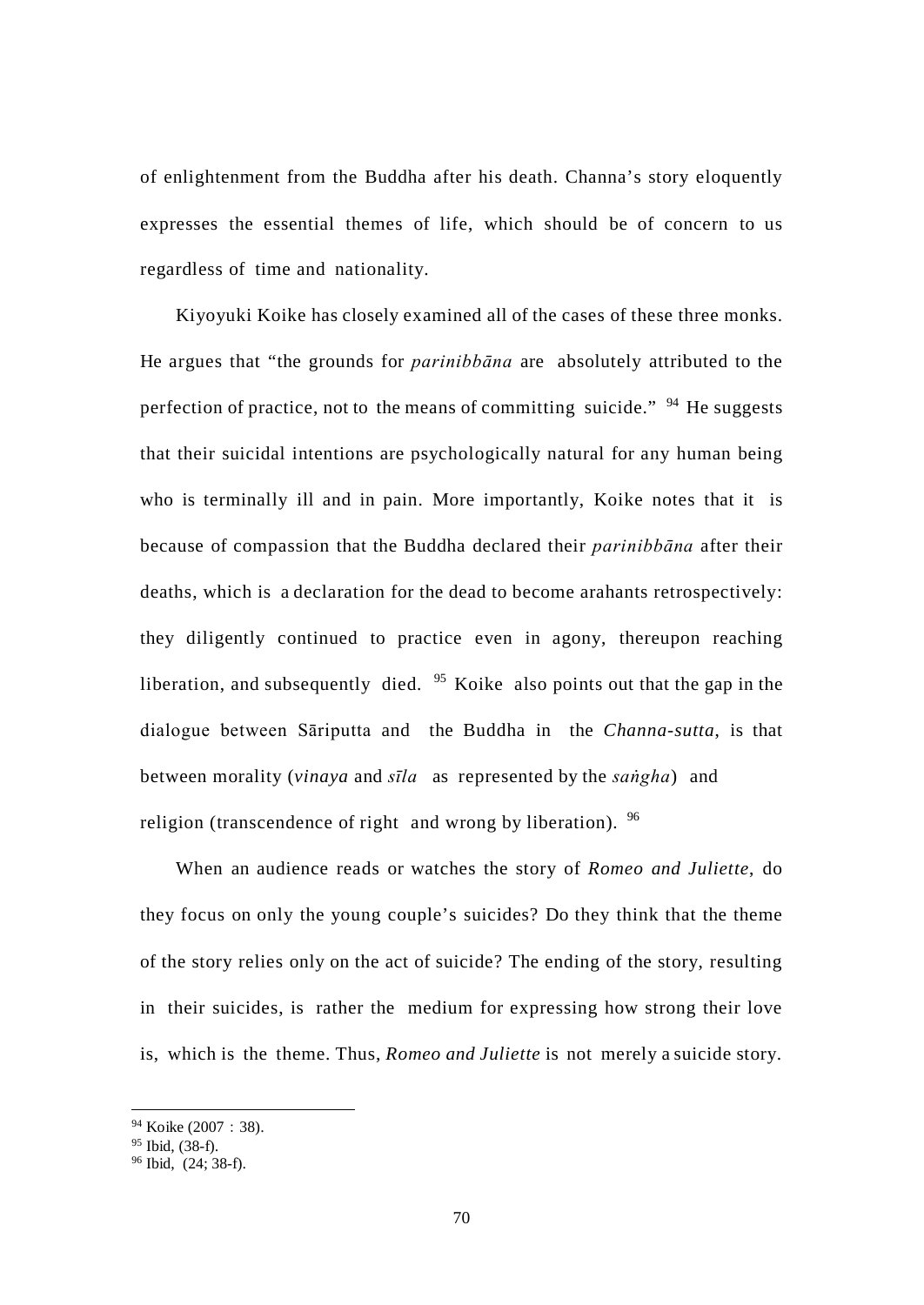of enlightenment from the Buddha after his death. Channa's story eloquently expresses the essential themes of life, which should be of concern to us regardless of time and nationality.

Kiyoyuki Koike has closely examined all of the cases of these three monks. He argues that "the grounds for *parinibbāna* are absolutely attributed to the perfection of practice, not to the means of committing suicide." [94] He suggests that their suicidal intentions are psychologically natural for any human being who is terminally ill and in pain. More importantly, Koike notes that it is because of compassion that the Buddha declared their *parinibbāna* after their deaths, which is a declaration for the dead to become arahants retrospectively: they diligently continued to practice even in agony, thereupon reaching liberation, and subsequently died. [95] Koike also points out that the gap in the dialogue between Sāriputta and the Buddha in the *Channa-sutta*, is that between morality (*vinaya* and *sīla* as represented by the *saṅgha*) and religion (transcendence of right and wrong by liberation). [96]

When an audience reads or watches the story of *Romeo and Juliette*, do they focus on only the young couple's suicides? Do they think that the theme of the story relies only on the act of suicide? The ending of the story, resulting in their suicides, is rather the medium for expressing how strong their love is, which is the theme. Thus, *Romeo and Juliette* is not merely a suicide story.

---

[94] Koike (2007：38).

[95] Ibid, (38-f).

[96] Ibid, (24; 38-f).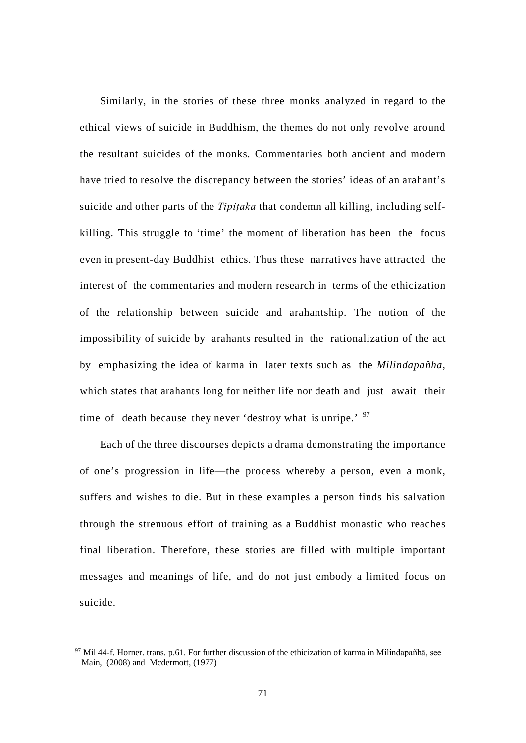Similarly, in the stories of these three monks analyzed in regard to the ethical views of suicide in Buddhism, the themes do not only revolve around the resultant suicides of the monks. Commentaries both ancient and modern have tried to resolve the discrepancy between the stories' ideas of an arahant's suicide and other parts of the *Tipiṭaka* that condemn all killing, including self-killing. This struggle to 'time' the moment of liberation has been the focus even in present-day Buddhist ethics. Thus these narratives have attracted the interest of the commentaries and modern research in terms of the ethicization of the relationship between suicide and arahantship. The notion of the impossibility of suicide by arahants resulted in the rationalization of the act by emphasizing the idea of karma in later texts such as the *Milindapañha*, which states that arahants long for neither life nor death and just await their time of death because they never 'destroy what is unripe.' [97]

Each of the three discourses depicts a drama demonstrating the importance of one's progression in life—the process whereby a person, even a monk, suffers and wishes to die. But in these examples a person finds his salvation through the strenuous effort of training as a Buddhist monastic who reaches final liberation. Therefore, these stories are filled with multiple important messages and meanings of life, and do not just embody a limited focus on suicide.

---

[97] Mil 44-f. Horner. trans. p.61. For further discussion of the ethicization of karma in Milindapañhā, see Main, (2008) and Mcdermott, (1977)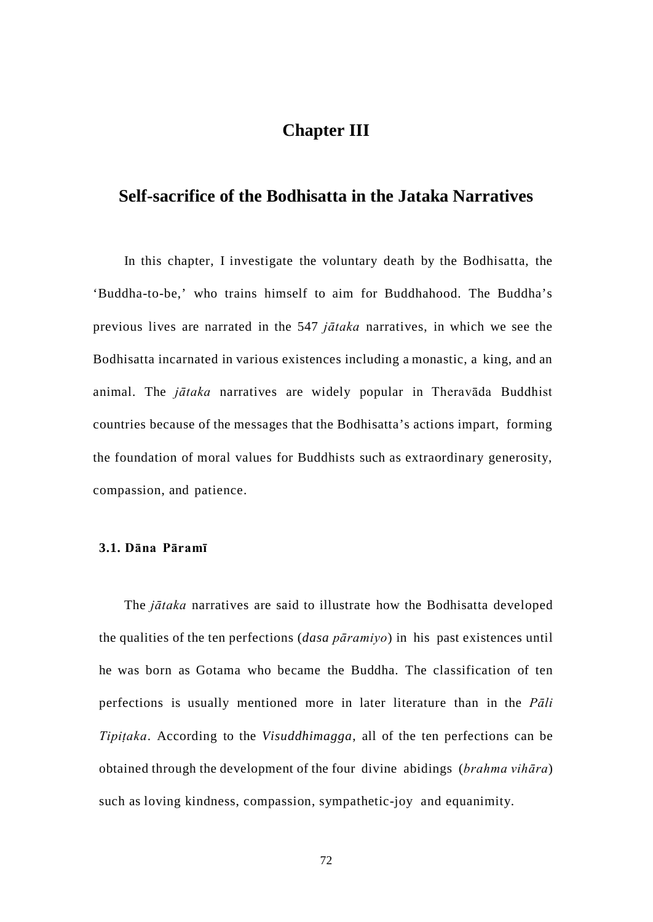# Chapter III

## Self-sacrifice of the Bodhisatta in the Jataka Narratives

In this chapter, I investigate the voluntary death by the Bodhisatta, the 'Buddha-to-be,' who trains himself to aim for Buddhahood. The Buddha's previous lives are narrated in the 547 *jātaka* narratives, in which we see the Bodhisatta incarnated in various existences including a monastic, a king, and an animal. The *jātaka* narratives are widely popular in Theravāda Buddhist countries because of the messages that the Bodhisatta's actions impart, forming the foundation of moral values for Buddhists such as extraordinary generosity, compassion, and patience.

### 3.1. Dāna Pāramī

The *jātaka* narratives are said to illustrate how the Bodhisatta developed the qualities of the ten perfections (*dasa pāramiyo*) in his past existences until he was born as Gotama who became the Buddha. The classification of ten perfections is usually mentioned more in later literature than in the *Pāli Tipiṭaka*. According to the *Visuddhimagga*, all of the ten perfections can be obtained through the development of the four divine abidings (*brahma vihāra*) such as loving kindness, compassion, sympathetic-joy and equanimity.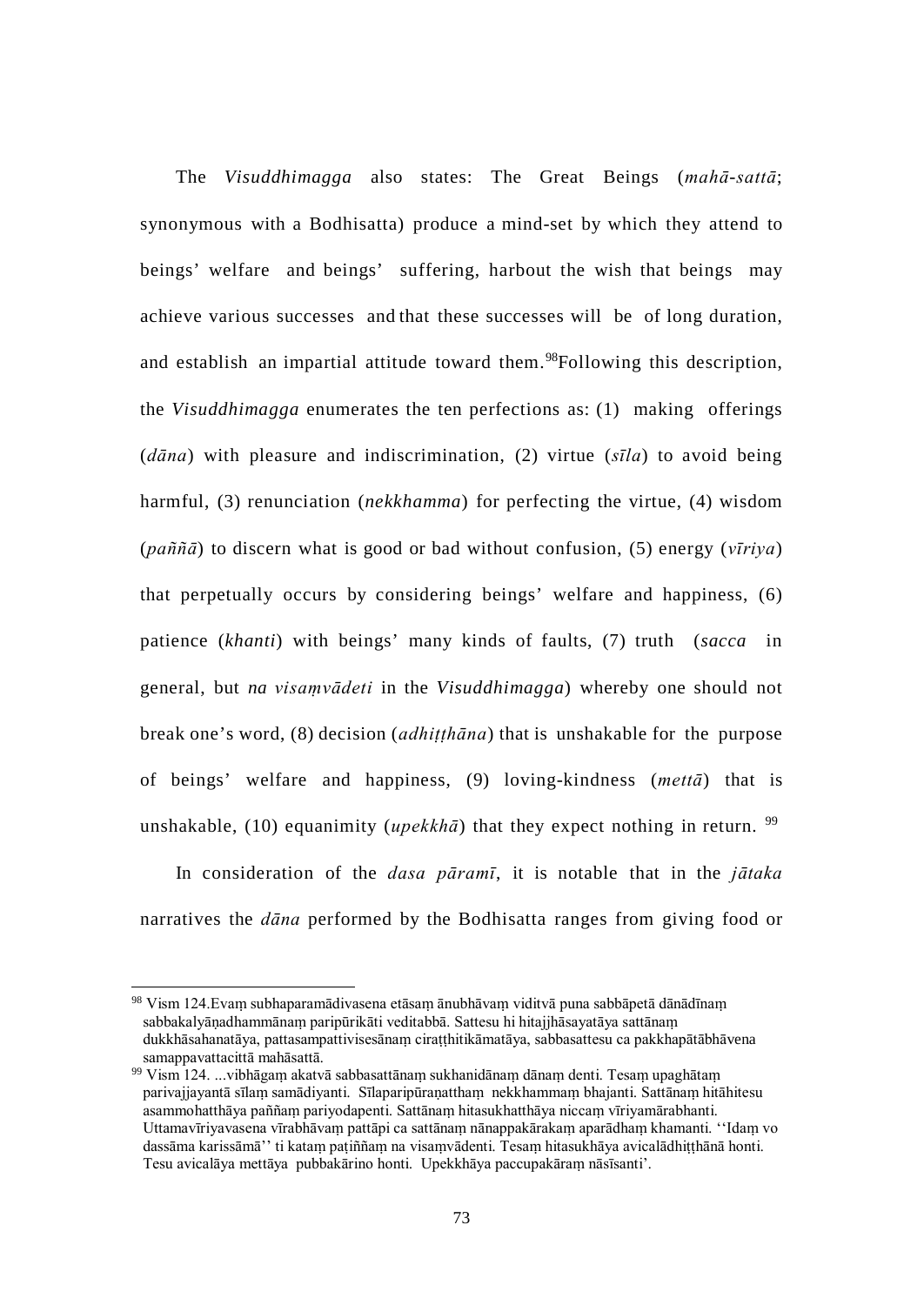The *Visuddhimagga* also states: The Great Beings (*mahā-sattā*; synonymous with a Bodhisatta) produce a mind-set by which they attend to beings' welfare and beings' suffering, harbout the wish that beings may achieve various successes and that these successes will be of long duration, and establish an impartial attitude toward them.[98]Following this description, the *Visuddhimagga* enumerates the ten perfections as: (1) making offerings (*dāna*) with pleasure and indiscrimination, (2) virtue (*sīla*) to avoid being harmful, (3) renunciation (*nekkhamma*) for perfecting the virtue, (4) wisdom (*paññā*) to discern what is good or bad without confusion, (5) energy (*vīriya*) that perpetually occurs by considering beings' welfare and happiness, (6) patience (*khanti*) with beings' many kinds of faults, (7) truth (*sacca* in general, but *na visaṃvādeti* in the *Visuddhimagga*) whereby one should not break one's word, (8) decision (*adhiṭṭhāna*) that is unshakable for the purpose of beings' welfare and happiness, (9) loving-kindness (*mettā*) that is unshakable, (10) equanimity (*upekkhā*) that they expect nothing in return. [99]

In consideration of the *dasa pāramī*, it is notable that in the *jātaka* narratives the *dāna* performed by the Bodhisatta ranges from giving food or

---

[98] Vism 124.Evaṃ subhaparamādivasena etāsaṃ ānubhāvaṃ viditvā puna sabbāpetā dānādīnaṃ sabbakalyāṇadhammānaṃ paripūrikāti veditabbā. Sattesu hi hitajjhāsayatāya sattānaṃ dukkhāsahanatāya, pattasampattivisesānaṃ ciraṭṭhitikāmatāya, sabbasattesu ca pakkhapātābhāvena samappavattacittā mahāsattā.

[99] Vism 124. ...vibhāgaṃ akatvā sabbasattānaṃ sukhanidānaṃ dānaṃ denti. Tesaṃ upaghātaṃ parivajjayantā sīlaṃ samādiyanti. Sīlaparipūraṇatthaṃ nekkhammaṃ bhajanti. Sattānaṃ hitāhitesu asammohatthāya paññaṃ pariyodapenti. Sattānaṃ hitasukhatthāya niccaṃ vīriyamārabhanti. Uttamavīriyavasena vīrabhāvaṃ pattāpi ca sattānaṃ nānappakārakaṃ aparādhaṃ khamanti. ''Idaṃ vo dassāma karissāmā'' ti kataṃ paṭiññaṃ na visaṃvādenti. Tesaṃ hitasukhāya avicalādhiṭṭhānā honti. Tesu avicalāya mettāya pubbakārino honti. Upekkhāya paccupakāraṃ nāsīsanti'.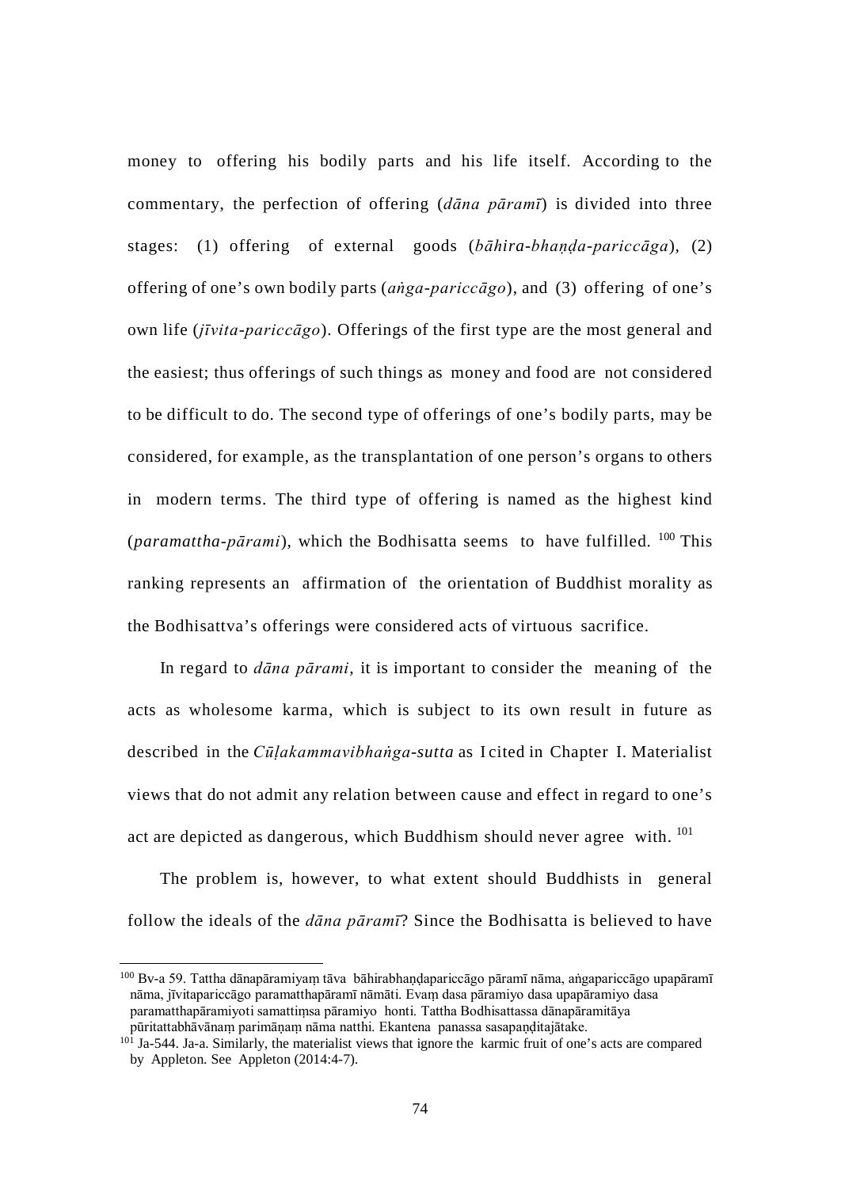money to offering his bodily parts and his life itself. According to the commentary, the perfection of offering (*dāna pāramī*) is divided into three stages: (1) offering of external goods (*bāhira-bhaṇḍa-pariccāga*), (2) offering of one's own bodily parts (*aṅga-pariccāgo*), and (3) offering of one's own life (*jīvita-pariccāgo*). Offerings of the first type are the most general and the easiest; thus offerings of such things as money and food are not considered to be difficult to do. The second type of offerings of one's bodily parts, may be considered, for example, as the transplantation of one person's organs to others in modern terms. The third type of offering is named as the highest kind (*paramattha-pārami*), which the Bodhisatta seems to have fulfilled. [100] This ranking represents an affirmation of the orientation of Buddhist morality as the Bodhisattva's offerings were considered acts of virtuous sacrifice.

In regard to *dāna pārami*, it is important to consider the meaning of the acts as wholesome karma, which is subject to its own result in future as described in the *Cūḷakammavibhaṅga-sutta* as I cited in Chapter I. Materialist views that do not admit any relation between cause and effect in regard to one's act are depicted as dangerous, which Buddhism should never agree with. [101]

The problem is, however, to what extent should Buddhists in general follow the ideals of the *dāna pāramī*? Since the Bodhisatta is believed to have

---

[100] Bv-a 59. Tattha dānapāramiyaṃ tāva bāhirabhaṇḍapariccāgo pāramī nāma, aṅgapariccāgo upapāramī nāma, jīvitapariccāgo paramatthapāramī nāmāti. Evaṃ dasa pāramiyo dasa upapāramiyo dasa paramatthapāramiyoti samattiṃsa pāramiyo honti. Tattha Bodhisattassa dānapāramitāya pūritattabhāvānaṃ parimāṇaṃ nāma natthi. Ekantena panassa sasapaṇḍitajātake.

[101] Ja-544. Ja-a. Similarly, the materialist views that ignore the karmic fruit of one's acts are compared by Appleton. See Appleton (2014:4-7).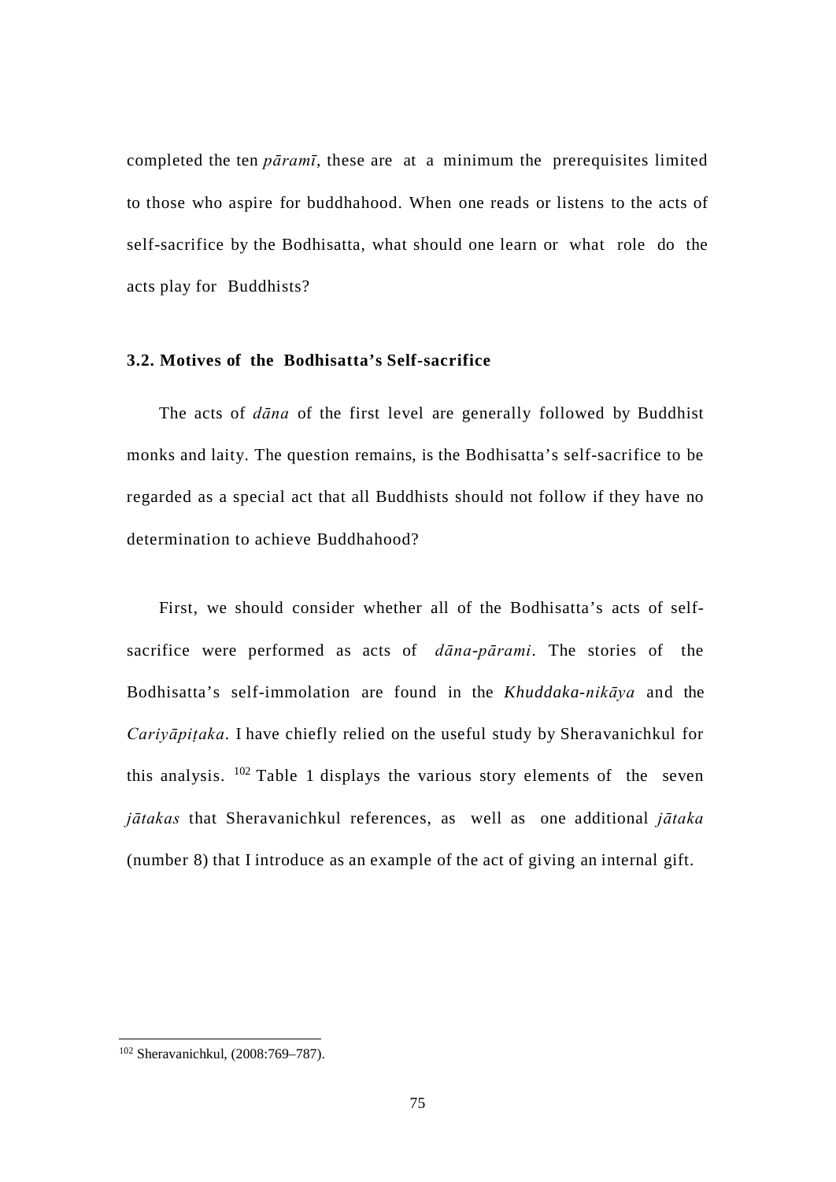completed the ten *pāramī*, these are at a minimum the prerequisites limited to those who aspire for buddhahood. When one reads or listens to the acts of self-sacrifice by the Bodhisatta, what should one learn or what role do the acts play for Buddhists?

### 3.2. Motives of the Bodhisatta's Self-sacrifice

The acts of *dāna* of the first level are generally followed by Buddhist monks and laity. The question remains, is the Bodhisatta's self-sacrifice to be regarded as a special act that all Buddhists should not follow if they have no determination to achieve Buddhahood?

First, we should consider whether all of the Bodhisatta's acts of self-sacrifice were performed as acts of *dāna-pārami*. The stories of the Bodhisatta's self-immolation are found in the *Khuddaka-nikāya* and the *Cariyāpiṭaka*. I have chiefly relied on the useful study by Sheravanichkul for this analysis. [102] Table 1 displays the various story elements of the seven *jātakas* that Sheravanichkul references, as well as one additional *jātaka* (number 8) that I introduce as an example of the act of giving an internal gift.

[102] Sheravanichkul, (2008:769–787).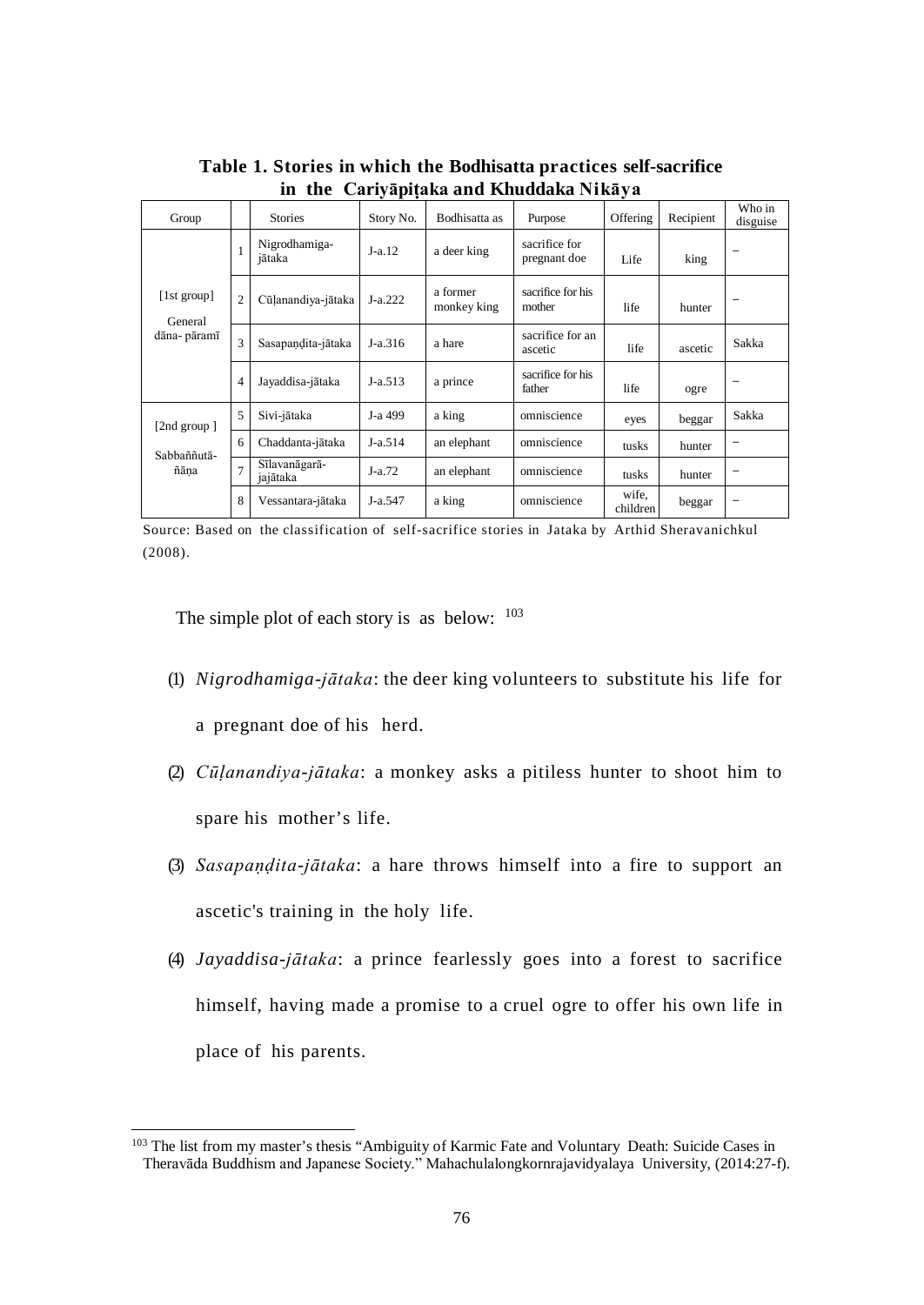**Table 1. Stories in which the Bodhisatta practices self-sacrifice in the Cariyāpiṭaka and Khuddaka Nikāya**

| Group | | Stories | Story No. | Bodhisatta as | Purpose | Offering | Recipient | Who in disguise |
|---|---|---|---|---|---|---|---|---|
| [1st group] General dāna- pāramī | 1 | Nigrodhamiga-jātaka | J-a.12 | a deer king | sacrifice for pregnant doe | Life | king | – |
| | 2 | Cūḷanandiya-jātaka | J-a.222 | a former monkey king | sacrifice for his mother | life | hunter | – |
| | 3 | Sasapaṇḍita-jātaka | J-a.316 | a hare | sacrifice for an ascetic | life | ascetic | Sakka |
| | 4 | Jayaddisa-jātaka | J-a.513 | a prince | sacrifice for his father | life | ogre | – |
| [2nd group ] Sabbaññutā-ñāṇa | 5 | Sivi-jātaka | J-a 499 | a king | omniscience | eyes | beggar | Sakka |
| | 6 | Chaddanta-jātaka | J-a.514 | an elephant | omniscience | tusks | hunter | – |
| | 7 | Sīlavanāgarā-jajātaka | J-a.72 | an elephant | omniscience | tusks | hunter | – |
| | 8 | Vessantara-jātaka | J-a.547 | a king | omniscience | wife, children | beggar | – |

Source: Based on the classification of self-sacrifice stories in Jataka by Arthid Sheravanichkul (2008).

The simple plot of each story is as below: [103]

(1) *Nigrodhamiga-jātaka*: the deer king volunteers to substitute his life for a pregnant doe of his herd.

(2) *Cūḷanandiya-jātaka*: a monkey asks a pitiless hunter to shoot him to spare his mother's life.

(3) *Sasapaṇḍita-jātaka*: a hare throws himself into a fire to support an ascetic's training in the holy life.

(4) *Jayaddisa-jātaka*: a prince fearlessly goes into a forest to sacrifice himself, having made a promise to a cruel ogre to offer his own life in place of his parents.

---

[103] The list from my master's thesis "Ambiguity of Karmic Fate and Voluntary Death: Suicide Cases in Theravāda Buddhism and Japanese Society." Mahachulalongkornrajavidyalaya University, (2014:27-f).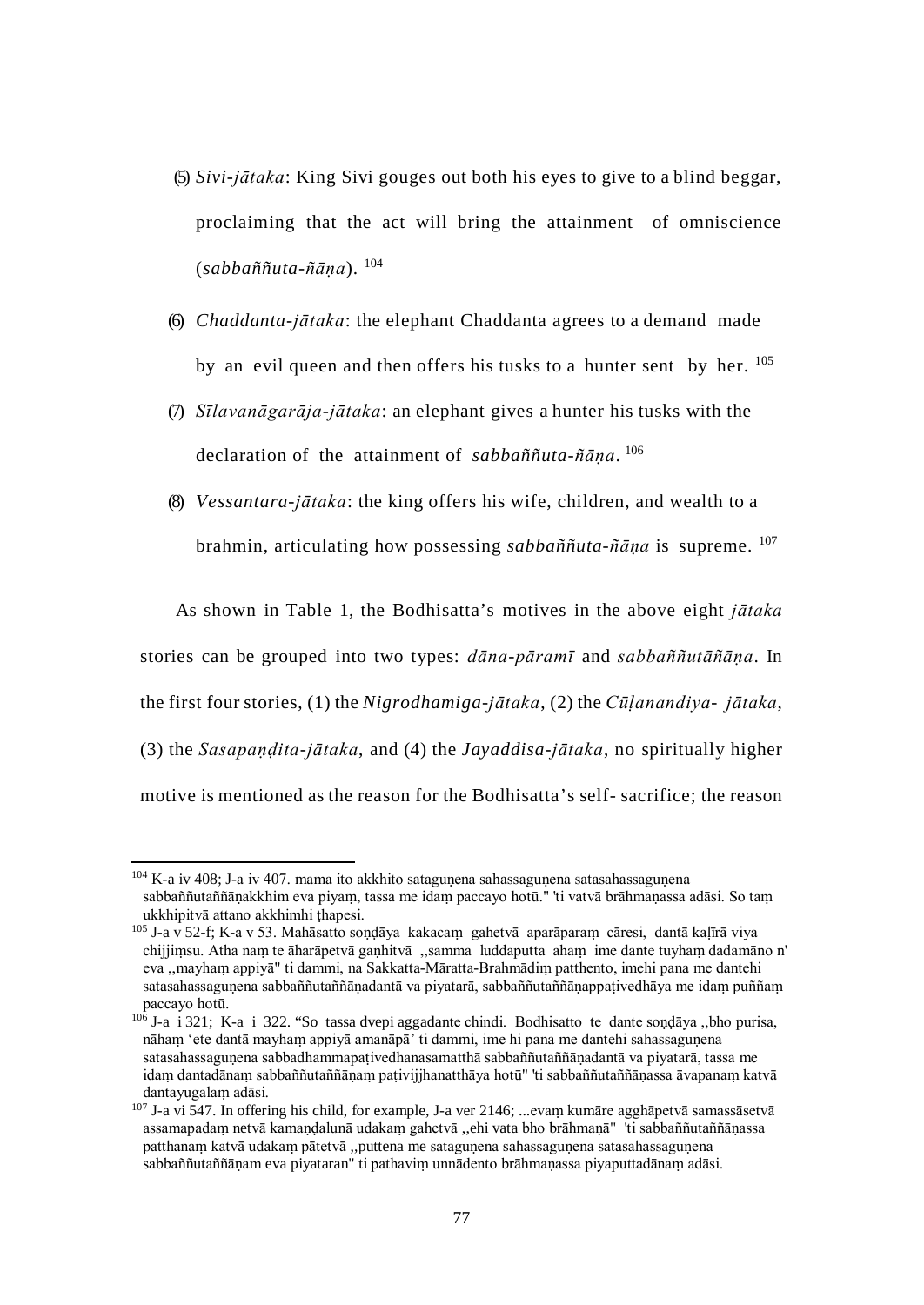(5) *Sivi-jātaka*: King Sivi gouges out both his eyes to give to a blind beggar, proclaiming that the act will bring the attainment of omniscience (*sabbaññuta-ñāṇa*). [104]

(6) *Chaddanta-jātaka*: the elephant Chaddanta agrees to a demand made by an evil queen and then offers his tusks to a hunter sent by her. [105]

(7) *Sīlavanāgarāja-jātaka*: an elephant gives a hunter his tusks with the declaration of the attainment of *sabbaññuta-ñāṇa*. [106]

(8) *Vessantara-jātaka*: the king offers his wife, children, and wealth to a brahmin, articulating how possessing *sabbaññuta-ñāṇa* is supreme. [107]

As shown in Table 1, the Bodhisatta's motives in the above eight *jātaka* stories can be grouped into two types: *dāna-pāramī* and *sabbaññutāñāṇa*. In the first four stories, (1) the *Nigrodhamiga-jātaka*, (2) the *Cūḷanandiya- jātaka*, (3) the *Sasapaṇḍita-jātaka,* and (4) the *Jayaddisa-jātaka*, no spiritually higher motive is mentioned as the reason for the Bodhisatta's self- sacrifice; the reason

---

[104] K-a iv 408; J-a iv 407. mama ito akkhito sataguṇena sahassaguṇena satasahassaguṇena sabbaññutaññāṇakkhim eva piyaṃ, tassa me idaṃ paccayo hotū." 'ti vatvā brāhmaṇassa adāsi. So taṃ ukkhipitvā attano akkhimhi ṭhapesi.

[105] J-a v 52-f; K-a v 53. Mahāsatto soṇḍāya kakacaṃ gahetvā aparāparaṃ cāresi, dantā kaḷīrā viya chijjiṃsu. Atha naṃ te āharāpetvā gaṇhitvā ,,samma luddaputta ahaṃ ime dante tuyhaṃ dadamāno n' eva ,,mayhaṃ appiyā" ti dammi, na Sakkatta-Māratta-Brahmādiṃ patthento, imehi pana me dantehi satasahassaguṇena sabbaññutaññāṇadantā va piyatarā, sabbaññutaññāṇappaṭivedhāya me idaṃ puññaṃ paccayo hotū.

[106] J-a i 321; K-a i 322. "So tassa dvepi aggadante chindi. Bodhisatto te dante soṇḍāya ,,bho purisa, nāhaṃ 'ete dantā mayhaṃ appiyā amanāpā' ti dammi, ime hi pana me dantehi sahassaguṇena satasahassaguṇena sabbadhammapaṭivedhanasamatthā sabbaññutaññāṇadantā va piyatarā, tassa me idaṃ dantadānaṃ sabbaññutaññāṇaṃ paṭivijjhanatthāya hotū" 'ti sabbaññutaññāṇassa āvapanaṃ katvā dantayugalaṃ adāsi.

[107] J-a vi 547. In offering his child, for example, J-a ver 2146; ...evaṃ kumāre agghāpetvā samassāsetvā assamapadaṃ netvā kamaṇḍalunā udakaṃ gahetvā ,,ehi vata bho brāhmaṇā" 'ti sabbaññutaññāṇassa patthanaṃ katvā udakaṃ pātetvā ,,puttena me sataguṇena sahassaguṇena satasahassaguṇena sabbaññutaññāṇam eva piyataran" ti pathaviṃ unnādento brāhmaṇassa piyaputtadānaṃ adāsi.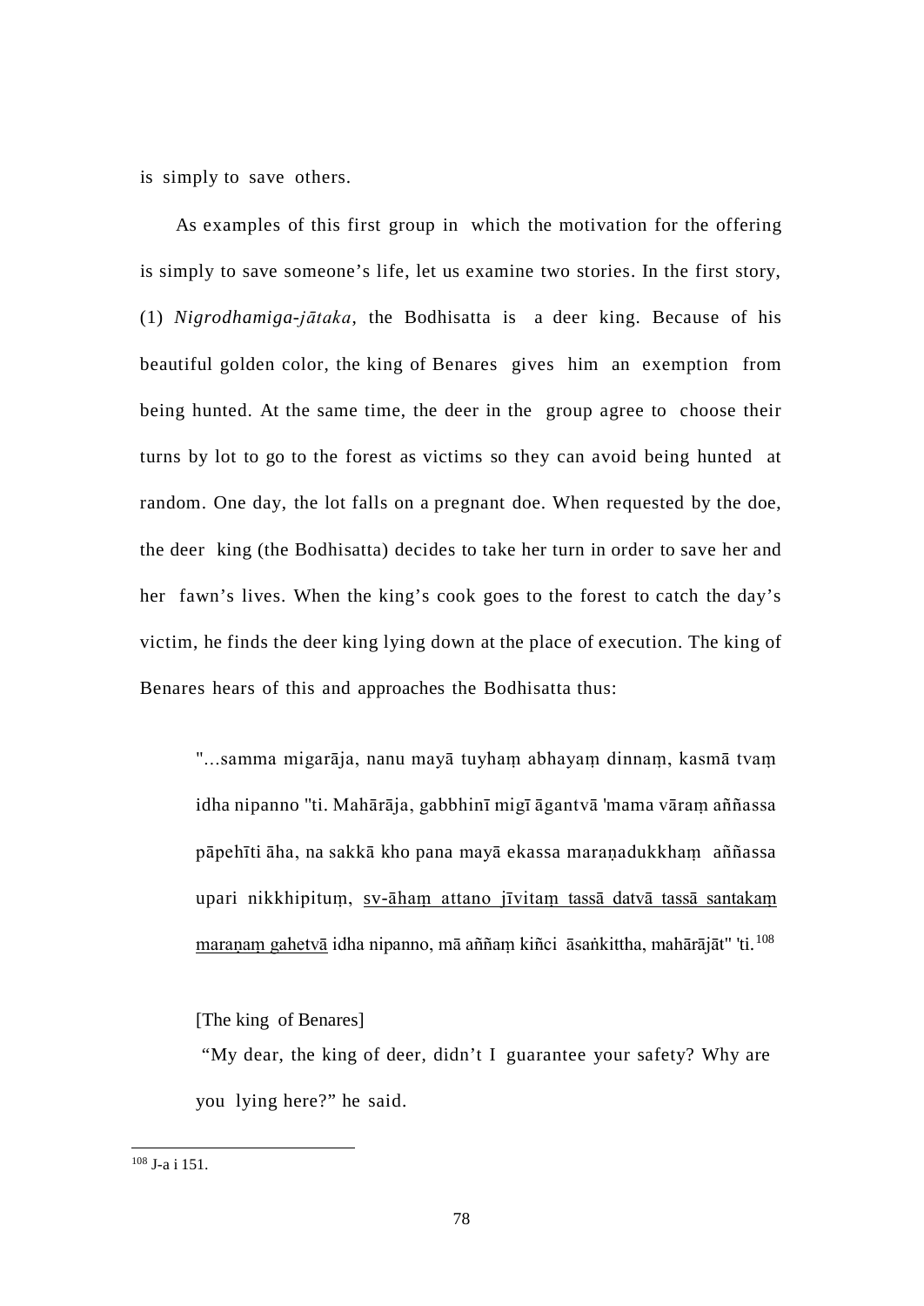is simply to save others.

As examples of this first group in which the motivation for the offering is simply to save someone's life, let us examine two stories. In the first story, (1) *Nigrodhamiga-jātaka*, the Bodhisatta is a deer king. Because of his beautiful golden color, the king of Benares gives him an exemption from being hunted. At the same time, the deer in the group agree to choose their turns by lot to go to the forest as victims so they can avoid being hunted at random. One day, the lot falls on a pregnant doe. When requested by the doe, the deer king (the Bodhisatta) decides to take her turn in order to save her and her fawn's lives. When the king's cook goes to the forest to catch the day's victim, he finds the deer king lying down at the place of execution. The king of Benares hears of this and approaches the Bodhisatta thus:

> "...samma migarāja, nanu mayā tuyhaṃ abhayaṃ dinnaṃ, kasmā tvaṃ idha nipanno "ti. Mahārāja, gabbhinī migī āgantvā 'mama vāraṃ aññassa pāpehīti āha, na sakkā kho pana mayā ekassa maraṇadukkhaṃ aññassa upari nikkhipituṃ, <u>sv-āhaṃ attano jīvitaṃ tassā datvā tassā santakaṃ maraṇaṃ gahetvā</u> idha nipanno, mā aññaṃ kiñci āsaṅkittha, mahārājāt" 'ti.[108]
>
> [The king of Benares]
>
> "My dear, the king of deer, didn't I guarantee your safety? Why are you lying here?" he said.

[108] J-a i 151.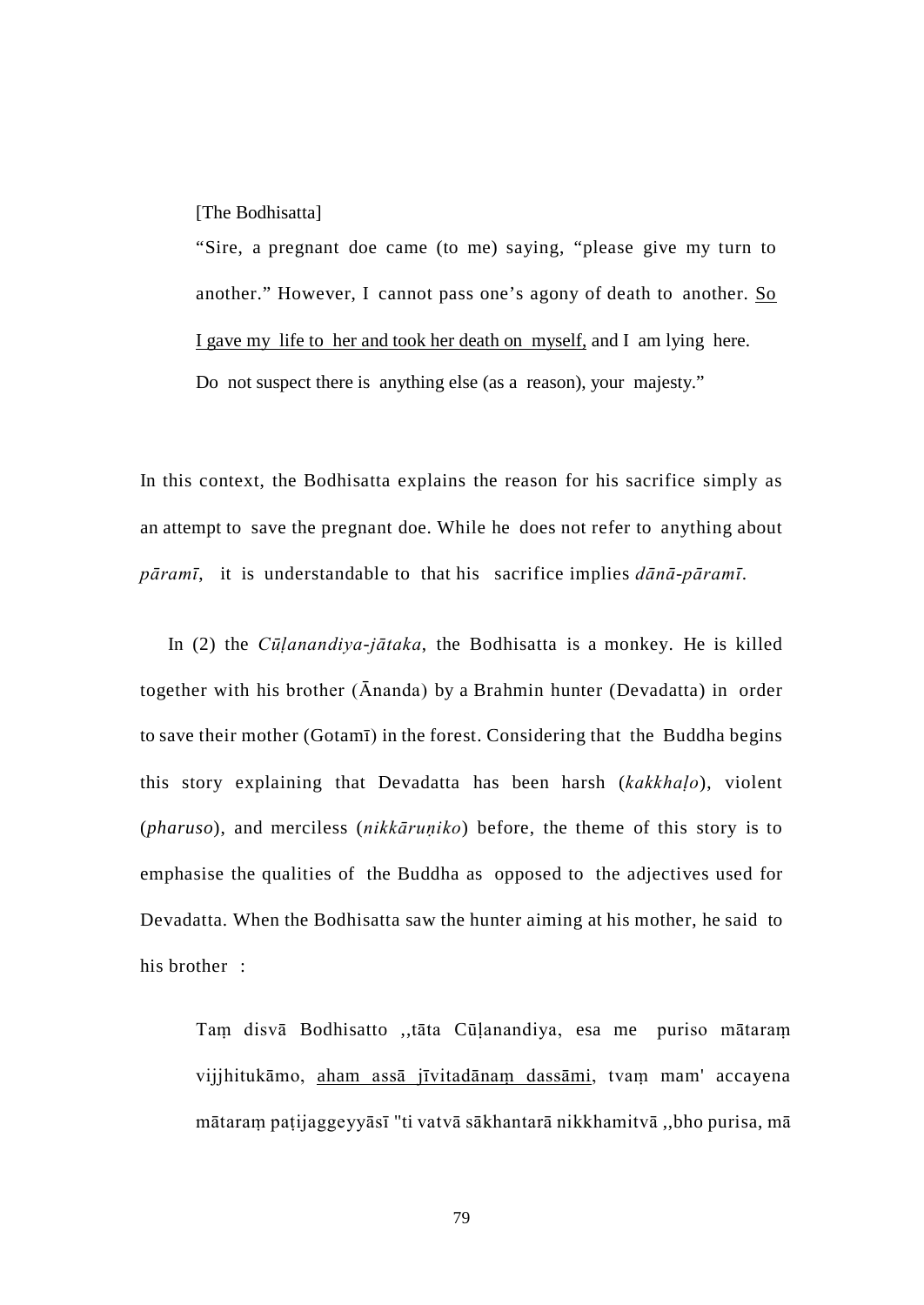> [The Bodhisatta]
>
> "Sire, a pregnant doe came (to me) saying, "please give my turn to another." However, I cannot pass one's agony of death to another. <u>So I gave my life to her and took her death on myself,</u> and I am lying here. Do not suspect there is anything else (as a reason), your majesty."

In this context, the Bodhisatta explains the reason for his sacrifice simply as an attempt to save the pregnant doe. While he does not refer to anything about *pāramī*, it is understandable to that his sacrifice implies *dānā-pāramī*.

In (2) the *Cūḷanandiya-jātaka*, the Bodhisatta is a monkey. He is killed together with his brother (Ānanda) by a Brahmin hunter (Devadatta) in order to save their mother (Gotamī) in the forest. Considering that the Buddha begins this story explaining that Devadatta has been harsh (*kakkhaḷo*), violent (*pharuso*), and merciless (*nikkāruṇiko*) before, the theme of this story is to emphasise the qualities of the Buddha as opposed to the adjectives used for Devadatta. When the Bodhisatta saw the hunter aiming at his mother, he said to his brother :

> Taṃ disvā Bodhisatto ,,tāta Cūḷanandiya, esa me puriso mātaraṃ vijjhitukāmo, <u>aham assā jīvitadānaṃ dassāmi</u>, tvaṃ mam' accayena mātaraṃ paṭijaggeyyāsī "ti vatvā sākhantarā nikkhamitvā ,,bho purisa, mā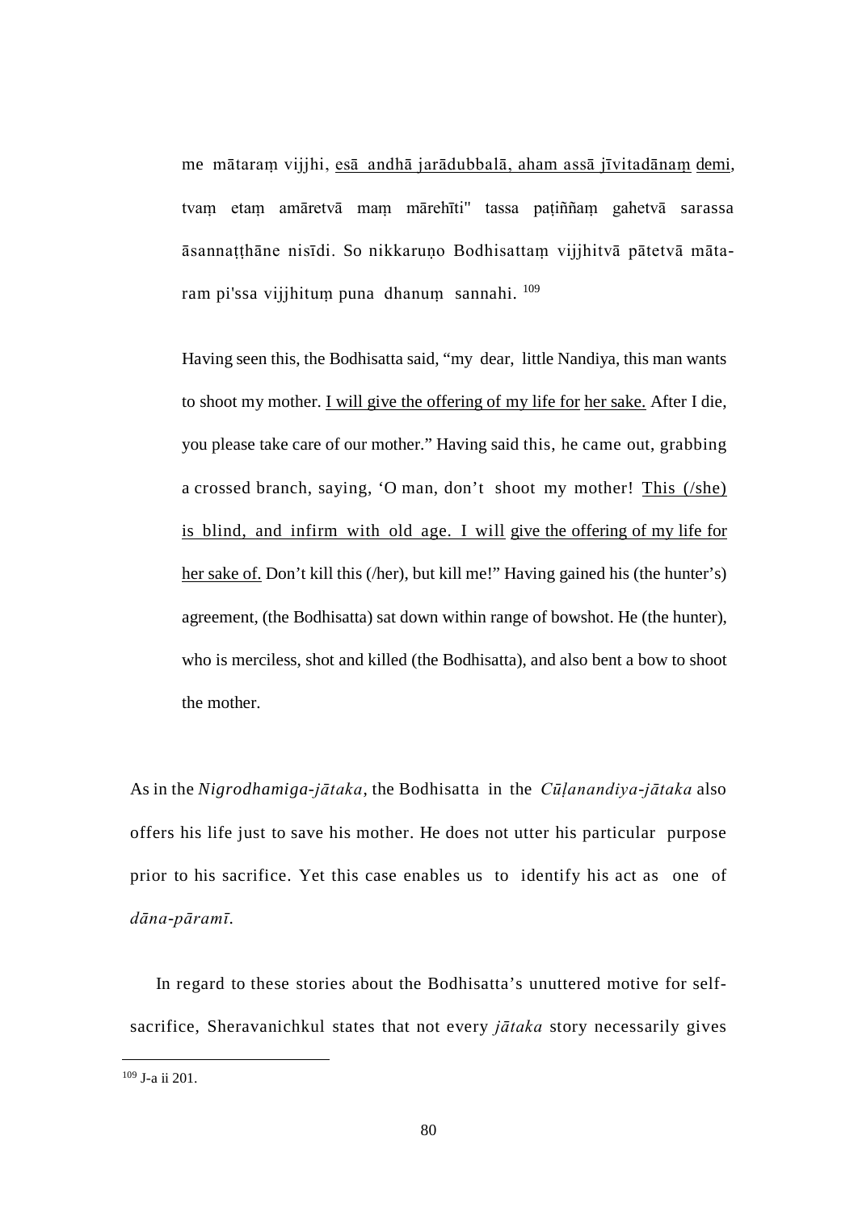me mātaraṃ vijjhi, <u>esā andhā jarādubbalā, aham assā jīvitadānaṃ</u> <u>demi</u>, tvaṃ etaṃ amāretvā maṃ mārehīti" tassa paṭiññaṃ gahetvā sarassa āsannaṭṭhāne nisīdi. So nikkaruṇo Bodhisattaṃ vijjhitvā pātetvā mātaram pi'ssa vijjhituṃ puna dhanuṃ sannahi. [109]

Having seen this, the Bodhisatta said, "my dear, little Nandiya, this man wants to shoot my mother. <u>I will give the offering of my life for</u> <u>her sake.</u> After I die, you please take care of our mother." Having said this, he came out, grabbing a crossed branch, saying, 'O man, don't shoot my mother! <u>This (/she) is blind, and infirm with old age. I will</u> <u>give the offering of my life for</u> <u>her sake of.</u> Don't kill this (/her), but kill me!" Having gained his (the hunter's) agreement, (the Bodhisatta) sat down within range of bowshot. He (the hunter), who is merciless, shot and killed (the Bodhisatta), and also bent a bow to shoot the mother.

As in the *Nigrodhamiga-jātaka*, the Bodhisatta in the *Cūḷanandiya-jātaka* also offers his life just to save his mother. He does not utter his particular purpose prior to his sacrifice. Yet this case enables us to identify his act as one of *dāna-pāramī*.

In regard to these stories about the Bodhisatta's unuttered motive for self-sacrifice, Sheravanichkul states that not every *jātaka* story necessarily gives

---

[109] J-a ii 201.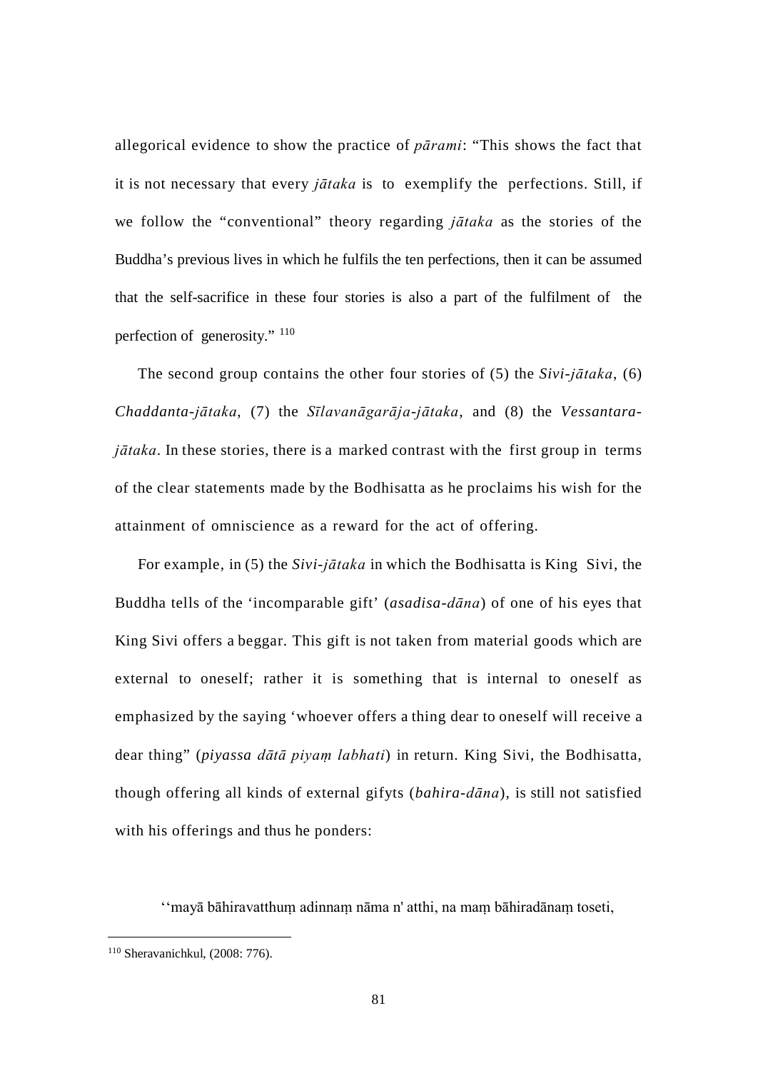allegorical evidence to show the practice of *pārami*: "This shows the fact that it is not necessary that every *jātaka* is to exemplify the perfections. Still, if we follow the "conventional" theory regarding *jātaka* as the stories of the Buddha's previous lives in which he fulfils the ten perfections, then it can be assumed that the self-sacrifice in these four stories is also a part of the fulfilment of the perfection of generosity." [110]

The second group contains the other four stories of (5) the *Sivi-jātaka*, (6) *Chaddanta-jātaka*, (7) the *Sīlavanāgarāja-jātaka*, and (8) the *Vessantara-jātaka*. In these stories, there is a marked contrast with the first group in terms of the clear statements made by the Bodhisatta as he proclaims his wish for the attainment of omniscience as a reward for the act of offering.

For example, in (5) the *Sivi-jātaka* in which the Bodhisatta is King Sivi, the Buddha tells of the 'incomparable gift' (*asadisa-dāna*) of one of his eyes that King Sivi offers a beggar. This gift is not taken from material goods which are external to oneself; rather it is something that is internal to oneself as emphasized by the saying 'whoever offers a thing dear to oneself will receive a dear thing" (*piyassa dātā piyaṃ labhati*) in return. King Sivi, the Bodhisatta, though offering all kinds of external gifyts (*bahira-dāna*), is still not satisfied with his offerings and thus he ponders:

''mayā bāhiravatthuṃ adinnaṃ nāma n' atthi, na maṃ bāhiradānaṃ toseti,

---

[110] Sheravanichkul, (2008: 776).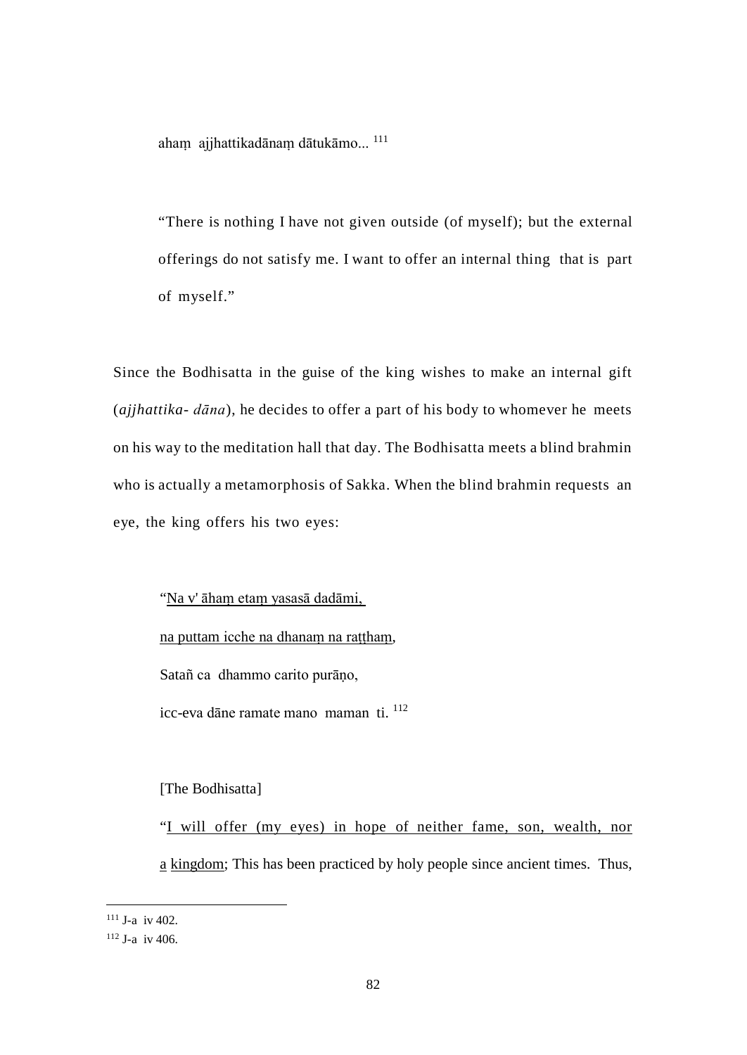ahaṃ ajjhattikadānaṃ dātukāmo... [111]

"There is nothing I have not given outside (of myself); but the external offerings do not satisfy me. I want to offer an internal thing that is part of myself."

Since the Bodhisatta in the guise of the king wishes to make an internal gift (*ajjhattika- dāna*), he decides to offer a part of his body to whomever he meets on his way to the meditation hall that day. The Bodhisatta meets a blind brahmin who is actually a metamorphosis of Sakka. When the blind brahmin requests an eye, the king offers his two eyes:

"<u>Na v' āhaṃ etaṃ yasasā dadāmi,</u>

<u>na puttam icche na dhanaṃ na raṭṭhaṃ</u>,

Satañ ca dhammo carito purāṇo,

icc-eva dāne ramate mano maman ti. [112]

[The Bodhisatta]

"<u>I will offer (my eyes) in hope of neither fame, son, wealth, nor a kingdom</u>; This has been practiced by holy people since ancient times. Thus,

[111] J-a iv 402.

[112] J-a iv 406.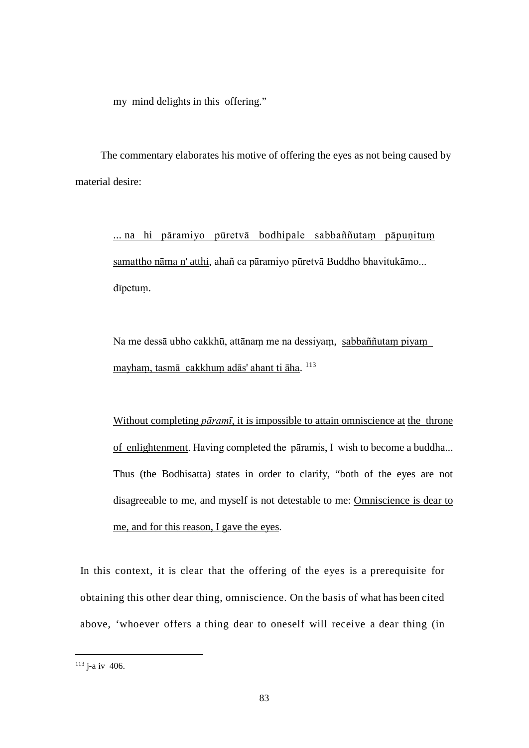my mind delights in this offering."

The commentary elaborates his motive of offering the eyes as not being caused by material desire:

> <u>... na hi pāramiyo pūretvā bodhipale sabbaññutaṃ pāpuṇituṃ samattho nāma n' atthi</u>, ahañ ca pāramiyo pūretvā Buddho bhavitukāmo... dīpetuṃ.
>
> Na me dessā ubho cakkhū, attānaṃ me na dessiyaṃ, <u>sabbaññutaṃ piyaṃ mayhaṃ, tasmā cakkhuṃ adās' ahant ti āha</u>. [113]
>
> <u>Without completing *pāramī*, it is impossible to attain omniscience at</u> <u>the throne of enlightenment</u>. Having completed the pāramis, I wish to become a buddha... Thus (the Bodhisatta) states in order to clarify, "both of the eyes are not disagreeable to me, and myself is not detestable to me: <u>Omniscience is dear to me, and for this reason, I gave the eyes</u>.

In this context, it is clear that the offering of the eyes is a prerequisite for obtaining this other dear thing, omniscience. On the basis of what has been cited above, 'whoever offers a thing dear to oneself will receive a dear thing (in

---

[113] j-a iv 406.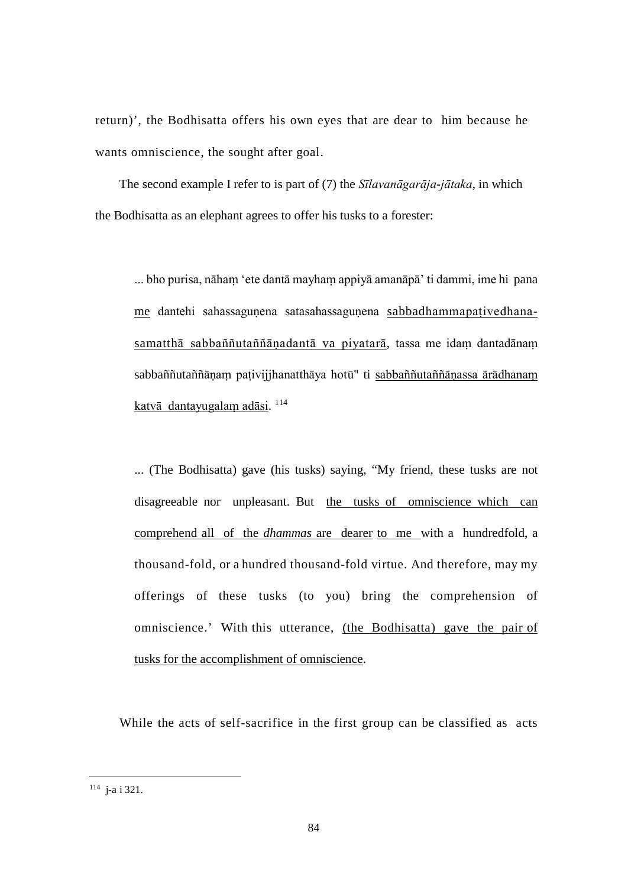return)', the Bodhisatta offers his own eyes that are dear to him because he wants omniscience, the sought after goal.

The second example I refer to is part of (7) the *Sīlavanāgarāja-jātaka*, in which the Bodhisatta as an elephant agrees to offer his tusks to a forester:

> ... bho purisa, nāhaṃ 'ete dantā mayhaṃ appiyā amanāpā' ti dammi, ime hi pana <u>me</u> dantehi sahassaguṇena satasahassaguṇena <u>sabbadhammapaṭivedhana-samatthā sabbaññutaññāṇadantā va piyatarā</u>, tassa me idaṃ dantadānaṃ sabbaññutaññāṇaṃ paṭivijjhanatthāya hotū" ti <u>sabbaññutaññāṇassa ārādhanaṃ katvā dantayugalaṃ adāsi</u>. [114]

> ... (The Bodhisatta) gave (his tusks) saying, "My friend, these tusks are not disagreeable nor unpleasant. But <u>the tusks of omniscience which can comprehend all of the *dhammas* are dearer</u> <u>to me</u> with a hundredfold, a thousand-fold, or a hundred thousand-fold virtue. And therefore, may my offerings of these tusks (to you) bring the comprehension of omniscience.' With this utterance, <u>(the Bodhisatta) gave the pair of tusks for the accomplishment of omniscience</u>.

While the acts of self-sacrifice in the first group can be classified as acts

---

[114] j-a i 321.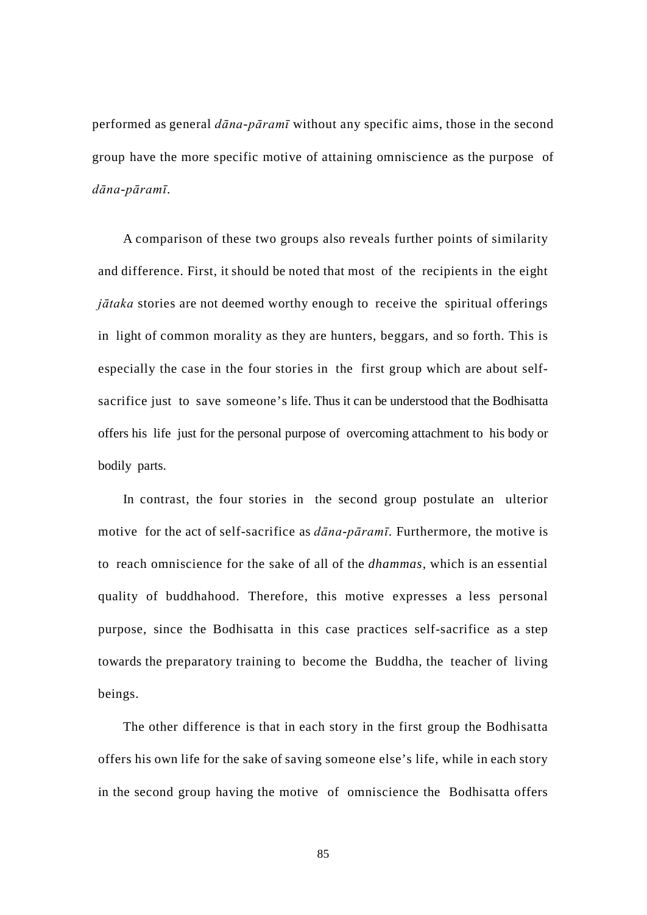performed as general *dāna-pāramī* without any specific aims, those in the second group have the more specific motive of attaining omniscience as the purpose of *dāna-pāramī.*

A comparison of these two groups also reveals further points of similarity and difference. First, it should be noted that most of the recipients in the eight *jātaka* stories are not deemed worthy enough to receive the spiritual offerings in light of common morality as they are hunters, beggars, and so forth. This is especially the case in the four stories in the first group which are about self-sacrifice just to save someone's life. Thus it can be understood that the Bodhisatta offers his life just for the personal purpose of overcoming attachment to his body or bodily parts.

In contrast, the four stories in the second group postulate an ulterior motive for the act of self-sacrifice as *dāna-pāramī.* Furthermore, the motive is to reach omniscience for the sake of all of the *dhammas*, which is an essential quality of buddhahood. Therefore, this motive expresses a less personal purpose, since the Bodhisatta in this case practices self-sacrifice as a step towards the preparatory training to become the Buddha, the teacher of living beings.

The other difference is that in each story in the first group the Bodhisatta offers his own life for the sake of saving someone else's life, while in each story in the second group having the motive of omniscience the Bodhisatta offers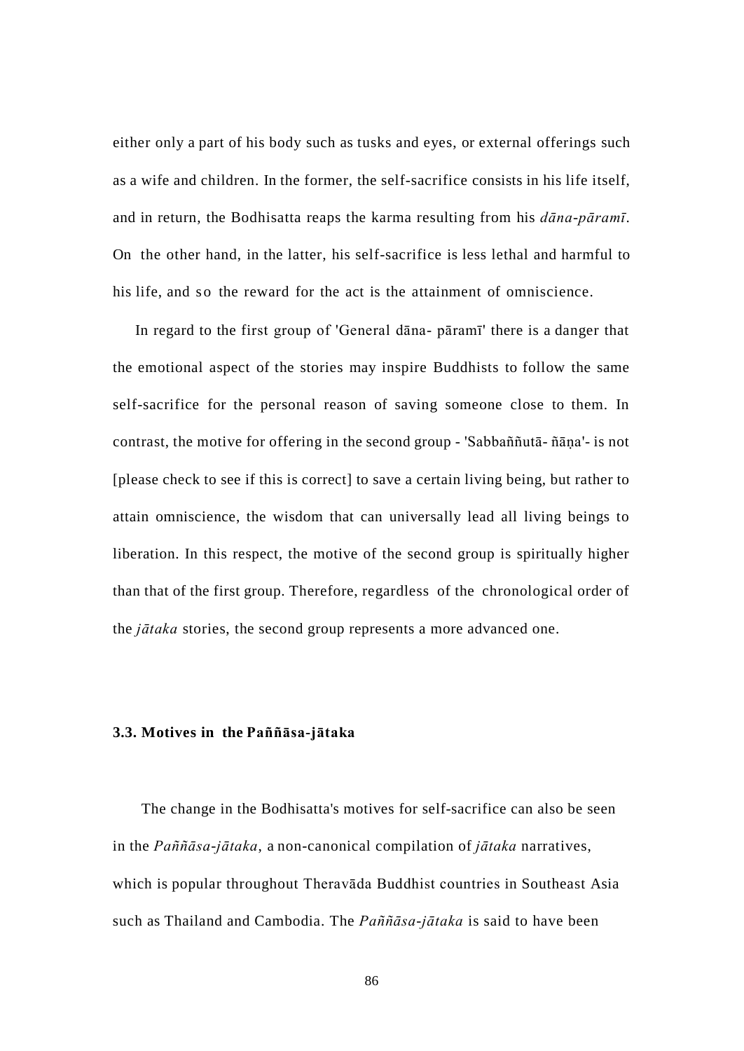either only a part of his body such as tusks and eyes, or external offerings such as a wife and children. In the former, the self-sacrifice consists in his life itself, and in return, the Bodhisatta reaps the karma resulting from his *dāna-pāramī*. On the other hand, in the latter, his self-sacrifice is less lethal and harmful to his life, and so the reward for the act is the attainment of omniscience.

In regard to the first group of 'General dāna- pāramī' there is a danger that the emotional aspect of the stories may inspire Buddhists to follow the same self-sacrifice for the personal reason of saving someone close to them. In contrast, the motive for offering in the second group - 'Sabbaññutā- ñāṇa'- is not [please check to see if this is correct] to save a certain living being, but rather to attain omniscience, the wisdom that can universally lead all living beings to liberation. In this respect, the motive of the second group is spiritually higher than that of the first group. Therefore, regardless of the chronological order of the *jātaka* stories, the second group represents a more advanced one.

### 3.3. Motives in the Paññāsa-jātaka

The change in the Bodhisatta's motives for self-sacrifice can also be seen in the *Paññāsa-jātaka*, a non-canonical compilation of *jātaka* narratives, which is popular throughout Theravāda Buddhist countries in Southeast Asia such as Thailand and Cambodia. The *Paññāsa-jātaka* is said to have been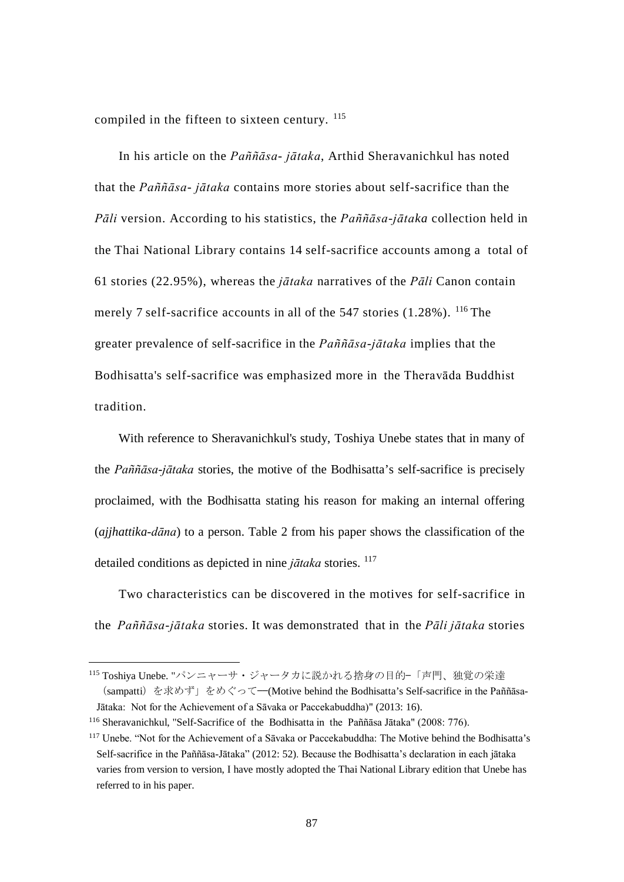compiled in the fifteen to sixteen century. [115]

In his article on the *Paññāsa- jātaka*, Arthid Sheravanichkul has noted that the *Paññāsa- jātaka* contains more stories about self-sacrifice than the *Pāli* version. According to his statistics, the *Paññāsa-jātaka* collection held in the Thai National Library contains 14 self-sacrifice accounts among a total of 61 stories (22.95%), whereas the *jātaka* narratives of the *Pāli* Canon contain merely 7 self-sacrifice accounts in all of the 547 stories (1.28%). [116] The greater prevalence of self-sacrifice in the *Paññāsa-jātaka* implies that the Bodhisatta's self-sacrifice was emphasized more in the Theravāda Buddhist tradition.

With reference to Sheravanichkul's study, Toshiya Unebe states that in many of the *Paññāsa-jātaka* stories, the motive of the Bodhisatta's self-sacrifice is precisely proclaimed, with the Bodhisatta stating his reason for making an internal offering (*ajjhattika-dāna*) to a person. Table 2 from his paper shows the classification of the detailed conditions as depicted in nine *jātaka* stories. [117]

Two characteristics can be discovered in the motives for self-sacrifice in the *Paññāsa-jātaka* stories. It was demonstrated that in the *Pāli jātaka* stories

---

[115] Toshiya Unebe. "パンニャーサ・ジャータカに説かれる捨身の目的–「声門、独覚の栄達（sampatti）を求めず」をめぐって—(Motive behind the Bodhisatta's Self-sacrifice in the Paññāsa-Jātaka: Not for the Achievement of a Sāvaka or Paccekabuddha)" (2013: 16).

[116] Sheravanichkul, "Self-Sacrifice of the Bodhisatta in the Paññāsa Jātaka" (2008: 776).

[117] Unebe. "Not for the Achievement of a Sāvaka or Paccekabuddha: The Motive behind the Bodhisatta's Self-sacrifice in the Paññāsa-Jātaka" (2012: 52). Because the Bodhisatta's declaration in each jātaka varies from version to version, I have mostly adopted the Thai National Library edition that Unebe has referred to in his paper.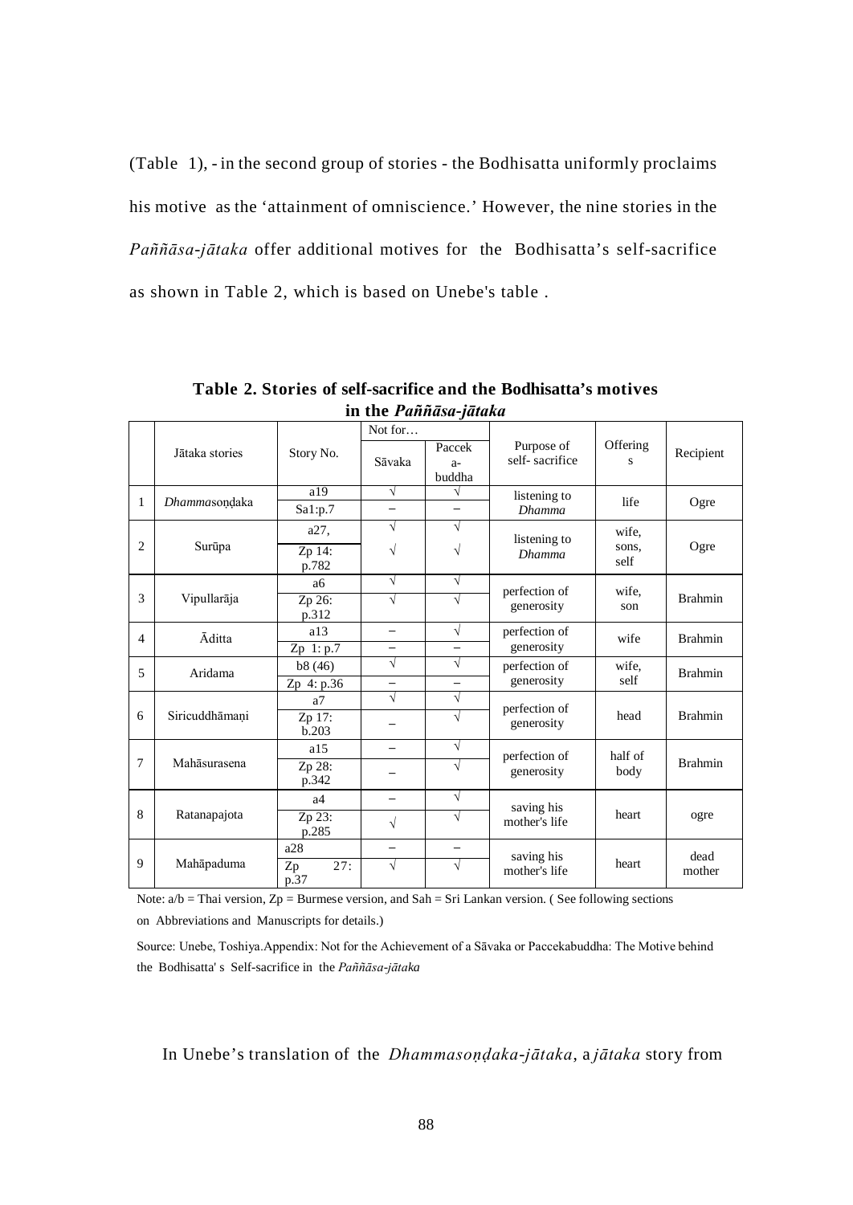(Table 1), - in the second group of stories - the Bodhisatta uniformly proclaims his motive as the 'attainment of omniscience.' However, the nine stories in the *Paññāsa-jātaka* offer additional motives for the Bodhisatta's self-sacrifice as shown in Table 2, which is based on Unebe's table .

**Table 2. Stories of self-sacrifice and the Bodhisatta's motives in the *Paññāsa-jātaka***

| | Jātaka stories | Story No. | Not for… | | Purpose of self- sacrifice | Offerings | Recipient |
|---|---|---|---|---|---|---|---|
| | | | Sāvaka | Paccek a-buddha | | | |
| 1 | *Dhamma*soṇḍaka | a19 | √ | √ | listening to *Dhamma* | life | Ogre |
| | | Sa1:p.7 | – | – | | | |
| 2 | Surūpa | a27, | √ | √ | listening to *Dhamma* | wife, sons, self | Ogre |
| | | Zp 14: p.782 | √ | √ | | | |
| 3 | Vipullarāja | a6 | √ | √ | perfection of generosity | wife, son | Brahmin |
| | | Zp 26: p.312 | √ | √ | | | |
| 4 | Āditta | a13 | – | √ | perfection of generosity | wife | Brahmin |
| | | Zp 1: p.7 | – | – | | | |
| 5 | Aridama | b8 (46) | √ | √ | perfection of generosity | wife, self | Brahmin |
| | | Zp 4: p.36 | – | – | | | |
| 6 | Siricuddhāmaṇi | a7 | √ | √ | perfection of generosity | head | Brahmin |
| | | Zp 17: b.203 | – | √ | | | |
| 7 | Mahāsurasena | a15 | – | √ | perfection of generosity | half of body | Brahmin |
| | | Zp 28: p.342 | – | √ | | | |
| 8 | Ratanapajota | a4 | – | √ | saving his mother's life | heart | ogre |
| | | Zp 23: p.285 | √ | √ | | | |
| 9 | Mahāpaduma | a28 | – | – | saving his mother's life | heart | dead mother |
| | | Zp 27: p.37 | √ | √ | | | |

Note: a/b = Thai version, Zp = Burmese version, and Sah = Sri Lankan version. ( See following sections on Abbreviations and Manuscripts for details.)

Source: Unebe, Toshiya.Appendix: Not for the Achievement of a Sāvaka or Paccekabuddha: The Motive behind the Bodhisatta' s Self-sacrifice in the *Paññāsa-jātaka*

In Unebe's translation of the *Dhammasoṇḍaka-jātaka*, a *jātaka* story from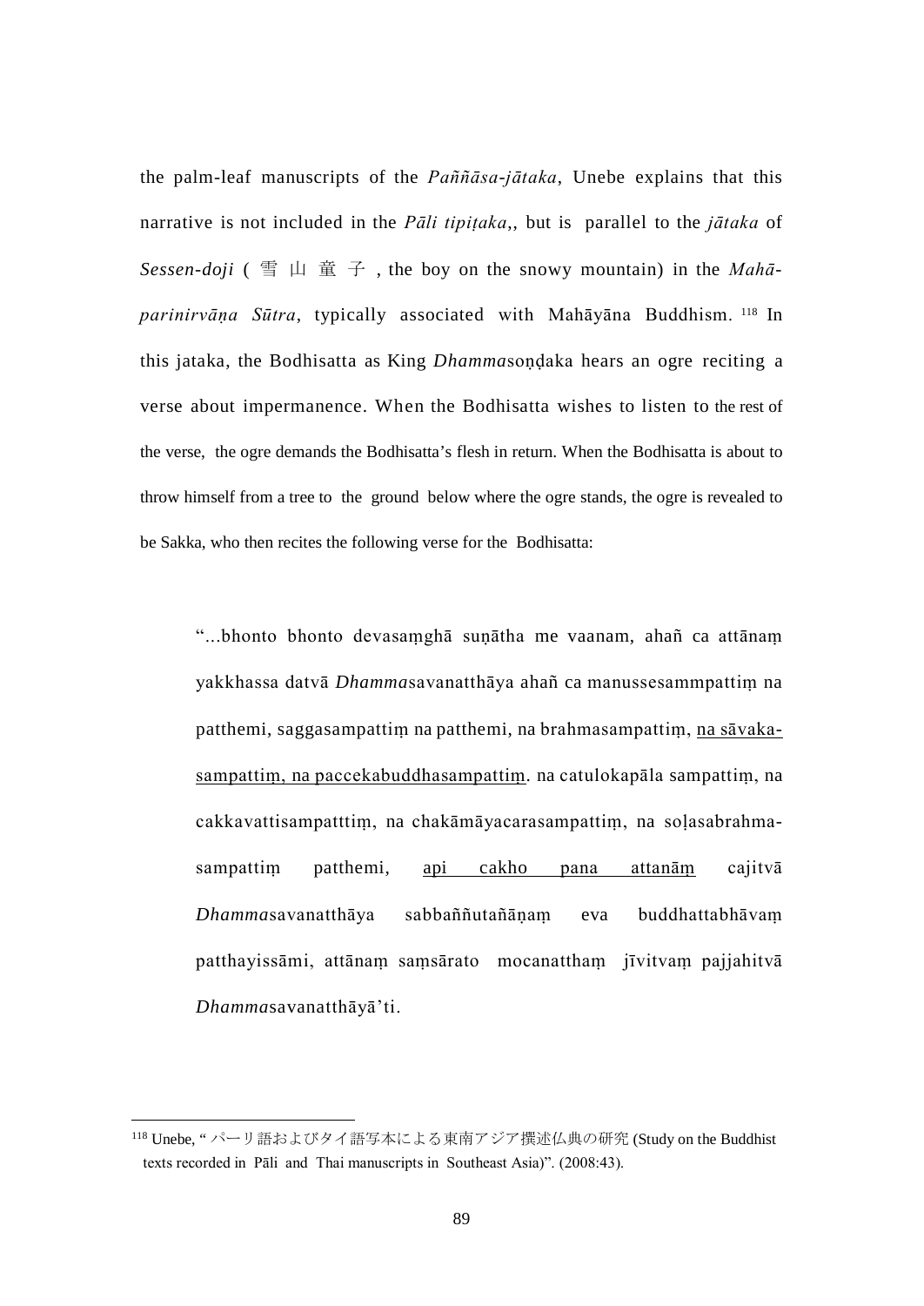the palm-leaf manuscripts of the *Paññāsa-jātaka*, Unebe explains that this narrative is not included in the *Pāli tipiṭaka*,, but is parallel to the *jātaka* of *Sessen-doji* (雪山童子, the boy on the snowy mountain) in the *Mahā-parinirvāṇa Sūtra*, typically associated with Mahāyāna Buddhism.[118] In this jataka, the Bodhisatta as King *Dhamma*soṇḍaka hears an ogre reciting a verse about impermanence. When the Bodhisatta wishes to listen to the rest of the verse, the ogre demands the Bodhisatta's flesh in return. When the Bodhisatta is about to throw himself from a tree to the ground below where the ogre stands, the ogre is revealed to be Sakka, who then recites the following verse for the Bodhisatta:

> "...bhonto bhonto devasaṃghā suṇātha me vaanam, ahañ ca attānaṃ yakkhassa datvā *Dhamma*savanatthāya ahañ ca manussesammpattiṃ na patthemi, saggasampattiṃ na patthemi, na brahmasampattiṃ, <u>na sāvaka-sampattiṃ, na paccekabuddhasampattiṃ</u>. na catulokapāla sampattiṃ, na cakkavattisampatttiṃ, na chakāmāyacarasampattiṃ, na soḷasabrahma-sampattiṃ patthemi, <u>api cakho pana attanāṃ</u> cajitvā *Dhamma*savanatthāya sabbaññutañāṇaṃ eva buddhattabhāvaṃ patthayissāmi, attānaṃ saṃsārato mocanatthaṃ jīvitvaṃ pajjahitvā *Dhamma*savanatthāyā'ti.

---

[118] Unebe, " パーリ語およびタイ語写本による東南アジア撰述仏典の研究 (Study on the Buddhist texts recorded in Pāli and Thai manuscripts in Southeast Asia)". (2008:43).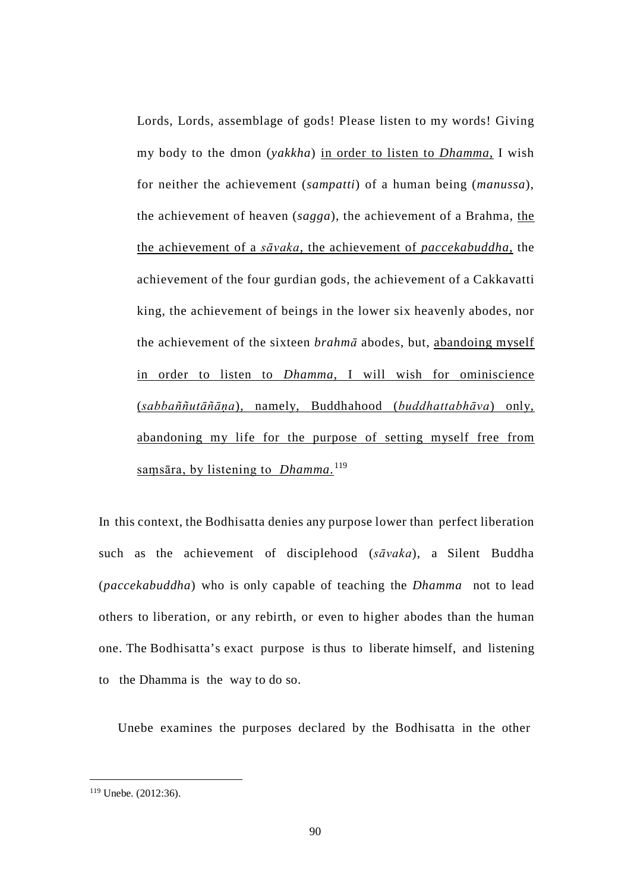> Lords, Lords, assemblage of gods! Please listen to my words! Giving my body to the dmon (*yakkha*) <u>in order to listen to *Dhamma*,</u> I wish for neither the achievement (*sampatti*) of a human being (*manussa*), the achievement of heaven (*sagga*), the achievement of a Brahma, <u>the the achievement of a *sāvaka*, the achievement of *paccekabuddha*,</u> the achievement of the four gurdian gods, the achievement of a Cakkavatti king, the achievement of beings in the lower six heavenly abodes, nor the achievement of the sixteen *brahmā* abodes, but, <u>abandoing myself in order to listen to *Dhamma*, I will wish for ominiscience (*sabbaññutāñāṇa*), namely, Buddhahood (*buddhattabhāva*) only, abandoning my life for the purpose of setting myself free from saṃsāra, by listening to *Dhamma*.</u>[119]

In this context, the Bodhisatta denies any purpose lower than perfect liberation such as the achievement of disciplehood (*sāvaka*), a Silent Buddha (*paccekabuddha*) who is only capable of teaching the *Dhamma* not to lead others to liberation, or any rebirth, or even to higher abodes than the human one. The Bodhisatta's exact purpose is thus to liberate himself, and listening to the Dhamma is the way to do so.

Unebe examines the purposes declared by the Bodhisatta in the other

---

[119] Unebe. (2012:36).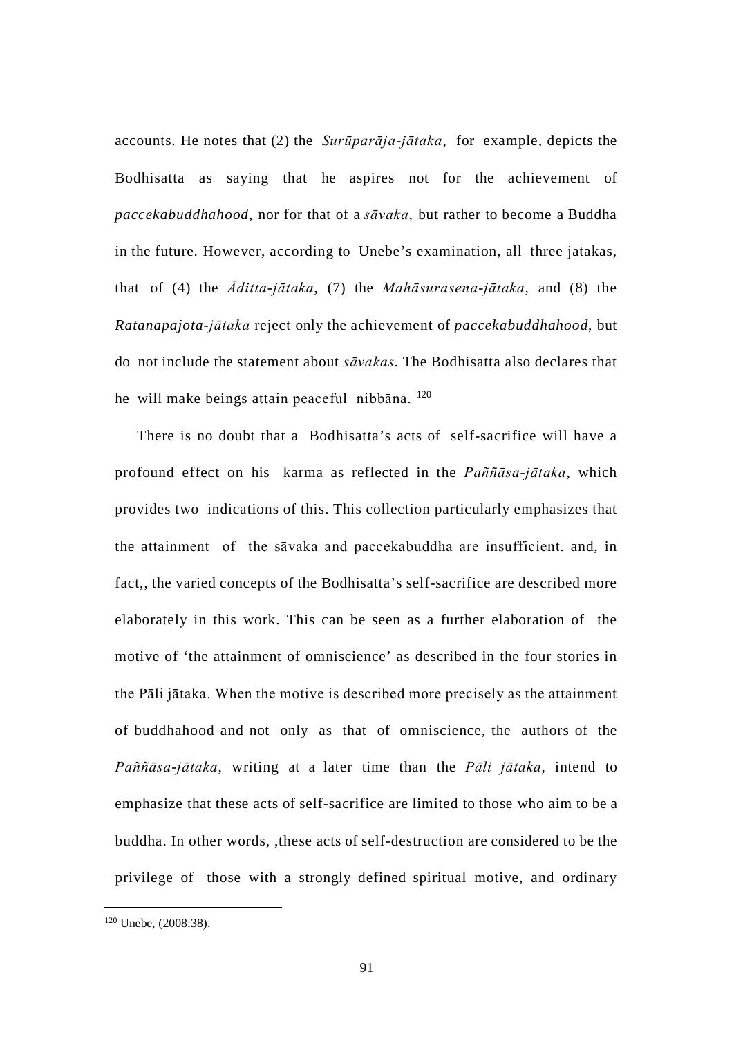accounts. He notes that (2) the *Surūparāja-jātaka*, for example, depicts the Bodhisatta as saying that he aspires not for the achievement of *paccekabuddhahood*, nor for that of a *sāvaka*, but rather to become a Buddha in the future. However, according to Unebe's examination, all three jatakas, that of (4) the *Āditta-jātaka*, (7) the *Mahāsurasena-jātaka*, and (8) the *Ratanapajota-jātaka* reject only the achievement of *paccekabuddhahood*, but do not include the statement about *sāvakas*. The Bodhisatta also declares that he will make beings attain peaceful nibbāna. [120]

There is no doubt that a Bodhisatta's acts of self-sacrifice will have a profound effect on his karma as reflected in the *Paññāsa-jātaka*, which provides two indications of this. This collection particularly emphasizes that the attainment of the sāvaka and paccekabuddha are insufficient. and, in fact,, the varied concepts of the Bodhisatta's self-sacrifice are described more elaborately in this work. This can be seen as a further elaboration of the motive of 'the attainment of omniscience' as described in the four stories in the Pāli jātaka. When the motive is described more precisely as the attainment of buddhahood and not only as that of omniscience, the authors of the *Paññāsa-jātaka*, writing at a later time than the *Pāli jātaka*, intend to emphasize that these acts of self-sacrifice are limited to those who aim to be a buddha. In other words, ,these acts of self-destruction are considered to be the privilege of those with a strongly defined spiritual motive, and ordinary

---

[120] Unebe, (2008:38).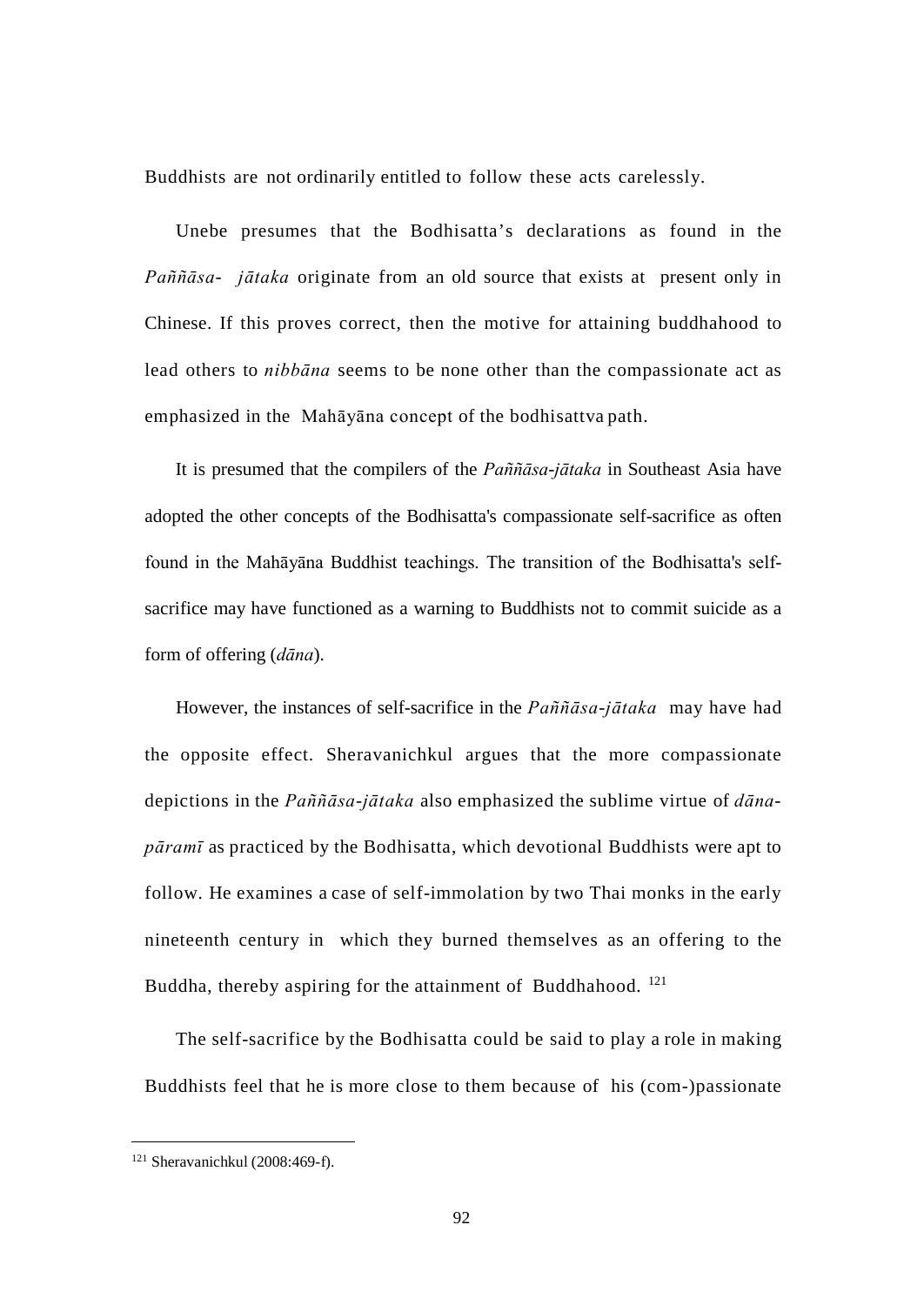Buddhists are not ordinarily entitled to follow these acts carelessly.

Unebe presumes that the Bodhisatta's declarations as found in the *Paññāsa- jātaka* originate from an old source that exists at present only in Chinese. If this proves correct, then the motive for attaining buddhahood to lead others to *nibbāna* seems to be none other than the compassionate act as emphasized in the Mahāyāna concept of the bodhisattva path.

It is presumed that the compilers of the *Paññāsa-jātaka* in Southeast Asia have adopted the other concepts of the Bodhisatta's compassionate self-sacrifice as often found in the Mahāyāna Buddhist teachings. The transition of the Bodhisatta's self-sacrifice may have functioned as a warning to Buddhists not to commit suicide as a form of offering (*dāna*).

However, the instances of self-sacrifice in the *Paññāsa-jātaka* may have had the opposite effect. Sheravanichkul argues that the more compassionate depictions in the *Paññāsa-jātaka* also emphasized the sublime virtue of *dāna-pāramī* as practiced by the Bodhisatta, which devotional Buddhists were apt to follow. He examines a case of self-immolation by two Thai monks in the early nineteenth century in which they burned themselves as an offering to the Buddha, thereby aspiring for the attainment of Buddhahood. [121]

The self-sacrifice by the Bodhisatta could be said to play a role in making Buddhists feel that he is more close to them because of his (com-)passionate

[121] Sheravanichkul (2008:469-f).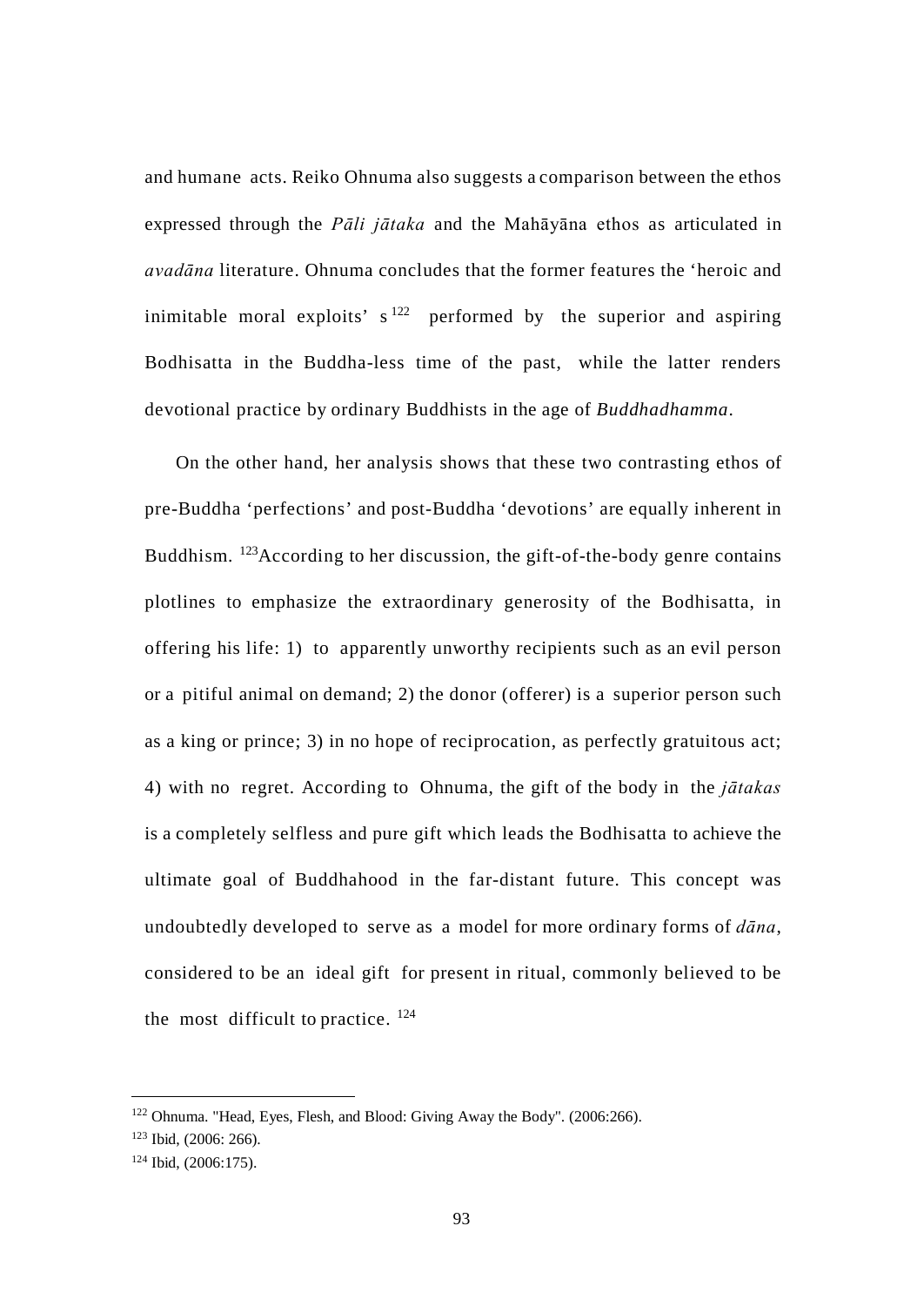and humane acts. Reiko Ohnuma also suggests a comparison between the ethos expressed through the *Pāli jātaka* and the Mahāyāna ethos as articulated in *avadāna* literature. Ohnuma concludes that the former features the 'heroic and inimitable moral exploits' s[122] performed by the superior and aspiring Bodhisatta in the Buddha-less time of the past, while the latter renders devotional practice by ordinary Buddhists in the age of *Buddhadhamma*.

On the other hand, her analysis shows that these two contrasting ethos of pre-Buddha 'perfections' and post-Buddha 'devotions' are equally inherent in Buddhism. [123]According to her discussion, the gift-of-the-body genre contains plotlines to emphasize the extraordinary generosity of the Bodhisatta, in offering his life: 1) to apparently unworthy recipients such as an evil person or a pitiful animal on demand; 2) the donor (offerer) is a superior person such as a king or prince; 3) in no hope of reciprocation, as perfectly gratuitous act; 4) with no regret. According to Ohnuma, the gift of the body in the *jātakas* is a completely selfless and pure gift which leads the Bodhisatta to achieve the ultimate goal of Buddhahood in the far-distant future. This concept was undoubtedly developed to serve as a model for more ordinary forms of *dāna*, considered to be an ideal gift for present in ritual, commonly believed to be the most difficult to practice. [124]

---

[122] Ohnuma. "Head, Eyes, Flesh, and Blood: Giving Away the Body". (2006:266).

[123] Ibid, (2006: 266).

[124] Ibid, (2006:175).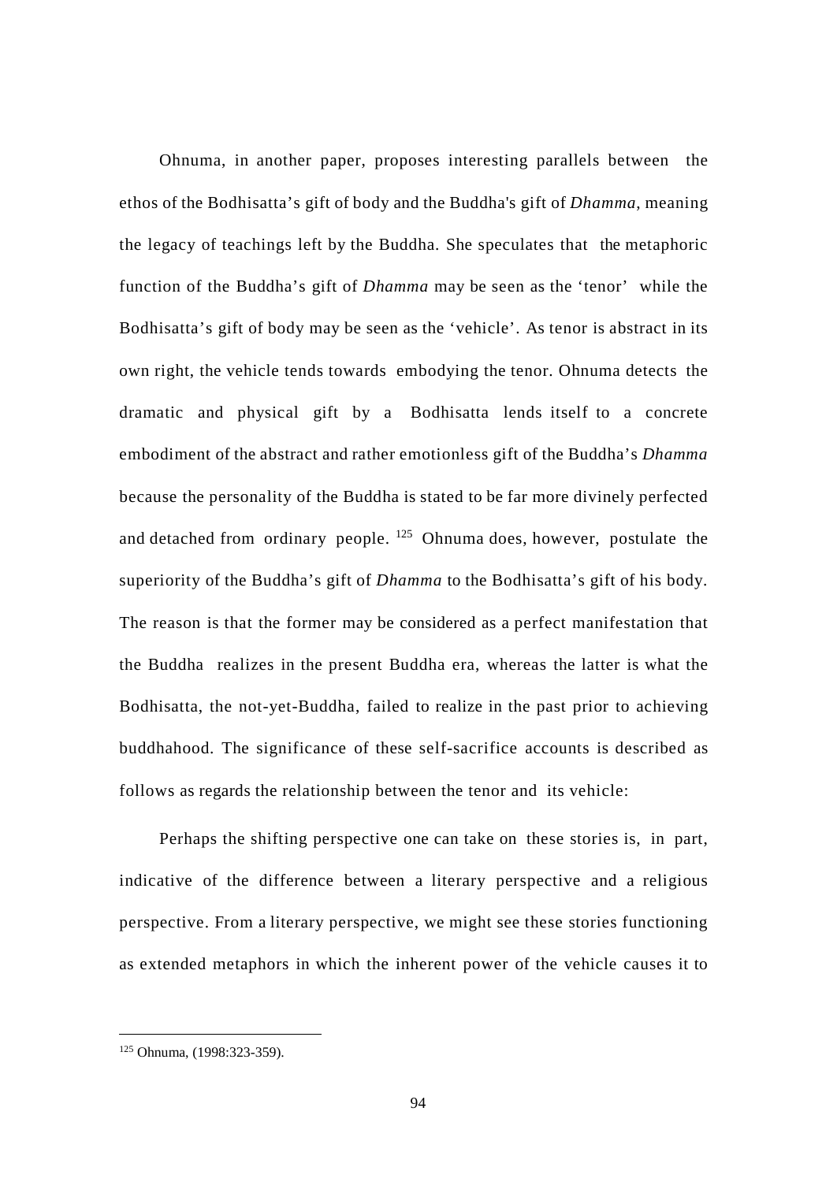Ohnuma, in another paper, proposes interesting parallels between the ethos of the Bodhisatta's gift of body and the Buddha's gift of *Dhamma*, meaning the legacy of teachings left by the Buddha. She speculates that the metaphoric function of the Buddha's gift of *Dhamma* may be seen as the 'tenor' while the Bodhisatta's gift of body may be seen as the 'vehicle'. As tenor is abstract in its own right, the vehicle tends towards embodying the tenor. Ohnuma detects the dramatic and physical gift by a Bodhisatta lends itself to a concrete embodiment of the abstract and rather emotionless gift of the Buddha's *Dhamma* because the personality of the Buddha is stated to be far more divinely perfected and detached from ordinary people. [125] Ohnuma does, however, postulate the superiority of the Buddha's gift of *Dhamma* to the Bodhisatta's gift of his body. The reason is that the former may be considered as a perfect manifestation that the Buddha realizes in the present Buddha era, whereas the latter is what the Bodhisatta, the not-yet-Buddha, failed to realize in the past prior to achieving buddhahood. The significance of these self-sacrifice accounts is described as follows as regards the relationship between the tenor and its vehicle:

Perhaps the shifting perspective one can take on these stories is, in part, indicative of the difference between a literary perspective and a religious perspective. From a literary perspective, we might see these stories functioning as extended metaphors in which the inherent power of the vehicle causes it to

[125] Ohnuma, (1998:323-359).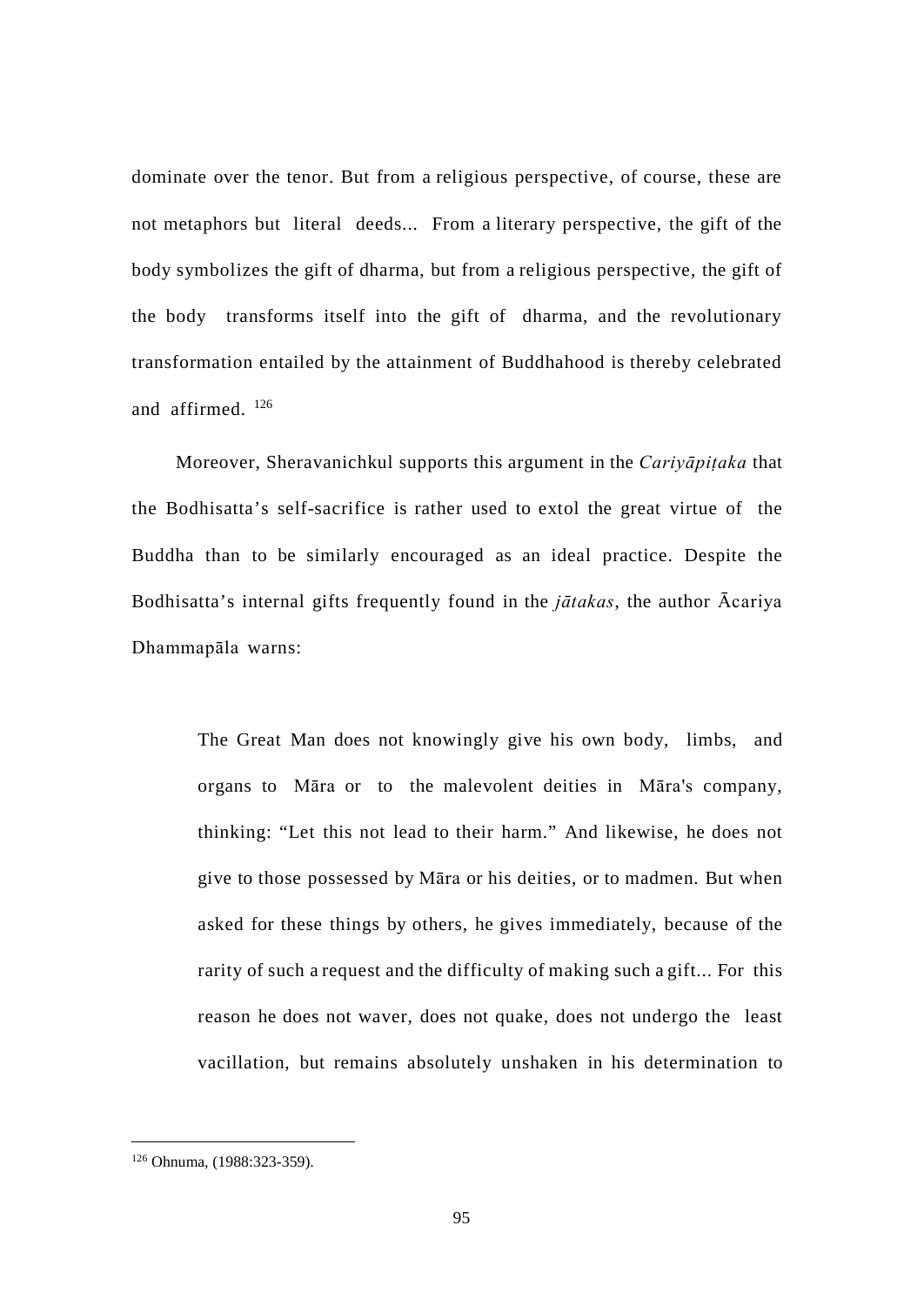dominate over the tenor. But from a religious perspective, of course, these are not metaphors but literal deeds... From a literary perspective, the gift of the body symbolizes the gift of dharma, but from a religious perspective, the gift of the body transforms itself into the gift of dharma, and the revolutionary transformation entailed by the attainment of Buddhahood is thereby celebrated and affirmed. [126]

Moreover, Sheravanichkul supports this argument in the *Cariyāpiṭaka* that the Bodhisatta's self-sacrifice is rather used to extol the great virtue of the Buddha than to be similarly encouraged as an ideal practice. Despite the Bodhisatta's internal gifts frequently found in the *jātakas*, the author Ācariya Dhammapāla warns:

> The Great Man does not knowingly give his own body, limbs, and organs to Māra or to the malevolent deities in Māra's company, thinking: "Let this not lead to their harm." And likewise, he does not give to those possessed by Māra or his deities, or to madmen. But when asked for these things by others, he gives immediately, because of the rarity of such a request and the difficulty of making such a gift... For this reason he does not waver, does not quake, does not undergo the least vacillation, but remains absolutely unshaken in his determination to

---

[126] Ohnuma, (1988:323-359).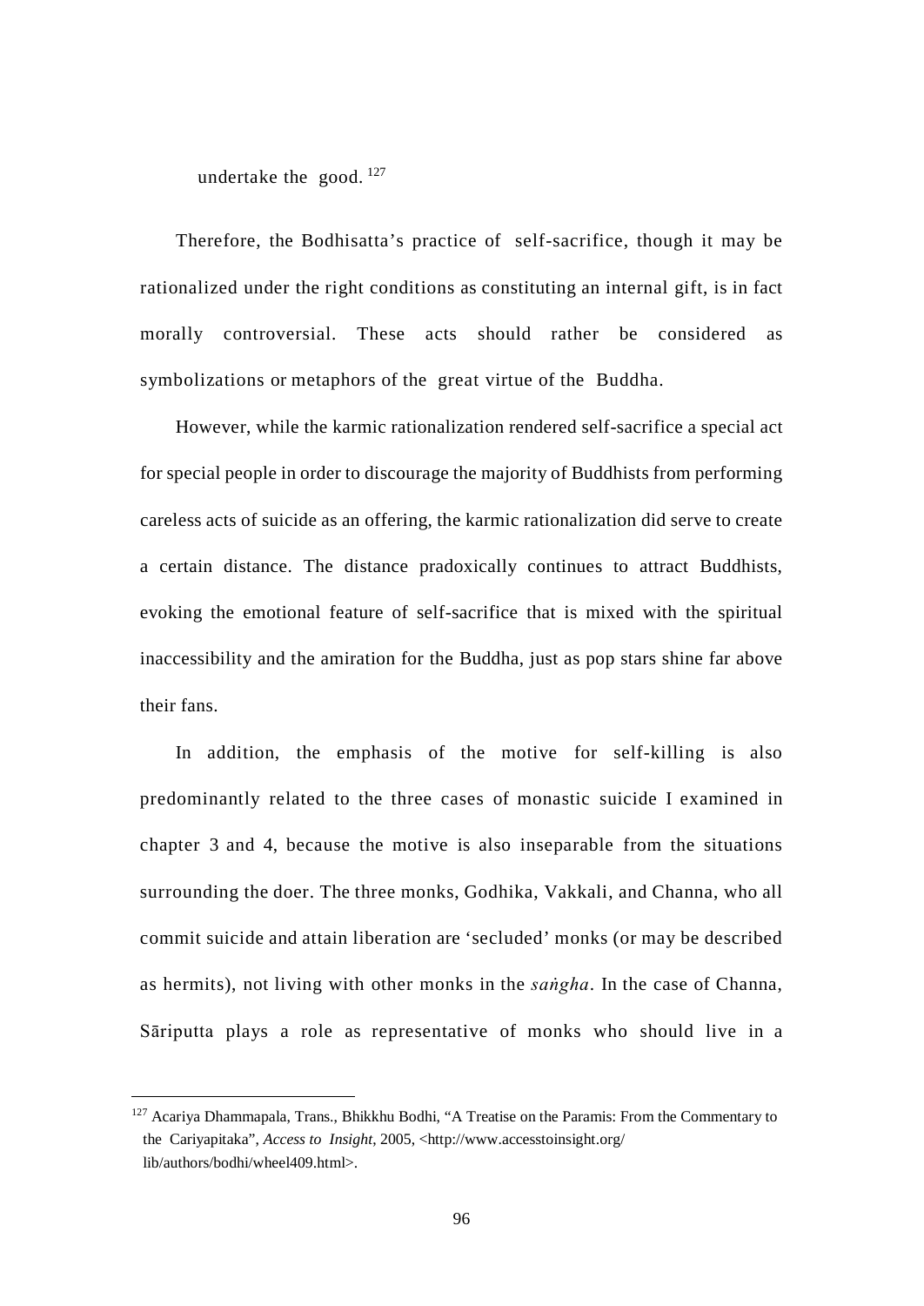undertake the good.[127]

Therefore, the Bodhisatta's practice of self-sacrifice, though it may be rationalized under the right conditions as constituting an internal gift, is in fact morally controversial. These acts should rather be considered as symbolizations or metaphors of the great virtue of the Buddha.

However, while the karmic rationalization rendered self-sacrifice a special act for special people in order to discourage the majority of Buddhists from performing careless acts of suicide as an offering, the karmic rationalization did serve to create a certain distance. The distance pradoxically continues to attract Buddhists, evoking the emotional feature of self-sacrifice that is mixed with the spiritual inaccessibility and the amiration for the Buddha, just as pop stars shine far above their fans.

In addition, the emphasis of the motive for self-killing is also predominantly related to the three cases of monastic suicide I examined in chapter 3 and 4, because the motive is also inseparable from the situations surrounding the doer. The three monks, Godhika, Vakkali, and Channa, who all commit suicide and attain liberation are 'secluded' monks (or may be described as hermits), not living with other monks in the *saṅgha*. In the case of Channa, Sāriputta plays a role as representative of monks who should live in a

---

[127] Acariya Dhammapala, Trans., Bhikkhu Bodhi, "A Treatise on the Paramis: From the Commentary to the Cariyapitaka", *Access to Insight*, 2005, <http://www.accesstoinsight.org/lib/authors/bodhi/wheel409.html>.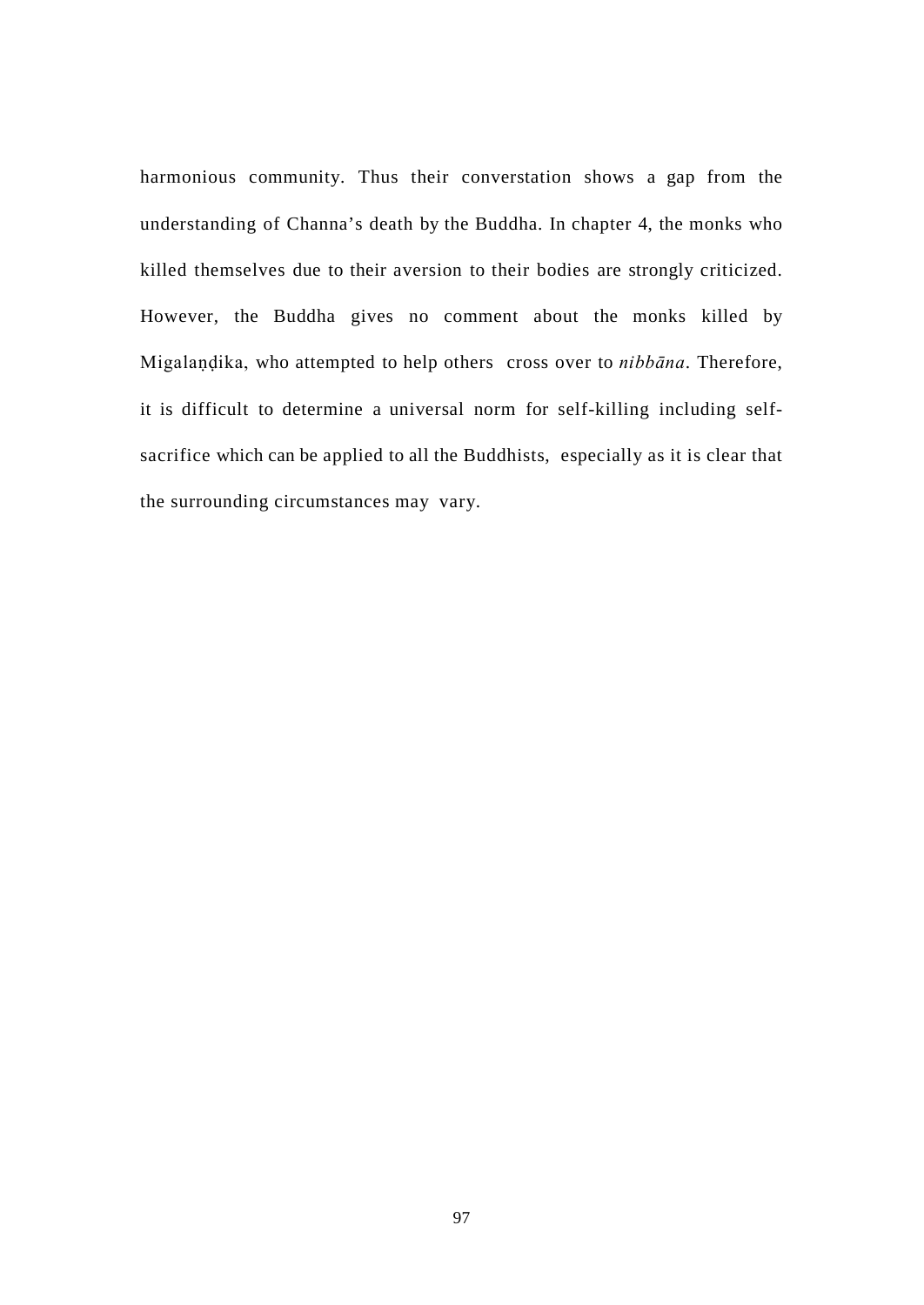harmonious community. Thus their converstation shows a gap from the understanding of Channa's death by the Buddha. In chapter 4, the monks who killed themselves due to their aversion to their bodies are strongly criticized. However, the Buddha gives no comment about the monks killed by Migalaṇḍika, who attempted to help others cross over to *nibbāna*. Therefore, it is difficult to determine a universal norm for self-killing including self-sacrifice which can be applied to all the Buddhists, especially as it is clear that the surrounding circumstances may vary.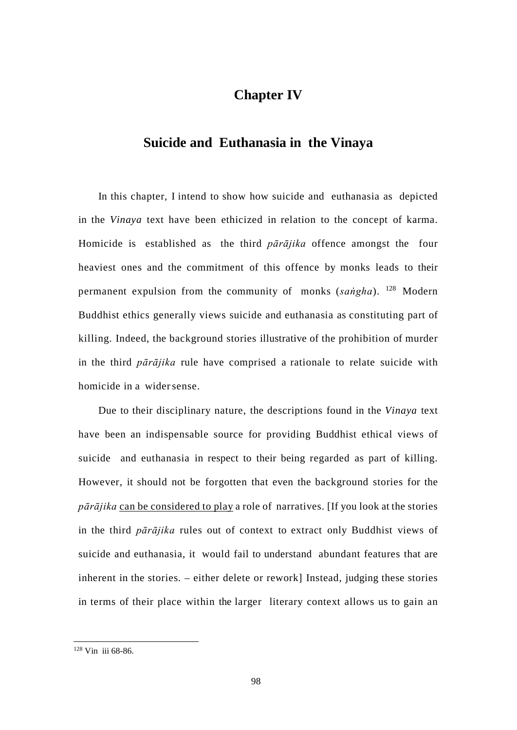# Chapter IV

## Suicide and Euthanasia in the Vinaya

In this chapter, I intend to show how suicide and euthanasia as depicted in the *Vinaya* text have been ethicized in relation to the concept of karma. Homicide is established as the third *pārājika* offence amongst the four heaviest ones and the commitment of this offence by monks leads to their permanent expulsion from the community of monks (*saṅgha*). [128] Modern Buddhist ethics generally views suicide and euthanasia as constituting part of killing. Indeed, the background stories illustrative of the prohibition of murder in the third *pārājika* rule have comprised a rationale to relate suicide with homicide in a wider sense.

Due to their disciplinary nature, the descriptions found in the *Vinaya* text have been an indispensable source for providing Buddhist ethical views of suicide and euthanasia in respect to their being regarded as part of killing. However, it should not be forgotten that even the background stories for the *pārājika* <u>can be considered to play</u> a role of narratives. [If you look at the stories in the third *pārājika* rules out of context to extract only Buddhist views of suicide and euthanasia, it would fail to understand abundant features that are inherent in the stories. – either delete or rework] Instead, judging these stories in terms of their place within the larger literary context allows us to gain an

[128] Vin iii 68-86.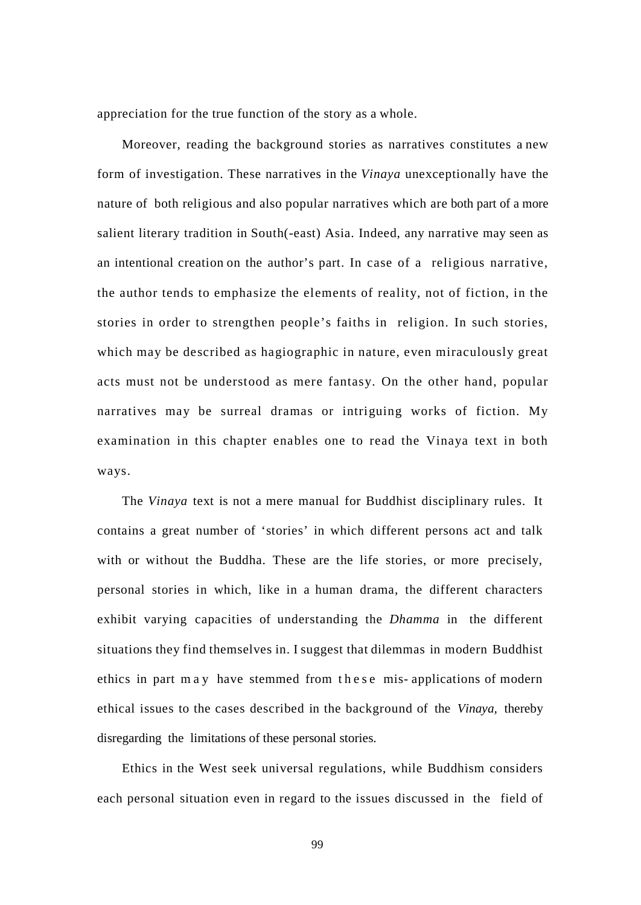appreciation for the true function of the story as a whole.

Moreover, reading the background stories as narratives constitutes a new form of investigation. These narratives in the *Vinaya* unexceptionally have the nature of both religious and also popular narratives which are both part of a more salient literary tradition in South(-east) Asia. Indeed, any narrative may seen as an intentional creation on the author's part. In case of a religious narrative, the author tends to emphasize the elements of reality, not of fiction, in the stories in order to strengthen people's faiths in religion. In such stories, which may be described as hagiographic in nature, even miraculously great acts must not be understood as mere fantasy. On the other hand, popular narratives may be surreal dramas or intriguing works of fiction. My examination in this chapter enables one to read the Vinaya text in both ways.

The *Vinaya* text is not a mere manual for Buddhist disciplinary rules. It contains a great number of 'stories' in which different persons act and talk with or without the Buddha. These are the life stories, or more precisely, personal stories in which, like in a human drama, the different characters exhibit varying capacities of understanding the *Dhamma* in the different situations they find themselves in. I suggest that dilemmas in modern Buddhist ethics in part may have stemmed from these mis- applications of modern ethical issues to the cases described in the background of the *Vinaya,* thereby disregarding the limitations of these personal stories.

Ethics in the West seek universal regulations, while Buddhism considers each personal situation even in regard to the issues discussed in the field of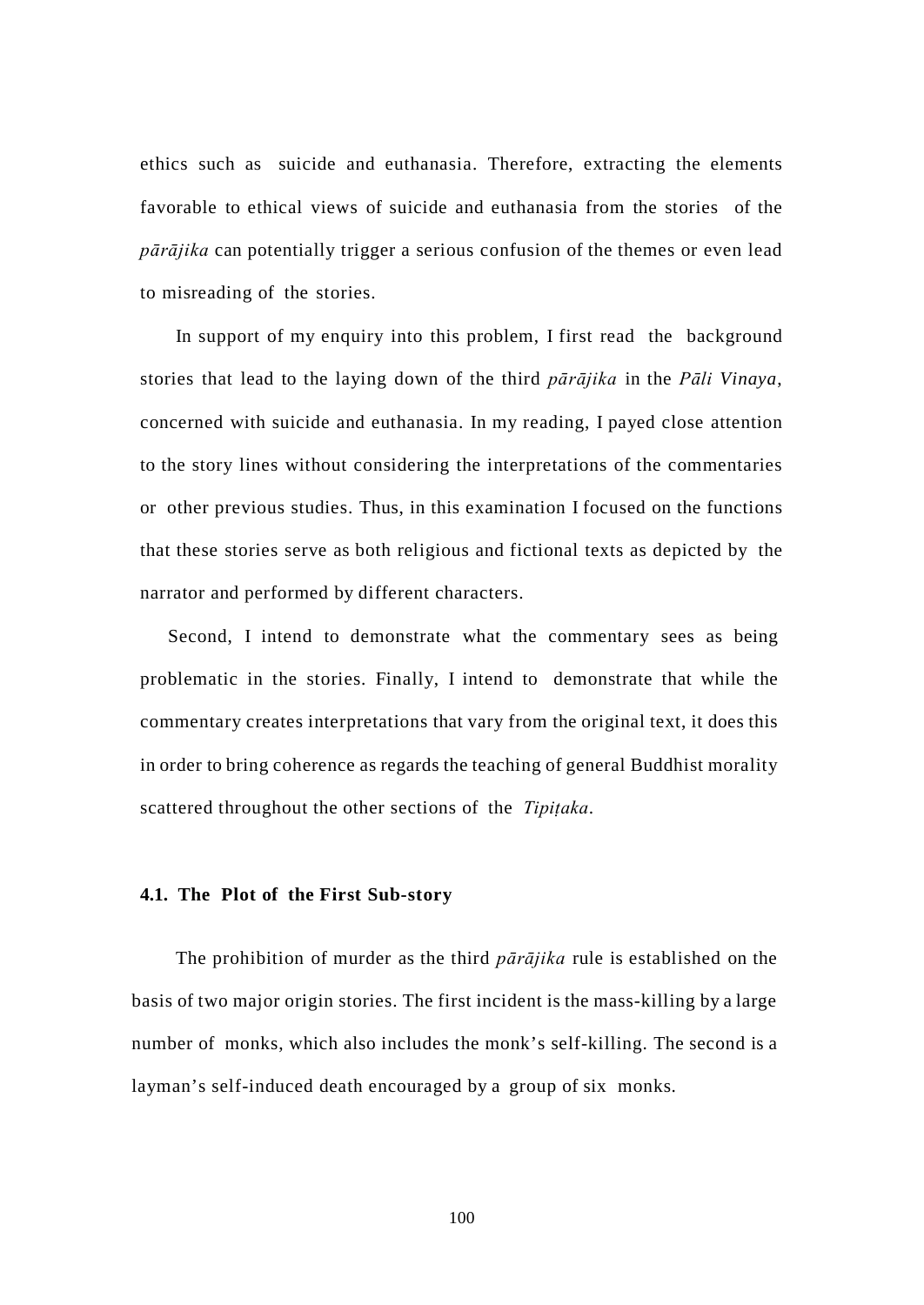ethics such as suicide and euthanasia. Therefore, extracting the elements favorable to ethical views of suicide and euthanasia from the stories of the *pārājika* can potentially trigger a serious confusion of the themes or even lead to misreading of the stories.

In support of my enquiry into this problem, I first read the background stories that lead to the laying down of the third *pārājika* in the *Pāli Vinaya*, concerned with suicide and euthanasia. In my reading, I payed close attention to the story lines without considering the interpretations of the commentaries or other previous studies. Thus, in this examination I focused on the functions that these stories serve as both religious and fictional texts as depicted by the narrator and performed by different characters.

Second, I intend to demonstrate what the commentary sees as being problematic in the stories. Finally, I intend to demonstrate that while the commentary creates interpretations that vary from the original text, it does this in order to bring coherence as regards the teaching of general Buddhist morality scattered throughout the other sections of the *Tipiṭaka*.

### 4.1. The Plot of the First Sub-story

The prohibition of murder as the third *pārājika* rule is established on the basis of two major origin stories. The first incident is the mass-killing by a large number of monks, which also includes the monk's self-killing. The second is a layman's self-induced death encouraged by a group of six monks.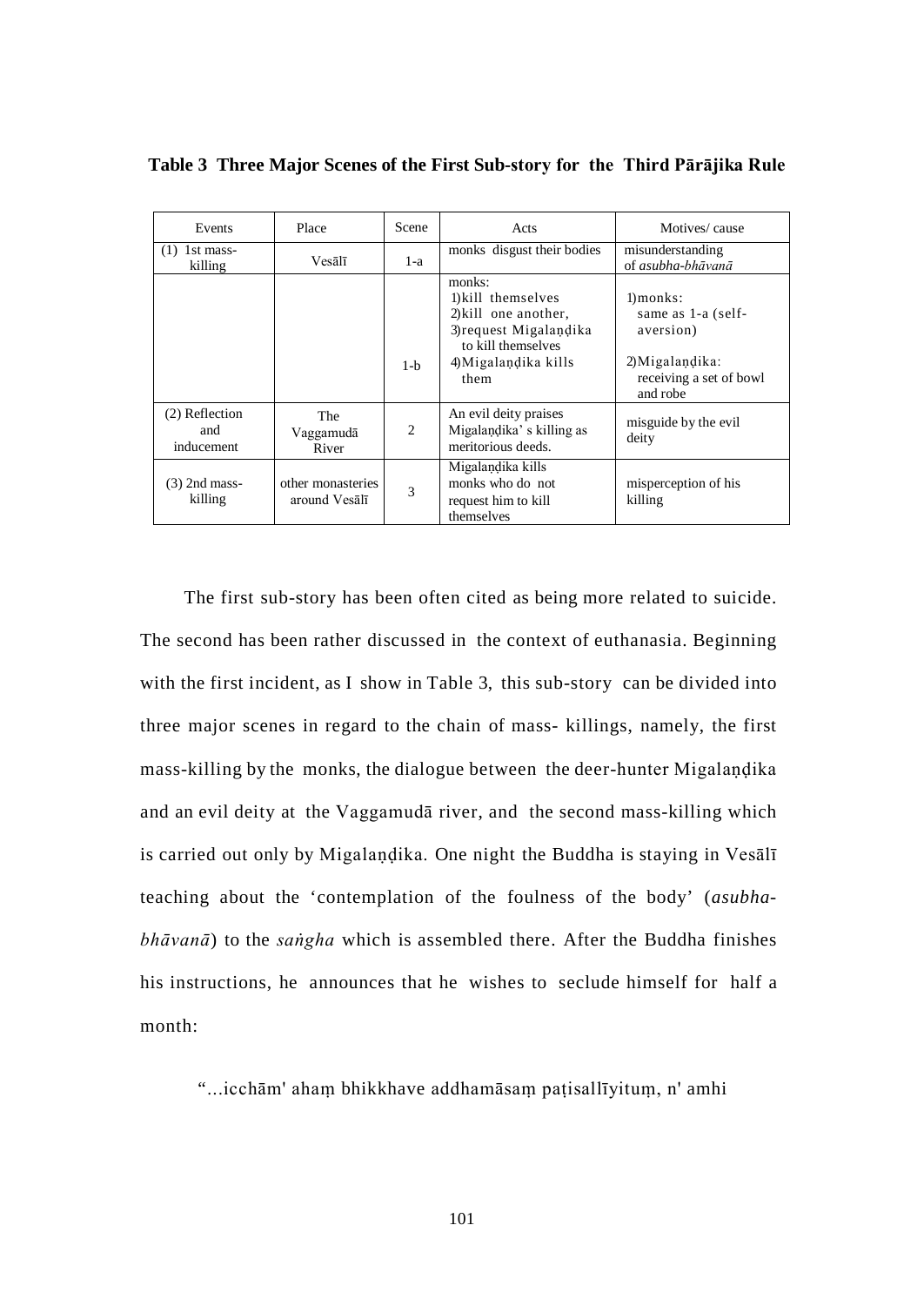**Table 3 Three Major Scenes of the First Sub-story for the Third Pārājika Rule**

| Events | Place | Scene | Acts | Motives/ cause |
|---|---|---|---|---|
| (1) 1st mass-killing | Vesālī | 1-a | monks disgust their bodies | misunderstanding of *asubha-bhāvanā* |
| | | 1-b | monks:<br>1)kill themselves<br>2)kill one another,<br>3)request Migalaṇḍika to kill themselves<br>4)Migalaṇḍika kills them | 1)monks: same as 1-a (self-aversion)<br>2)Migalaṇḍika: receiving a set of bowl and robe |
| (2) Reflection and inducement | The Vaggamudā River | 2 | An evil deity praises Migalaṇḍika' s killing as meritorious deeds. | misguide by the evil deity |
| (3) 2nd mass-killing | other monasteries around Vesālī | 3 | Migalaṇḍika kills monks who do not request him to kill themselves | misperception of his killing |

The first sub-story has been often cited as being more related to suicide. The second has been rather discussed in the context of euthanasia. Beginning with the first incident, as I show in Table 3, this sub-story can be divided into three major scenes in regard to the chain of mass- killings, namely, the first mass-killing by the monks, the dialogue between the deer-hunter Migalaṇḍika and an evil deity at the Vaggamudā river, and the second mass-killing which is carried out only by Migalaṇḍika. One night the Buddha is staying in Vesālī teaching about the 'contemplation of the foulness of the body' (*asubha-bhāvanā*) to the *saṅgha* which is assembled there. After the Buddha finishes his instructions, he announces that he wishes to seclude himself for half a month:

"...icchām' ahaṃ bhikkhave addhamāsaṃ paṭisallīyituṃ, n' amhi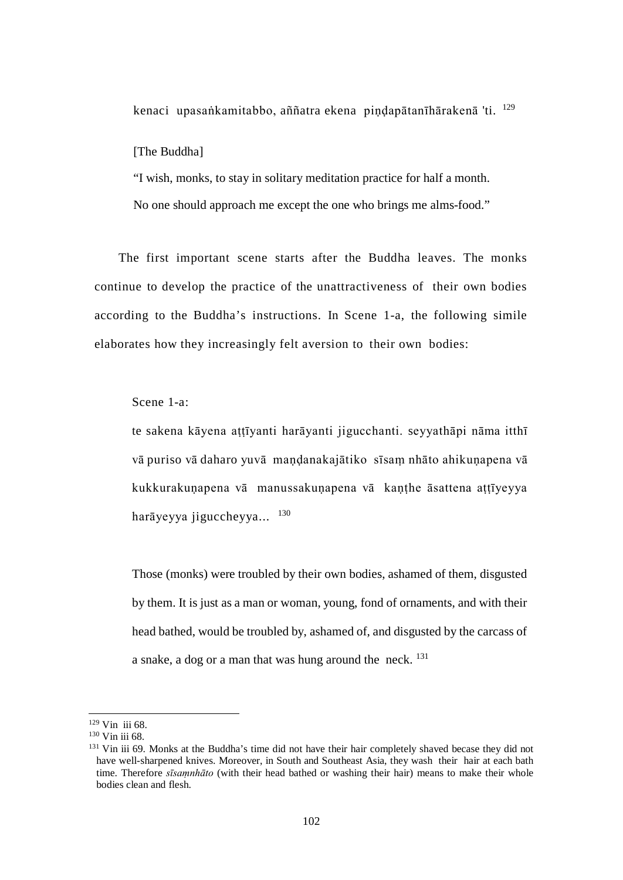kenaci upasaṅkamitabbo, aññatra ekena piṇḍapātanīhārakenā 'ti. [129]

[The Buddha]

"I wish, monks, to stay in solitary meditation practice for half a month. No one should approach me except the one who brings me alms-food."

The first important scene starts after the Buddha leaves. The monks continue to develop the practice of the unattractiveness of their own bodies according to the Buddha's instructions. In Scene 1-a, the following simile elaborates how they increasingly felt aversion to their own bodies:

Scene 1-a:

te sakena kāyena aṭṭīyanti harāyanti jigucchanti. seyyathāpi nāma itthī vā puriso vā daharo yuvā maṇḍanakajātiko sīsaṃ nhāto ahikuṇapena vā kukkurakuṇapena vā manussakuṇapena vā kaṇṭhe āsattena aṭṭīyeyya harāyeyya jiguccheyya... [130]

Those (monks) were troubled by their own bodies, ashamed of them, disgusted by them. It is just as a man or woman, young, fond of ornaments, and with their head bathed, would be troubled by, ashamed of, and disgusted by the carcass of a snake, a dog or a man that was hung around the neck. [131]

---

[129] Vin iii 68.

[130] Vin iii 68.

[131] Vin iii 69. Monks at the Buddha's time did not have their hair completely shaved becase they did not have well-sharpened knives. Moreover, in South and Southeast Asia, they wash their hair at each bath time. Therefore *sīsaṃnhāto* (with their head bathed or washing their hair) means to make their whole bodies clean and flesh.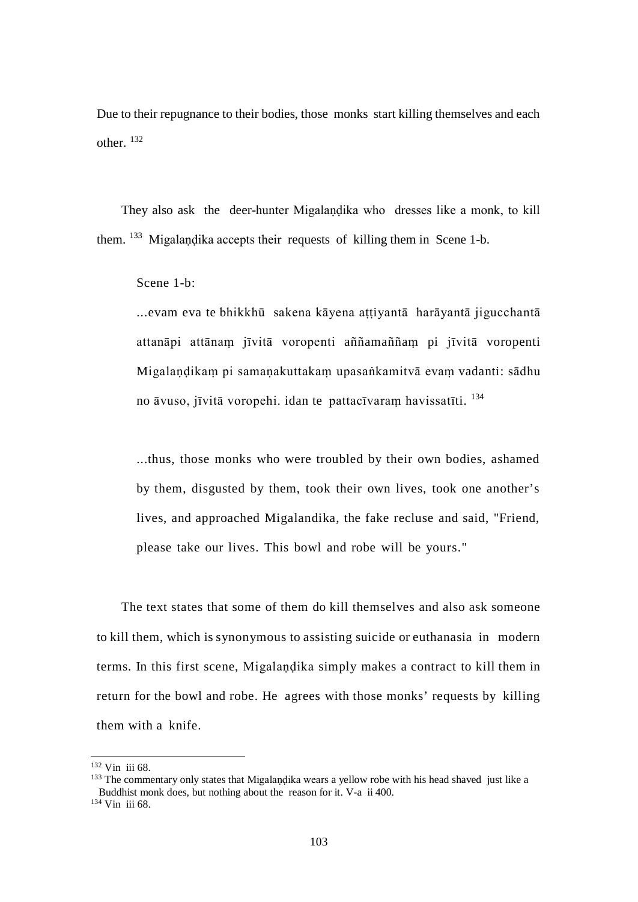Due to their repugnance to their bodies, those monks start killing themselves and each other. [132]

They also ask the deer-hunter Migalaṇḍika who dresses like a monk, to kill them. [133] Migalaṇḍika accepts their requests of killing them in Scene 1-b.

> Scene 1-b:
>
> ...evam eva te bhikkhū sakena kāyena aṭṭiyantā harāyantā jigucchantā attanāpi attānaṃ jīvitā voropenti aññamaññaṃ pi jīvitā voropenti Migalaṇḍikaṃ pi samaṇakuttakaṃ upasaṅkamitvā evaṃ vadanti: sādhu no āvuso, jīvitā voropehi. idan te pattacīvaraṃ havissatīti. [134]
>
> ...thus, those monks who were troubled by their own bodies, ashamed by them, disgusted by them, took their own lives, took one another's lives, and approached Migalandika, the fake recluse and said, "Friend, please take our lives. This bowl and robe will be yours."

The text states that some of them do kill themselves and also ask someone to kill them, which is synonymous to assisting suicide or euthanasia in modern terms. In this first scene, Migalaṇḍika simply makes a contract to kill them in return for the bowl and robe. He agrees with those monks' requests by killing them with a knife.

---

[132] Vin iii 68.

[133] The commentary only states that Migalaṇḍika wears a yellow robe with his head shaved just like a Buddhist monk does, but nothing about the reason for it. V-a ii 400.

[134] Vin iii 68.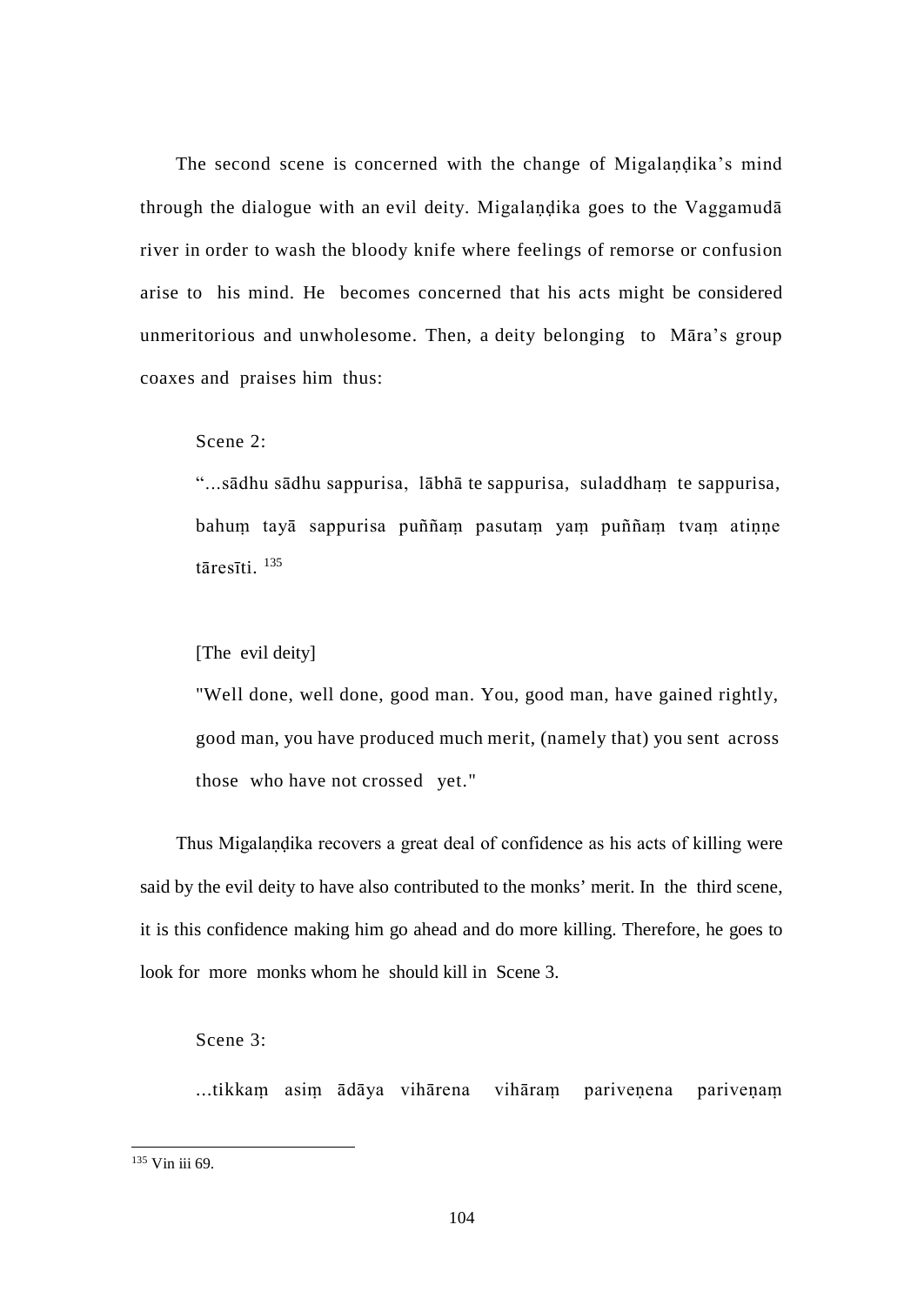The second scene is concerned with the change of Migalaṇḍika's mind through the dialogue with an evil deity. Migalaṇḍika goes to the Vaggamudā river in order to wash the bloody knife where feelings of remorse or confusion arise to his mind. He becomes concerned that his acts might be considered unmeritorious and unwholesome. Then, a deity belonging to Māra's group coaxes and praises him thus:

Scene 2:

"...sādhu sādhu sappurisa, lābhā te sappurisa, suladdhaṃ te sappurisa, bahuṃ tayā sappurisa puññaṃ pasutaṃ yaṃ puññaṃ tvaṃ atiṇṇe tāresīti. [135]

[The evil deity]

"Well done, well done, good man. You, good man, have gained rightly, good man, you have produced much merit, (namely that) you sent across those who have not crossed yet."

Thus Migalaṇḍika recovers a great deal of confidence as his acts of killing were said by the evil deity to have also contributed to the monks' merit. In the third scene, it is this confidence making him go ahead and do more killing. Therefore, he goes to look for more monks whom he should kill in Scene 3.

Scene 3:

...tikkaṃ asiṃ ādāya vihārena vihāraṃ pariveṇena pariveṇaṃ

---

[135] Vin iii 69.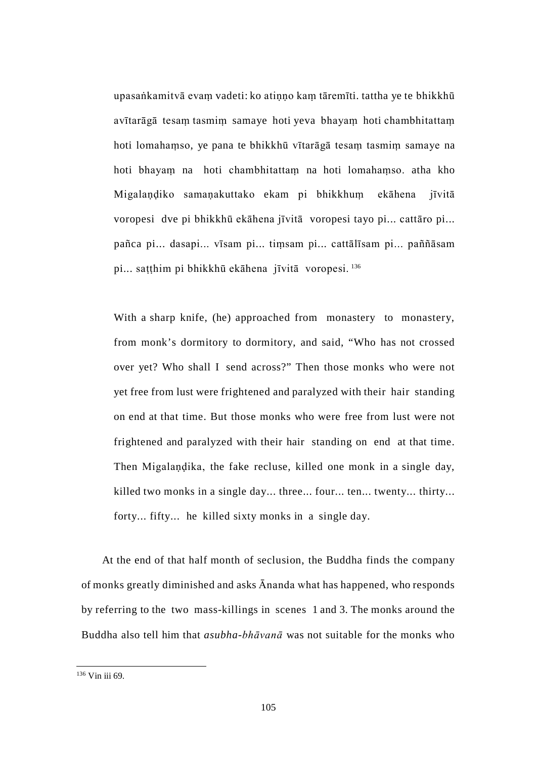upasaṅkamitvā evaṃ vadeti: ko atiṇṇo kaṃ tāremīti. tattha ye te bhikkhū avītarāgā tesaṃ tasmiṃ samaye hoti yeva bhayaṃ hoti chambhitattaṃ hoti lomahaṃso, ye pana te bhikkhū vītarāgā tesaṃ tasmiṃ samaye na hoti bhayaṃ na hoti chambhitattaṃ na hoti lomahaṃso. atha kho Migalaṇḍiko samaṇakuttako ekam pi bhikkhuṃ ekāhena jīvitā voropesi dve pi bhikkhū ekāhena jīvitā voropesi tayo pi... cattāro pi... pañca pi... dasapi... vīsam pi... tiṃsam pi... cattālīsam pi... paññāsam pi... saṭṭhim pi bhikkhū ekāhena jīvitā voropesi.[136]

With a sharp knife, (he) approached from monastery to monastery, from monk's dormitory to dormitory, and said, "Who has not crossed over yet? Who shall I send across?" Then those monks who were not yet free from lust were frightened and paralyzed with their hair standing on end at that time. But those monks who were free from lust were not frightened and paralyzed with their hair standing on end at that time. Then Migalaṇḍika, the fake recluse, killed one monk in a single day, killed two monks in a single day... three... four... ten... twenty... thirty... forty... fifty... he killed sixty monks in a single day.

At the end of that half month of seclusion, the Buddha finds the company of monks greatly diminished and asks Ānanda what has happened, who responds by referring to the two mass-killings in scenes 1 and 3. The monks around the Buddha also tell him that *asubha-bhāvanā* was not suitable for the monks who

[136] Vin iii 69.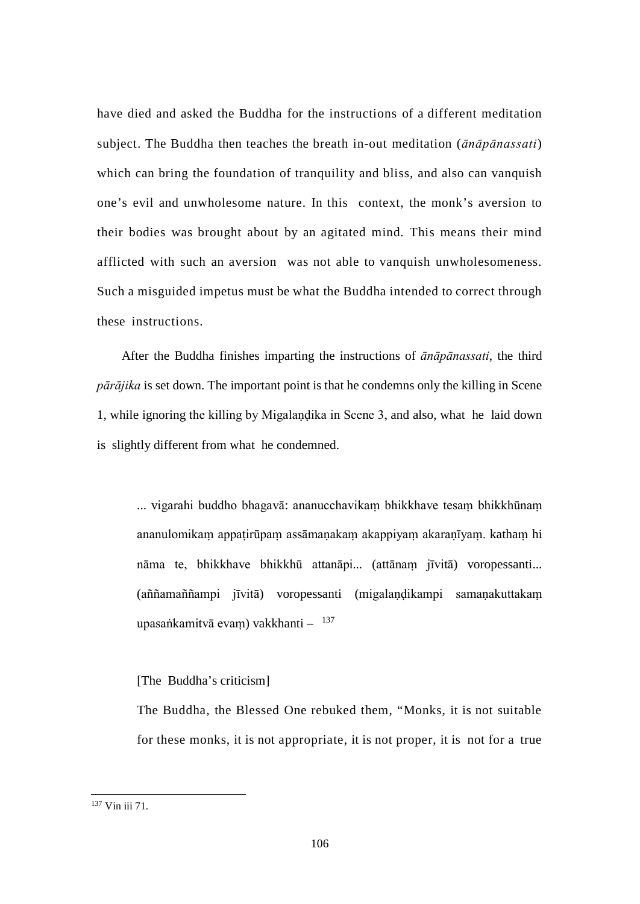have died and asked the Buddha for the instructions of a different meditation subject. The Buddha then teaches the breath in-out meditation (*ānāpānassati*) which can bring the foundation of tranquility and bliss, and also can vanquish one's evil and unwholesome nature. In this context, the monk's aversion to their bodies was brought about by an agitated mind. This means their mind afflicted with such an aversion was not able to vanquish unwholesomeness. Such a misguided impetus must be what the Buddha intended to correct through these instructions.

After the Buddha finishes imparting the instructions of *ānāpānassati*, the third *pārājika* is set down. The important point is that he condemns only the killing in Scene 1, while ignoring the killing by Migalaṇḍika in Scene 3, and also, what he laid down is slightly different from what he condemned.

> ... vigarahi buddho bhagavā: ananucchavikaṃ bhikkhave tesaṃ bhikkhūnaṃ ananulomikaṃ appaṭirūpaṃ assāmaṇakaṃ akappiyaṃ akaraṇīyaṃ. kathaṃ hi nāma te, bhikkhave bhikkhū attanāpi... (attānaṃ jīvitā) voropessanti... (aññamaññampi jīvitā) voropessanti (migalaṇḍikampi samaṇakuttakaṃ upasaṅkamitvā evaṃ) vakkhanti – [137]
>
> [The Buddha's criticism]
>
> The Buddha, the Blessed One rebuked them, "Monks, it is not suitable for these monks, it is not appropriate, it is not proper, it is not for a true

[137] Vin iii 71.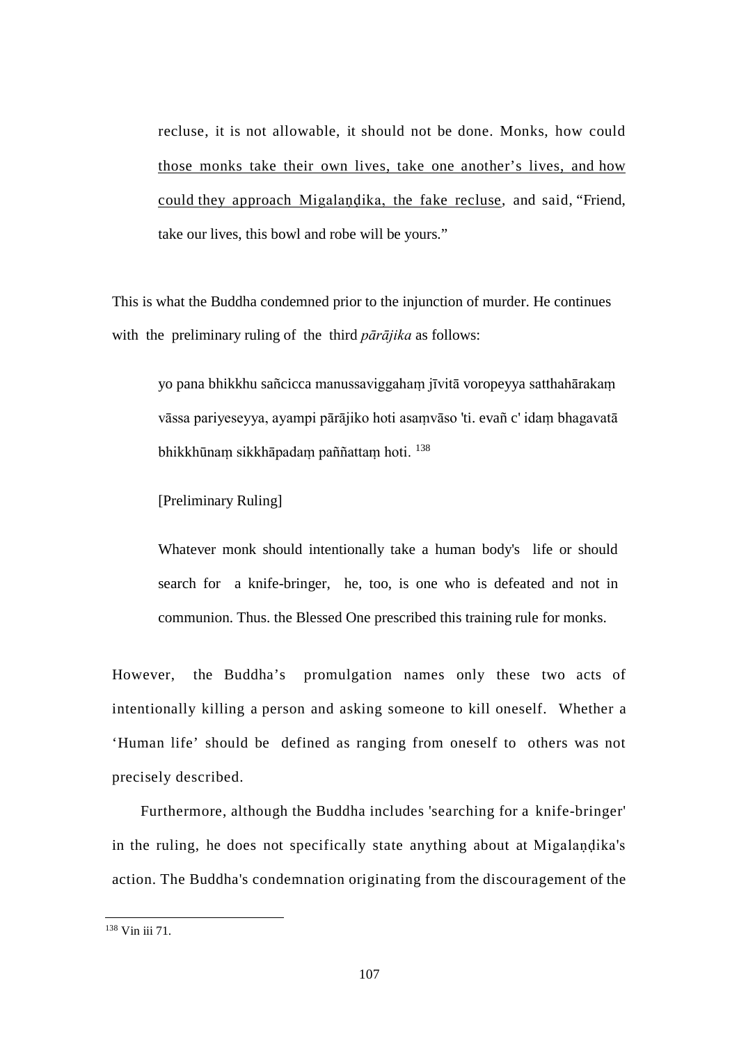> recluse, it is not allowable, it should not be done. Monks, how could <u>those monks take their own lives, take one another's lives, and how could they approach Migalaṇḍika, the fake recluse</u>, and said, "Friend, take our lives, this bowl and robe will be yours."

This is what the Buddha condemned prior to the injunction of murder. He continues with the preliminary ruling of the third *pārājika* as follows:

> yo pana bhikkhu sañcicca manussaviggahaṃ jīvitā voropeyya satthahārakaṃ vāssa pariyeseyya, ayampi pārājiko hoti asaṃvāso 'ti. evañ c' idaṃ bhagavatā bhikkhūnaṃ sikkhāpadaṃ paññattaṃ hoti. [138]
>
> [Preliminary Ruling]
>
> Whatever monk should intentionally take a human body's life or should search for a knife-bringer, he, too, is one who is defeated and not in communion. Thus. the Blessed One prescribed this training rule for monks.

However, the Buddha's promulgation names only these two acts of intentionally killing a person and asking someone to kill oneself. Whether a 'Human life' should be defined as ranging from oneself to others was not precisely described.

Furthermore, although the Buddha includes 'searching for a knife-bringer' in the ruling, he does not specifically state anything about at Migalaṇḍika's action. The Buddha's condemnation originating from the discouragement of the

[138] Vin iii 71.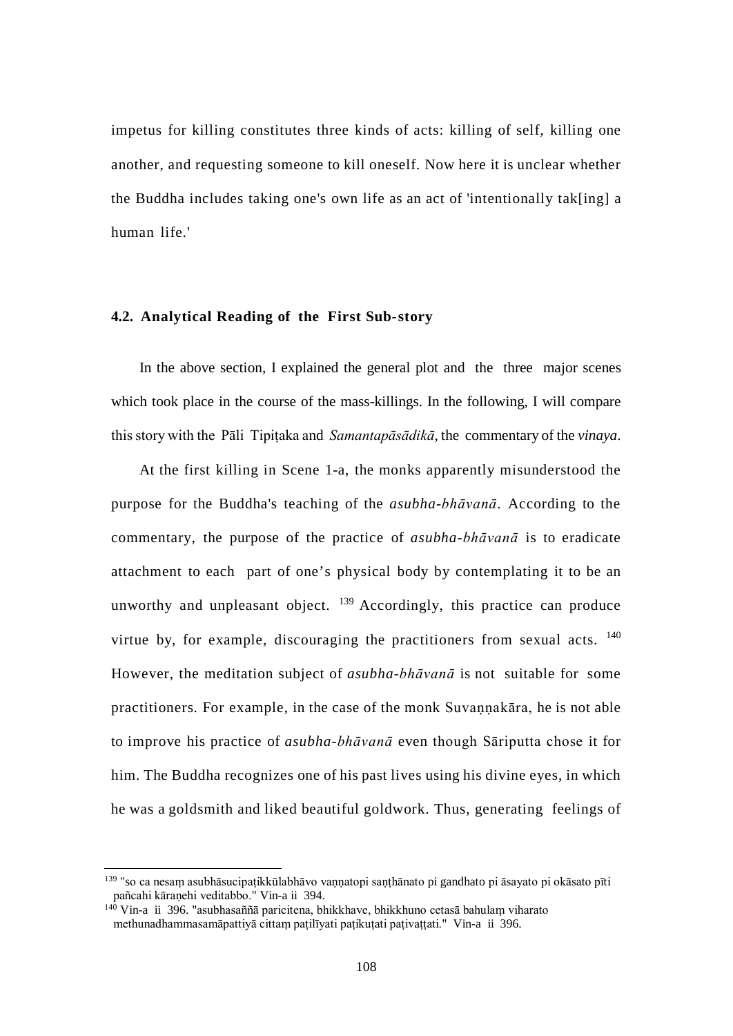impetus for killing constitutes three kinds of acts: killing of self, killing one another, and requesting someone to kill oneself. Now here it is unclear whether the Buddha includes taking one's own life as an act of 'intentionally tak[ing] a human life.'

### 4.2. Analytical Reading of the First Sub-story

In the above section, I explained the general plot and the three major scenes which took place in the course of the mass-killings. In the following, I will compare this story with the Pāli Tipiṭaka and *Samantapāsādikā*, the commentary of the *vinaya*.

At the first killing in Scene 1-a, the monks apparently misunderstood the purpose for the Buddha's teaching of the *asubha-bhāvanā*. According to the commentary, the purpose of the practice of *asubha-bhāvanā* is to eradicate attachment to each part of one's physical body by contemplating it to be an unworthy and unpleasant object. [139] Accordingly, this practice can produce virtue by, for example, discouraging the practitioners from sexual acts. [140] However, the meditation subject of *asubha-bhāvanā* is not suitable for some practitioners. For example, in the case of the monk Suvaṇṇakāra, he is not able to improve his practice of *asubha-bhāvanā* even though Sāriputta chose it for him. The Buddha recognizes one of his past lives using his divine eyes, in which he was a goldsmith and liked beautiful goldwork. Thus, generating feelings of

---

[139] "so ca nesaṃ asubhāsucipaṭikkūlabhāvo vaṇṇatopi saṇṭhānato pi gandhato pi āsayato pi okāsato pīti pañcahi kāraṇehi veditabbo." Vin-a ii 394.

[140] Vin-a ii 396. "asubhasaññā paricitena, bhikkhave, bhikkhuno cetasā bahulaṃ viharato methunadhammasamāpattiyā cittaṃ paṭilīyati paṭikuṭati paṭivaṭṭati." Vin-a ii 396.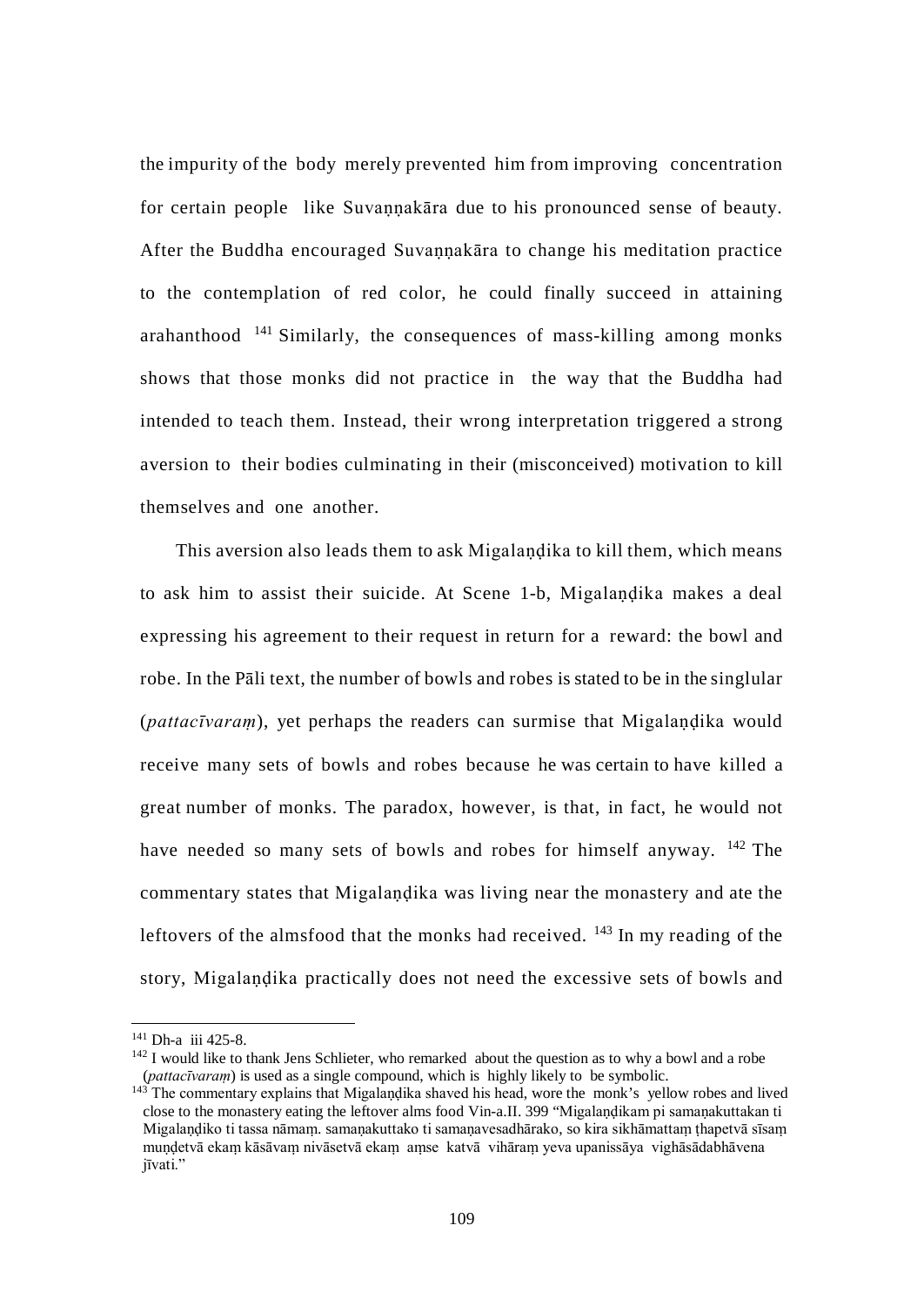the impurity of the body merely prevented him from improving concentration for certain people like Suvaṇṇakāra due to his pronounced sense of beauty. After the Buddha encouraged Suvaṇṇakāra to change his meditation practice to the contemplation of red color, he could finally succeed in attaining arahanthood [141] Similarly, the consequences of mass-killing among monks shows that those monks did not practice in the way that the Buddha had intended to teach them. Instead, their wrong interpretation triggered a strong aversion to their bodies culminating in their (misconceived) motivation to kill themselves and one another.

This aversion also leads them to ask Migalaṇḍika to kill them, which means to ask him to assist their suicide. At Scene 1-b, Migalaṇḍika makes a deal expressing his agreement to their request in return for a reward: the bowl and robe. In the Pāli text, the number of bowls and robes is stated to be in the singlular (*pattacīvaraṃ*), yet perhaps the readers can surmise that Migalaṇḍika would receive many sets of bowls and robes because he was certain to have killed a great number of monks. The paradox, however, is that, in fact, he would not have needed so many sets of bowls and robes for himself anyway. [142] The commentary states that Migalaṇḍika was living near the monastery and ate the leftovers of the almsfood that the monks had received. [143] In my reading of the story, Migalaṇḍika practically does not need the excessive sets of bowls and

---

[141] Dh-a iii 425-8.

[142] I would like to thank Jens Schlieter, who remarked about the question as to why a bowl and a robe (*pattacīvaraṃ*) is used as a single compound, which is highly likely to be symbolic.

[143] The commentary explains that Migalaṇḍika shaved his head, wore the monk's yellow robes and lived close to the monastery eating the leftover alms food Vin-a.II. 399 "Migalaṇḍikam pi samaṇakuttakan ti Migalaṇḍiko ti tassa nāmaṃ. samaṇakuttako ti samaṇavesadhārako, so kira sikhāmattaṃ ṭhapetvā sīsaṃ muṇḍetvā ekaṃ kāsāvaṃ nivāsetvā ekaṃ aṃse katvā vihāraṃ yeva upanissāya vighāsādabhāvena jīvati."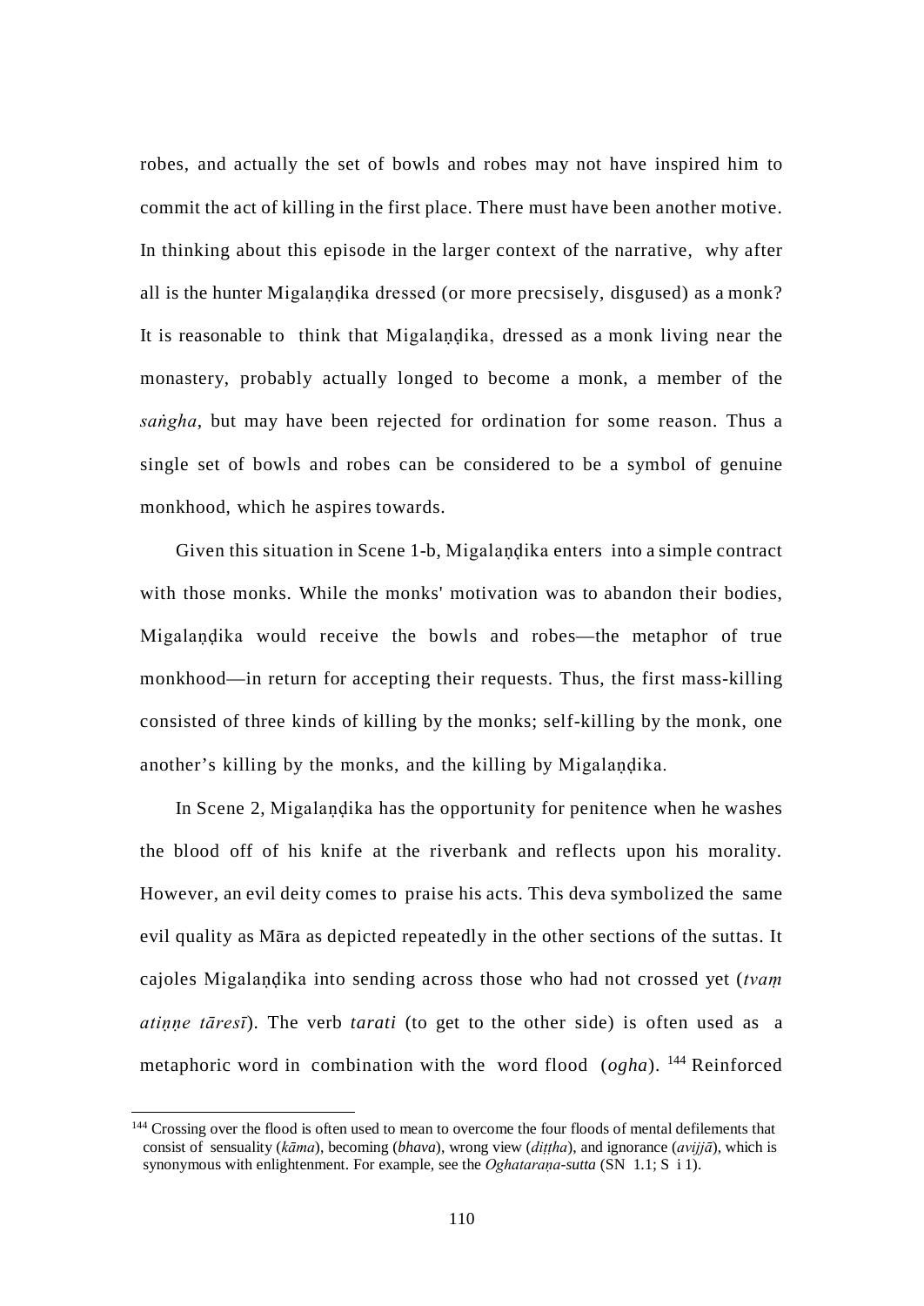robes, and actually the set of bowls and robes may not have inspired him to commit the act of killing in the first place. There must have been another motive. In thinking about this episode in the larger context of the narrative, why after all is the hunter Migalaṇḍika dressed (or more precsisely, disgused) as a monk? It is reasonable to think that Migalaṇḍika, dressed as a monk living near the monastery, probably actually longed to become a monk, a member of the *saṅgha*, but may have been rejected for ordination for some reason. Thus a single set of bowls and robes can be considered to be a symbol of genuine monkhood, which he aspires towards.

Given this situation in Scene 1-b, Migalaṇḍika enters into a simple contract with those monks. While the monks' motivation was to abandon their bodies, Migalaṇḍika would receive the bowls and robes—the metaphor of true monkhood—in return for accepting their requests. Thus, the first mass-killing consisted of three kinds of killing by the monks; self-killing by the monk, one another's killing by the monks, and the killing by Migalaṇḍika.

In Scene 2, Migalaṇḍika has the opportunity for penitence when he washes the blood off of his knife at the riverbank and reflects upon his morality. However, an evil deity comes to praise his acts. This deva symbolized the same evil quality as Māra as depicted repeatedly in the other sections of the suttas. It cajoles Migalaṇḍika into sending across those who had not crossed yet (*tvaṃ atiṇṇe tāresī*). The verb *tarati* (to get to the other side) is often used as a metaphoric word in combination with the word flood (*ogha*). [144] Reinforced

---

[144] Crossing over the flood is often used to mean to overcome the four floods of mental defilements that consist of sensuality (*kāma*), becoming (*bhava*), wrong view (*diṭṭha*), and ignorance (*avijjā*), which is synonymous with enlightenment. For example, see the *Oghataraṇa-sutta* (SN 1.1; S i 1).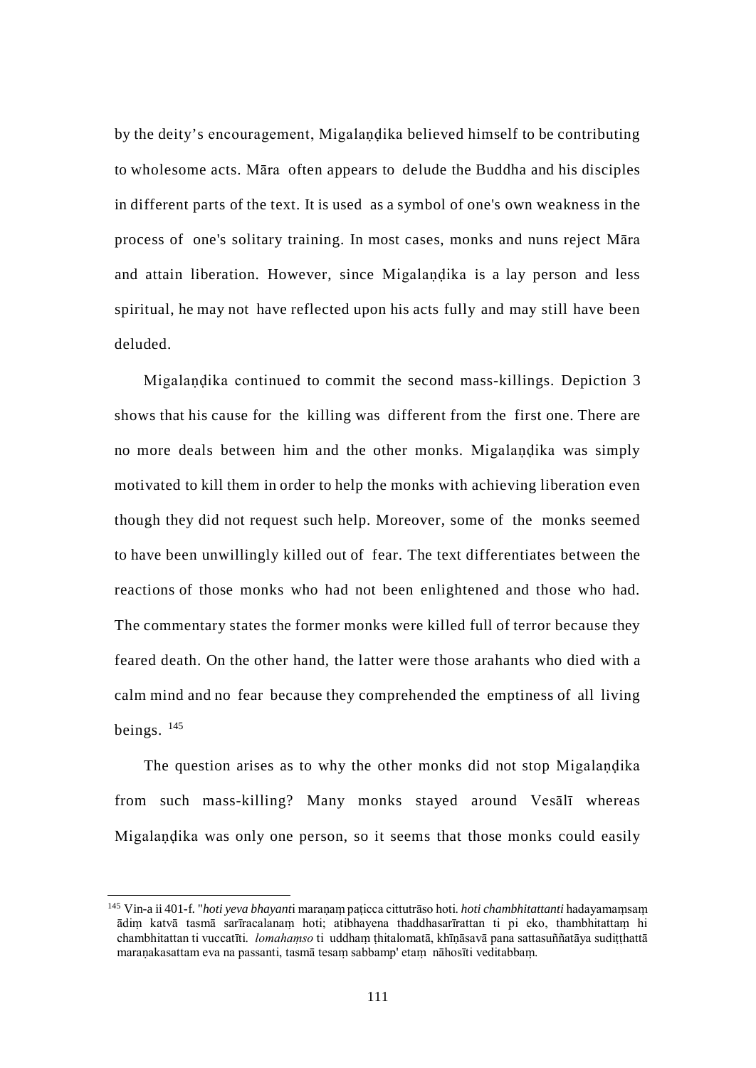by the deity's encouragement, Migalaṇḍika believed himself to be contributing to wholesome acts. Māra often appears to delude the Buddha and his disciples in different parts of the text. It is used as a symbol of one's own weakness in the process of one's solitary training. In most cases, monks and nuns reject Māra and attain liberation. However, since Migalaṇḍika is a lay person and less spiritual, he may not have reflected upon his acts fully and may still have been deluded.

Migalaṇḍika continued to commit the second mass-killings. Depiction 3 shows that his cause for the killing was different from the first one. There are no more deals between him and the other monks. Migalaṇḍika was simply motivated to kill them in order to help the monks with achieving liberation even though they did not request such help. Moreover, some of the monks seemed to have been unwillingly killed out of fear. The text differentiates between the reactions of those monks who had not been enlightened and those who had. The commentary states the former monks were killed full of terror because they feared death. On the other hand, the latter were those arahants who died with a calm mind and no fear because they comprehended the emptiness of all living beings. [145]

The question arises as to why the other monks did not stop Migalaṇḍika from such mass-killing? Many monks stayed around Vesālī whereas Migalaṇḍika was only one person, so it seems that those monks could easily

---

[145] Vin-a ii 401-f. "*hoti yeva bhayanti* maraṇaṃ paṭicca cittutrāso hoti. *hoti chambhitattanti* hadayamaṃsaṃ ādiṃ katvā tasmā sarīracalanaṃ hoti; atibhayena thaddhasarīrattan ti pi eko, thambhitattaṃ hi chambhitattan ti vuccatīti. *lomahaṃso* ti uddhaṃ ṭhitalomatā, khīṇāsavā pana sattasuññatāya sudiṭṭhattā maraṇakasattam eva na passanti, tasmā tesaṃ sabbamp' etaṃ nāhosīti veditabbaṃ.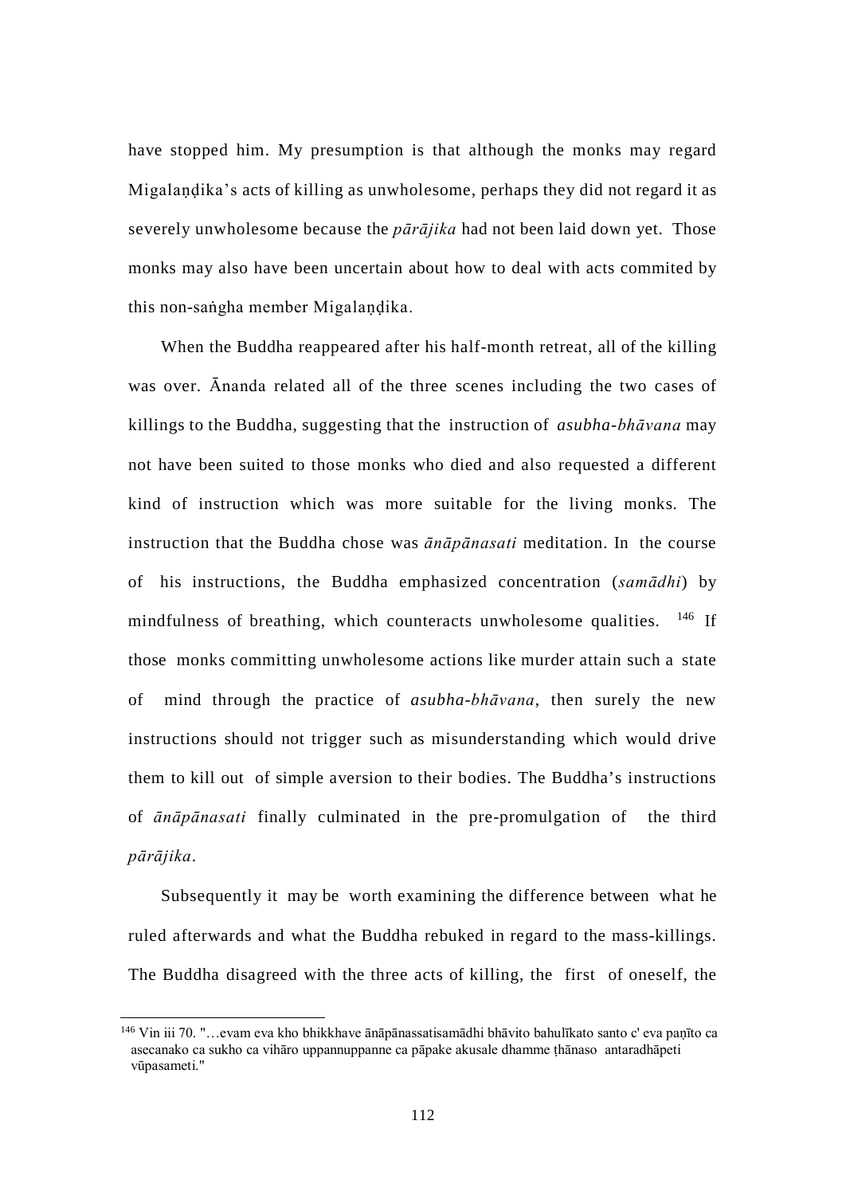have stopped him. My presumption is that although the monks may regard Migalaṇḍika's acts of killing as unwholesome, perhaps they did not regard it as severely unwholesome because the *pārājika* had not been laid down yet. Those monks may also have been uncertain about how to deal with acts commited by this non-saṅgha member Migalaṇḍika.

When the Buddha reappeared after his half-month retreat, all of the killing was over. Ānanda related all of the three scenes including the two cases of killings to the Buddha, suggesting that the instruction of *asubha-bhāvana* may not have been suited to those monks who died and also requested a different kind of instruction which was more suitable for the living monks. The instruction that the Buddha chose was *ānāpānasati* meditation. In the course of his instructions, the Buddha emphasized concentration (*samādhi*) by mindfulness of breathing, which counteracts unwholesome qualities. [146] If those monks committing unwholesome actions like murder attain such a state of mind through the practice of *asubha-bhāvana*, then surely the new instructions should not trigger such as misunderstanding which would drive them to kill out of simple aversion to their bodies. The Buddha's instructions of *ānāpānasati* finally culminated in the pre-promulgation of the third *pārājika*.

Subsequently it may be worth examining the difference between what he ruled afterwards and what the Buddha rebuked in regard to the mass-killings. The Buddha disagreed with the three acts of killing, the first of oneself, the

---

[146] Vin iii 70. "…evam eva kho bhikkhave ānāpānassatisamādhi bhāvito bahulīkato santo c' eva paṇīto ca asecanako ca sukho ca vihāro uppannuppanne ca pāpake akusale dhamme ṭhānaso antaradhāpeti vūpasameti."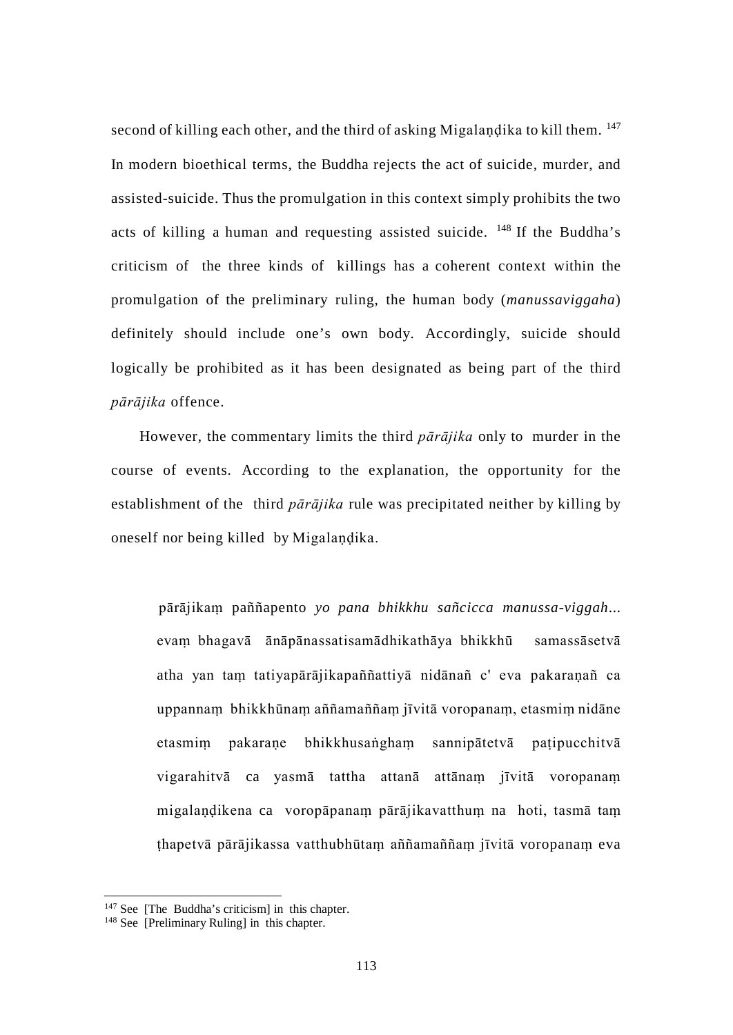second of killing each other, and the third of asking Migalaṇḍika to kill them. [147] In modern bioethical terms, the Buddha rejects the act of suicide, murder, and assisted-suicide. Thus the promulgation in this context simply prohibits the two acts of killing a human and requesting assisted suicide. [148] If the Buddha's criticism of the three kinds of killings has a coherent context within the promulgation of the preliminary ruling, the human body (*manussaviggaha*) definitely should include one's own body. Accordingly, suicide should logically be prohibited as it has been designated as being part of the third *pārājika* offence.

However, the commentary limits the third *pārājika* only to murder in the course of events. According to the explanation, the opportunity for the establishment of the third *pārājika* rule was precipitated neither by killing by oneself nor being killed by Migalaṇḍika.

> pārājikaṃ paññapento *yo pana bhikkhu sañcicca manussa-viggah*... evaṃ bhagavā ānāpānassatisamādhikathāya bhikkhū samassāsetvā atha yan taṃ tatiyapārājikapaññattiyā nidānañ c' eva pakaraṇañ ca uppannaṃ bhikkhūnaṃ aññamaññaṃ jīvitā voropanaṃ, etasmiṃ nidāne etasmiṃ pakaraṇe bhikkhusaṅghaṃ sannipātetvā paṭipucchitvā vigarahitvā ca yasmā tattha attanā attānaṃ jīvitā voropanaṃ migalaṇḍikena ca voropāpanaṃ pārājikavatthuṃ na hoti, tasmā taṃ ṭhapetvā pārājikassa vatthubhūtaṃ aññamaññaṃ jīvitā voropanaṃ eva

---

[147] See [The Buddha's criticism] in this chapter.

[148] See [Preliminary Ruling] in this chapter.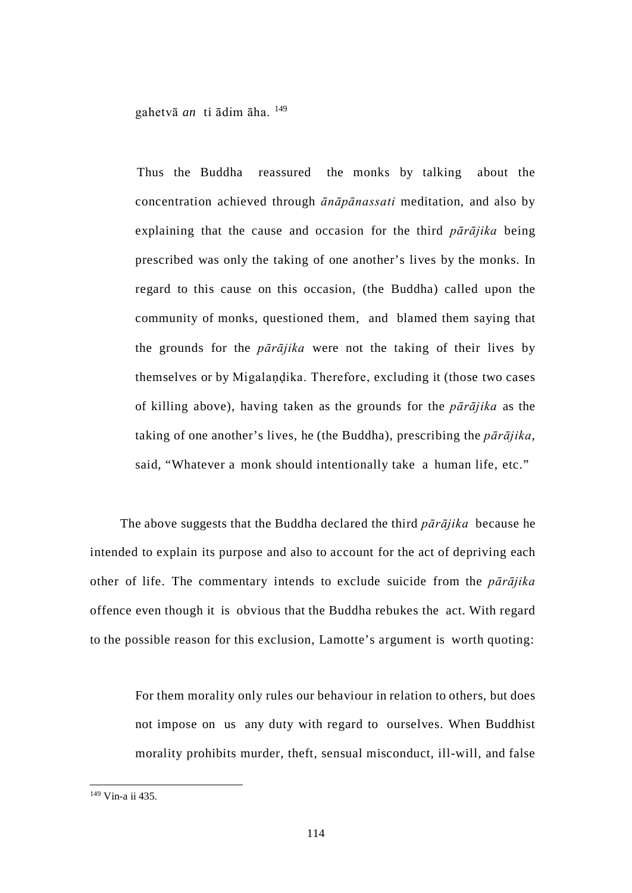gahetvā *an* ti ādim āha. [149]

> Thus the Buddha reassured the monks by talking about the concentration achieved through *ānāpānassati* meditation, and also by explaining that the cause and occasion for the third *pārājika* being prescribed was only the taking of one another's lives by the monks. In regard to this cause on this occasion, (the Buddha) called upon the community of monks, questioned them, and blamed them saying that the grounds for the *pārājika* were not the taking of their lives by themselves or by Migalaṇḍika. Therefore, excluding it (those two cases of killing above), having taken as the grounds for the *pārājika* as the taking of one another's lives, he (the Buddha), prescribing the *pārājika*, said, "Whatever a monk should intentionally take a human life, etc."

The above suggests that the Buddha declared the third *pārājika* because he intended to explain its purpose and also to account for the act of depriving each other of life. The commentary intends to exclude suicide from the *pārājika* offence even though it is obvious that the Buddha rebukes the act. With regard to the possible reason for this exclusion, Lamotte's argument is worth quoting:

> For them morality only rules our behaviour in relation to others, but does not impose on us any duty with regard to ourselves. When Buddhist morality prohibits murder, theft, sensual misconduct, ill-will, and false

[149] Vin-a ii 435.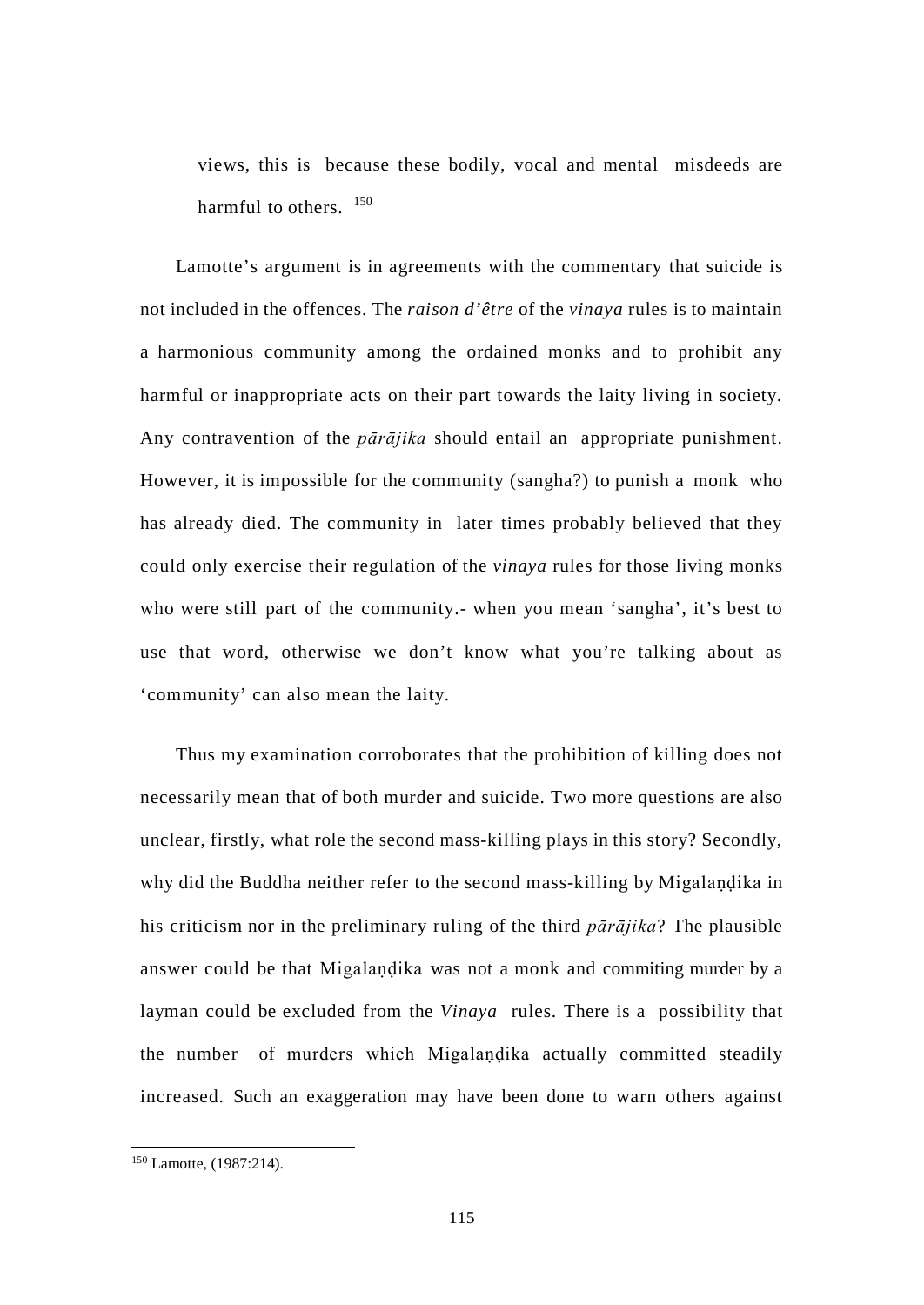views, this is because these bodily, vocal and mental misdeeds are harmful to others. [150]

Lamotte's argument is in agreements with the commentary that suicide is not included in the offences. The *raison d'être* of the *vinaya* rules is to maintain a harmonious community among the ordained monks and to prohibit any harmful or inappropriate acts on their part towards the laity living in society. Any contravention of the *pārājika* should entail an appropriate punishment. However, it is impossible for the community (sangha?) to punish a monk who has already died. The community in later times probably believed that they could only exercise their regulation of the *vinaya* rules for those living monks who were still part of the community.- when you mean 'sangha', it's best to use that word, otherwise we don't know what you're talking about as 'community' can also mean the laity.

Thus my examination corroborates that the prohibition of killing does not necessarily mean that of both murder and suicide. Two more questions are also unclear, firstly, what role the second mass-killing plays in this story? Secondly, why did the Buddha neither refer to the second mass-killing by Migalaṇḍika in his criticism nor in the preliminary ruling of the third *pārājika*? The plausible answer could be that Migalaṇḍika was not a monk and commiting murder by a layman could be excluded from the *Vinaya* rules. There is a possibility that the number of murders which Migalaṇḍika actually committed steadily increased. Such an exaggeration may have been done to warn others against

[150] Lamotte, (1987:214).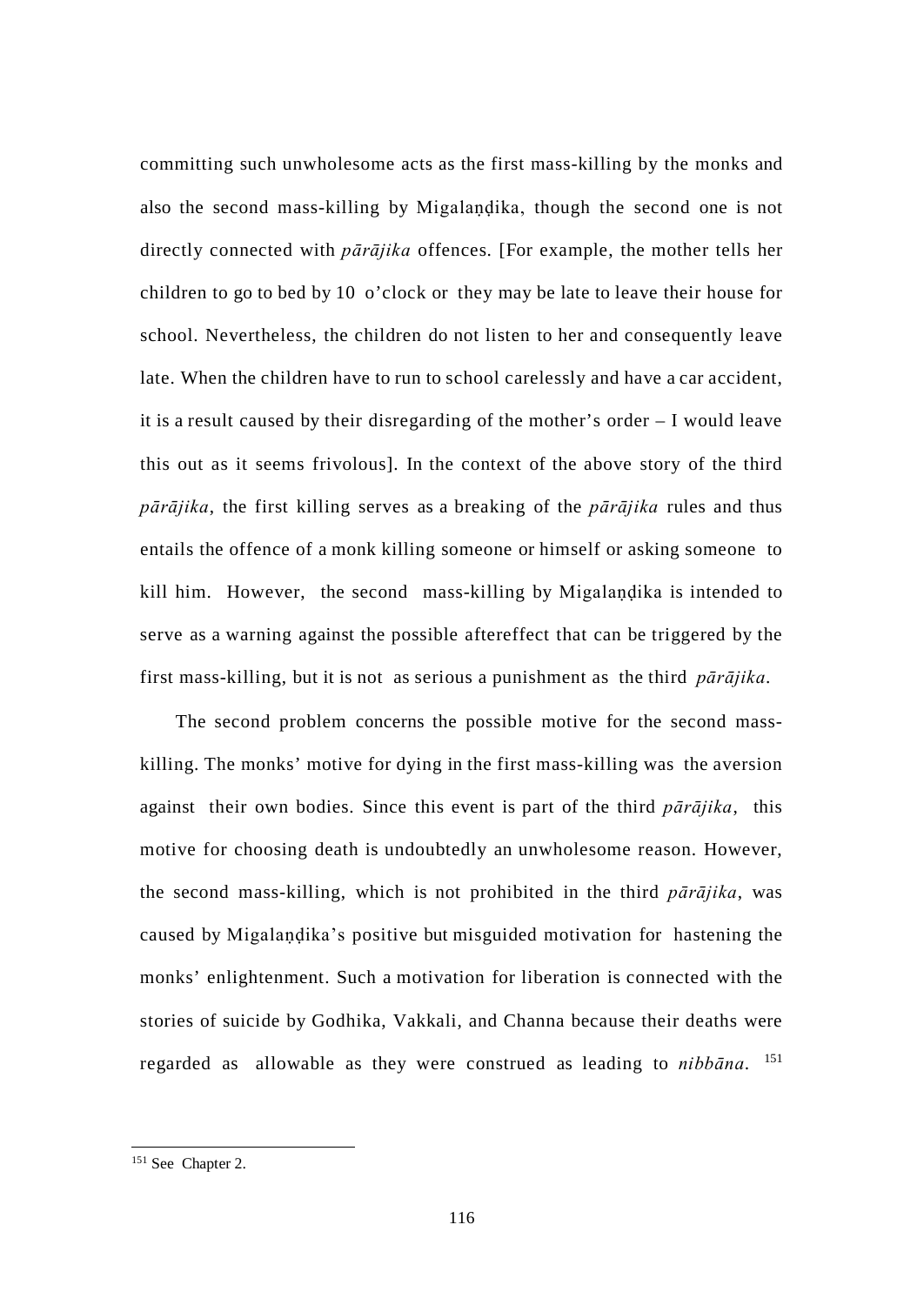committing such unwholesome acts as the first mass-killing by the monks and also the second mass-killing by Migalaṇḍika, though the second one is not directly connected with *pārājika* offences. [For example, the mother tells her children to go to bed by 10 o'clock or they may be late to leave their house for school. Nevertheless, the children do not listen to her and consequently leave late. When the children have to run to school carelessly and have a car accident, it is a result caused by their disregarding of the mother's order – I would leave this out as it seems frivolous]. In the context of the above story of the third *pārājika*, the first killing serves as a breaking of the *pārājika* rules and thus entails the offence of a monk killing someone or himself or asking someone to kill him. However, the second mass-killing by Migalaṇḍika is intended to serve as a warning against the possible aftereffect that can be triggered by the first mass-killing, but it is not as serious a punishment as the third *pārājika*.

The second problem concerns the possible motive for the second mass-killing. The monks' motive for dying in the first mass-killing was the aversion against their own bodies. Since this event is part of the third *pārājika*, this motive for choosing death is undoubtedly an unwholesome reason. However, the second mass-killing, which is not prohibited in the third *pārājika*, was caused by Migalaṇḍika's positive but misguided motivation for hastening the monks' enlightenment. Such a motivation for liberation is connected with the stories of suicide by Godhika, Vakkali, and Channa because their deaths were regarded as allowable as they were construed as leading to *nibbāna*. [151]

---

[151] See Chapter 2.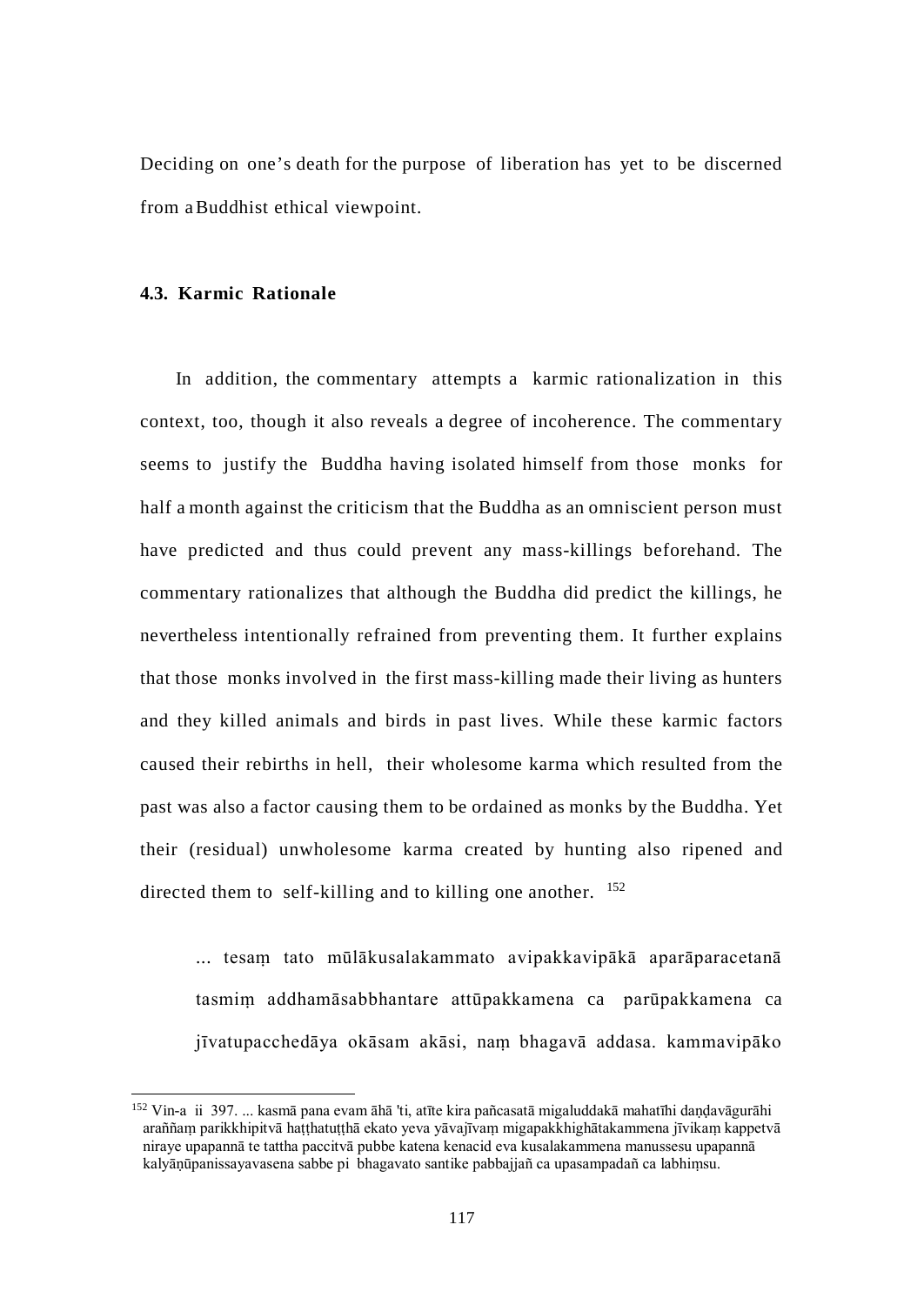Deciding on one's death for the purpose of liberation has yet to be discerned from a Buddhist ethical viewpoint.

### 4.3. Karmic Rationale

In addition, the commentary attempts a karmic rationalization in this context, too, though it also reveals a degree of incoherence. The commentary seems to justify the Buddha having isolated himself from those monks for half a month against the criticism that the Buddha as an omniscient person must have predicted and thus could prevent any mass-killings beforehand. The commentary rationalizes that although the Buddha did predict the killings, he nevertheless intentionally refrained from preventing them. It further explains that those monks involved in the first mass-killing made their living as hunters and they killed animals and birds in past lives. While these karmic factors caused their rebirths in hell, their wholesome karma which resulted from the past was also a factor causing them to be ordained as monks by the Buddha. Yet their (residual) unwholesome karma created by hunting also ripened and directed them to self-killing and to killing one another. [152]

> ... tesaṃ tato mūlākusalakammato avipakkavipākā aparāparacetanā tasmiṃ addhamāsabbhantare attūpakkamena ca parūpakkamena ca jīvatupacchedāya okāsam akāsi, naṃ bhagavā addasa. kammavipāko

---

[152] Vin-a ii 397. ... kasmā pana evam āhā 'ti, atīte kira pañcasatā migaluddakā mahatīhi daṇḍavāgurāhi araññaṃ parikkhipitvā haṭṭhatuṭṭhā ekato yeva yāvajīvaṃ migapakkhighātakammena jīvikaṃ kappetvā niraye upapannā te tattha paccitvā pubbe katena kenacid eva kusalakammena manussesu upapannā kalyāṇūpanissayavasena sabbe pi bhagavato santike pabbajjañ ca upasampadañ ca labhiṃsu.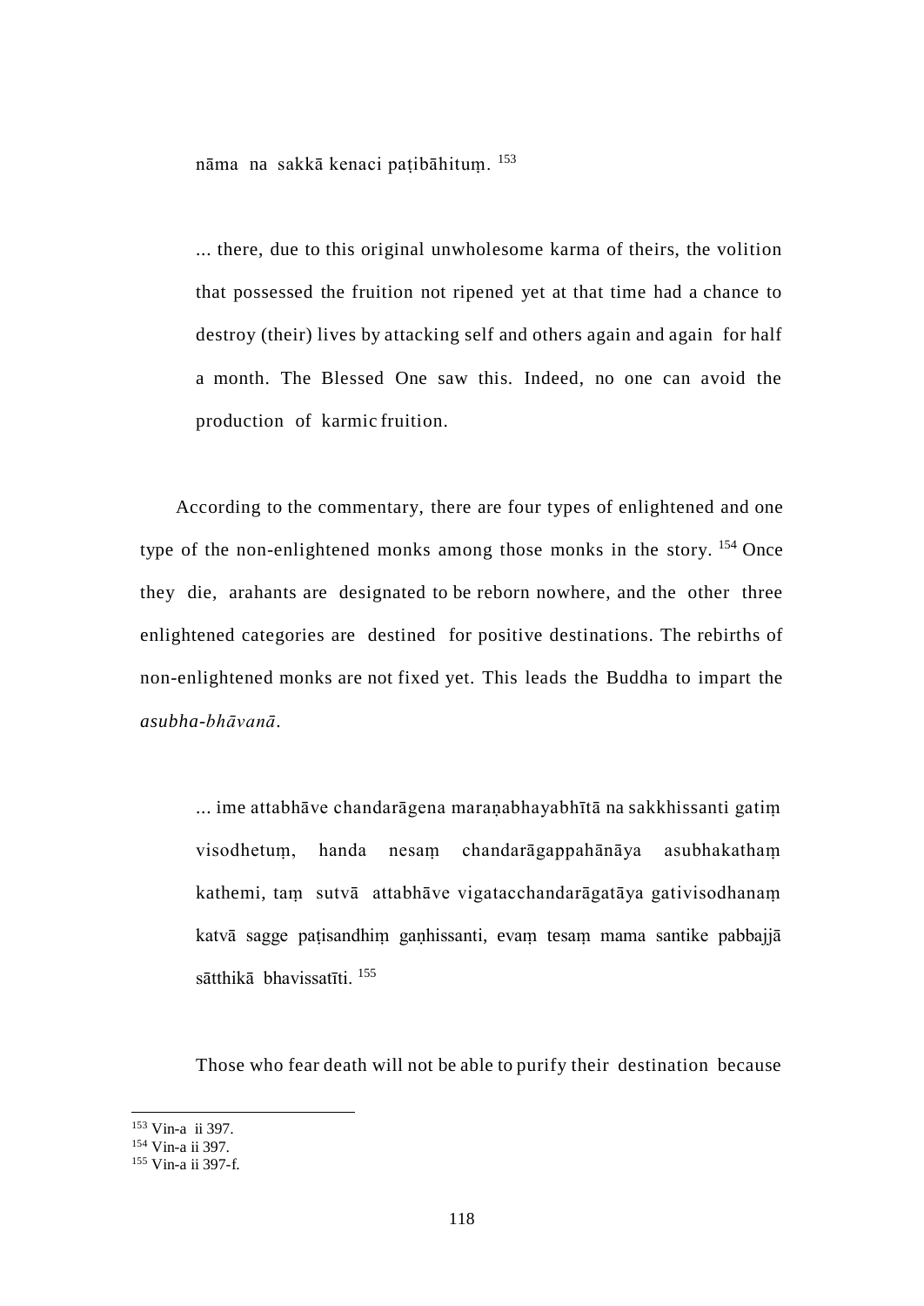nāma na sakkā kenaci paṭibāhituṃ. [153]

> ... there, due to this original unwholesome karma of theirs, the volition that possessed the fruition not ripened yet at that time had a chance to destroy (their) lives by attacking self and others again and again for half a month. The Blessed One saw this. Indeed, no one can avoid the production of karmic fruition.

According to the commentary, there are four types of enlightened and one type of the non-enlightened monks among those monks in the story. [154] Once they die, arahants are designated to be reborn nowhere, and the other three enlightened categories are destined for positive destinations. The rebirths of non-enlightened monks are not fixed yet. This leads the Buddha to impart the *asubha-bhāvanā*.

> ... ime attabhāve chandarāgena maraṇabhayabhītā na sakkhissanti gatiṃ visodhetuṃ, handa nesaṃ chandarāgappahānāya asubhakathaṃ kathemi, taṃ sutvā attabhāve vigatacchandarāgatāya gativisodhanaṃ katvā sagge paṭisandhiṃ gaṇhissanti, evaṃ tesaṃ mama santike pabbajjā sātthikā bhavissatīti. [155]

> Those who fear death will not be able to purify their destination because

[153] Vin-a ii 397.
[154] Vin-a ii 397.
[155] Vin-a ii 397-f.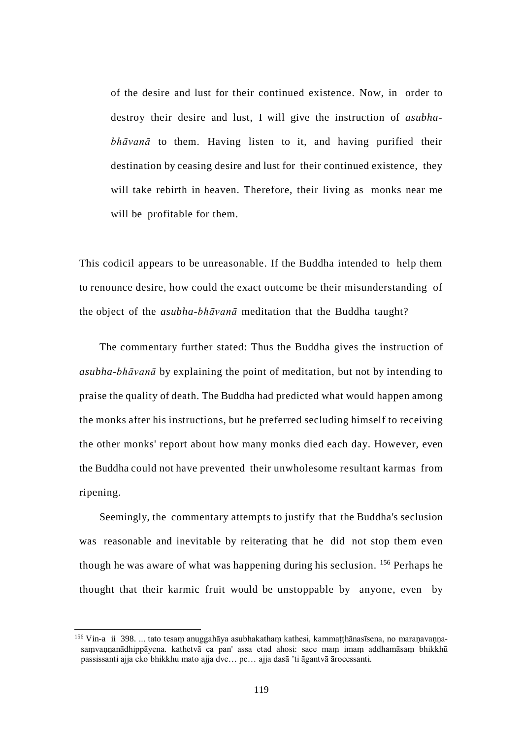> of the desire and lust for their continued existence. Now, in order to destroy their desire and lust, I will give the instruction of *asubha-bhāvanā* to them. Having listen to it, and having purified their destination by ceasing desire and lust for their continued existence, they will take rebirth in heaven. Therefore, their living as monks near me will be profitable for them.

This codicil appears to be unreasonable. If the Buddha intended to help them to renounce desire, how could the exact outcome be their misunderstanding of the object of the *asubha-bhāvanā* meditation that the Buddha taught?

The commentary further stated: Thus the Buddha gives the instruction of *asubha-bhāvanā* by explaining the point of meditation, but not by intending to praise the quality of death. The Buddha had predicted what would happen among the monks after his instructions, but he preferred secluding himself to receiving the other monks' report about how many monks died each day. However, even the Buddha could not have prevented their unwholesome resultant karmas from ripening.

Seemingly, the commentary attempts to justify that the Buddha's seclusion was reasonable and inevitable by reiterating that he did not stop them even though he was aware of what was happening during his seclusion. [156] Perhaps he thought that their karmic fruit would be unstoppable by anyone, even by

---

[156] Vin-a ii 398. ... tato tesaṃ anuggahāya asubhakathaṃ kathesi, kammaṭṭhānasīsena, no maraṇavaṇṇa-saṃvaṇṇanādhippāyena. kathetvā ca pan' assa etad ahosi: sace maṃ imaṃ addhamāsaṃ bhikkhū passissanti ajja eko bhikkhu mato ajja dve… pe… ajja dasā 'ti āgantvā ārocessanti.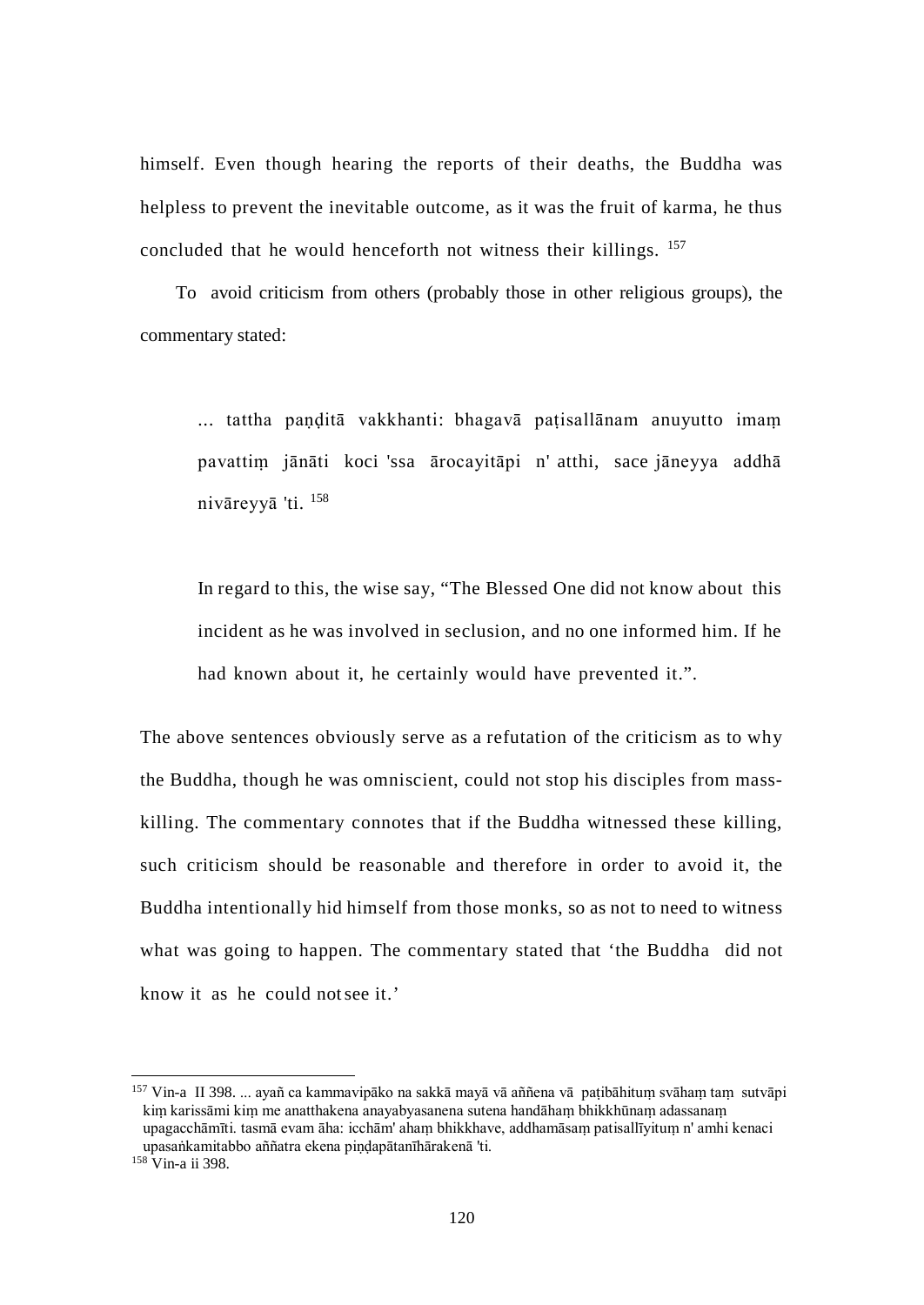himself. Even though hearing the reports of their deaths, the Buddha was helpless to prevent the inevitable outcome, as it was the fruit of karma, he thus concluded that he would henceforth not witness their killings. [157]

To avoid criticism from others (probably those in other religious groups), the commentary stated:

> ... tattha paṇḍitā vakkhanti: bhagavā paṭisallānam anuyutto imaṃ pavattiṃ jānāti koci 'ssa ārocayitāpi n' atthi, sace jāneyya addhā nivāreyyā 'ti. [158]
>
> In regard to this, the wise say, "The Blessed One did not know about this incident as he was involved in seclusion, and no one informed him. If he had known about it, he certainly would have prevented it.".

The above sentences obviously serve as a refutation of the criticism as to why the Buddha, though he was omniscient, could not stop his disciples from mass-killing. The commentary connotes that if the Buddha witnessed these killing, such criticism should be reasonable and therefore in order to avoid it, the Buddha intentionally hid himself from those monks, so as not to need to witness what was going to happen. The commentary stated that 'the Buddha did not know it as he could not see it.'

---

[157] Vin-a II 398. ... ayañ ca kammavipāko na sakkā mayā vā aññena vā paṭibāhituṃ svāhaṃ taṃ sutvāpi kiṃ karissāmi kiṃ me anatthakena anayabyasanena sutena handāhaṃ bhikkhūnaṃ adassanaṃ upagacchāmīti. tasmā evam āha: icchām' ahaṃ bhikkhave, addhamāsaṃ patisallīyituṃ n' amhi kenaci upasaṅkamitabbo aññatra ekena piṇḍapātanīhārakenā 'ti.

[158] Vin-a ii 398.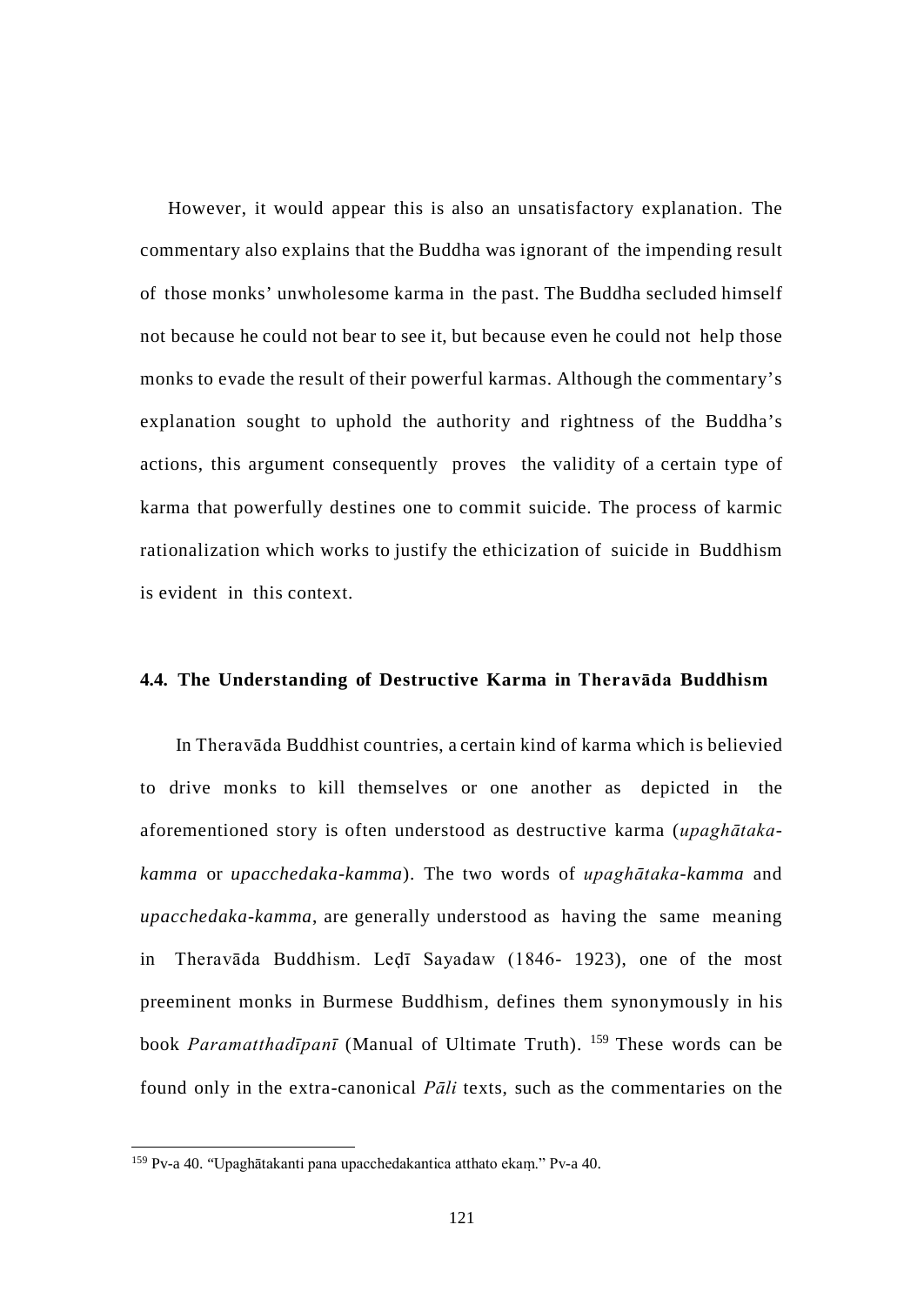However, it would appear this is also an unsatisfactory explanation. The commentary also explains that the Buddha was ignorant of the impending result of those monks' unwholesome karma in the past. The Buddha secluded himself not because he could not bear to see it, but because even he could not help those monks to evade the result of their powerful karmas. Although the commentary's explanation sought to uphold the authority and rightness of the Buddha's actions, this argument consequently proves the validity of a certain type of karma that powerfully destines one to commit suicide. The process of karmic rationalization which works to justify the ethicization of suicide in Buddhism is evident in this context.

### 4.4. The Understanding of Destructive Karma in Theravāda Buddhism

In Theravāda Buddhist countries, a certain kind of karma which is believied to drive monks to kill themselves or one another as depicted in the aforementioned story is often understood as destructive karma (*upaghātaka-kamma* or *upacchedaka-kamma*). The two words of *upaghātaka-kamma* and *upacchedaka-kamma*, are generally understood as having the same meaning in Theravāda Buddhism. Leḍī Sayadaw (1846- 1923), one of the most preeminent monks in Burmese Buddhism, defines them synonymously in his book *Paramatthadīpanī* (Manual of Ultimate Truth). [159] These words can be found only in the extra-canonical *Pāli* texts, such as the commentaries on the

---

[159] Pv-a 40. "Upaghātakanti pana upacchedakantica atthato ekaṃ." Pv-a 40.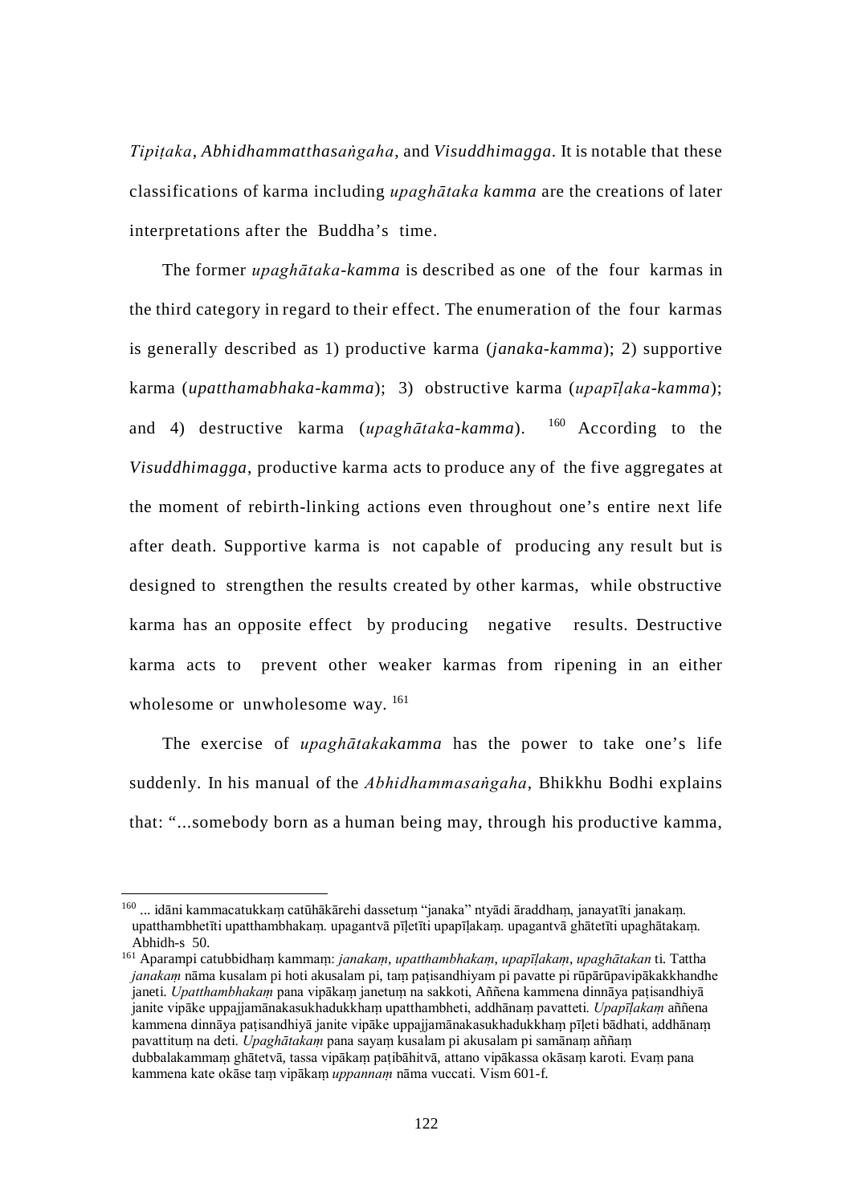*Tipiṭaka*, *Abhidhammatthasaṅgaha*, and *Visuddhimagga*. It is notable that these classifications of karma including *upaghātaka kamma* are the creations of later interpretations after the Buddha's time.

The former *upaghātaka-kamma* is described as one of the four karmas in the third category in regard to their effect. The enumeration of the four karmas is generally described as 1) productive karma (*janaka-kamma*); 2) supportive karma (*upatthamabhaka-kamma*); 3) obstructive karma (*upapīḷaka-kamma*); and 4) destructive karma (*upaghātaka-kamma*). [160] According to the *Visuddhimagga*, productive karma acts to produce any of the five aggregates at the moment of rebirth-linking actions even throughout one's entire next life after death. Supportive karma is not capable of producing any result but is designed to strengthen the results created by other karmas, while obstructive karma has an opposite effect by producing negative results. Destructive karma acts to prevent other weaker karmas from ripening in an either wholesome or unwholesome way. [161]

The exercise of *upaghātakakamma* has the power to take one's life suddenly. In his manual of the *Abhidhammasaṅgaha*, Bhikkhu Bodhi explains that: "...somebody born as a human being may, through his productive kamma,

---

[160] ... idāni kammacatukkaṃ catūhākārehi dassetuṃ "janaka" ntyādi āraddhaṃ, janayatīti janakaṃ. upatthambhetīti upatthambhakaṃ. upagantvā pīḷetīti upapīḷakaṃ. upagantvā ghātetīti upaghātakaṃ. Abhidh-s 50.

[161] Aparampi catubbidhaṃ kammaṃ: *janakaṃ*, *upatthambhakaṃ*, *upapīḷakaṃ*, *upaghātakan* ti. Tattha *janakaṃ* nāma kusalam pi hoti akusalam pi, taṃ paṭisandhiyam pi pavatte pi rūpārūpavipākakkhandhe janeti. *Upatthambhakaṃ* pana vipākaṃ janetuṃ na sakkoti, Aññena kammena dinnāya paṭisandhiyā janite vipāke uppajjamānakasukhadukkhaṃ upatthambheti, addhānaṃ pavatteti. *Upapīḷakaṃ* aññena kammena dinnāya paṭisandhiyā janite vipāke uppajjamānakasukhadukkhaṃ pīḷeti bādhati, addhānaṃ pavattituṃ na deti. *Upaghātakaṃ* pana sayaṃ kusalam pi akusalam pi samānaṃ aññaṃ dubbalakammaṃ ghātetvā, tassa vipākaṃ paṭibāhitvā, attano vipākassa okāsaṃ karoti. Evaṃ pana kammena kate okāse taṃ vipākaṃ *uppannaṃ* nāma vuccati. Vism 601-f.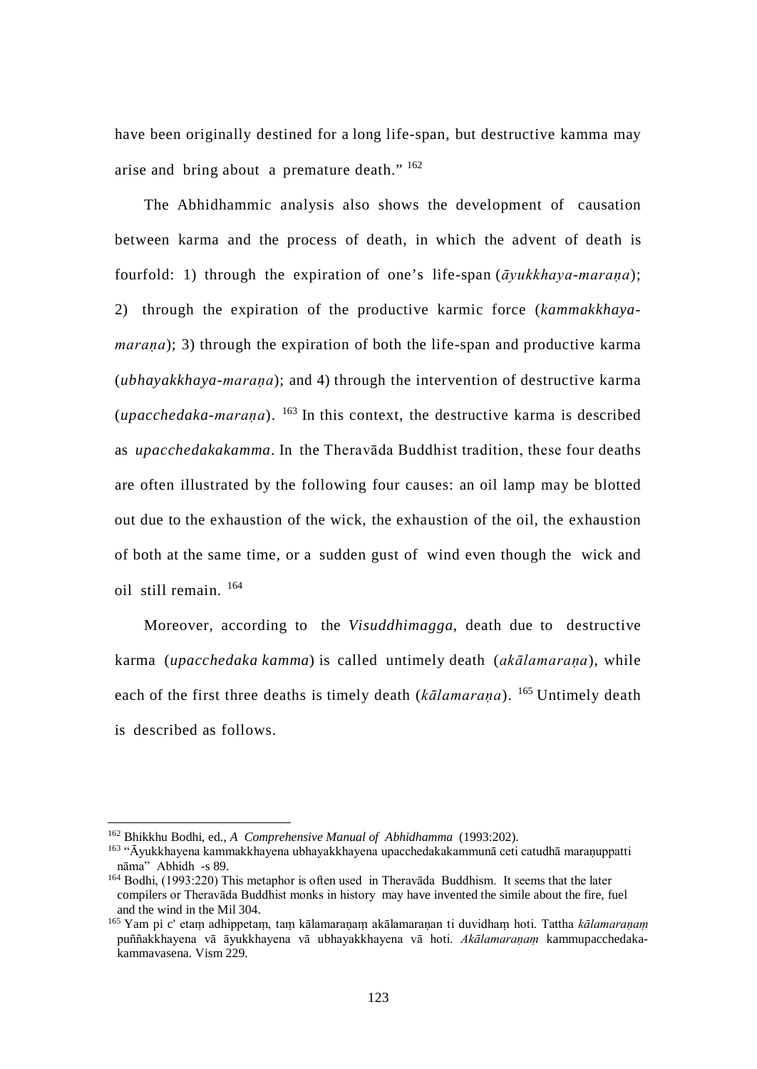have been originally destined for a long life-span, but destructive kamma may arise and bring about a premature death." [162]

The Abhidhammic analysis also shows the development of causation between karma and the process of death, in which the advent of death is fourfold: 1) through the expiration of one's life-span (*āyukkhaya-maraṇa*); 2) through the expiration of the productive karmic force (*kammakkhaya-maraṇa*); 3) through the expiration of both the life-span and productive karma (*ubhayakkhaya-maraṇa*); and 4) through the intervention of destructive karma (*upacchedaka-maraṇa*). [163] In this context, the destructive karma is described as *upacchedakakamma*. In the Theravāda Buddhist tradition, these four deaths are often illustrated by the following four causes: an oil lamp may be blotted out due to the exhaustion of the wick, the exhaustion of the oil, the exhaustion of both at the same time, or a sudden gust of wind even though the wick and oil still remain. [164]

Moreover, according to the *Visuddhimagga*, death due to destructive karma (*upacchedaka kamma*) is called untimely death (*akālamaraṇa*), while each of the first three deaths is timely death (*kālamaraṇa*). [165] Untimely death is described as follows.

---

[162] Bhikkhu Bodhi, ed., *A Comprehensive Manual of Abhidhamma* (1993:202).

[163] "Āyukkhayena kammakkhayena ubhayakkhayena upacchedakakammunā ceti catudhā maraṇuppatti nāma" Abhidh -s 89.

[164] Bodhi, (1993:220) This metaphor is often used in Theravāda Buddhism. It seems that the later compilers or Theravāda Buddhist monks in history may have invented the simile about the fire, fuel and the wind in the Mil 304.

[165] Yam pi c' etaṃ adhippetaṃ, taṃ kālamaraṇaṃ akālamaraṇan ti duvidhaṃ hoti. Tattha *kālamaraṇaṃ* puññakkhayena vā āyukkhayena vā ubhayakkhayena vā hoti. *Akālamaraṇaṃ* kammupacchedaka-kammavasena. Vism 229.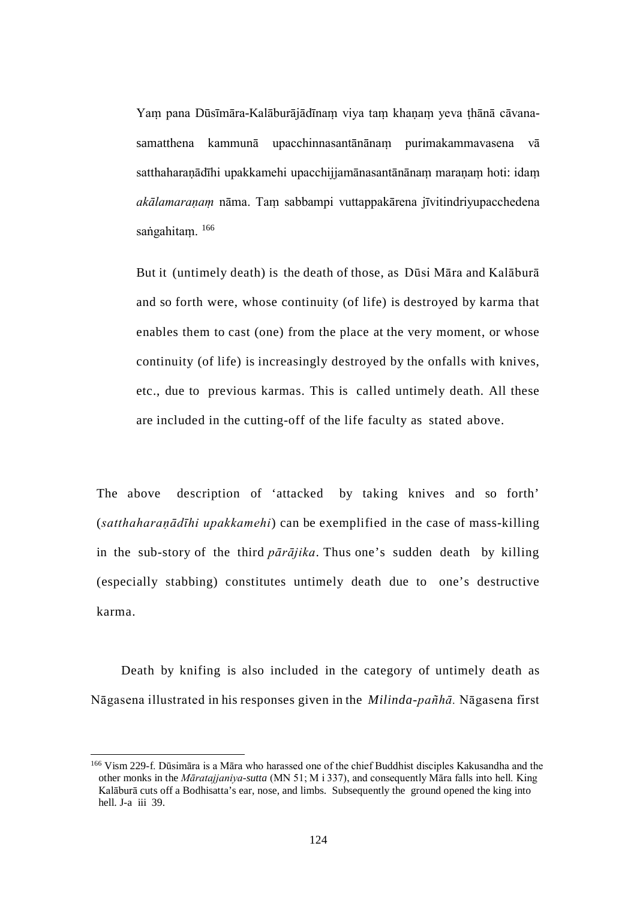> Yaṃ pana Dūsīmāra-Kalāburājādīnaṃ viya taṃ khaṇaṃ yeva ṭhānā cāvana-samatthena kammunā upacchinnasantānānaṃ purimakammavasena vā satthaharaṇādīhi upakkamehi upacchijjamānasantānānaṃ maraṇaṃ hoti: idaṃ *akālamaraṇaṃ* nāma. Taṃ sabbampi vuttappakārena jīvitindriyupacchedena saṅgahitaṃ. [166]

> But it (untimely death) is the death of those, as Dūsi Māra and Kalāburā and so forth were, whose continuity (of life) is destroyed by karma that enables them to cast (one) from the place at the very moment, or whose continuity (of life) is increasingly destroyed by the onfalls with knives, etc., due to previous karmas. This is called untimely death. All these are included in the cutting-off of the life faculty as stated above.

The above description of 'attacked by taking knives and so forth' (*satthaharaṇādīhi upakkamehi*) can be exemplified in the case of mass-killing in the sub-story of the third *pārājika*. Thus one's sudden death by killing (especially stabbing) constitutes untimely death due to one's destructive karma.

Death by knifing is also included in the category of untimely death as Nāgasena illustrated in his responses given in the *Milinda-pañhā.* Nāgasena first

---

[166] Vism 229-f. Dūsimāra is a Māra who harassed one of the chief Buddhist disciples Kakusandha and the other monks in the *Māratajjaniya-sutta* (MN 51; M i 337), and consequently Māra falls into hell. King Kalāburā cuts off a Bodhisatta's ear, nose, and limbs. Subsequently the ground opened the king into hell. J-a iii 39.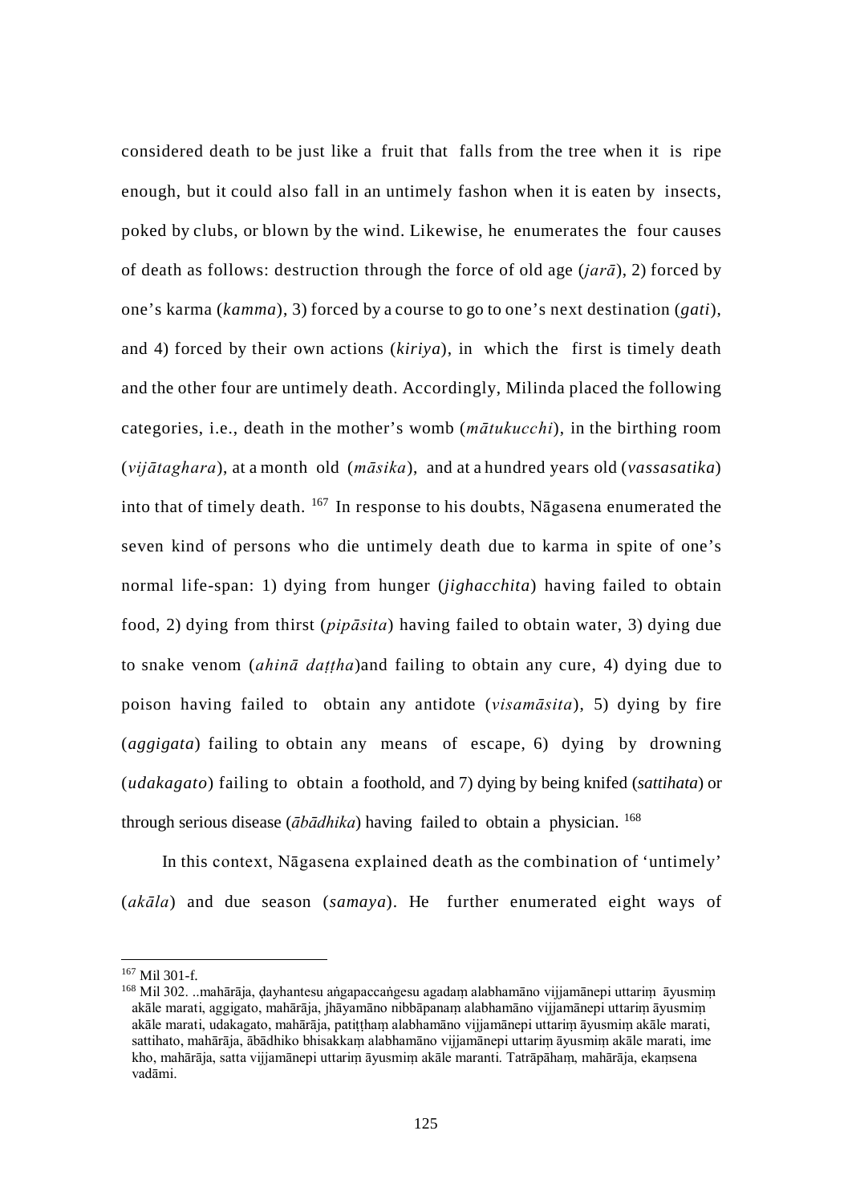considered death to be just like a fruit that falls from the tree when it is ripe enough, but it could also fall in an untimely fashion when it is eaten by insects, poked by clubs, or blown by the wind. Likewise, he enumerates the four causes of death as follows: destruction through the force of old age (*jarā*), 2) forced by one's karma (*kamma*), 3) forced by a course to go to one's next destination (*gati*), and 4) forced by their own actions (*kiriya*), in which the first is timely death and the other four are untimely death. Accordingly, Milinda placed the following categories, i.e., death in the mother's womb (*mātukucchi*), in the birthing room (*vijātaghara*), at a month old (*māsika*), and at a hundred years old (*vassasatika*) into that of timely death. [167] In response to his doubts, Nāgasena enumerated the seven kind of persons who die untimely death due to karma in spite of one's normal life-span: 1) dying from hunger (*jighacchita*) having failed to obtain food, 2) dying from thirst (*pipāsita*) having failed to obtain water, 3) dying due to snake venom (*ahinā daṭṭha*)and failing to obtain any cure, 4) dying due to poison having failed to obtain any antidote (*visamāsita*), 5) dying by fire (*aggigata*) failing to obtain any means of escape, 6) dying by drowning (*udakagato*) failing to obtain a foothold, and 7) dying by being knifed (*sattihata*) or through serious disease (*ābādhika*) having failed to obtain a physician. [168]

In this context, Nāgasena explained death as the combination of 'untimely' (*akāla*) and due season (*samaya*). He further enumerated eight ways of

---

[167] Mil 301-f.

[168] Mil 302. ..mahārāja, ḍayhantesu aṅgapaccaṅgesu agadaṃ alabhamāno vijjamānepi uttariṃ āyusmiṃ akāle marati, aggigato, mahārāja, jhāyamāno nibbāpanaṃ alabhamāno vijjamānepi uttariṃ āyusmiṃ akāle marati, udakagato, mahārāja, patiṭṭhaṃ alabhamāno vijjamānepi uttariṃ āyusmiṃ akāle marati, sattihato, mahārāja, ābādhiko bhisakkaṃ alabhamāno vijjamānepi uttariṃ āyusmiṃ akāle marati, ime kho, mahārāja, satta vijjamānepi uttariṃ āyusmiṃ akāle maranti. Tatrāpāhaṃ, mahārāja, ekaṃsena vadāmi.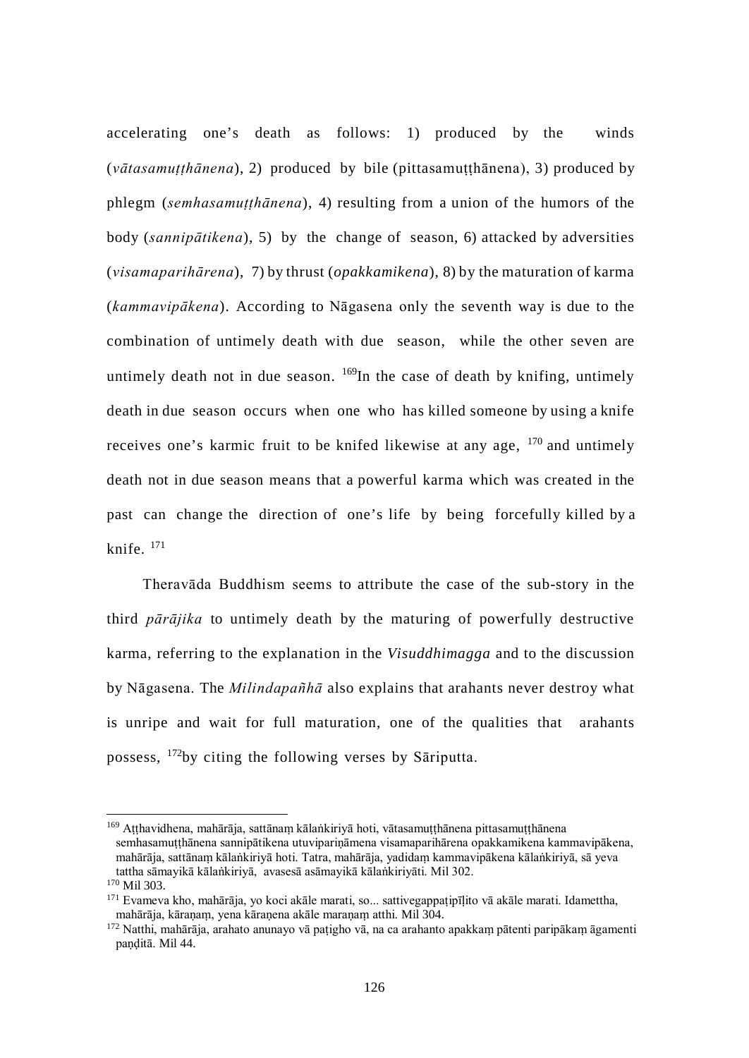accelerating one's death as follows: 1) produced by the winds (*vātasamuṭṭhānena*), 2) produced by bile (pittasamuṭṭhānena), 3) produced by phlegm (*semhasamuṭṭhānena*), 4) resulting from a union of the humors of the body (*sannipātikena*), 5) by the change of season, 6) attacked by adversities (*visamaparihārena*), 7) by thrust (*opakkamikena*), 8) by the maturation of karma (*kammavipākena*). According to Nāgasena only the seventh way is due to the combination of untimely death with due season, while the other seven are untimely death not in due season. [169]In the case of death by knifing, untimely death in due season occurs when one who has killed someone by using a knife receives one's karmic fruit to be knifed likewise at any age, [170] and untimely death not in due season means that a powerful karma which was created in the past can change the direction of one's life by being forcefully killed by a knife. [171]

Theravāda Buddhism seems to attribute the case of the sub-story in the third *pārājika* to untimely death by the maturing of powerfully destructive karma, referring to the explanation in the *Visuddhimagga* and to the discussion by Nāgasena. The *Milindapañhā* also explains that arahants never destroy what is unripe and wait for full maturation, one of the qualities that arahants possess, [172]by citing the following verses by Sāriputta.

---

[169] Aṭṭhavidhena, mahārāja, sattānaṃ kālaṅkiriyā hoti, vātasamuṭṭhānena pittasamuṭṭhānena semhasamuṭṭhānena sannipātikena utuvipariṇāmena visamaparihārena opakkamikena kammavipākena, mahārāja, sattānaṃ kālaṅkiriyā hoti. Tatra, mahārāja, yadidaṃ kammavipākena kālaṅkiriyā, sā yeva tattha sāmayikā kālaṅkiriyā, avasesā asāmayikā kālaṅkiriyāti. Mil 302.

[170] Mil 303.

[171] Evameva kho, mahārāja, yo koci akāle marati, so... sattivegappaṭipīḷito vā akāle marati. Idamettha, mahārāja, kāraṇaṃ, yena kāraṇena akāle maraṇaṃ atthi. Mil 304.

[172] Natthi, mahārāja, arahato anunayo vā paṭigho vā, na ca arahanto apakkaṃ pātenti paripākaṃ āgamenti paṇḍitā. Mil 44.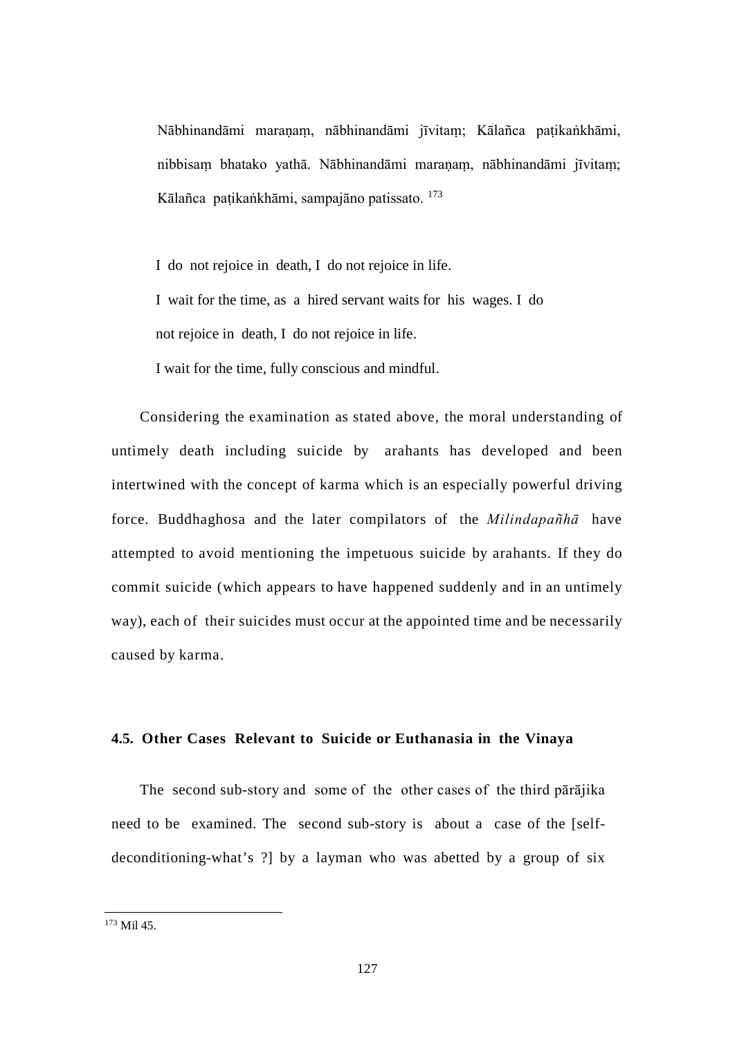Nābhinandāmi maraṇaṃ, nābhinandāmi jīvitaṃ; Kālañca paṭikaṅkhāmi, nibbisaṃ bhatako yathā. Nābhinandāmi maraṇaṃ, nābhinandāmi jīvitaṃ; Kālañca paṭikaṅkhāmi, sampajāno patissato. [173]

I do not rejoice in death, I do not rejoice in life.

I wait for the time, as a hired servant waits for his wages. I do not rejoice in death, I do not rejoice in life.

I wait for the time, fully conscious and mindful.

Considering the examination as stated above, the moral understanding of untimely death including suicide by arahants has developed and been intertwined with the concept of karma which is an especially powerful driving force. Buddhaghosa and the later compilators of the *Milindapañhā* have attempted to avoid mentioning the impetuous suicide by arahants. If they do commit suicide (which appears to have happened suddenly and in an untimely way), each of their suicides must occur at the appointed time and be necessarily caused by karma.

### 4.5. Other Cases Relevant to Suicide or Euthanasia in the Vinaya

The second sub-story and some of the other cases of the third pārājika need to be examined. The second sub-story is about a case of the [self-deconditioning-what's ?] by a layman who was abetted by a group of six

---

[173] Mil 45.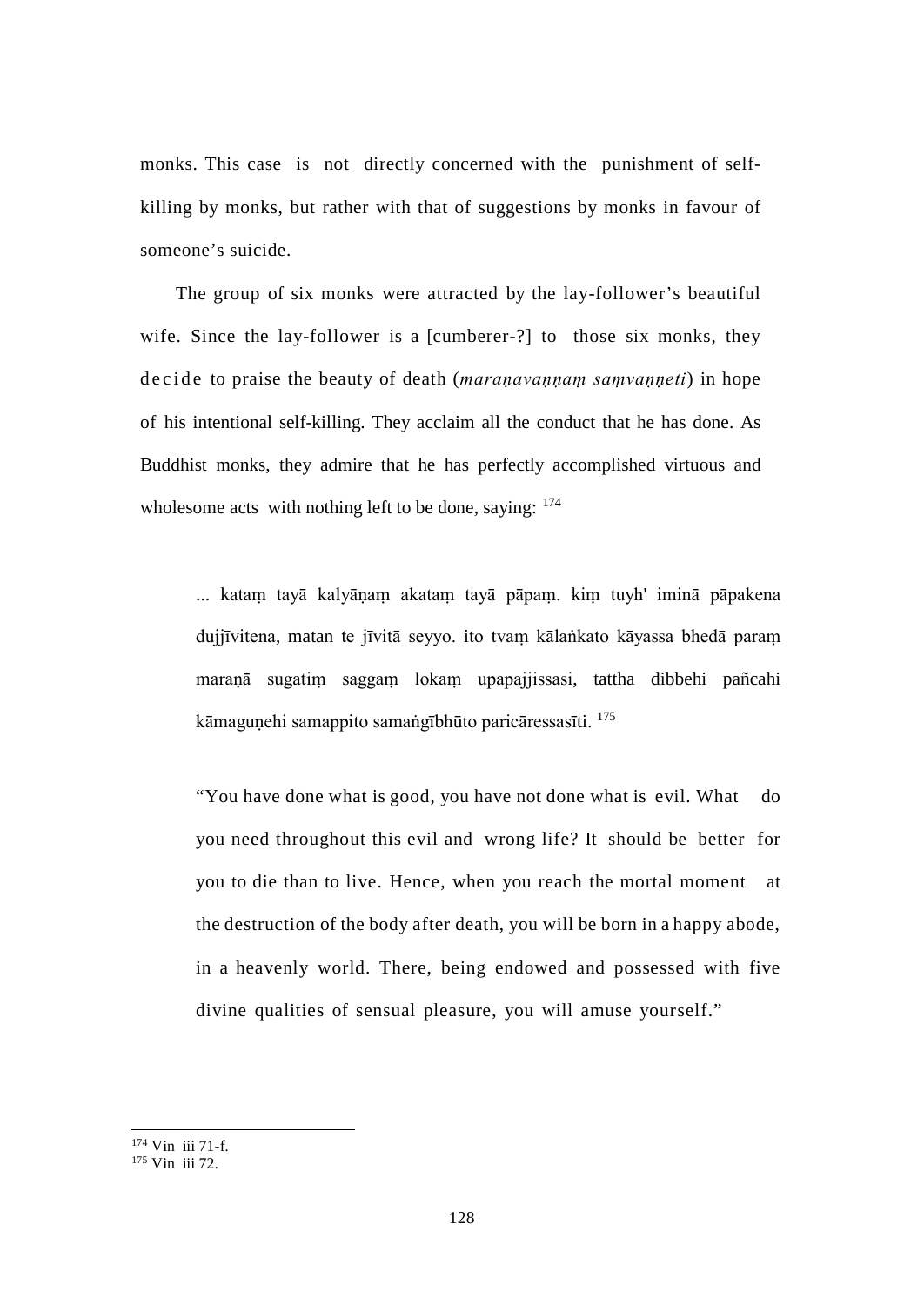monks. This case is not directly concerned with the punishment of self-killing by monks, but rather with that of suggestions by monks in favour of someone's suicide.

The group of six monks were attracted by the lay-follower's beautiful wife. Since the lay-follower is a [cumberer-?] to those six monks, they decide to praise the beauty of death (*maraṇavaṇṇaṃ saṃvaṇṇeti*) in hope of his intentional self-killing. They acclaim all the conduct that he has done. As Buddhist monks, they admire that he has perfectly accomplished virtuous and wholesome acts with nothing left to be done, saying: [174]

> ... kataṃ tayā kalyāṇaṃ akataṃ tayā pāpaṃ. kiṃ tuyh' iminā pāpakena dujjīvitena, matan te jīvitā seyyo. ito tvaṃ kālaṅkato kāyassa bhedā paraṃ maraṇā sugatiṃ saggaṃ lokaṃ upapajjissasi, tattha dibbehi pañcahi kāmaguṇehi samappito samaṅgībhūto paricāressasīti. [175]

> "You have done what is good, you have not done what is evil. What do you need throughout this evil and wrong life? It should be better for you to die than to live. Hence, when you reach the mortal moment at the destruction of the body after death, you will be born in a happy abode, in a heavenly world. There, being endowed and possessed with five divine qualities of sensual pleasure, you will amuse yourself."

---

[174] Vin iii 71-f.

[175] Vin iii 72.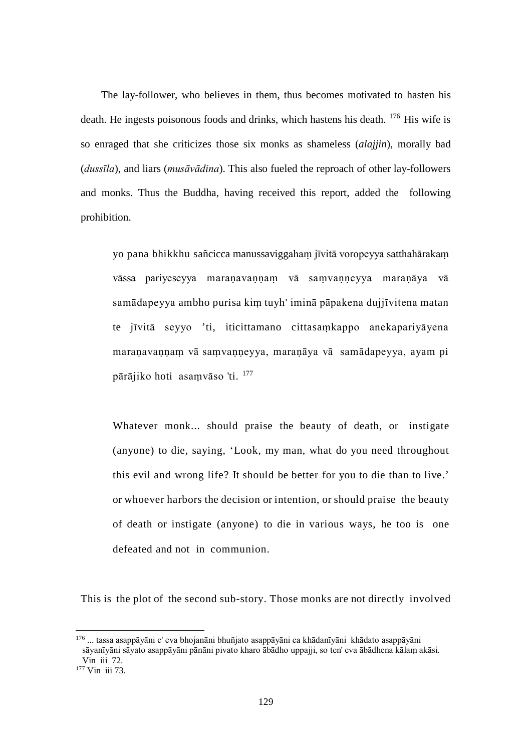The lay-follower, who believes in them, thus becomes motivated to hasten his death. He ingests poisonous foods and drinks, which hastens his death. [176] His wife is so enraged that she criticizes those six monks as shameless (*alajjin*), morally bad (*dussīla*), and liars (*musāvādina*). This also fueled the reproach of other lay-followers and monks. Thus the Buddha, having received this report, added the following prohibition.

> yo pana bhikkhu sañcicca manussaviggahaṃ jīvitā voropeyya satthahārakaṃ vāssa pariyeseyya maraṇavaṇṇaṃ vā saṃvaṇṇeyya maraṇāya vā samādapeyya ambho purisa kiṃ tuyh' iminā pāpakena dujjīvitena matan te jīvitā seyyo 'ti, iticittamano cittasaṃkappo anekapariyāyena maraṇavaṇṇaṃ vā saṃvaṇṇeyya, maraṇāya vā samādapeyya, ayam pi pārājiko hoti asaṃvāso 'ti. [177]

> Whatever monk... should praise the beauty of death, or instigate (anyone) to die, saying, 'Look, my man, what do you need throughout this evil and wrong life? It should be better for you to die than to live.' or whoever harbors the decision or intention, or should praise the beauty of death or instigate (anyone) to die in various ways, he too is one defeated and not in communion.

This is the plot of the second sub-story. Those monks are not directly involved

---

[176] ... tassa asappāyāni c' eva bhojanāni bhuñjato asappāyāni ca khādanīyāni khādato asappāyāni sāyanīyāni sāyato asappāyāni pānāni pivato kharo ābādho uppajji, so ten' eva ābādhena kālaṃ akāsi. Vin iii 72.

[177] Vin iii 73.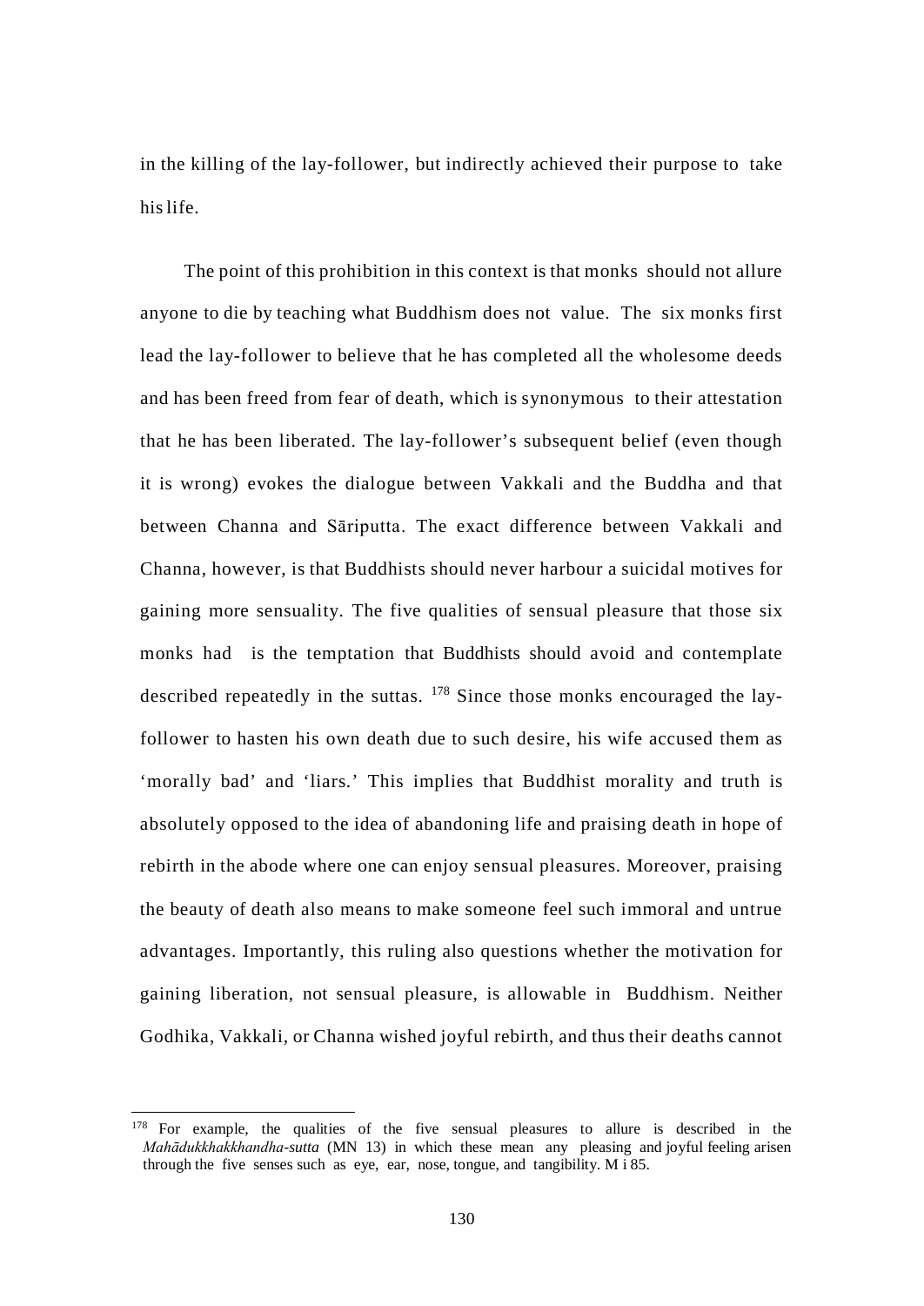in the killing of the lay-follower, but indirectly achieved their purpose to take his life.

The point of this prohibition in this context is that monks should not allure anyone to die by teaching what Buddhism does not value. The six monks first lead the lay-follower to believe that he has completed all the wholesome deeds and has been freed from fear of death, which is synonymous to their attestation that he has been liberated. The lay-follower's subsequent belief (even though it is wrong) evokes the dialogue between Vakkali and the Buddha and that between Channa and Sāriputta. The exact difference between Vakkali and Channa, however, is that Buddhists should never harbour a suicidal motives for gaining more sensuality. The five qualities of sensual pleasure that those six monks had is the temptation that Buddhists should avoid and contemplate described repeatedly in the suttas. [178] Since those monks encouraged the lay-follower to hasten his own death due to such desire, his wife accused them as 'morally bad' and 'liars.' This implies that Buddhist morality and truth is absolutely opposed to the idea of abandoning life and praising death in hope of rebirth in the abode where one can enjoy sensual pleasures. Moreover, praising the beauty of death also means to make someone feel such immoral and untrue advantages. Importantly, this ruling also questions whether the motivation for gaining liberation, not sensual pleasure, is allowable in Buddhism. Neither Godhika, Vakkali, or Channa wished joyful rebirth, and thus their deaths cannot

[178] For example, the qualities of the five sensual pleasures to allure is described in the *Mahādukkhakkhandha-sutta* (MN 13) in which these mean any pleasing and joyful feeling arisen through the five senses such as eye, ear, nose, tongue, and tangibility. M i 85.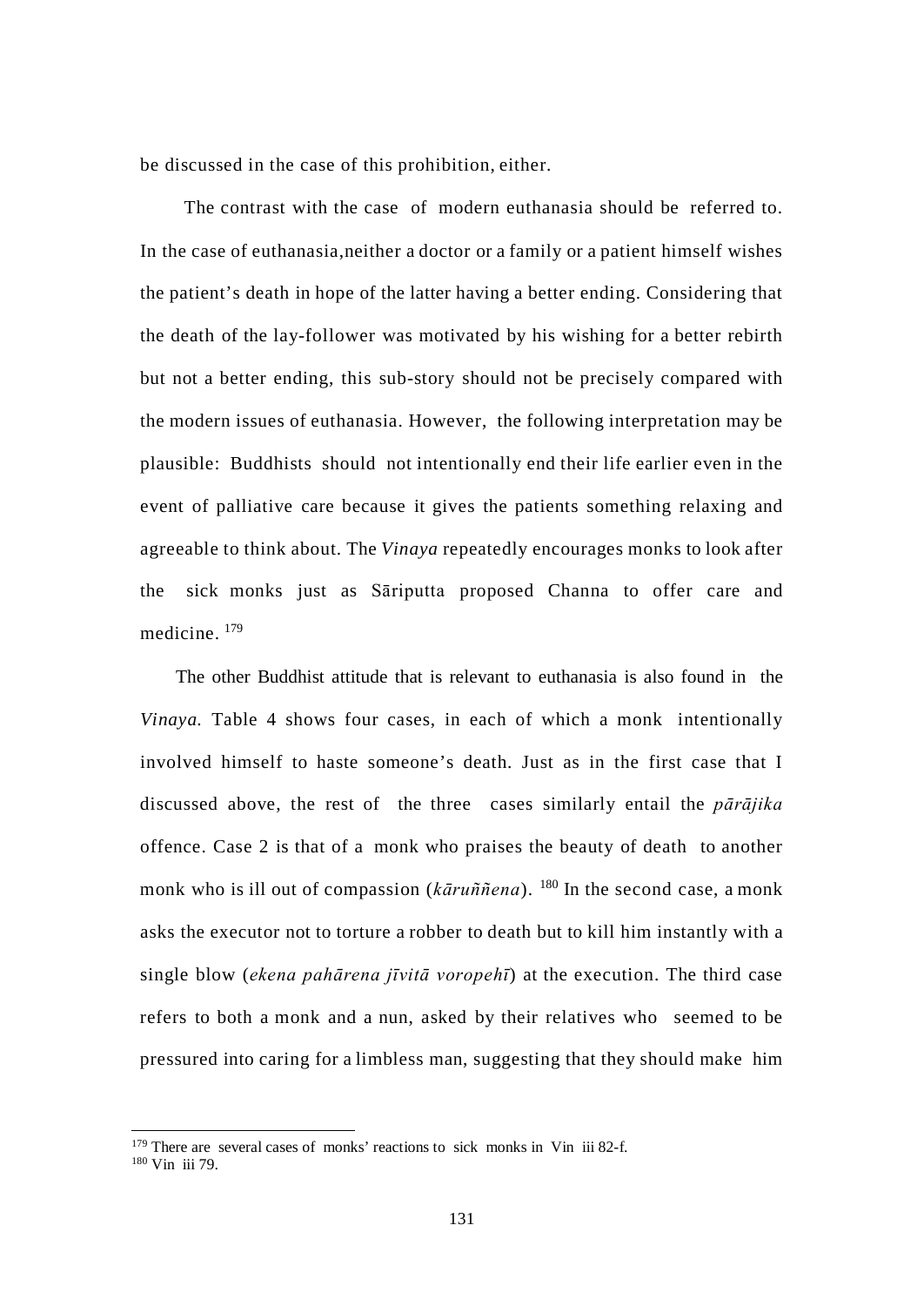be discussed in the case of this prohibition, either.

The contrast with the case of modern euthanasia should be referred to. In the case of euthanasia,neither a doctor or a family or a patient himself wishes the patient's death in hope of the latter having a better ending. Considering that the death of the lay-follower was motivated by his wishing for a better rebirth but not a better ending, this sub-story should not be precisely compared with the modern issues of euthanasia. However, the following interpretation may be plausible: Buddhists should not intentionally end their life earlier even in the event of palliative care because it gives the patients something relaxing and agreeable to think about. The *Vinaya* repeatedly encourages monks to look after the sick monks just as Sāriputta proposed Channa to offer care and medicine. [179]

The other Buddhist attitude that is relevant to euthanasia is also found in the *Vinaya.* Table 4 shows four cases, in each of which a monk intentionally involved himself to haste someone's death. Just as in the first case that I discussed above, the rest of the three cases similarly entail the *pārājika* offence. Case 2 is that of a monk who praises the beauty of death to another monk who is ill out of compassion (*kāruññena*). [180] In the second case, a monk asks the executor not to torture a robber to death but to kill him instantly with a single blow (*ekena pahārena jīvitā voropehī*) at the execution. The third case refers to both a monk and a nun, asked by their relatives who seemed to be pressured into caring for a limbless man, suggesting that they should make him

---

[179] There are several cases of monks' reactions to sick monks in Vin iii 82-f.

[180] Vin iii 79.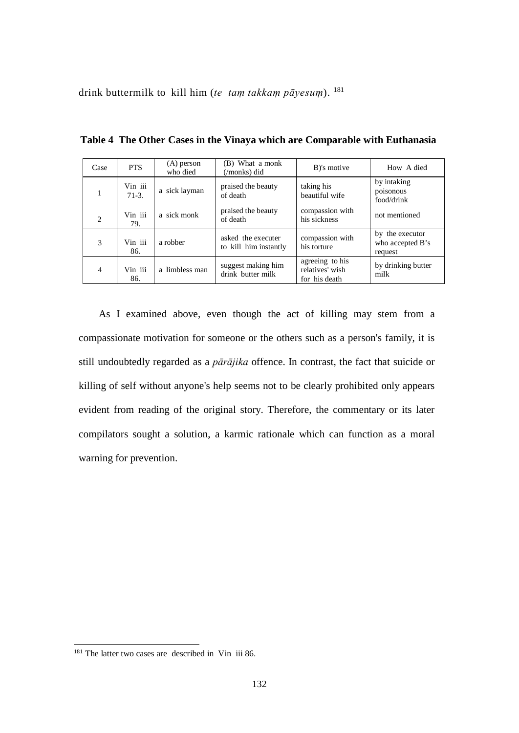drink buttermilk to kill him (*te taṃ takkaṃ pāyesuṃ*). [181]

**Table 4 The Other Cases in the Vinaya which are Comparable with Euthanasia**

| Case | PTS | (A) person who died | (B) What a monk (/monks) did | B)'s motive | How A died |
|---|---|---|---|---|---|
| 1 | Vin iii 71-3. | a sick layman | praised the beauty of death | taking his beautiful wife | by intaking poisonous food/drink |
| 2 | Vin iii 79. | a sick monk | praised the beauty of death | compassion with his sickness | not mentioned |
| 3 | Vin iii 86. | a robber | asked the executer to kill him instantly | compassion with his torture | by the executor who accepted B's request |
| 4 | Vin iii 86. | a limbless man | suggest making him drink butter milk | agreeing to his relatives' wish for his death | by drinking butter milk |

As I examined above, even though the act of killing may stem from a compassionate motivation for someone or the others such as a person's family, it is still undoubtedly regarded as a *pārājika* offence. In contrast, the fact that suicide or killing of self without anyone's help seems not to be clearly prohibited only appears evident from reading of the original story. Therefore, the commentary or its later compilators sought a solution, a karmic rationale which can function as a moral warning for prevention.

[181] The latter two cases are described in Vin iii 86.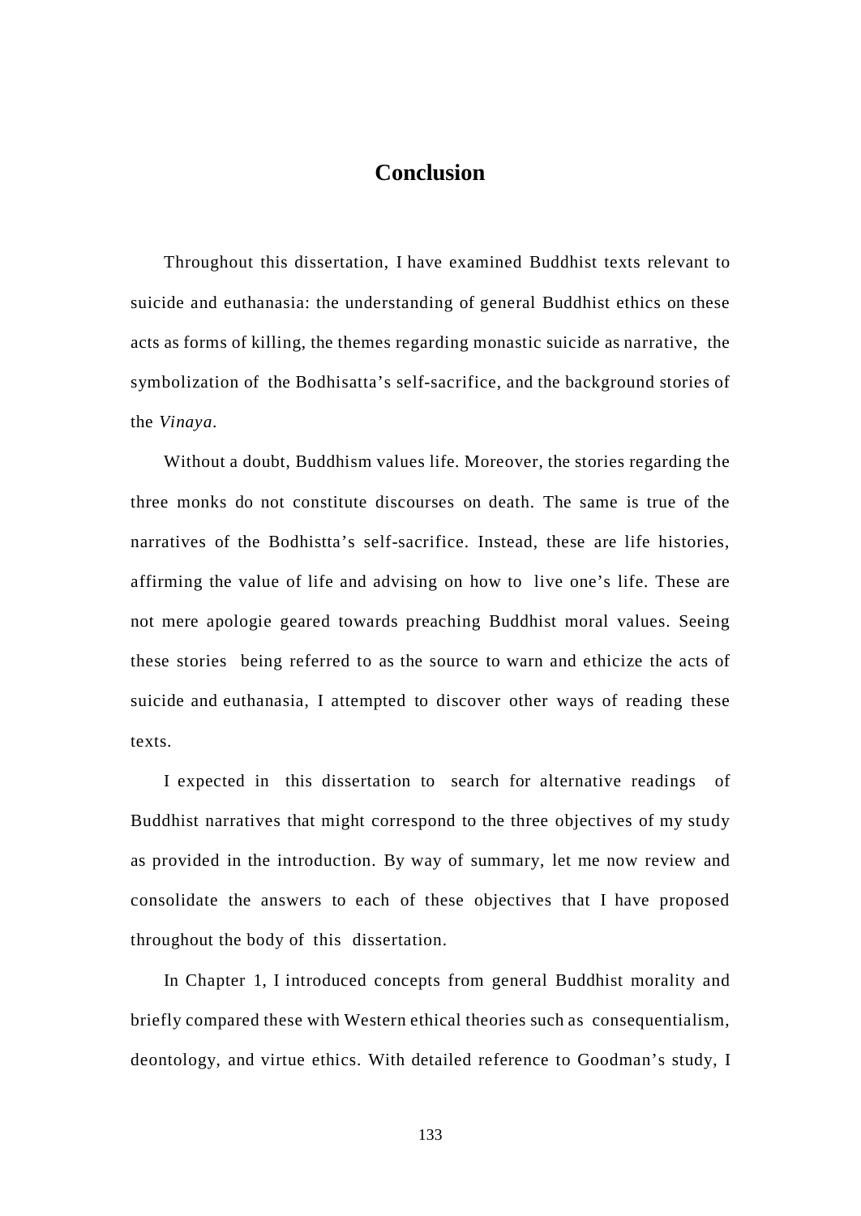# Conclusion

Throughout this dissertation, I have examined Buddhist texts relevant to suicide and euthanasia: the understanding of general Buddhist ethics on these acts as forms of killing, the themes regarding monastic suicide as narrative, the symbolization of the Bodhisatta's self-sacrifice, and the background stories of the *Vinaya*.

Without a doubt, Buddhism values life. Moreover, the stories regarding the three monks do not constitute discourses on death. The same is true of the narratives of the Bodhistta's self-sacrifice. Instead, these are life histories, affirming the value of life and advising on how to live one's life. These are not mere apologie geared towards preaching Buddhist moral values. Seeing these stories being referred to as the source to warn and ethicize the acts of suicide and euthanasia, I attempted to discover other ways of reading these texts.

I expected in this dissertation to search for alternative readings of Buddhist narratives that might correspond to the three objectives of my study as provided in the introduction. By way of summary, let me now review and consolidate the answers to each of these objectives that I have proposed throughout the body of this dissertation.

In Chapter 1, I introduced concepts from general Buddhist morality and briefly compared these with Western ethical theories such as consequentialism, deontology, and virtue ethics. With detailed reference to Goodman's study, I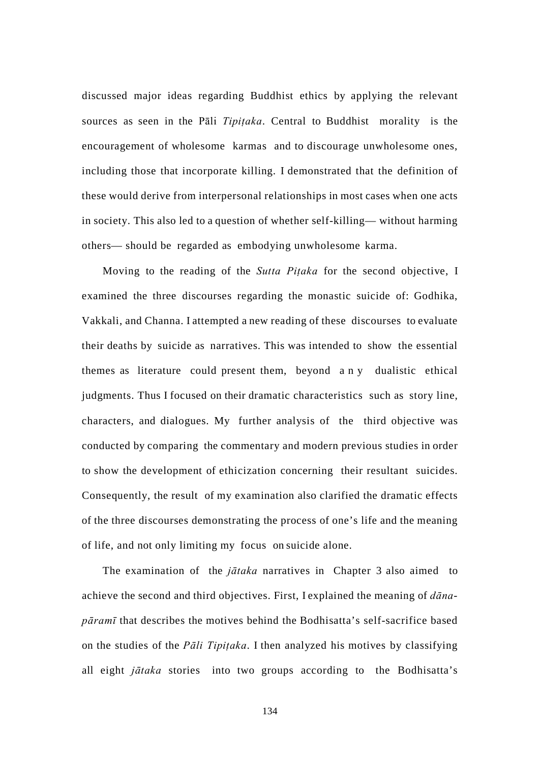discussed major ideas regarding Buddhist ethics by applying the relevant sources as seen in the Pāli *Tipiṭaka*. Central to Buddhist morality is the encouragement of wholesome karmas and to discourage unwholesome ones, including those that incorporate killing. I demonstrated that the definition of these would derive from interpersonal relationships in most cases when one acts in society. This also led to a question of whether self-killing— without harming others— should be regarded as embodying unwholesome karma.

Moving to the reading of the *Sutta Piṭaka* for the second objective, I examined the three discourses regarding the monastic suicide of: Godhika, Vakkali, and Channa. I attempted a new reading of these discourses to evaluate their deaths by suicide as narratives. This was intended to show the essential themes as literature could present them, beyond any dualistic ethical judgments. Thus I focused on their dramatic characteristics such as story line, characters, and dialogues. My further analysis of the third objective was conducted by comparing the commentary and modern previous studies in order to show the development of ethicization concerning their resultant suicides. Consequently, the result of my examination also clarified the dramatic effects of the three discourses demonstrating the process of one's life and the meaning of life, and not only limiting my focus on suicide alone.

The examination of the *jātaka* narratives in Chapter 3 also aimed to achieve the second and third objectives. First, I explained the meaning of *dāna-pāramī* that describes the motives behind the Bodhisatta's self-sacrifice based on the studies of the *Pāli Tipiṭaka*. I then analyzed his motives by classifying all eight *jātaka* stories into two groups according to the Bodhisatta's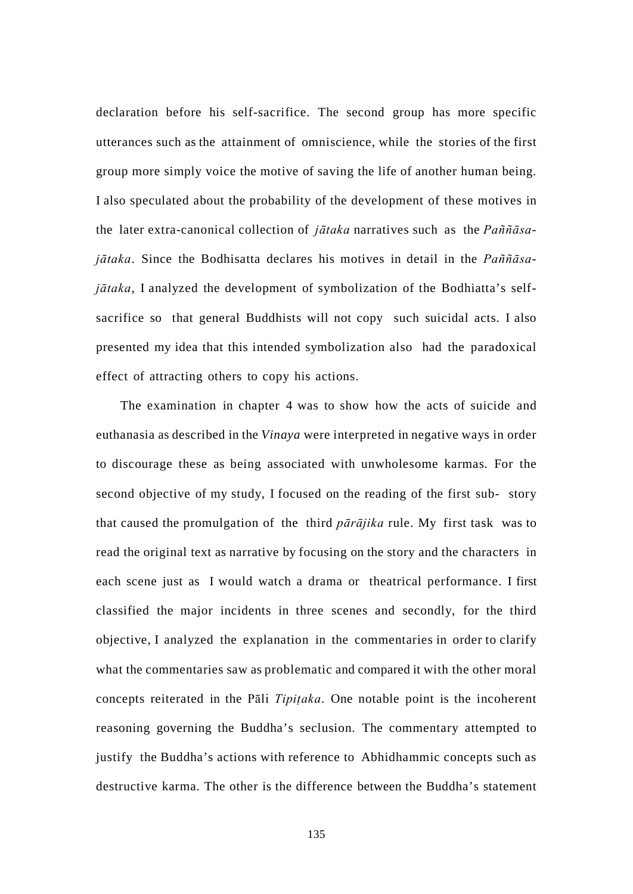declaration before his self-sacrifice. The second group has more specific utterances such as the attainment of omniscience, while the stories of the first group more simply voice the motive of saving the life of another human being. I also speculated about the probability of the development of these motives in the later extra-canonical collection of *jātaka* narratives such as the *Paññāsa-jātaka*. Since the Bodhisatta declares his motives in detail in the *Paññāsa-jātaka*, I analyzed the development of symbolization of the Bodhiatta's self-sacrifice so that general Buddhists will not copy such suicidal acts. I also presented my idea that this intended symbolization also had the paradoxical effect of attracting others to copy his actions.

The examination in chapter 4 was to show how the acts of suicide and euthanasia as described in the *Vinaya* were interpreted in negative ways in order to discourage these as being associated with unwholesome karmas. For the second objective of my study, I focused on the reading of the first sub- story that caused the promulgation of the third *pārājika* rule. My first task was to read the original text as narrative by focusing on the story and the characters in each scene just as I would watch a drama or theatrical performance. I first classified the major incidents in three scenes and secondly, for the third objective, I analyzed the explanation in the commentaries in order to clarify what the commentaries saw as problematic and compared it with the other moral concepts reiterated in the Pāli *Tipiṭaka*. One notable point is the incoherent reasoning governing the Buddha's seclusion. The commentary attempted to justify the Buddha's actions with reference to Abhidhammic concepts such as destructive karma. The other is the difference between the Buddha's statement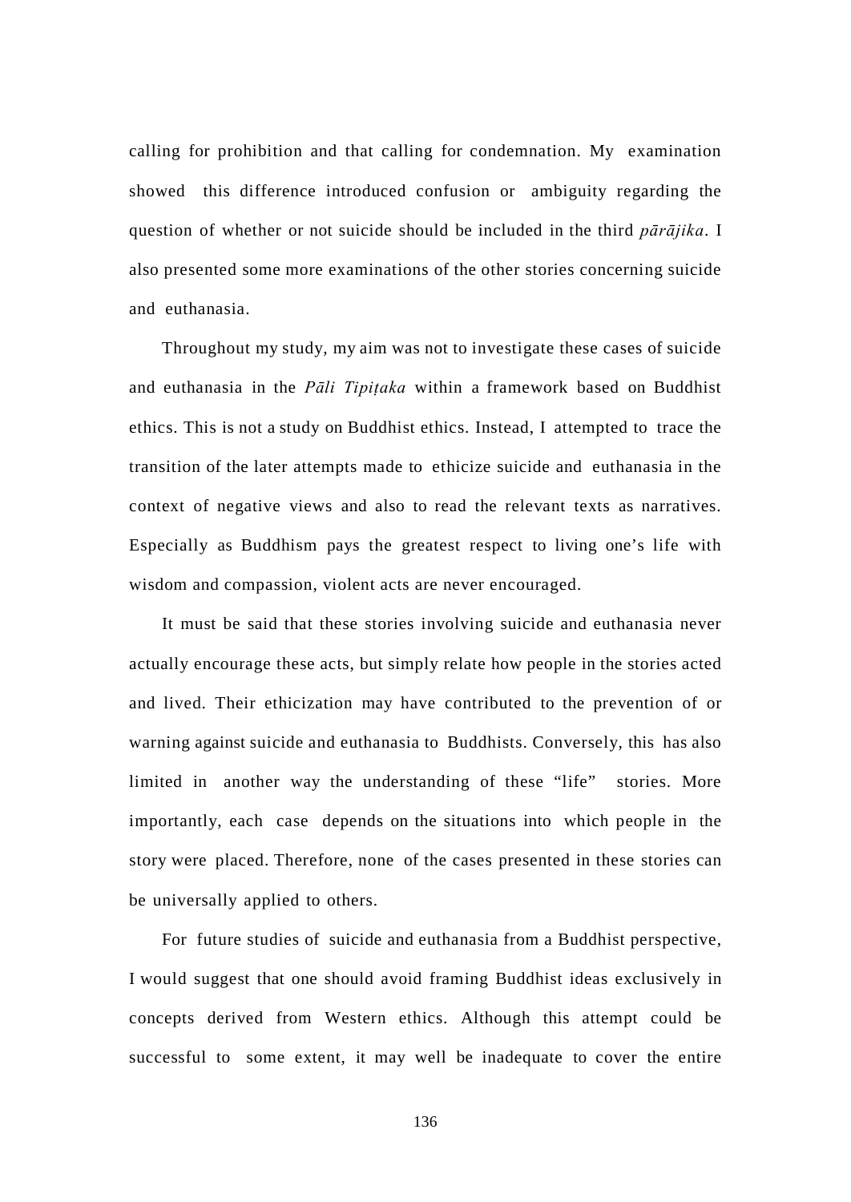calling for prohibition and that calling for condemnation. My examination showed this difference introduced confusion or ambiguity regarding the question of whether or not suicide should be included in the third *pārājika*. I also presented some more examinations of the other stories concerning suicide and euthanasia.

Throughout my study, my aim was not to investigate these cases of suicide and euthanasia in the *Pāli Tipiṭaka* within a framework based on Buddhist ethics. This is not a study on Buddhist ethics. Instead, I attempted to trace the transition of the later attempts made to ethicize suicide and euthanasia in the context of negative views and also to read the relevant texts as narratives. Especially as Buddhism pays the greatest respect to living one's life with wisdom and compassion, violent acts are never encouraged.

It must be said that these stories involving suicide and euthanasia never actually encourage these acts, but simply relate how people in the stories acted and lived. Their ethicization may have contributed to the prevention of or warning against suicide and euthanasia to Buddhists. Conversely, this has also limited in another way the understanding of these "life" stories. More importantly, each case depends on the situations into which people in the story were placed. Therefore, none of the cases presented in these stories can be universally applied to others.

For future studies of suicide and euthanasia from a Buddhist perspective, I would suggest that one should avoid framing Buddhist ideas exclusively in concepts derived from Western ethics. Although this attempt could be successful to some extent, it may well be inadequate to cover the entire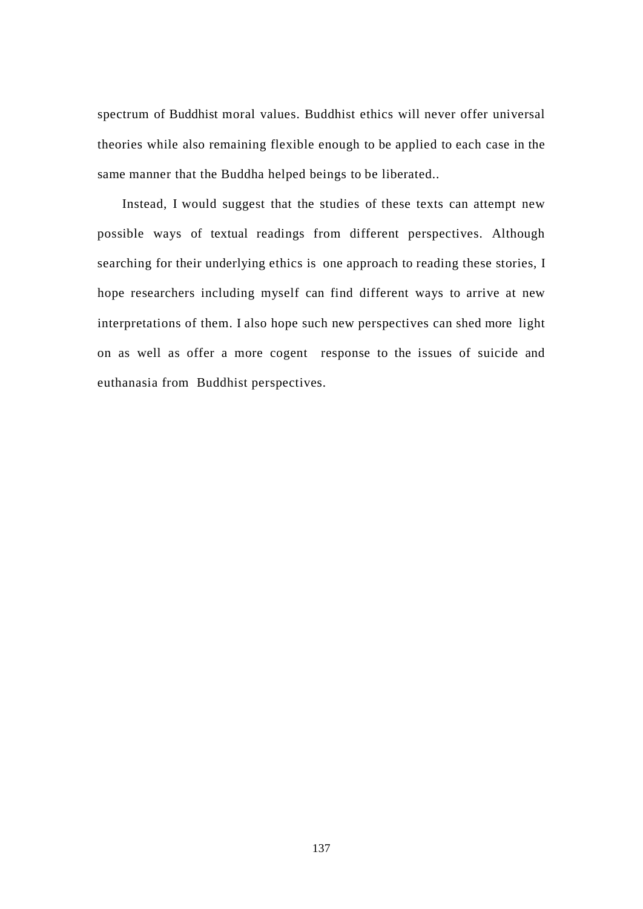spectrum of Buddhist moral values. Buddhist ethics will never offer universal theories while also remaining flexible enough to be applied to each case in the same manner that the Buddha helped beings to be liberated..

Instead, I would suggest that the studies of these texts can attempt new possible ways of textual readings from different perspectives. Although searching for their underlying ethics is one approach to reading these stories, I hope researchers including myself can find different ways to arrive at new interpretations of them. I also hope such new perspectives can shed more light on as well as offer a more cogent response to the issues of suicide and euthanasia from Buddhist perspectives.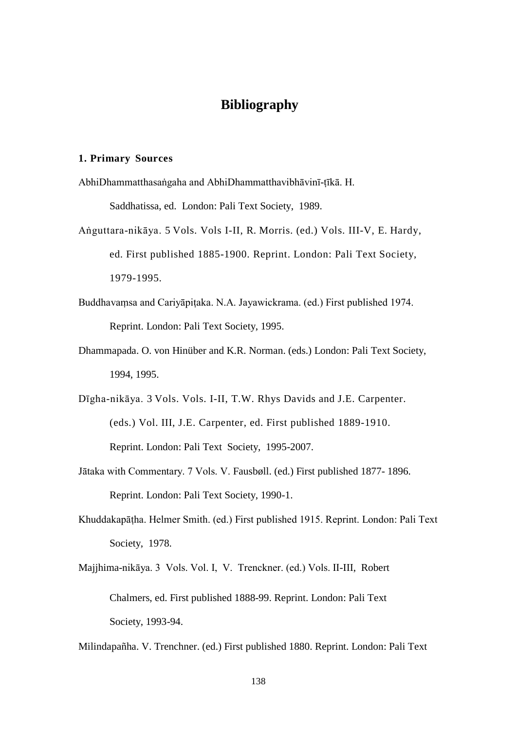# Bibliography

### 1. Primary Sources

AbhiDhammatthasaṅgaha and AbhiDhammatthavibhāvinī-ṭīkā. H. Saddhatissa, ed. London: Pali Text Society, 1989.

Aṅguttara-nikāya. 5 Vols. Vols I-II, R. Morris. (ed.) Vols. III-V, E. Hardy, ed. First published 1885-1900. Reprint. London: Pali Text Society, 1979-1995.

Buddhavaṃsa and Cariyāpiṭaka. N.A. Jayawickrama. (ed.) First published 1974. Reprint. London: Pali Text Society, 1995.

Dhammapada. O. von Hinüber and K.R. Norman. (eds.) London: Pali Text Society, 1994, 1995.

Dīgha-nikāya. 3 Vols. Vols. I-II, T.W. Rhys Davids and J.E. Carpenter. (eds.) Vol. III, J.E. Carpenter, ed. First published 1889-1910. Reprint. London: Pali Text Society, 1995-2007.

Jātaka with Commentary. 7 Vols. V. Fausbøll. (ed.) First published 1877- 1896. Reprint. London: Pali Text Society, 1990-1.

Khuddakapāṭha. Helmer Smith. (ed.) First published 1915. Reprint. London: Pali Text Society, 1978.

Majjhima-nikāya. 3 Vols. Vol. I, V. Trenckner. (ed.) Vols. II-III, Robert Chalmers, ed. First published 1888-99. Reprint. London: Pali Text Society, 1993-94.

Milindapañha. V. Trenchner. (ed.) First published 1880. Reprint. London: Pali Text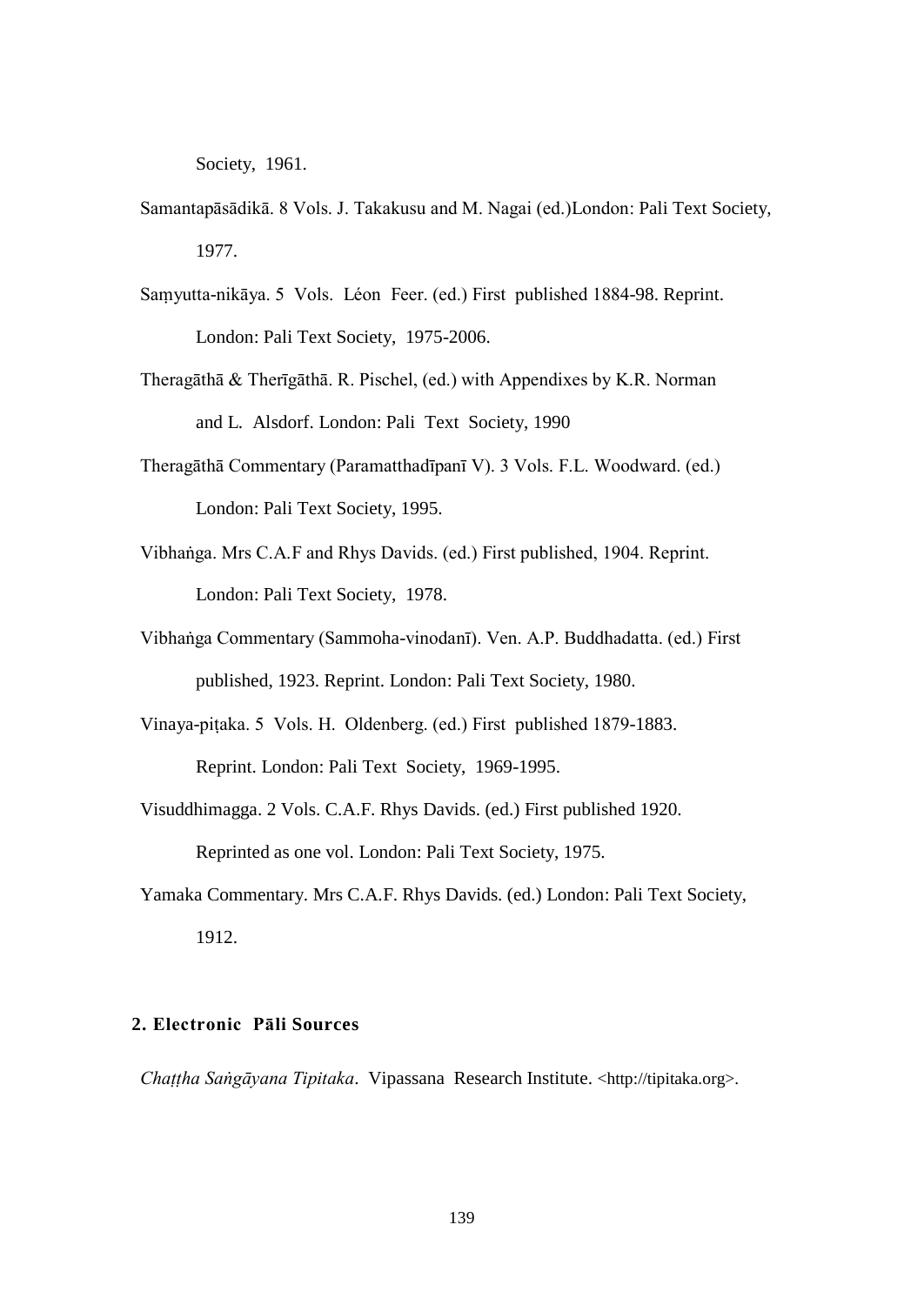Society, 1961.

Samantapāsādikā. 8 Vols. J. Takakusu and M. Nagai (ed.)London: Pali Text Society, 1977.

Saṃyutta-nikāya. 5 Vols. Léon Feer. (ed.) First published 1884-98. Reprint. London: Pali Text Society, 1975-2006.

Theragāthā & Therīgāthā. R. Pischel, (ed.) with Appendixes by K.R. Norman and L. Alsdorf. London: Pali Text Society, 1990

Theragāthā Commentary (Paramatthadīpanī V). 3 Vols. F.L. Woodward. (ed.) London: Pali Text Society, 1995.

Vibhaṅga. Mrs C.A.F and Rhys Davids. (ed.) First published, 1904. Reprint. London: Pali Text Society, 1978.

Vibhaṅga Commentary (Sammoha-vinodanī). Ven. A.P. Buddhadatta. (ed.) First published, 1923. Reprint. London: Pali Text Society, 1980.

Vinaya-piṭaka. 5 Vols. H. Oldenberg. (ed.) First published 1879-1883. Reprint. London: Pali Text Society, 1969-1995.

Visuddhimagga. 2 Vols. C.A.F. Rhys Davids. (ed.) First published 1920. Reprinted as one vol. London: Pali Text Society, 1975.

Yamaka Commentary. Mrs C.A.F. Rhys Davids. (ed.) London: Pali Text Society, 1912.

## 2. Electronic Pāli Sources

*Chaṭṭha Saṅgāyana Tipitaka*. Vipassana Research Institute. <http://tipitaka.org>.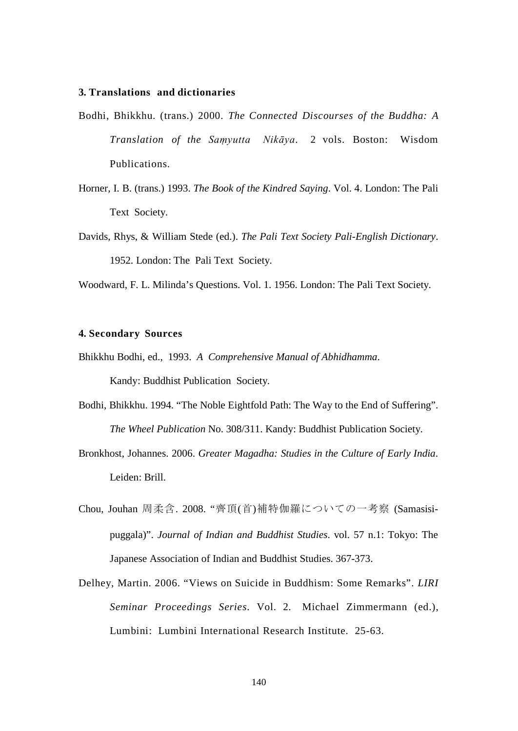### 3. Translations and dictionaries

Bodhi, Bhikkhu. (trans.) 2000. *The Connected Discourses of the Buddha: A Translation of the Saṃyutta Nikāya*. 2 vols. Boston: Wisdom Publications.

Horner, I. B. (trans.) 1993. *The Book of the Kindred Saying*. Vol. 4. London: The Pali Text Society.

Davids, Rhys, & William Stede (ed.). *The Pali Text Society Pali-English Dictionary*. 1952. London: The Pali Text Society.

Woodward, F. L. Milinda's Questions. Vol. 1. 1956. London: The Pali Text Society.

### 4. Secondary Sources

Bhikkhu Bodhi, ed., 1993. *A Comprehensive Manual of Abhidhamma*. Kandy: Buddhist Publication Society.

Bodhi, Bhikkhu. 1994. "The Noble Eightfold Path: The Way to the End of Suffering". *The Wheel Publication* No. 308/311. Kandy: Buddhist Publication Society.

Bronkhost, Johannes. 2006. *Greater Magadha: Studies in the Culture of Early India*. Leiden: Brill.

Chou, Jouhan 周柔含. 2008. "齊頂(首)補特伽羅についての一考察 (Samasisi-puggala)". *Journal of Indian and Buddhist Studies*. vol. 57 n.1: Tokyo: The Japanese Association of Indian and Buddhist Studies. 367-373.

Delhey, Martin. 2006. "Views on Suicide in Buddhism: Some Remarks". *LIRI Seminar Proceedings Series*. Vol. 2. Michael Zimmermann (ed.), Lumbini: Lumbini International Research Institute. 25-63.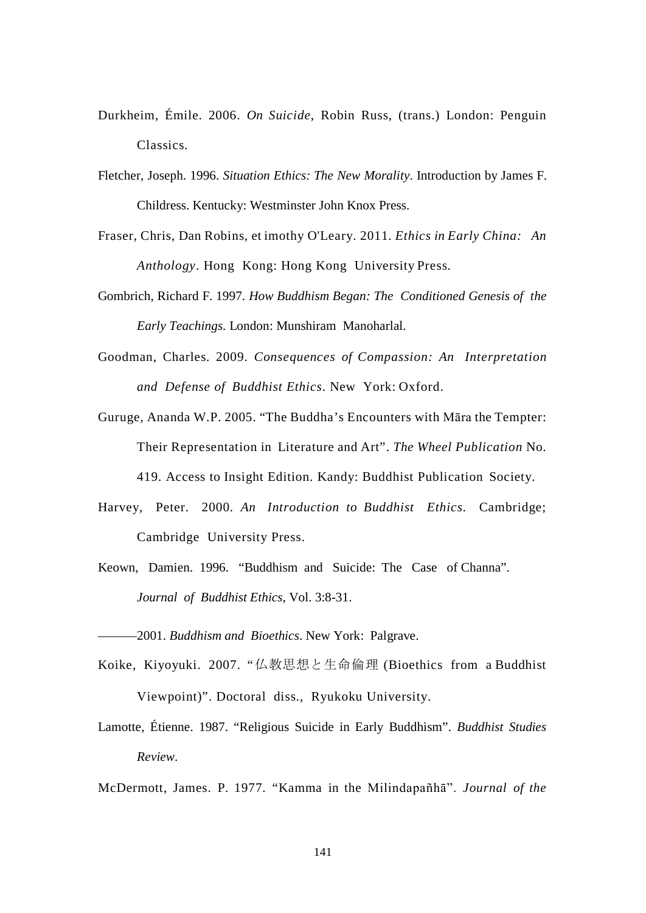Durkheim, Émile. 2006. *On Suicide*, Robin Russ, (trans.) London: Penguin Classics.

Fletcher, Joseph. 1996. *Situation Ethics: The New Morality*. Introduction by James F. Childress. Kentucky: Westminster John Knox Press.

Fraser, Chris, Dan Robins, et imothy O'Leary. 2011. *Ethics in Early China: An Anthology*. Hong Kong: Hong Kong University Press.

Gombrich, Richard F. 1997. *How Buddhism Began: The Conditioned Genesis of the Early Teachings.* London: Munshiram Manoharlal.

Goodman, Charles. 2009. *Consequences of Compassion: An Interpretation and Defense of Buddhist Ethics*. New York: Oxford.

Guruge, Ananda W.P. 2005. "The Buddha's Encounters with Māra the Tempter: Their Representation in Literature and Art". *The Wheel Publication* No. 419. Access to Insight Edition. Kandy: Buddhist Publication Society.

Harvey, Peter. 2000. *An Introduction to Buddhist Ethics.* Cambridge; Cambridge University Press.

Keown, Damien. 1996. "Buddhism and Suicide: The Case of Channa". *Journal of Buddhist Ethics*, Vol. 3:8-31.

———2001. *Buddhism and Bioethics*. New York: Palgrave.

Koike, Kiyoyuki. 2007. "仏教思想と生命倫理 (Bioethics from a Buddhist Viewpoint)". Doctoral diss., Ryukoku University.

Lamotte, Étienne. 1987. "Religious Suicide in Early Buddhism". *Buddhist Studies Review*.

McDermott, James. P. 1977. "Kamma in the Milindapañhā". *Journal of the*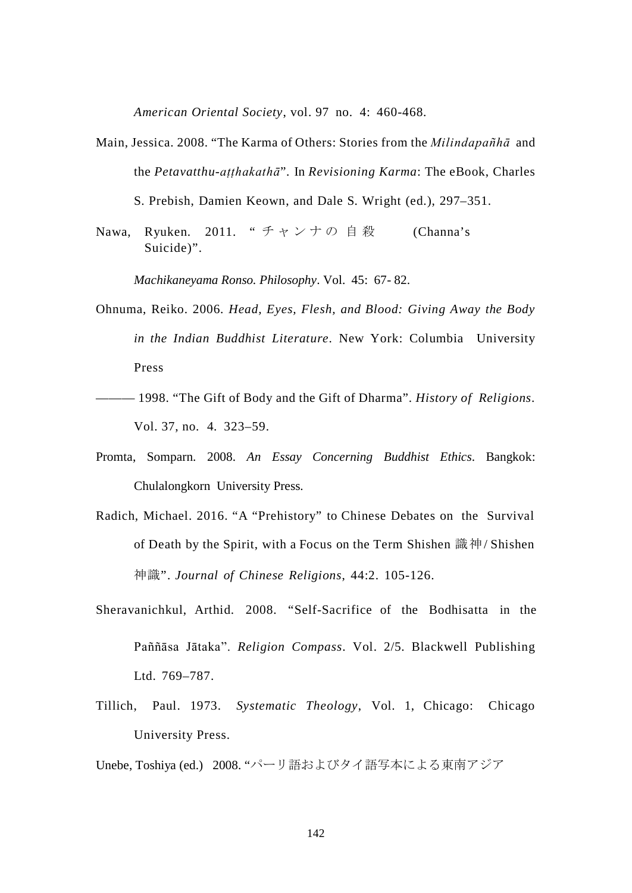*American Oriental Society*, vol. 97 no. 4: 460-468.

Main, Jessica. 2008. “The Karma of Others: Stories from the *Milindapañhā* and the *Petavatthu-aṭṭhakathā*”. In *Revisioning Karma*: The eBook, Charles S. Prebish, Damien Keown, and Dale S. Wright (ed.), 297–351.

Nawa, Ryuken. 2011. “チャンナの自殺 (Channa’s Suicide)”. *Machikaneyama Ronso. Philosophy*. Vol. 45: 67- 82.

Ohnuma, Reiko. 2006. *Head, Eyes, Flesh, and Blood: Giving Away the Body in the Indian Buddhist Literature*. New York: Columbia University Press

——— 1998. “The Gift of Body and the Gift of Dharma”. *History of Religions*. Vol. 37, no. 4. 323–59.

Promta, Somparn. 2008. *An Essay Concerning Buddhist Ethics*. Bangkok: Chulalongkorn University Press.

Radich, Michael. 2016. “A “Prehistory” to Chinese Debates on the Survival of Death by the Spirit, with a Focus on the Term Shishen 識神/ Shishen 神識”. *Journal of Chinese Religions*, 44:2. 105-126.

Sheravanichkul, Arthid. 2008. “Self-Sacrifice of the Bodhisatta in the Paññāsa Jātaka”. *Religion Compass*. Vol. 2/5. Blackwell Publishing Ltd. 769–787.

Tillich, Paul. 1973. *Systematic Theology*, Vol. 1, Chicago: Chicago University Press.

Unebe, Toshiya (ed.) 2008. “パーリ語およびタイ語写本による東南アジア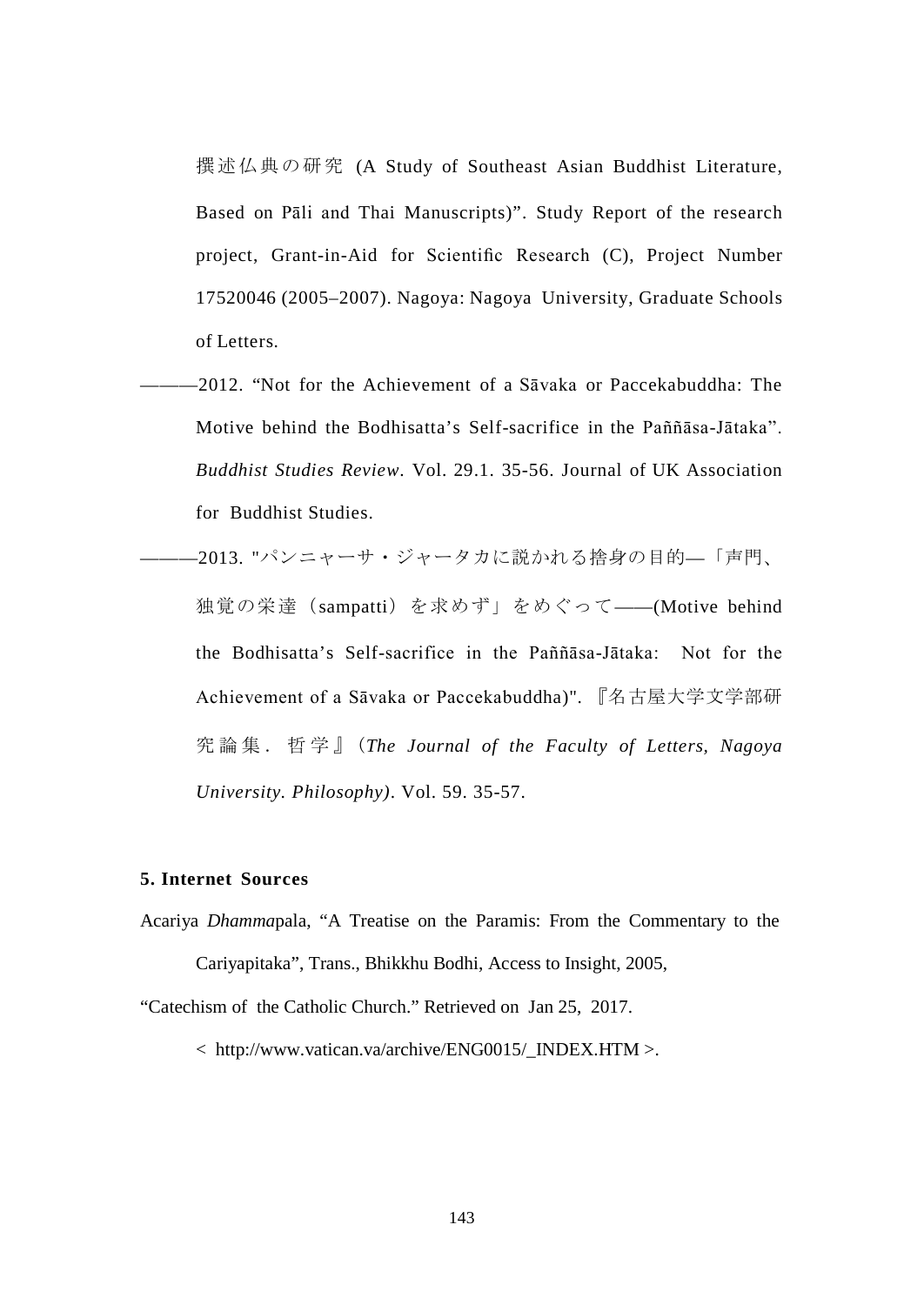撰述仏典の研究 (A Study of Southeast Asian Buddhist Literature, Based on Pāli and Thai Manuscripts)". Study Report of the research project, Grant-in-Aid for Scientific Research (C), Project Number 17520046 (2005–2007). Nagoya: Nagoya University, Graduate Schools of Letters.

———2012. "Not for the Achievement of a Sāvaka or Paccekabuddha: The Motive behind the Bodhisatta's Self-sacrifice in the Paññāsa-Jātaka". *Buddhist Studies Review*. Vol. 29.1. 35-56. Journal of UK Association for Buddhist Studies.

———2013. "パンニャーサ・ジャータカに説かれる捨身の目的—「声門、独覚の栄達（sampatti）を求めず」をめぐって——(Motive behind the Bodhisatta's Self-sacrifice in the Paññāsa-Jātaka: Not for the Achievement of a Sāvaka or Paccekabuddha)". 『名古屋大学文学部研究論集. 哲学』(*The Journal of the Faculty of Letters, Nagoya University. Philosophy)*. Vol. 59. 35-57.

**5. Internet Sources**

Acariya *Dhamma*pala, "A Treatise on the Paramis: From the Commentary to the Cariyapitaka", Trans., Bhikkhu Bodhi, Access to Insight, 2005,

"Catechism of the Catholic Church." Retrieved on Jan 25, 2017.

< http://www.vatican.va/archive/ENG0015/_INDEX.HTM >.